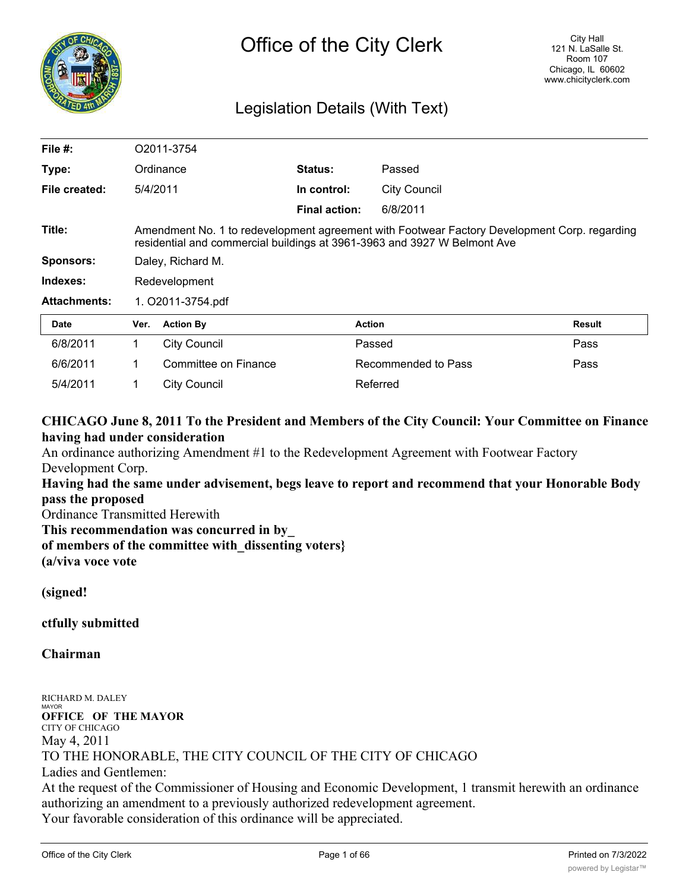# Office of the City Clerk

City Hall
121 N. LaSalle St.
Room 107
Chicago, IL 60602
www.chicityclerk.com

## Legislation Details (With Text)

| | | | |
|---|---|---|---|
| **File #:** | O2011-3754 | | |
| **Type:** | Ordinance | **Status:** | Passed |
| **File created:** | 5/4/2011 | **In control:** | City Council |
| | | **Final action:** | 6/8/2011 |
| **Title:** | Amendment No. 1 to redevelopment agreement with Footwear Factory Development Corp. regarding residential and commercial buildings at 3961-3963 and 3927 W Belmont Ave | | |
| **Sponsors:** | Daley, Richard M. | | |
| **Indexes:** | Redevelopment | | |
| **Attachments:** | 1. O2011-3754.pdf | | |

| Date | Ver. | Action By | Action | Result |
|---|---|---|---|---|
| 6/8/2011 | 1 | City Council | Passed | Pass |
| 6/6/2011 | 1 | Committee on Finance | Recommended to Pass | Pass |
| 5/4/2011 | 1 | City Council | Referred | |

**CHICAGO June 8, 2011 To the President and Members of the City Council: Your Committee on Finance having had under consideration**

An ordinance authorizing Amendment #1 to the Redevelopment Agreement with Footwear Factory Development Corp.

**Having had the same under advisement, begs leave to report and recommend that your Honorable Body pass the proposed**

Ordinance Transmitted Herewith

**This recommendation was concurred in by_**
**of members of the committee with_dissenting voters}**
**(a/viva voce vote**

**(signed!**

**ctfully submitted**

**Chairman**

RICHARD M. DALEY
MAYOR
**OFFICE OF THE MAYOR**
CITY OF CHICAGO

May 4, 2011

TO THE HONORABLE, THE CITY COUNCIL OF THE CITY OF CHICAGO

Ladies and Gentlemen:

At the request of the Commissioner of Housing and Economic Development, 1 transmit herewith an ordinance authorizing an amendment to a previously authorized redevelopment agreement.

Your favorable consideration of this ordinance will be appreciated.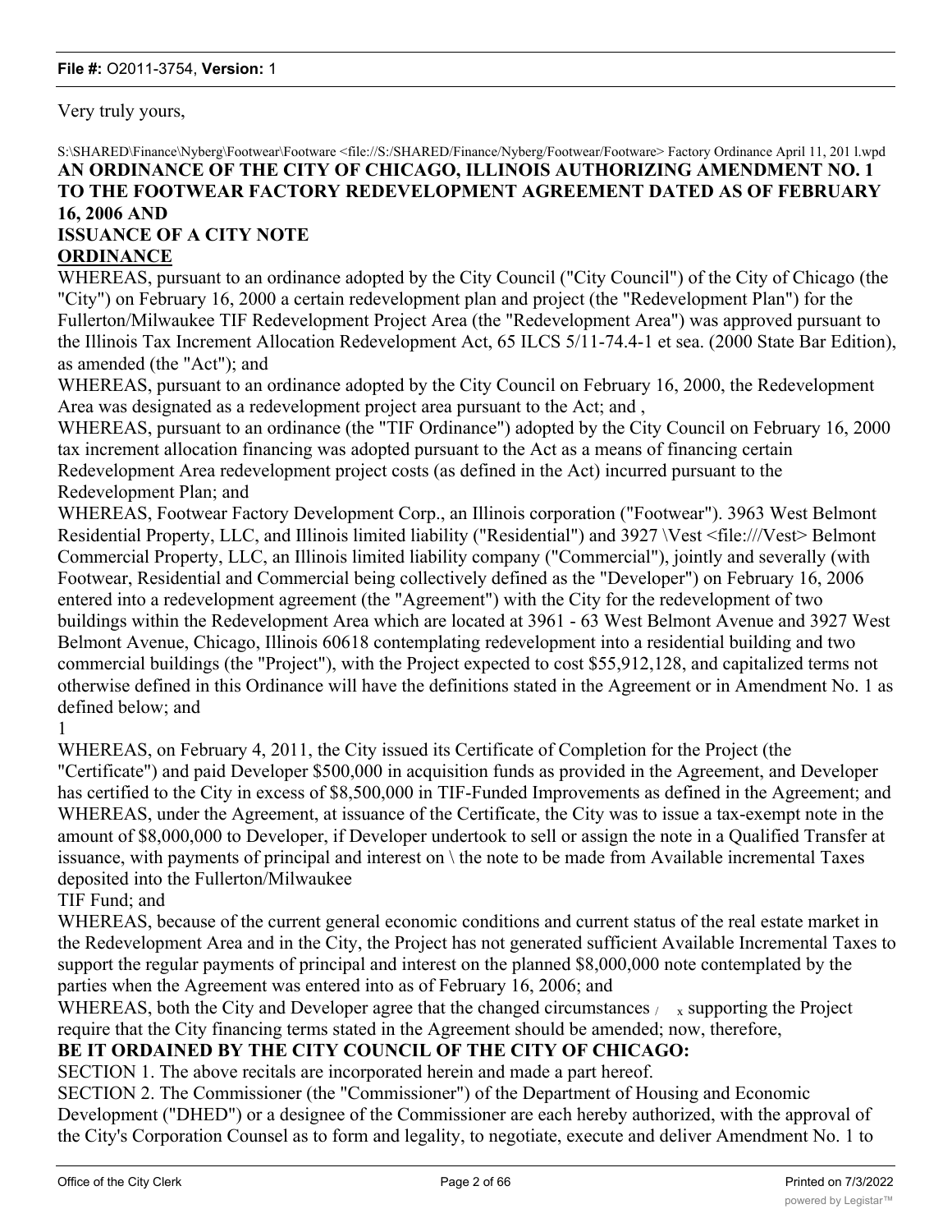Very truly yours,

S:\SHARED\Finance\Nyberg\Footwear\Footware <file://S:/SHARED/Finance/Nyberg/Footwear/Footware> Factory Ordinance April 11, 201 l.wpd

**AN ORDINANCE OF THE CITY OF CHICAGO, ILLINOIS AUTHORIZING AMENDMENT NO. 1 TO THE FOOTWEAR FACTORY REDEVELOPMENT AGREEMENT DATED AS OF FEBRUARY 16, 2006 AND ISSUANCE OF A CITY NOTE**

**ORDINANCE**

WHEREAS, pursuant to an ordinance adopted by the City Council ("City Council") of the City of Chicago (the "City") on February 16, 2000 a certain redevelopment plan and project (the "Redevelopment Plan") for the Fullerton/Milwaukee TIF Redevelopment Project Area (the "Redevelopment Area") was approved pursuant to the Illinois Tax Increment Allocation Redevelopment Act, 65 ILCS 5/11-74.4-1 et sea. (2000 State Bar Edition), as amended (the "Act"); and

WHEREAS, pursuant to an ordinance adopted by the City Council on February 16, 2000, the Redevelopment Area was designated as a redevelopment project area pursuant to the Act; and ,

WHEREAS, pursuant to an ordinance (the "TIF Ordinance") adopted by the City Council on February 16, 2000 tax increment allocation financing was adopted pursuant to the Act as a means of financing certain Redevelopment Area redevelopment project costs (as defined in the Act) incurred pursuant to the Redevelopment Plan; and

WHEREAS, Footwear Factory Development Corp., an Illinois corporation ("Footwear"). 3963 West Belmont Residential Property, LLC, and Illinois limited liability ("Residential") and 3927 \Vest <file:///Vest> Belmont Commercial Property, LLC, an Illinois limited liability company ("Commercial"), jointly and severally (with Footwear, Residential and Commercial being collectively defined as the "Developer") on February 16, 2006 entered into a redevelopment agreement (the "Agreement") with the City for the redevelopment of two buildings within the Redevelopment Area which are located at 3961 - 63 West Belmont Avenue and 3927 West Belmont Avenue, Chicago, Illinois 60618 contemplating redevelopment into a residential building and two commercial buildings (the "Project"), with the Project expected to cost $55,912,128, and capitalized terms not otherwise defined in this Ordinance will have the definitions stated in the Agreement or in Amendment No. 1 as defined below; and

1

WHEREAS, on February 4, 2011, the City issued its Certificate of Completion for the Project (the "Certificate") and paid Developer $500,000 in acquisition funds as provided in the Agreement, and Developer has certified to the City in excess of $8,500,000 in TIF-Funded Improvements as defined in the Agreement; and

WHEREAS, under the Agreement, at issuance of the Certificate, the City was to issue a tax-exempt note in the amount of $8,000,000 to Developer, if Developer undertook to sell or assign the note in a Qualified Transfer at issuance, with payments of principal and interest on \ the note to be made from Available incremental Taxes deposited into the Fullerton/Milwaukee TIF Fund; and

WHEREAS, because of the current general economic conditions and current status of the real estate market in the Redevelopment Area and in the City, the Project has not generated sufficient Available Incremental Taxes to support the regular payments of principal and interest on the planned $8,000,000 note contemplated by the parties when the Agreement was entered into as of February 16, 2006; and

WHEREAS, both the City and Developer agree that the changed circumstances / x supporting the Project require that the City financing terms stated in the Agreement should be amended; now, therefore,

**BE IT ORDAINED BY THE CITY COUNCIL OF THE CITY OF CHICAGO:**

SECTION 1. The above recitals are incorporated herein and made a part hereof.

SECTION 2. The Commissioner (the "Commissioner") of the Department of Housing and Economic Development ("DHED") or a designee of the Commissioner are each hereby authorized, with the approval of the City's Corporation Counsel as to form and legality, to negotiate, execute and deliver Amendment No. 1 to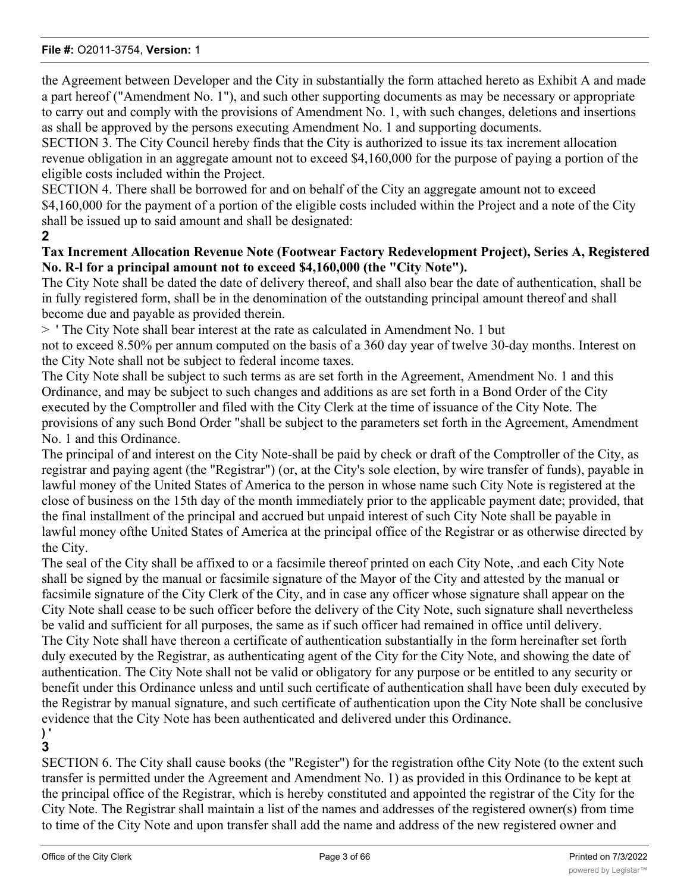the Agreement between Developer and the City in substantially the form attached hereto as Exhibit A and made a part hereof ("Amendment No. 1"), and such other supporting documents as may be necessary or appropriate to carry out and comply with the provisions of Amendment No. 1, with such changes, deletions and insertions as shall be approved by the persons executing Amendment No. 1 and supporting documents.

SECTION 3. The City Council hereby finds that the City is authorized to issue its tax increment allocation revenue obligation in an aggregate amount not to exceed $4,160,000 for the purpose of paying a portion of the eligible costs included within the Project.

SECTION 4. There shall be borrowed for and on behalf of the City an aggregate amount not to exceed $4,160,000 for the payment of a portion of the eligible costs included within the Project and a note of the City shall be issued up to said amount and shall be designated:

**2**

**Tax Increment Allocation Revenue Note (Footwear Factory Redevelopment Project), Series A, Registered No. R-l for a principal amount not to exceed $4,160,000 (the "City Note").**

The City Note shall be dated the date of delivery thereof, and shall also bear the date of authentication, shall be in fully registered form, shall be in the denomination of the outstanding principal amount thereof and shall become due and payable as provided therein.

> ' The City Note shall bear interest at the rate as calculated in Amendment No. 1 but not to exceed 8.50% per annum computed on the basis of a 360 day year of twelve 30-day months. Interest on the City Note shall not be subject to federal income taxes.

The City Note shall be subject to such terms as are set forth in the Agreement, Amendment No. 1 and this Ordinance, and may be subject to such changes and additions as are set forth in a Bond Order of the City executed by the Comptroller and filed with the City Clerk at the time of issuance of the City Note. The provisions of any such Bond Order "shall be subject to the parameters set forth in the Agreement, Amendment No. 1 and this Ordinance.

The principal of and interest on the City Note-shall be paid by check or draft of the Comptroller of the City, as registrar and paying agent (the "Registrar") (or, at the City's sole election, by wire transfer of funds), payable in lawful money of the United States of America to the person in whose name such City Note is registered at the close of business on the 15th day of the month immediately prior to the applicable payment date; provided, that the final installment of the principal and accrued but unpaid interest of such City Note shall be payable in lawful money ofthe United States of America at the principal office of the Registrar or as otherwise directed by the City.

The seal of the City shall be affixed to or a facsimile thereof printed on each City Note, .and each City Note shall be signed by the manual or facsimile signature of the Mayor of the City and attested by the manual or facsimile signature of the City Clerk of the City, and in case any officer whose signature shall appear on the City Note shall cease to be such officer before the delivery of the City Note, such signature shall nevertheless be valid and sufficient for all purposes, the same as if such officer had remained in office until delivery.

The City Note shall have thereon a certificate of authentication substantially in the form hereinafter set forth duly executed by the Registrar, as authenticating agent of the City for the City Note, and showing the date of authentication. The City Note shall not be valid or obligatory for any purpose or be entitled to any security or benefit under this Ordinance unless and until such certificate of authentication shall have been duly executed by the Registrar by manual signature, and such certificate of authentication upon the City Note shall be conclusive evidence that the City Note has been authenticated and delivered under this Ordinance.

**) '**

**3**

SECTION 6. The City shall cause books (the "Register") for the registration ofthe City Note (to the extent such transfer is permitted under the Agreement and Amendment No. 1) as provided in this Ordinance to be kept at the principal office of the Registrar, which is hereby constituted and appointed the registrar of the City for the City Note. The Registrar shall maintain a list of the names and addresses of the registered owner(s) from time to time of the City Note and upon transfer shall add the name and address of the new registered owner and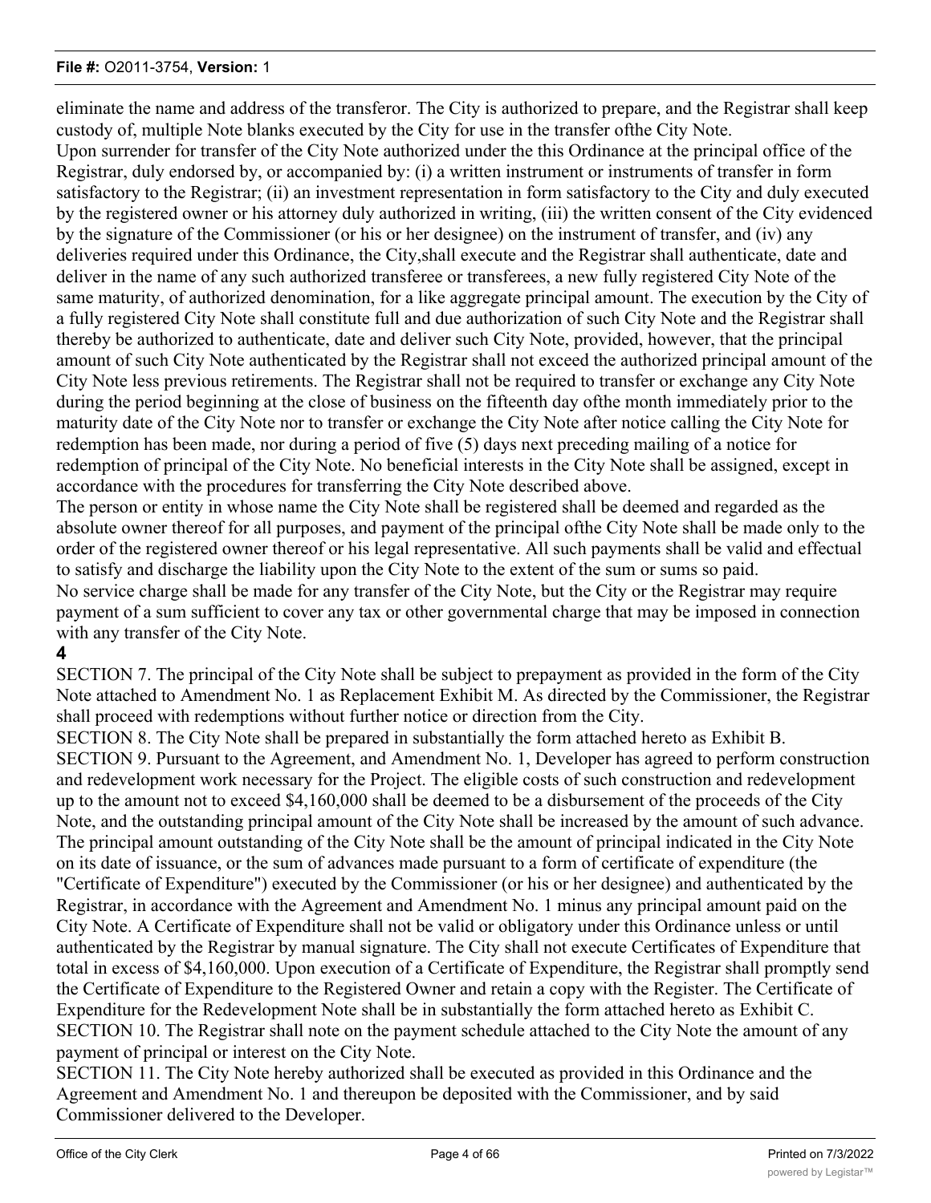eliminate the name and address of the transferor. The City is authorized to prepare, and the Registrar shall keep custody of, multiple Note blanks executed by the City for use in the transfer ofthe City Note.

Upon surrender for transfer of the City Note authorized under the this Ordinance at the principal office of the Registrar, duly endorsed by, or accompanied by: (i) a written instrument or instruments of transfer in form satisfactory to the Registrar; (ii) an investment representation in form satisfactory to the City and duly executed by the registered owner or his attorney duly authorized in writing, (iii) the written consent of the City evidenced by the signature of the Commissioner (or his or her designee) on the instrument of transfer, and (iv) any deliveries required under this Ordinance, the City,shall execute and the Registrar shall authenticate, date and deliver in the name of any such authorized transferee or transferees, a new fully registered City Note of the same maturity, of authorized denomination, for a like aggregate principal amount. The execution by the City of a fully registered City Note shall constitute full and due authorization of such City Note and the Registrar shall thereby be authorized to authenticate, date and deliver such City Note, provided, however, that the principal amount of such City Note authenticated by the Registrar shall not exceed the authorized principal amount of the City Note less previous retirements. The Registrar shall not be required to transfer or exchange any City Note during the period beginning at the close of business on the fifteenth day ofthe month immediately prior to the maturity date of the City Note nor to transfer or exchange the City Note after notice calling the City Note for redemption has been made, nor during a period of five (5) days next preceding mailing of a notice for redemption of principal of the City Note. No beneficial interests in the City Note shall be assigned, except in accordance with the procedures for transferring the City Note described above.

The person or entity in whose name the City Note shall be registered shall be deemed and regarded as the absolute owner thereof for all purposes, and payment of the principal ofthe City Note shall be made only to the order of the registered owner thereof or his legal representative. All such payments shall be valid and effectual to satisfy and discharge the liability upon the City Note to the extent of the sum or sums so paid.

No service charge shall be made for any transfer of the City Note, but the City or the Registrar may require payment of a sum sufficient to cover any tax or other governmental charge that may be imposed in connection with any transfer of the City Note.

**4**

SECTION 7. The principal of the City Note shall be subject to prepayment as provided in the form of the City Note attached to Amendment No. 1 as Replacement Exhibit M. As directed by the Commissioner, the Registrar shall proceed with redemptions without further notice or direction from the City.

SECTION 8. The City Note shall be prepared in substantially the form attached hereto as Exhibit B.

SECTION 9. Pursuant to the Agreement, and Amendment No. 1, Developer has agreed to perform construction and redevelopment work necessary for the Project. The eligible costs of such construction and redevelopment up to the amount not to exceed $4,160,000 shall be deemed to be a disbursement of the proceeds of the City Note, and the outstanding principal amount of the City Note shall be increased by the amount of such advance. The principal amount outstanding of the City Note shall be the amount of principal indicated in the City Note on its date of issuance, or the sum of advances made pursuant to a form of certificate of expenditure (the "Certificate of Expenditure") executed by the Commissioner (or his or her designee) and authenticated by the Registrar, in accordance with the Agreement and Amendment No. 1 minus any principal amount paid on the City Note. A Certificate of Expenditure shall not be valid or obligatory under this Ordinance unless or until authenticated by the Registrar by manual signature. The City shall not execute Certificates of Expenditure that total in excess of $4,160,000. Upon execution of a Certificate of Expenditure, the Registrar shall promptly send the Certificate of Expenditure to the Registered Owner and retain a copy with the Register. The Certificate of Expenditure for the Redevelopment Note shall be in substantially the form attached hereto as Exhibit C.

SECTION 10. The Registrar shall note on the payment schedule attached to the City Note the amount of any payment of principal or interest on the City Note.

SECTION 11. The City Note hereby authorized shall be executed as provided in this Ordinance and the Agreement and Amendment No. 1 and thereupon be deposited with the Commissioner, and by said Commissioner delivered to the Developer.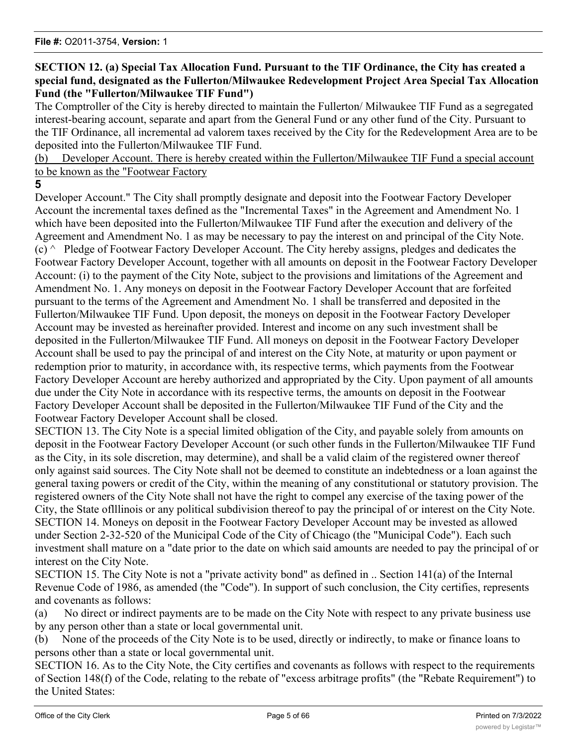**SECTION 12. (a) Special Tax Allocation Fund. Pursuant to the TIF Ordinance, the City has created a special fund, designated as the Fullerton/Milwaukee Redevelopment Project Area Special Tax Allocation Fund (the "Fullerton/Milwaukee TIF Fund")**

The Comptroller of the City is hereby directed to maintain the Fullerton/ Milwaukee TIF Fund as a segregated interest-bearing account, separate and apart from the General Fund or any other fund of the City. Pursuant to the TIF Ordinance, all incremental ad valorem taxes received by the City for the Redevelopment Area are to be deposited into the Fullerton/Milwaukee TIF Fund.

(b) Developer Account. There is hereby created within the Fullerton/Milwaukee TIF Fund a special account to be known as the "Footwear Factory

**5**

Developer Account." The City shall promptly designate and deposit into the Footwear Factory Developer Account the incremental taxes defined as the "Incremental Taxes" in the Agreement and Amendment No. 1 which have been deposited into the Fullerton/Milwaukee TIF Fund after the execution and delivery of the Agreement and Amendment No. 1 as may be necessary to pay the interest on and principal of the City Note.

(c) ^ Pledge of Footwear Factory Developer Account. The City hereby assigns, pledges and dedicates the Footwear Factory Developer Account, together with all amounts on deposit in the Footwear Factory Developer Account: (i) to the payment of the City Note, subject to the provisions and limitations of the Agreement and Amendment No. 1. Any moneys on deposit in the Footwear Factory Developer Account that are forfeited pursuant to the terms of the Agreement and Amendment No. 1 shall be transferred and deposited in the Fullerton/Milwaukee TIF Fund. Upon deposit, the moneys on deposit in the Footwear Factory Developer Account may be invested as hereinafter provided. Interest and income on any such investment shall be deposited in the Fullerton/Milwaukee TIF Fund. All moneys on deposit in the Footwear Factory Developer Account shall be used to pay the principal of and interest on the City Note, at maturity or upon payment or redemption prior to maturity, in accordance with, its respective terms, which payments from the Footwear Factory Developer Account are hereby authorized and appropriated by the City. Upon payment of all amounts due under the City Note in accordance with its respective terms, the amounts on deposit in the Footwear Factory Developer Account shall be deposited in the Fullerton/Milwaukee TIF Fund of the City and the Footwear Factory Developer Account shall be closed.

SECTION 13. The City Note is a special limited obligation of the City, and payable solely from amounts on deposit in the Footwear Factory Developer Account (or such other funds in the Fullerton/Milwaukee TIF Fund as the City, in its sole discretion, may determine), and shall be a valid claim of the registered owner thereof only against said sources. The City Note shall not be deemed to constitute an indebtedness or a loan against the general taxing powers or credit of the City, within the meaning of any constitutional or statutory provision. The registered owners of the City Note shall not have the right to compel any exercise of the taxing power of the City, the State oflllinois or any political subdivision thereof to pay the principal of or interest on the City Note.

SECTION 14. Moneys on deposit in the Footwear Factory Developer Account may be invested as allowed under Section 2-32-520 of the Municipal Code of the City of Chicago (the "Municipal Code"). Each such investment shall mature on a "date prior to the date on which said amounts are needed to pay the principal of or interest on the City Note.

SECTION 15. The City Note is not a "private activity bond" as defined in .. Section 141(a) of the Internal Revenue Code of 1986, as amended (the "Code"). In support of such conclusion, the City certifies, represents and covenants as follows:

(a) No direct or indirect payments are to be made on the City Note with respect to any private business use by any person other than a state or local governmental unit.

(b) None of the proceeds of the City Note is to be used, directly or indirectly, to make or finance loans to persons other than a state or local governmental unit.

SECTION 16. As to the City Note, the City certifies and covenants as follows with respect to the requirements of Section 148(f) of the Code, relating to the rebate of "excess arbitrage profits" (the "Rebate Requirement") to the United States: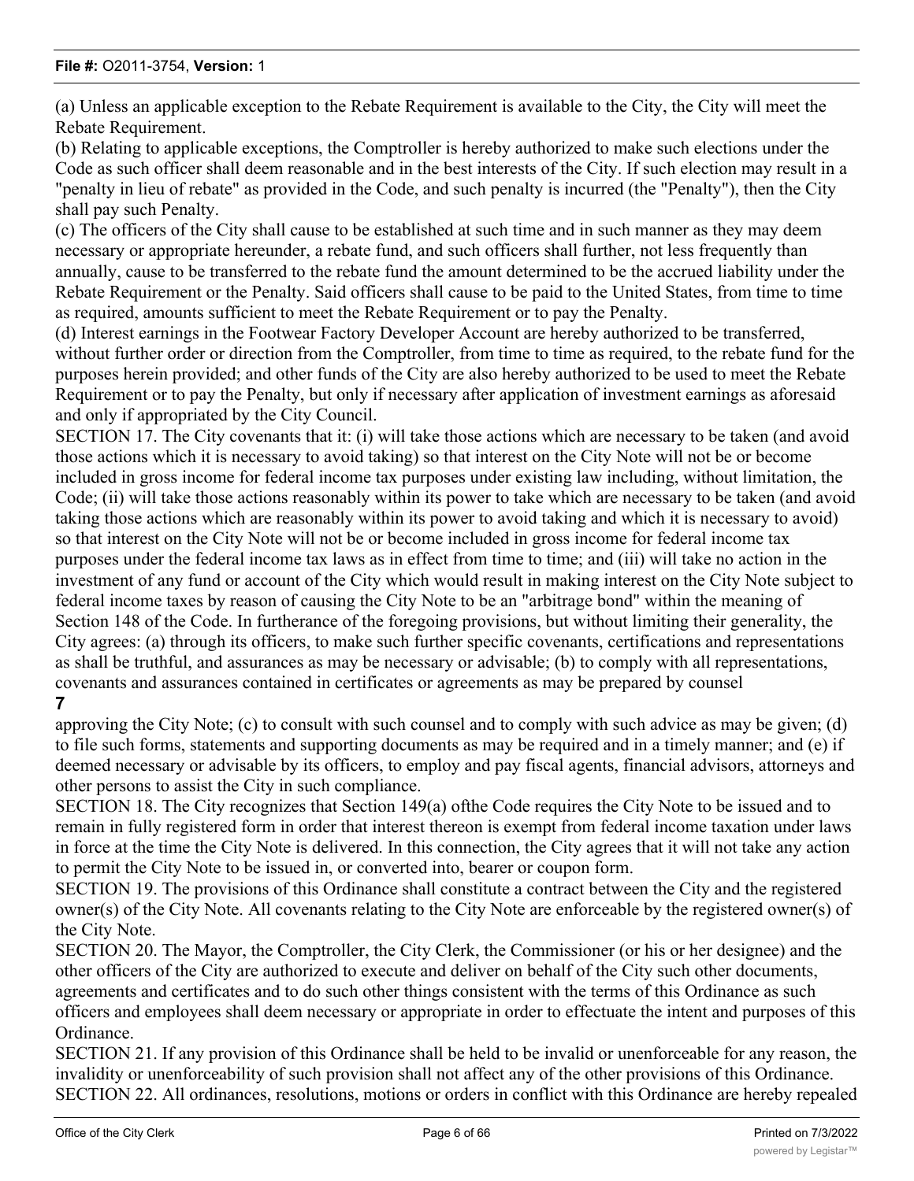(a) Unless an applicable exception to the Rebate Requirement is available to the City, the City will meet the Rebate Requirement.

(b) Relating to applicable exceptions, the Comptroller is hereby authorized to make such elections under the Code as such officer shall deem reasonable and in the best interests of the City. If such election may result in a "penalty in lieu of rebate" as provided in the Code, and such penalty is incurred (the "Penalty"), then the City shall pay such Penalty.

(c) The officers of the City shall cause to be established at such time and in such manner as they may deem necessary or appropriate hereunder, a rebate fund, and such officers shall further, not less frequently than annually, cause to be transferred to the rebate fund the amount determined to be the accrued liability under the Rebate Requirement or the Penalty. Said officers shall cause to be paid to the United States, from time to time as required, amounts sufficient to meet the Rebate Requirement or to pay the Penalty.

(d) Interest earnings in the Footwear Factory Developer Account are hereby authorized to be transferred, without further order or direction from the Comptroller, from time to time as required, to the rebate fund for the purposes herein provided; and other funds of the City are also hereby authorized to be used to meet the Rebate Requirement or to pay the Penalty, but only if necessary after application of investment earnings as aforesaid and only if appropriated by the City Council.

SECTION 17. The City covenants that it: (i) will take those actions which are necessary to be taken (and avoid those actions which it is necessary to avoid taking) so that interest on the City Note will not be or become included in gross income for federal income tax purposes under existing law including, without limitation, the Code; (ii) will take those actions reasonably within its power to take which are necessary to be taken (and avoid taking those actions which are reasonably within its power to avoid taking and which it is necessary to avoid) so that interest on the City Note will not be or become included in gross income for federal income tax purposes under the federal income tax laws as in effect from time to time; and (iii) will take no action in the investment of any fund or account of the City which would result in making interest on the City Note subject to federal income taxes by reason of causing the City Note to be an "arbitrage bond" within the meaning of Section 148 of the Code. In furtherance of the foregoing provisions, but without limiting their generality, the City agrees: (a) through its officers, to make such further specific covenants, certifications and representations as shall be truthful, and assurances as may be necessary or advisable; (b) to comply with all representations, covenants and assurances contained in certificates or agreements as may be prepared by counsel approving the City Note; (c) to consult with such counsel and to comply with such advice as may be given; (d) to file such forms, statements and supporting documents as may be required and in a timely manner; and (e) if deemed necessary or advisable by its officers, to employ and pay fiscal agents, financial advisors, attorneys and other persons to assist the City in such compliance.

SECTION 18. The City recognizes that Section 149(a) ofthe Code requires the City Note to be issued and to remain in fully registered form in order that interest thereon is exempt from federal income taxation under laws in force at the time the City Note is delivered. In this connection, the City agrees that it will not take any action to permit the City Note to be issued in, or converted into, bearer or coupon form.

SECTION 19. The provisions of this Ordinance shall constitute a contract between the City and the registered owner(s) of the City Note. All covenants relating to the City Note are enforceable by the registered owner(s) of the City Note.

SECTION 20. The Mayor, the Comptroller, the City Clerk, the Commissioner (or his or her designee) and the other officers of the City are authorized to execute and deliver on behalf of the City such other documents, agreements and certificates and to do such other things consistent with the terms of this Ordinance as such officers and employees shall deem necessary or appropriate in order to effectuate the intent and purposes of this Ordinance.

SECTION 21. If any provision of this Ordinance shall be held to be invalid or unenforceable for any reason, the invalidity or unenforceability of such provision shall not affect any of the other provisions of this Ordinance.

SECTION 22. All ordinances, resolutions, motions or orders in conflict with this Ordinance are hereby repealed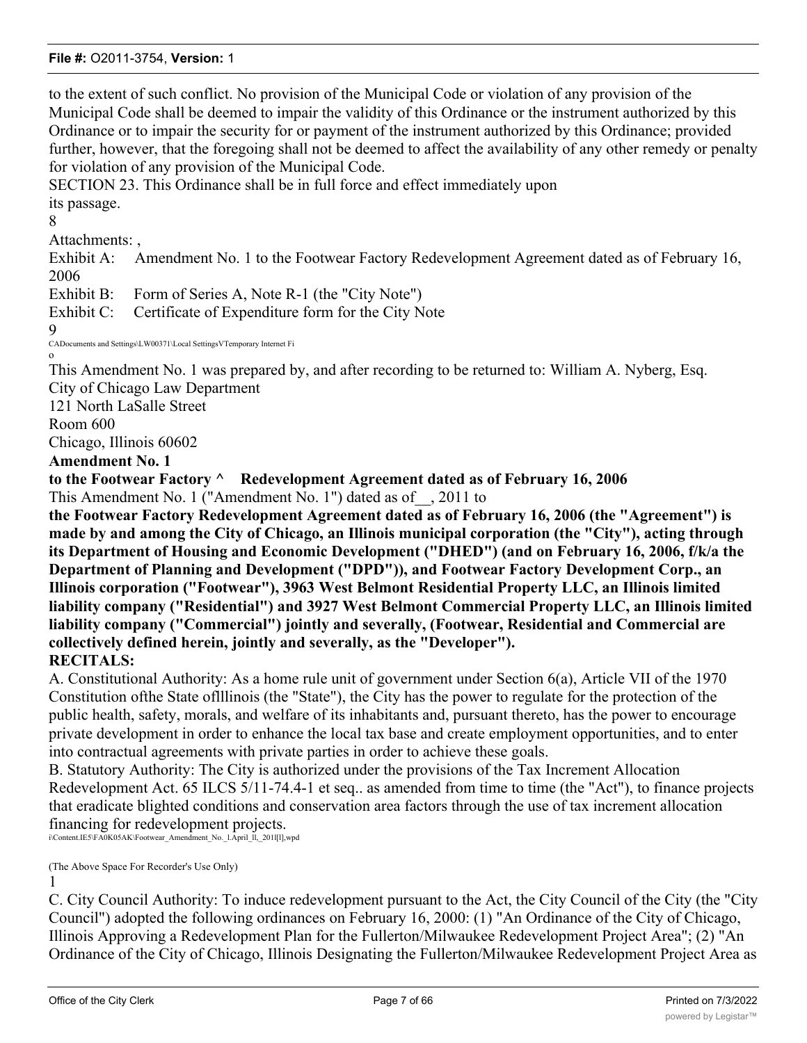to the extent of such conflict. No provision of the Municipal Code or violation of any provision of the Municipal Code shall be deemed to impair the validity of this Ordinance or the instrument authorized by this Ordinance or to impair the security for or payment of the instrument authorized by this Ordinance; provided further, however, that the foregoing shall not be deemed to affect the availability of any other remedy or penalty for violation of any provision of the Municipal Code.

SECTION 23. This Ordinance shall be in full force and effect immediately upon its passage.

Attachments: ,

Exhibit A: Amendment No. 1 to the Footwear Factory Redevelopment Agreement dated as of February 16, 2006

Exhibit B: Form of Series A, Note R-1 (the "City Note")

Exhibit C: Certificate of Expenditure form for the City Note

CADocuments and Settings\LW00371\Local SettingsVTemporary Internet Fi
o

This Amendment No. 1 was prepared by, and after recording to be returned to: William A. Nyberg, Esq.
City of Chicago Law Department
121 North LaSalle Street
Room 600
Chicago, Illinois 60602

**Amendment No. 1**

**to the Footwear Factory ^ Redevelopment Agreement dated as of February 16, 2006**

This Amendment No. 1 ("Amendment No. 1") dated as of__, 2011 to **the Footwear Factory Redevelopment Agreement dated as of February 16, 2006 (the "Agreement") is made by and among the City of Chicago, an Illinois municipal corporation (the "City"), acting through its Department of Housing and Economic Development ("DHED") (and on February 16, 2006, f/k/a the Department of Planning and Development ("DPD")), and Footwear Factory Development Corp., an Illinois corporation ("Footwear"), 3963 West Belmont Residential Property LLC, an Illinois limited liability company ("Residential") and 3927 West Belmont Commercial Property LLC, an Illinois limited liability company ("Commercial") jointly and severally, (Footwear, Residential and Commercial are collectively defined herein, jointly and severally, as the "Developer").**

**RECITALS:**

A. Constitutional Authority: As a home rule unit of government under Section 6(a), Article VII of the 1970 Constitution ofthe State oflllinois (the "State"), the City has the power to regulate for the protection of the public health, safety, morals, and welfare of its inhabitants and, pursuant thereto, has the power to encourage private development in order to enhance the local tax base and create employment opportunities, and to enter into contractual agreements with private parties in order to achieve these goals.

B. Statutory Authority: The City is authorized under the provisions of the Tax Increment Allocation Redevelopment Act. 65 ILCS 5/11-74.4-1 et seq.. as amended from time to time (the "Act"), to finance projects that eradicate blighted conditions and conservation area factors through the use of tax increment allocation financing for redevelopment projects.

i\Content.IE5\FA0K05AK\Footwear_Amendment_No._l.April_ll,_201l[l],wpd

(The Above Space For Recorder's Use Only)

C. City Council Authority: To induce redevelopment pursuant to the Act, the City Council of the City (the "City Council") adopted the following ordinances on February 16, 2000: (1) "An Ordinance of the City of Chicago, Illinois Approving a Redevelopment Plan for the Fullerton/Milwaukee Redevelopment Project Area"; (2) "An Ordinance of the City of Chicago, Illinois Designating the Fullerton/Milwaukee Redevelopment Project Area as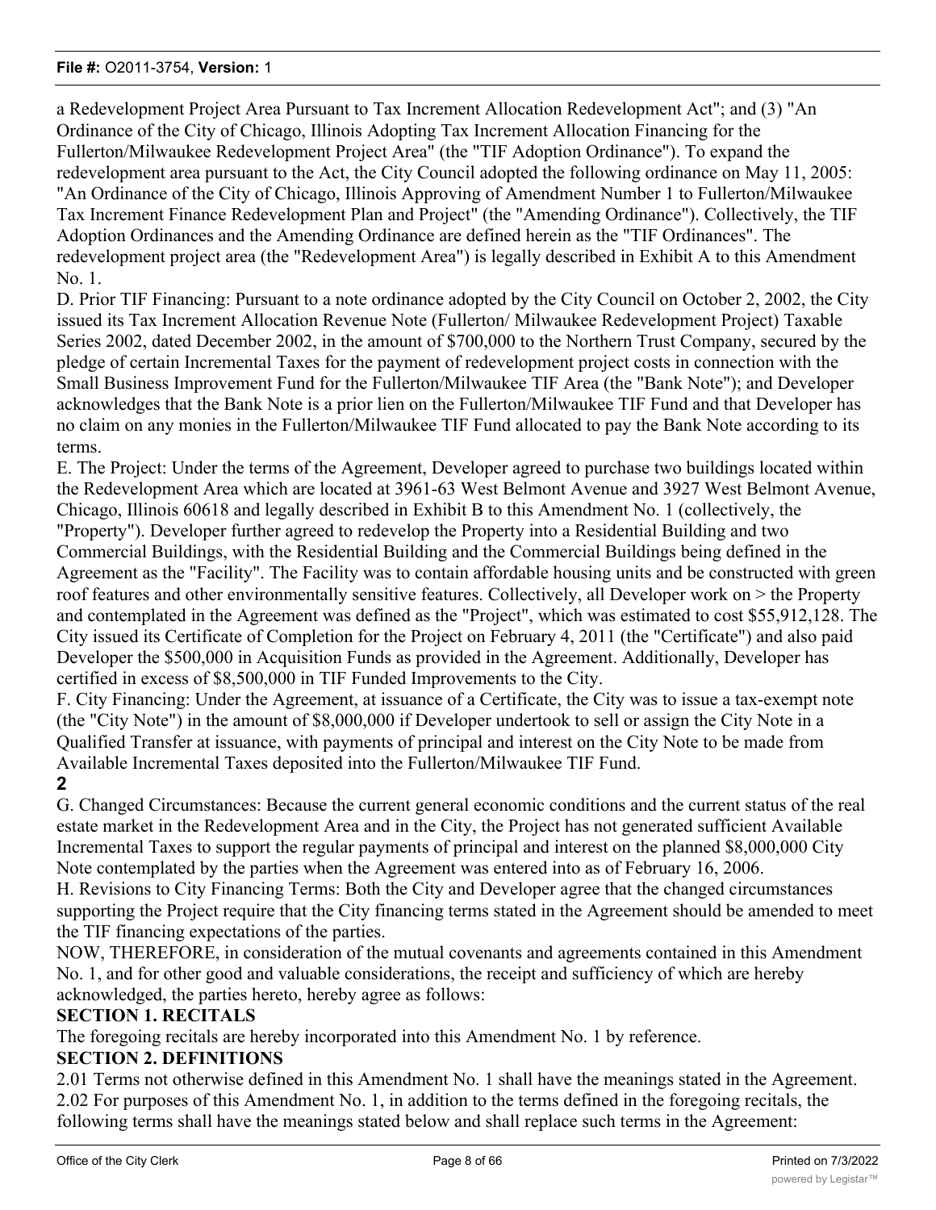a Redevelopment Project Area Pursuant to Tax Increment Allocation Redevelopment Act"; and (3) "An Ordinance of the City of Chicago, Illinois Adopting Tax Increment Allocation Financing for the Fullerton/Milwaukee Redevelopment Project Area" (the "TIF Adoption Ordinance"). To expand the redevelopment area pursuant to the Act, the City Council adopted the following ordinance on May 11, 2005: "An Ordinance of the City of Chicago, Illinois Approving of Amendment Number 1 to Fullerton/Milwaukee Tax Increment Finance Redevelopment Plan and Project" (the "Amending Ordinance"). Collectively, the TIF Adoption Ordinances and the Amending Ordinance are defined herein as the "TIF Ordinances". The redevelopment project area (the "Redevelopment Area") is legally described in Exhibit A to this Amendment No. 1.

D. Prior TIF Financing: Pursuant to a note ordinance adopted by the City Council on October 2, 2002, the City issued its Tax Increment Allocation Revenue Note (Fullerton/ Milwaukee Redevelopment Project) Taxable Series 2002, dated December 2002, in the amount of $700,000 to the Northern Trust Company, secured by the pledge of certain Incremental Taxes for the payment of redevelopment project costs in connection with the Small Business Improvement Fund for the Fullerton/Milwaukee TIF Area (the "Bank Note"); and Developer acknowledges that the Bank Note is a prior lien on the Fullerton/Milwaukee TIF Fund and that Developer has no claim on any monies in the Fullerton/Milwaukee TIF Fund allocated to pay the Bank Note according to its terms.

E. The Project: Under the terms of the Agreement, Developer agreed to purchase two buildings located within the Redevelopment Area which are located at 3961-63 West Belmont Avenue and 3927 West Belmont Avenue, Chicago, Illinois 60618 and legally described in Exhibit B to this Amendment No. 1 (collectively, the "Property"). Developer further agreed to redevelop the Property into a Residential Building and two Commercial Buildings, with the Residential Building and the Commercial Buildings being defined in the Agreement as the "Facility". The Facility was to contain affordable housing units and be constructed with green roof features and other environmentally sensitive features. Collectively, all Developer work on > the Property and contemplated in the Agreement was defined as the "Project", which was estimated to cost $55,912,128. The City issued its Certificate of Completion for the Project on February 4, 2011 (the "Certificate") and also paid Developer the $500,000 in Acquisition Funds as provided in the Agreement. Additionally, Developer has certified in excess of $8,500,000 in TIF Funded Improvements to the City.

F. City Financing: Under the Agreement, at issuance of a Certificate, the City was to issue a tax-exempt note (the "City Note") in the amount of $8,000,000 if Developer undertook to sell or assign the City Note in a Qualified Transfer at issuance, with payments of principal and interest on the City Note to be made from Available Incremental Taxes deposited into the Fullerton/Milwaukee TIF Fund.

G. Changed Circumstances: Because the current general economic conditions and the current status of the real estate market in the Redevelopment Area and in the City, the Project has not generated sufficient Available Incremental Taxes to support the regular payments of principal and interest on the planned $8,000,000 City Note contemplated by the parties when the Agreement was entered into as of February 16, 2006.

H. Revisions to City Financing Terms: Both the City and Developer agree that the changed circumstances supporting the Project require that the City financing terms stated in the Agreement should be amended to meet the TIF financing expectations of the parties.

NOW, THEREFORE, in consideration of the mutual covenants and agreements contained in this Amendment No. 1, and for other good and valuable considerations, the receipt and sufficiency of which are hereby acknowledged, the parties hereto, hereby agree as follows:

## SECTION 1. RECITALS

The foregoing recitals are hereby incorporated into this Amendment No. 1 by reference.

## SECTION 2. DEFINITIONS

2.01 Terms not otherwise defined in this Amendment No. 1 shall have the meanings stated in the Agreement.

2.02 For purposes of this Amendment No. 1, in addition to the terms defined in the foregoing recitals, the following terms shall have the meanings stated below and shall replace such terms in the Agreement: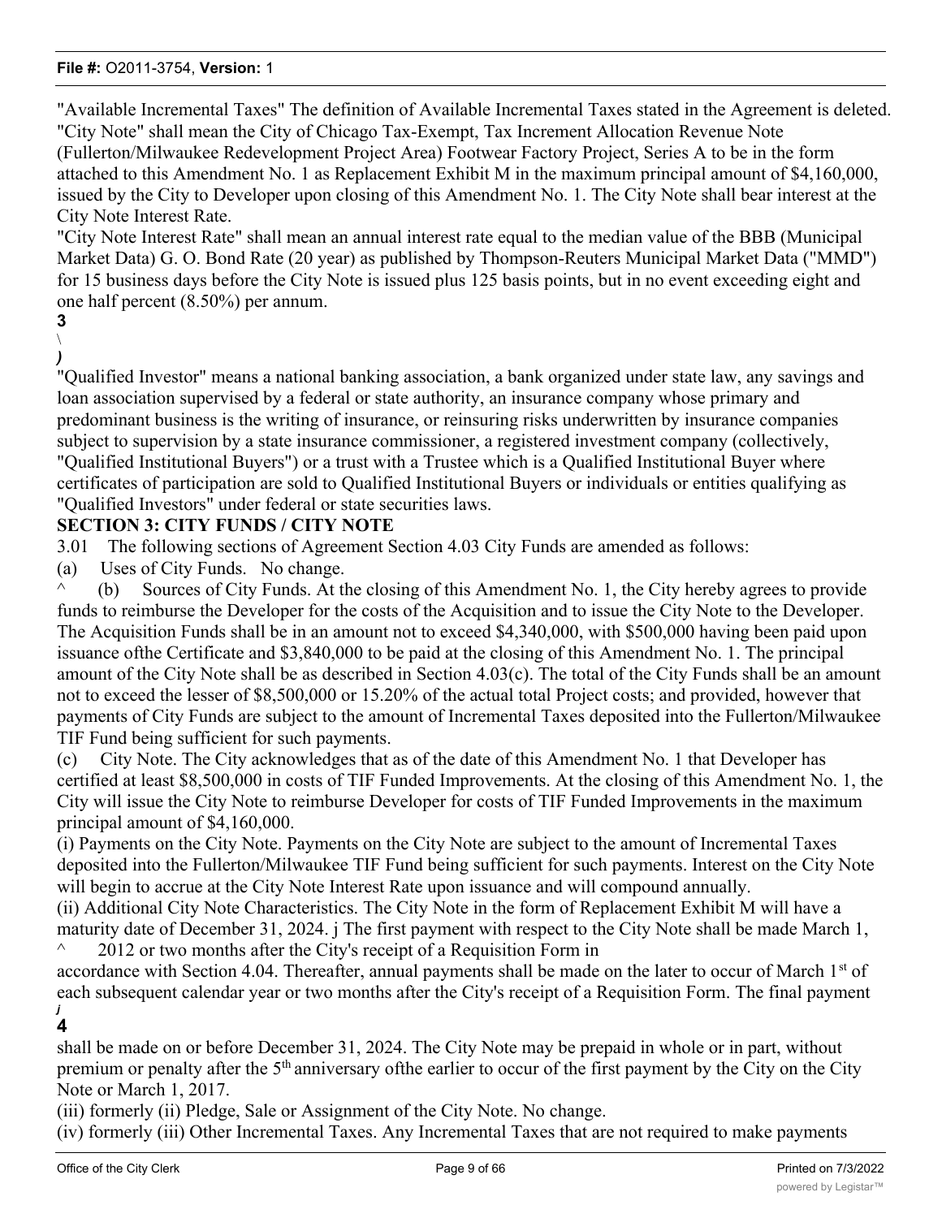"Available Incremental Taxes" The definition of Available Incremental Taxes stated in the Agreement is deleted.

"City Note" shall mean the City of Chicago Tax-Exempt, Tax Increment Allocation Revenue Note (Fullerton/Milwaukee Redevelopment Project Area) Footwear Factory Project, Series A to be in the form attached to this Amendment No. 1 as Replacement Exhibit M in the maximum principal amount of $4,160,000, issued by the City to Developer upon closing of this Amendment No. 1. The City Note shall bear interest at the City Note Interest Rate.

"City Note Interest Rate" shall mean an annual interest rate equal to the median value of the BBB (Municipal Market Data) G. O. Bond Rate (20 year) as published by Thompson-Reuters Municipal Market Data ("MMD") for 15 business days before the City Note is issued plus 125 basis points, but in no event exceeding eight and one half percent (8.50%) per annum.

"Qualified Investor" means a national banking association, a bank organized under state law, any savings and loan association supervised by a federal or state authority, an insurance company whose primary and predominant business is the writing of insurance, or reinsuring risks underwritten by insurance companies subject to supervision by a state insurance commissioner, a registered investment company (collectively, "Qualified Institutional Buyers") or a trust with a Trustee which is a Qualified Institutional Buyer where certificates of participation are sold to Qualified Institutional Buyers or individuals or entities qualifying as "Qualified Investors" under federal or state securities laws.

## SECTION 3: CITY FUNDS / CITY NOTE

3.01 The following sections of Agreement Section 4.03 City Funds are amended as follows:

(a) Uses of City Funds. No change.

(b) Sources of City Funds. At the closing of this Amendment No. 1, the City hereby agrees to provide funds to reimburse the Developer for the costs of the Acquisition and to issue the City Note to the Developer. The Acquisition Funds shall be in an amount not to exceed $4,340,000, with $500,000 having been paid upon issuance ofthe Certificate and $3,840,000 to be paid at the closing of this Amendment No. 1. The principal amount of the City Note shall be as described in Section 4.03(c). The total of the City Funds shall be an amount not to exceed the lesser of $8,500,000 or 15.20% of the actual total Project costs; and provided, however that payments of City Funds are subject to the amount of Incremental Taxes deposited into the Fullerton/Milwaukee TIF Fund being sufficient for such payments.

(c) City Note. The City acknowledges that as of the date of this Amendment No. 1 that Developer has certified at least $8,500,000 in costs of TIF Funded Improvements. At the closing of this Amendment No. 1, the City will issue the City Note to reimburse Developer for costs of TIF Funded Improvements in the maximum principal amount of $4,160,000.

(i) Payments on the City Note. Payments on the City Note are subject to the amount of Incremental Taxes deposited into the Fullerton/Milwaukee TIF Fund being sufficient for such payments. Interest on the City Note will begin to accrue at the City Note Interest Rate upon issuance and will compound annually.

(ii) Additional City Note Characteristics. The City Note in the form of Replacement Exhibit M will have a maturity date of December 31, 2024. The first payment with respect to the City Note shall be made March 1, 2012 or two months after the City's receipt of a Requisition Form in accordance with Section 4.04. Thereafter, annual payments shall be made on the later to occur of March 1st of each subsequent calendar year or two months after the City's receipt of a Requisition Form. The final payment shall be made on or before December 31, 2024. The City Note may be prepaid in whole or in part, without premium or penalty after the 5th anniversary ofthe earlier to occur of the first payment by the City on the City Note or March 1, 2017.

(iii) formerly (ii) Pledge, Sale or Assignment of the City Note. No change.

(iv) formerly (iii) Other Incremental Taxes. Any Incremental Taxes that are not required to make payments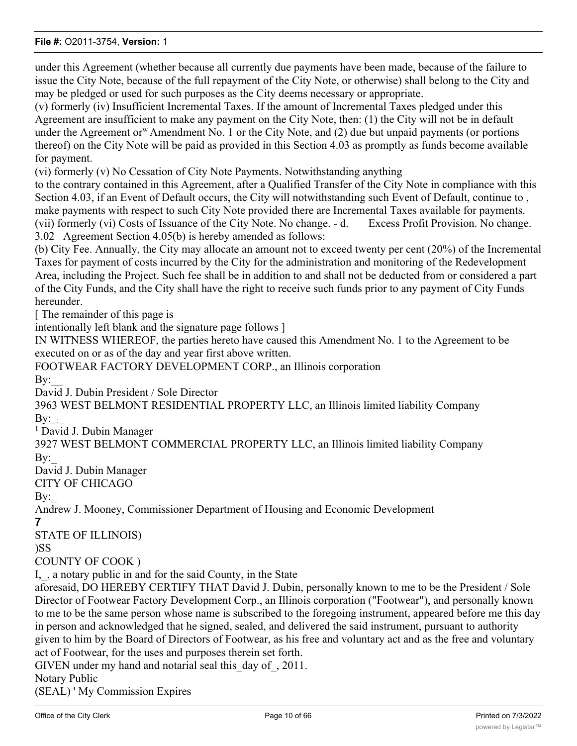under this Agreement (whether because all currently due payments have been made, because of the failure to issue the City Note, because of the full repayment of the City Note, or otherwise) shall belong to the City and may be pledged or used for such purposes as the City deems necessary or appropriate.

(v) formerly (iv) Insufficient Incremental Taxes. If the amount of Incremental Taxes pledged under this Agreement are insufficient to make any payment on the City Note, then: (1) the City will not be in default under the Agreement or[w] Amendment No. 1 or the City Note, and (2) due but unpaid payments (or portions thereof) on the City Note will be paid as provided in this Section 4.03 as promptly as funds become available for payment.

(vi) formerly (v) No Cessation of City Note Payments. Notwithstanding anything to the contrary contained in this Agreement, after a Qualified Transfer of the City Note in compliance with this Section 4.03, if an Event of Default occurs, the City will notwithstanding such Event of Default, continue to , make payments with respect to such City Note provided there are Incremental Taxes available for payments.

(vii) formerly (vi) Costs of Issuance of the City Note. No change. - d. Excess Profit Provision. No change.

3.02 Agreement Section 4.05(b) is hereby amended as follows:

(b) City Fee. Annually, the City may allocate an amount not to exceed twenty per cent (20%) of the Incremental Taxes for payment of costs incurred by the City for the administration and monitoring of the Redevelopment Area, including the Project. Such fee shall be in addition to and shall not be deducted from or considered a part of the City Funds, and the City shall have the right to receive such funds prior to any payment of City Funds hereunder.

[ The remainder of this page is intentionally left blank and the signature page follows ]

IN WITNESS WHEREOF, the parties hereto have caused this Amendment No. 1 to the Agreement to be executed on or as of the day and year first above written.

FOOTWEAR FACTORY DEVELOPMENT CORP., an Illinois corporation

By:__

David J. Dubin President / Sole Director

3963 WEST BELMONT RESIDENTIAL PROPERTY LLC, an Illinois limited liability Company

By:_:_

[1] David J. Dubin Manager

3927 WEST BELMONT COMMERCIAL PROPERTY LLC, an Illinois limited liability Company

By:_

David J. Dubin Manager

CITY OF CHICAGO

By:_

Andrew J. Mooney, Commissioner Department of Housing and Economic Development

**7**

STATE OF ILLINOIS)

)SS

COUNTY OF COOK )

I,_, a notary public in and for the said County, in the State aforesaid, DO HEREBY CERTIFY THAT David J. Dubin, personally known to me to be the President / Sole Director of Footwear Factory Development Corp., an Illinois corporation ("Footwear"), and personally known to me to be the same person whose name is subscribed to the foregoing instrument, appeared before me this day in person and acknowledged that he signed, sealed, and delivered the said instrument, pursuant to authority given to him by the Board of Directors of Footwear, as his free and voluntary act and as the free and voluntary act of Footwear, for the uses and purposes therein set forth.

GIVEN under my hand and notarial seal this_day of_, 2011.

Notary Public

(SEAL) ' My Commission Expires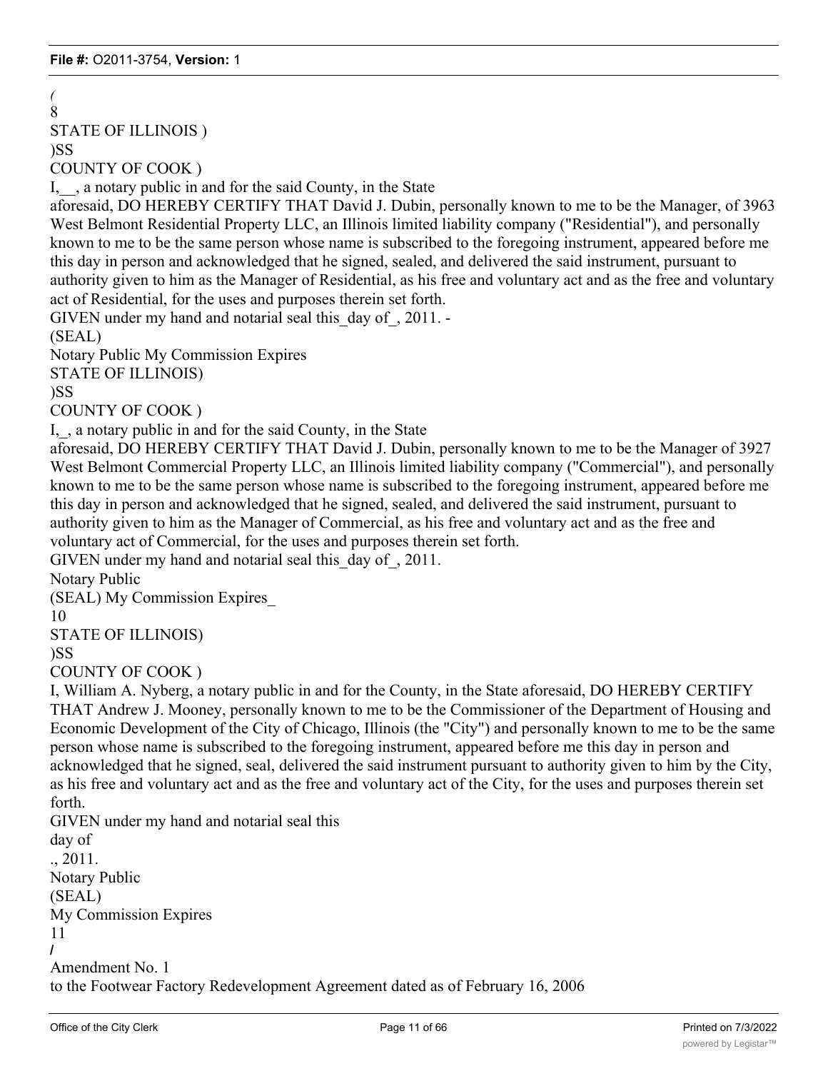(

8

STATE OF ILLINOIS )
)SS
COUNTY OF COOK )

I,__, a notary public in and for the said County, in the State aforesaid, DO HEREBY CERTIFY THAT David J. Dubin, personally known to me to be the Manager, of 3963 West Belmont Residential Property LLC, an Illinois limited liability company ("Residential"), and personally known to me to be the same person whose name is subscribed to the foregoing instrument, appeared before me this day in person and acknowledged that he signed, sealed, and delivered the said instrument, pursuant to authority given to him as the Manager of Residential, as his free and voluntary act and as the free and voluntary act of Residential, for the uses and purposes therein set forth.

GIVEN under my hand and notarial seal this_day of_, 2011. -

(SEAL)

Notary Public My Commission Expires

STATE OF ILLINOIS)
)SS
COUNTY OF COOK )

I,_, a notary public in and for the said County, in the State aforesaid, DO HEREBY CERTIFY THAT David J. Dubin, personally known to me to be the Manager of 3927 West Belmont Commercial Property LLC, an Illinois limited liability company ("Commercial"), and personally known to me to be the same person whose name is subscribed to the foregoing instrument, appeared before me this day in person and acknowledged that he signed, sealed, and delivered the said instrument, pursuant to authority given to him as the Manager of Commercial, as his free and voluntary act and as the free and voluntary act of Commercial, for the uses and purposes therein set forth.

GIVEN under my hand and notarial seal this_day of_, 2011.

Notary Public

(SEAL) My Commission Expires_

10

STATE OF ILLINOIS)
)SS
COUNTY OF COOK )

I, William A. Nyberg, a notary public in and for the County, in the State aforesaid, DO HEREBY CERTIFY THAT Andrew J. Mooney, personally known to me to be the Commissioner of the Department of Housing and Economic Development of the City of Chicago, Illinois (the "City") and personally known to me to be the same person whose name is subscribed to the foregoing instrument, appeared before me this day in person and acknowledged that he signed, seal, delivered the said instrument pursuant to authority given to him by the City, as his free and voluntary act and as the free and voluntary act of the City, for the uses and purposes therein set forth.

GIVEN under my hand and notarial seal this
day of
., 2011.

Notary Public

(SEAL)

My Commission Expires

11

/

Amendment No. 1
to the Footwear Factory Redevelopment Agreement dated as of February 16, 2006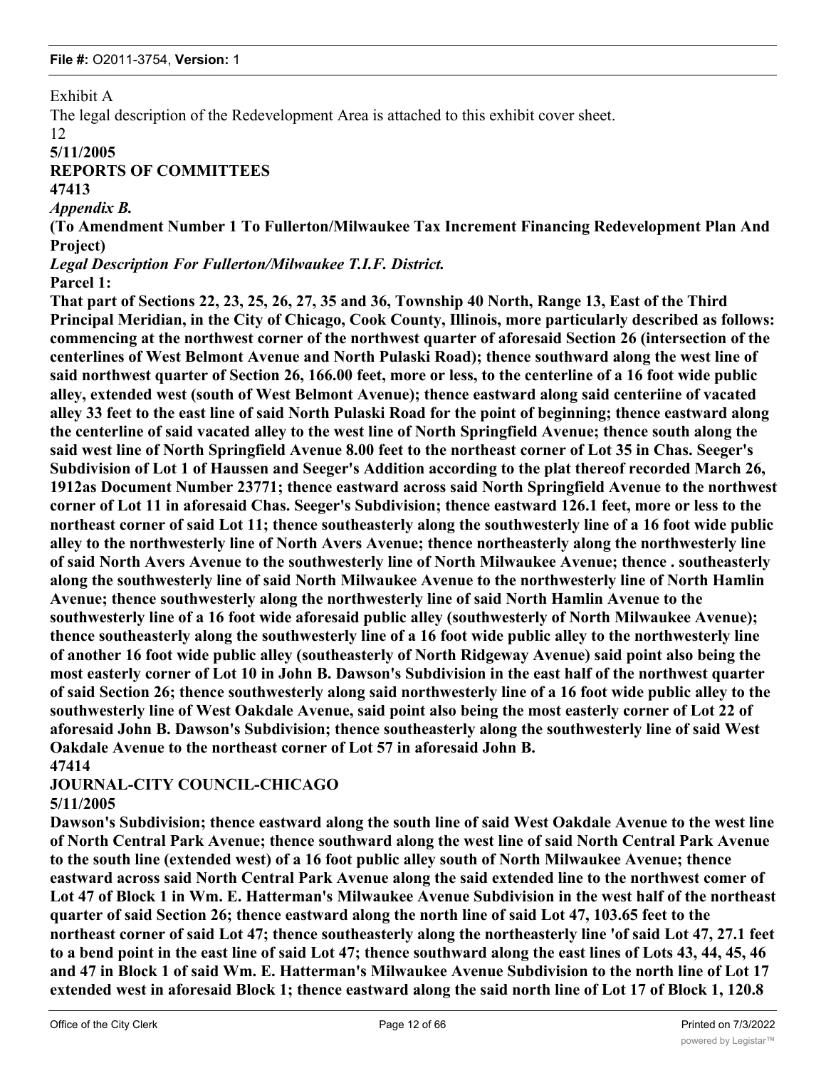Exhibit A

The legal description of the Redevelopment Area is attached to this exhibit cover sheet.

12

**5/11/2005**

**REPORTS OF COMMITTEES**

**47413**

*Appendix B.*

**(To Amendment Number 1 To Fullerton/Milwaukee Tax Increment Financing Redevelopment Plan And Project)**

***Legal Description For Fullerton/Milwaukee T.I.F. District.***

**Parcel 1:**

**That part of Sections 22, 23, 25, 26, 27, 35 and 36, Township 40 North, Range 13, East of the Third Principal Meridian, in the City of Chicago, Cook County, Illinois, more particularly described as follows: commencing at the northwest corner of the northwest quarter of aforesaid Section 26 (intersection of the centerlines of West Belmont Avenue and North Pulaski Road); thence southward along the west line of said northwest quarter of Section 26, 166.00 feet, more or less, to the centerline of a 16 foot wide public alley, extended west (south of West Belmont Avenue); thence eastward along said centeriine of vacated alley 33 feet to the east line of said North Pulaski Road for the point of beginning; thence eastward along the centerline of said vacated alley to the west line of North Springfield Avenue; thence south along the said west line of North Springfield Avenue 8.00 feet to the northeast corner of Lot 35 in Chas. Seeger's Subdivision of Lot 1 of Haussen and Seeger's Addition according to the plat thereof recorded March 26, 1912as Document Number 23771; thence eastward across said North Springfield Avenue to the northwest corner of Lot 11 in aforesaid Chas. Seeger's Subdivision; thence eastward 126.1 feet, more or less to the northeast corner of said Lot 11; thence southeasterly along the southwesterly line of a 16 foot wide public alley to the northwesterly line of North Avers Avenue; thence northeasterly along the northwesterly line of said North Avers Avenue to the southwesterly line of North Milwaukee Avenue; thence . southeasterly along the southwesterly line of said North Milwaukee Avenue to the northwesterly line of North Hamlin Avenue; thence southwesterly along the northwesterly line of said North Hamlin Avenue to the southwesterly line of a 16 foot wide aforesaid public alley (southwesterly of North Milwaukee Avenue); thence southeasterly along the southwesterly line of a 16 foot wide public alley to the northwesterly line of another 16 foot wide public alley (southeasterly of North Ridgeway Avenue) said point also being the most easterly corner of Lot 10 in John B. Dawson's Subdivision in the east half of the northwest quarter of said Section 26; thence southwesterly along said northwesterly line of a 16 foot wide public alley to the southwesterly line of West Oakdale Avenue, said point also being the most easterly corner of Lot 22 of aforesaid John B. Dawson's Subdivision; thence southeasterly along the southwesterly line of said West Oakdale Avenue to the northeast corner of Lot 57 in aforesaid John B.**

**47414**

**JOURNAL-CITY COUNCIL-CHICAGO**

**5/11/2005**

**Dawson's Subdivision; thence eastward along the south line of said West Oakdale Avenue to the west line of North Central Park Avenue; thence southward along the west line of said North Central Park Avenue to the south line (extended west) of a 16 foot public alley south of North Milwaukee Avenue; thence eastward across said North Central Park Avenue along the said extended line to the northwest comer of Lot 47 of Block 1 in Wm. E. Hatterman's Milwaukee Avenue Subdivision in the west half of the northeast quarter of said Section 26; thence eastward along the north line of said Lot 47, 103.65 feet to the northeast corner of said Lot 47; thence southeasterly along the northeasterly line 'of said Lot 47, 27.1 feet to a bend point in the east line of said Lot 47; thence southward along the east lines of Lots 43, 44, 45, 46 and 47 in Block 1 of said Wm. E. Hatterman's Milwaukee Avenue Subdivision to the north line of Lot 17 extended west in aforesaid Block 1; thence eastward along the said north line of Lot 17 of Block 1, 120.8**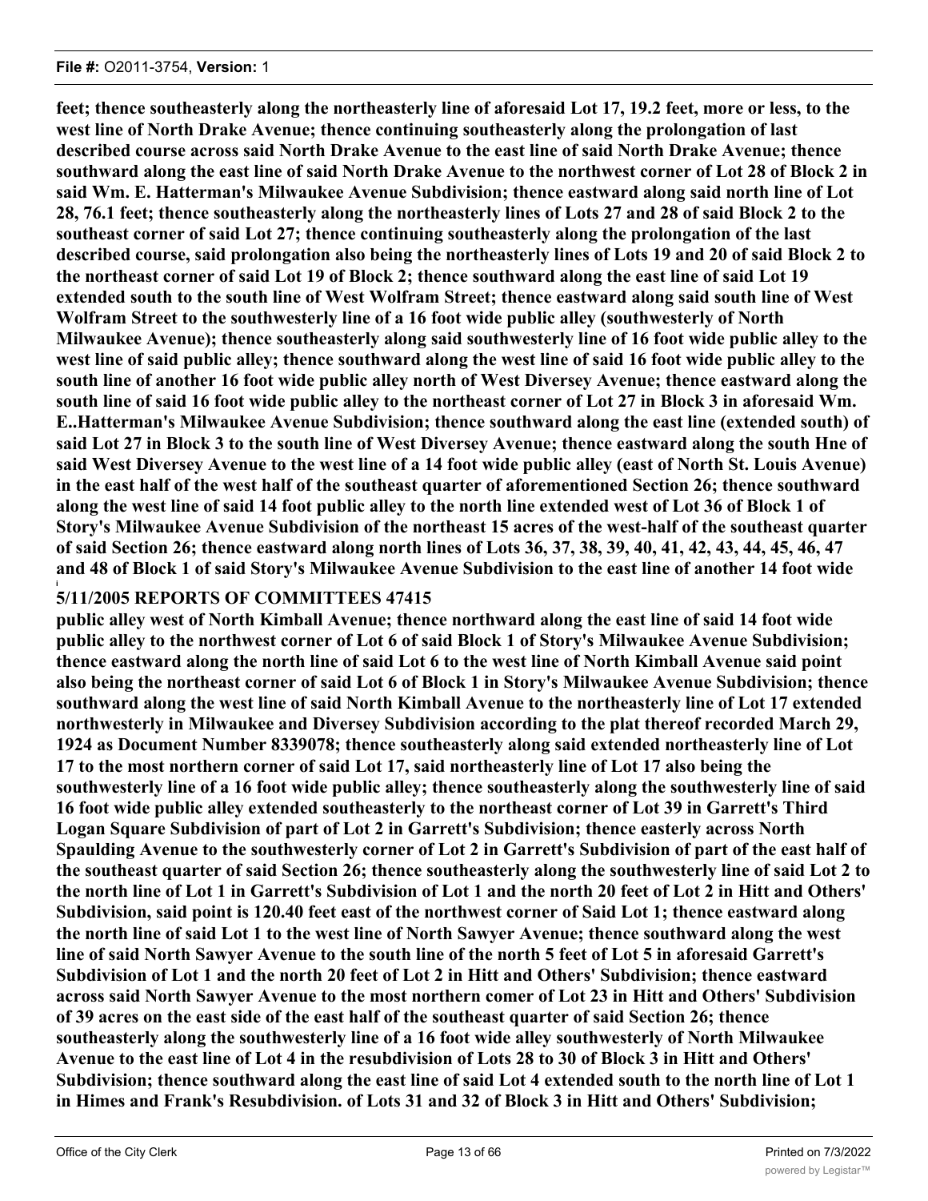**feet; thence southeasterly along the northeasterly line of aforesaid Lot 17, 19.2 feet, more or less, to the west line of North Drake Avenue; thence continuing southeasterly along the prolongation of last described course across said North Drake Avenue to the east line of said North Drake Avenue; thence southward along the east line of said North Drake Avenue to the northwest corner of Lot 28 of Block 2 in said Wm. E. Hatterman's Milwaukee Avenue Subdivision; thence eastward along said north line of Lot 28, 76.1 feet; thence southeasterly along the northeasterly lines of Lots 27 and 28 of said Block 2 to the southeast corner of said Lot 27; thence continuing southeasterly along the prolongation of the last described course, said prolongation also being the northeasterly lines of Lots 19 and 20 of said Block 2 to the northeast corner of said Lot 19 of Block 2; thence southward along the east line of said Lot 19 extended south to the south line of West Wolfram Street; thence eastward along said south line of West Wolfram Street to the southwesterly line of a 16 foot wide public alley (southwesterly of North Milwaukee Avenue); thence southeasterly along said southwesterly line of 16 foot wide public alley to the west line of said public alley; thence southward along the west line of said 16 foot wide public alley to the south line of another 16 foot wide public alley north of West Diversey Avenue; thence eastward along the south line of said 16 foot wide public alley to the northeast corner of Lot 27 in Block 3 in aforesaid Wm. E..Hatterman's Milwaukee Avenue Subdivision; thence southward along the east line (extended south) of said Lot 27 in Block 3 to the south line of West Diversey Avenue; thence eastward along the south Hne of said West Diversey Avenue to the west line of a 14 foot wide public alley (east of North St. Louis Avenue) in the east half of the west half of the southeast quarter of aforementioned Section 26; thence southward along the west line of said 14 foot public alley to the north line extended west of Lot 36 of Block 1 of Story's Milwaukee Avenue Subdivision of the northeast 15 acres of the west-half of the southeast quarter of said Section 26; thence eastward along north lines of Lots 36, 37, 38, 39, 40, 41, 42, 43, 44, 45, 46, 47 and 48 of Block 1 of said Story's Milwaukee Avenue Subdivision to the east line of another 14 foot wide**

**5/11/2005 REPORTS OF COMMITTEES 47415**

**public alley west of North Kimball Avenue; thence northward along the east line of said 14 foot wide public alley to the northwest corner of Lot 6 of said Block 1 of Story's Milwaukee Avenue Subdivision; thence eastward along the north line of said Lot 6 to the west line of North Kimball Avenue said point also being the northeast corner of said Lot 6 of Block 1 in Story's Milwaukee Avenue Subdivision; thence southward along the west line of said North Kimball Avenue to the northeasterly line of Lot 17 extended northwesterly in Milwaukee and Diversey Subdivision according to the plat thereof recorded March 29, 1924 as Document Number 8339078; thence southeasterly along said extended northeasterly line of Lot 17 to the most northern corner of said Lot 17, said northeasterly line of Lot 17 also being the southwesterly line of a 16 foot wide public alley; thence southeasterly along the southwesterly line of said 16 foot wide public alley extended southeasterly to the northeast corner of Lot 39 in Garrett's Third Logan Square Subdivision of part of Lot 2 in Garrett's Subdivision; thence easterly across North Spaulding Avenue to the southwesterly corner of Lot 2 in Garrett's Subdivision of part of the east half of the southeast quarter of said Section 26; thence southeasterly along the southwesterly line of said Lot 2 to the north line of Lot 1 in Garrett's Subdivision of Lot 1 and the north 20 feet of Lot 2 in Hitt and Others' Subdivision, said point is 120.40 feet east of the northwest corner of Said Lot 1; thence eastward along the north line of said Lot 1 to the west line of North Sawyer Avenue; thence southward along the west line of said North Sawyer Avenue to the south line of the north 5 feet of Lot 5 in aforesaid Garrett's Subdivision of Lot 1 and the north 20 feet of Lot 2 in Hitt and Others' Subdivision; thence eastward across said North Sawyer Avenue to the most northern comer of Lot 23 in Hitt and Others' Subdivision of 39 acres on the east side of the east half of the southeast quarter of said Section 26; thence southeasterly along the southwesterly line of a 16 foot wide alley southwesterly of North Milwaukee Avenue to the east line of Lot 4 in the resubdivision of Lots 28 to 30 of Block 3 in Hitt and Others' Subdivision; thence southward along the east line of said Lot 4 extended south to the north line of Lot 1 in Himes and Frank's Resubdivision. of Lots 31 and 32 of Block 3 in Hitt and Others' Subdivision;**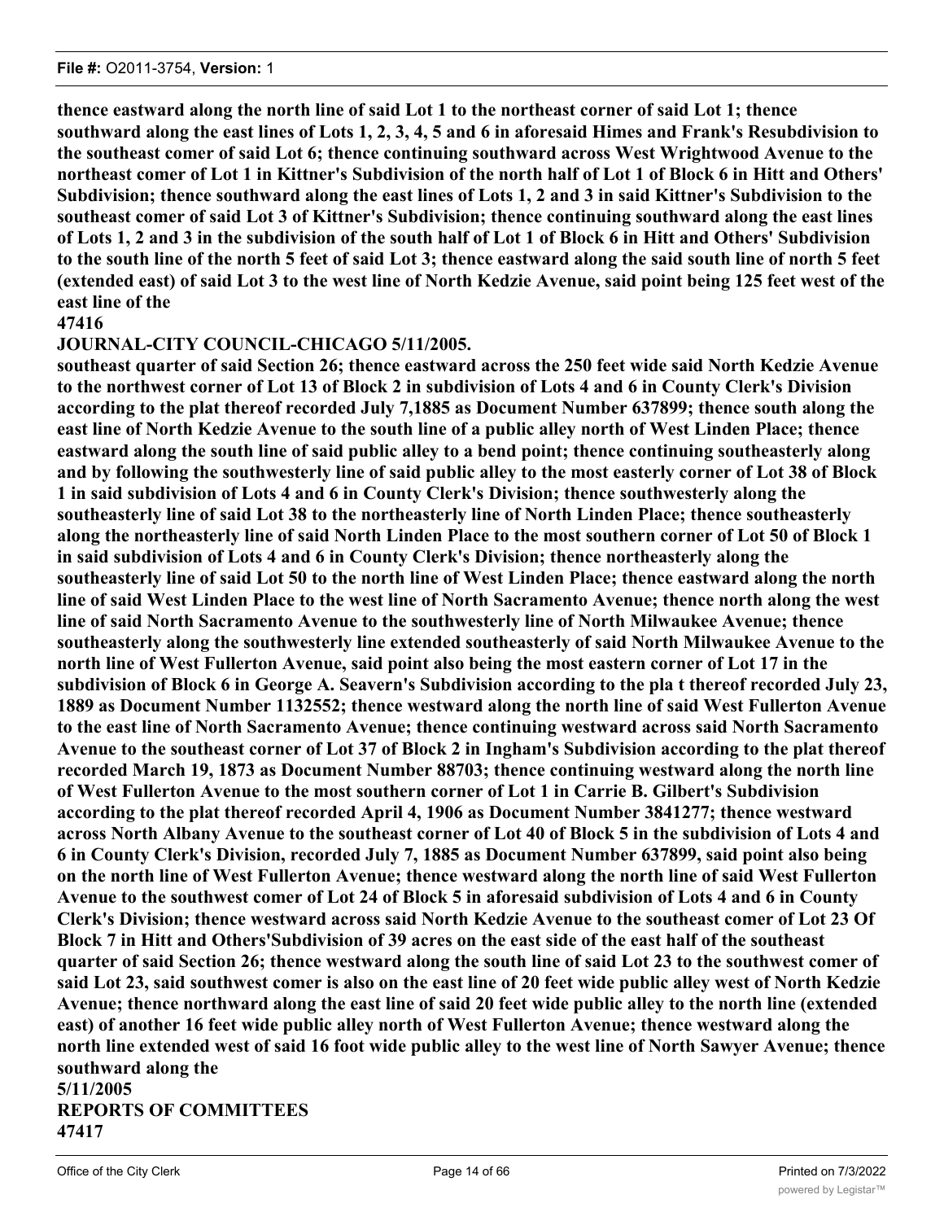**thence eastward along the north line of said Lot 1 to the northeast corner of said Lot 1; thence southward along the east lines of Lots 1, 2, 3, 4, 5 and 6 in aforesaid Himes and Frank's Resubdivision to the southeast comer of said Lot 6; thence continuing southward across West Wrightwood Avenue to the northeast comer of Lot 1 in Kittner's Subdivision of the north half of Lot 1 of Block 6 in Hitt and Others' Subdivision; thence southward along the east lines of Lots 1, 2 and 3 in said Kittner's Subdivision to the southeast comer of said Lot 3 of Kittner's Subdivision; thence continuing southward along the east lines of Lots 1, 2 and 3 in the subdivision of the south half of Lot 1 of Block 6 in Hitt and Others' Subdivision to the south line of the north 5 feet of said Lot 3; thence eastward along the said south line of north 5 feet (extended east) of said Lot 3 to the west line of North Kedzie Avenue, said point being 125 feet west of the east line of the**

**47416**

**JOURNAL-CITY COUNCIL-CHICAGO 5/11/2005.**

**southeast quarter of said Section 26; thence eastward across the 250 feet wide said North Kedzie Avenue to the northwest corner of Lot 13 of Block 2 in subdivision of Lots 4 and 6 in County Clerk's Division according to the plat thereof recorded July 7,1885 as Document Number 637899; thence south along the east line of North Kedzie Avenue to the south line of a public alley north of West Linden Place; thence eastward along the south line of said public alley to a bend point; thence continuing southeasterly along and by following the southwesterly line of said public alley to the most easterly corner of Lot 38 of Block 1 in said subdivision of Lots 4 and 6 in County Clerk's Division; thence southwesterly along the southeasterly line of said Lot 38 to the northeasterly line of North Linden Place; thence southeasterly along the northeasterly line of said North Linden Place to the most southern corner of Lot 50 of Block 1 in said subdivision of Lots 4 and 6 in County Clerk's Division; thence northeasterly along the southeasterly line of said Lot 50 to the north line of West Linden Place; thence eastward along the north line of said West Linden Place to the west line of North Sacramento Avenue; thence north along the west line of said North Sacramento Avenue to the southwesterly line of North Milwaukee Avenue; thence southeasterly along the southwesterly line extended southeasterly of said North Milwaukee Avenue to the north line of West Fullerton Avenue, said point also being the most eastern corner of Lot 17 in the subdivision of Block 6 in George A. Seavern's Subdivision according to the pla t thereof recorded July 23, 1889 as Document Number 1132552; thence westward along the north line of said West Fullerton Avenue to the east line of North Sacramento Avenue; thence continuing westward across said North Sacramento Avenue to the southeast corner of Lot 37 of Block 2 in Ingham's Subdivision according to the plat thereof recorded March 19, 1873 as Document Number 88703; thence continuing westward along the north line of West Fullerton Avenue to the most southern corner of Lot 1 in Carrie B. Gilbert's Subdivision according to the plat thereof recorded April 4, 1906 as Document Number 3841277; thence westward across North Albany Avenue to the southeast corner of Lot 40 of Block 5 in the subdivision of Lots 4 and 6 in County Clerk's Division, recorded July 7, 1885 as Document Number 637899, said point also being on the north line of West Fullerton Avenue; thence westward along the north line of said West Fullerton Avenue to the southwest comer of Lot 24 of Block 5 in aforesaid subdivision of Lots 4 and 6 in County Clerk's Division; thence westward across said North Kedzie Avenue to the southeast comer of Lot 23 Of Block 7 in Hitt and Others'Subdivision of 39 acres on the east side of the east half of the southeast quarter of said Section 26; thence westward along the south line of said Lot 23 to the southwest comer of said Lot 23, said southwest comer is also on the east line of 20 feet wide public alley west of North Kedzie Avenue; thence northward along the east line of said 20 feet wide public alley to the north line (extended east) of another 16 feet wide public alley north of West Fullerton Avenue; thence westward along the north line extended west of said 16 foot wide public alley to the west line of North Sawyer Avenue; thence southward along the**

**5/11/2005**

**REPORTS OF COMMITTEES**

**47417**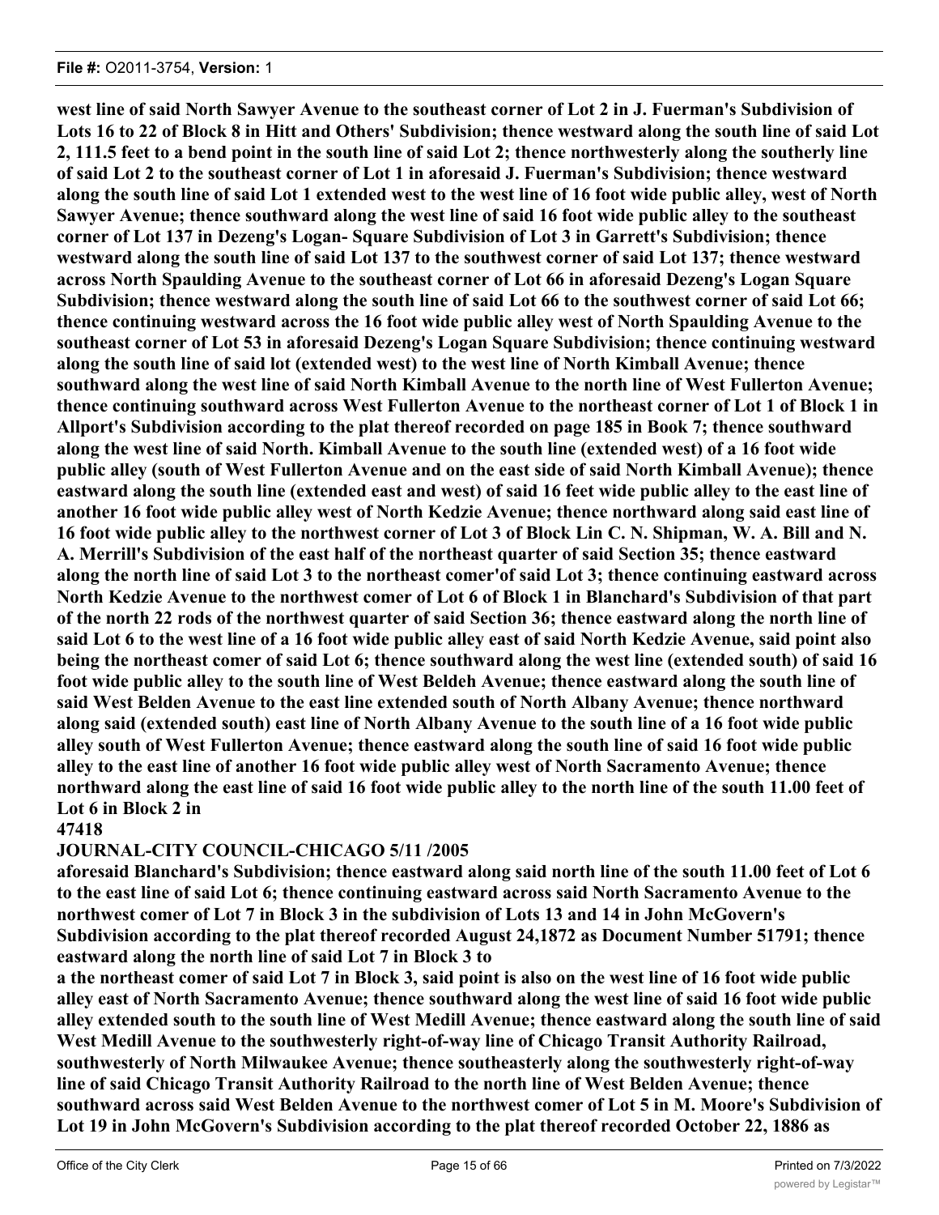**west line of said North Sawyer Avenue to the southeast corner of Lot 2 in J. Fuerman's Subdivision of Lots 16 to 22 of Block 8 in Hitt and Others' Subdivision; thence westward along the south line of said Lot 2, 111.5 feet to a bend point in the south line of said Lot 2; thence northwesterly along the southerly line of said Lot 2 to the southeast corner of Lot 1 in aforesaid J. Fuerman's Subdivision; thence westward along the south line of said Lot 1 extended west to the west line of 16 foot wide public alley, west of North Sawyer Avenue; thence southward along the west line of said 16 foot wide public alley to the southeast corner of Lot 137 in Dezeng's Logan- Square Subdivision of Lot 3 in Garrett's Subdivision; thence westward along the south line of said Lot 137 to the southwest corner of said Lot 137; thence westward across North Spaulding Avenue to the southeast corner of Lot 66 in aforesaid Dezeng's Logan Square Subdivision; thence westward along the south line of said Lot 66 to the southwest corner of said Lot 66; thence continuing westward across the 16 foot wide public alley west of North Spaulding Avenue to the southeast corner of Lot 53 in aforesaid Dezeng's Logan Square Subdivision; thence continuing westward along the south line of said lot (extended west) to the west line of North Kimball Avenue; thence southward along the west line of said North Kimball Avenue to the north line of West Fullerton Avenue; thence continuing southward across West Fullerton Avenue to the northeast corner of Lot 1 of Block 1 in Allport's Subdivision according to the plat thereof recorded on page 185 in Book 7; thence southward along the west line of said North. Kimball Avenue to the south line (extended west) of a 16 foot wide public alley (south of West Fullerton Avenue and on the east side of said North Kimball Avenue); thence eastward along the south line (extended east and west) of said 16 feet wide public alley to the east line of another 16 foot wide public alley west of North Kedzie Avenue; thence northward along said east line of 16 foot wide public alley to the northwest corner of Lot 3 of Block Lin C. N. Shipman, W. A. Bill and N. A. Merrill's Subdivision of the east half of the northeast quarter of said Section 35; thence eastward along the north line of said Lot 3 to the northeast comer'of said Lot 3; thence continuing eastward across North Kedzie Avenue to the northwest comer of Lot 6 of Block 1 in Blanchard's Subdivision of that part of the north 22 rods of the northwest quarter of said Section 36; thence eastward along the north line of said Lot 6 to the west line of a 16 foot wide public alley east of said North Kedzie Avenue, said point also being the northeast comer of said Lot 6; thence southward along the west line (extended south) of said 16 foot wide public alley to the south line of West Beldeh Avenue; thence eastward along the south line of said West Belden Avenue to the east line extended south of North Albany Avenue; thence northward along said (extended south) east line of North Albany Avenue to the south line of a 16 foot wide public alley south of West Fullerton Avenue; thence eastward along the south line of said 16 foot wide public alley to the east line of another 16 foot wide public alley west of North Sacramento Avenue; thence northward along the east line of said 16 foot wide public alley to the north line of the south 11.00 feet of Lot 6 in Block 2 in**

**47418**

**JOURNAL-CITY COUNCIL-CHICAGO 5/11 /2005**

**aforesaid Blanchard's Subdivision; thence eastward along said north line of the south 11.00 feet of Lot 6 to the east line of said Lot 6; thence continuing eastward across said North Sacramento Avenue to the northwest comer of Lot 7 in Block 3 in the subdivision of Lots 13 and 14 in John McGovern's Subdivision according to the plat thereof recorded August 24,1872 as Document Number 51791; thence eastward along the north line of said Lot 7 in Block 3 to**

**a the northeast comer of said Lot 7 in Block 3, said point is also on the west line of 16 foot wide public alley east of North Sacramento Avenue; thence southward along the west line of said 16 foot wide public alley extended south to the south line of West Medill Avenue; thence eastward along the south line of said West Medill Avenue to the southwesterly right-of-way line of Chicago Transit Authority Railroad, southwesterly of North Milwaukee Avenue; thence southeasterly along the southwesterly right-of-way line of said Chicago Transit Authority Railroad to the north line of West Belden Avenue; thence southward across said West Belden Avenue to the northwest comer of Lot 5 in M. Moore's Subdivision of Lot 19 in John McGovern's Subdivision according to the plat thereof recorded October 22, 1886 as**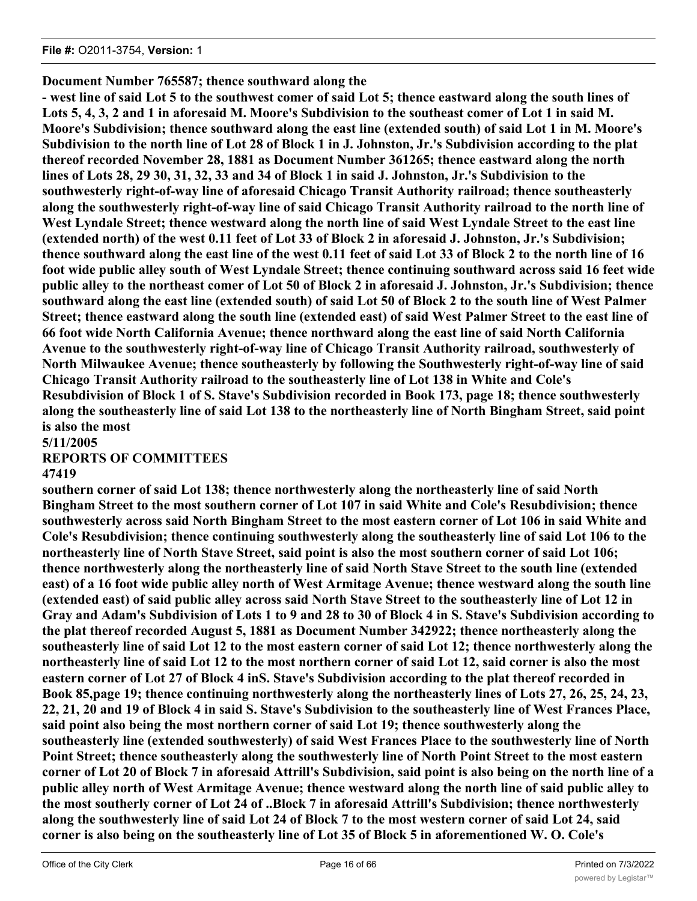**Document Number 765587; thence southward along the**

**- west line of said Lot 5 to the southwest comer of said Lot 5; thence eastward along the south lines of Lots 5, 4, 3, 2 and 1 in aforesaid M. Moore's Subdivision to the southeast comer of Lot 1 in said M. Moore's Subdivision; thence southward along the east line (extended south) of said Lot 1 in M. Moore's Subdivision to the north line of Lot 28 of Block 1 in J. Johnston, Jr.'s Subdivision according to the plat thereof recorded November 28, 1881 as Document Number 361265; thence eastward along the north lines of Lots 28, 29 30, 31, 32, 33 and 34 of Block 1 in said J. Johnston, Jr.'s Subdivision to the southwesterly right-of-way line of aforesaid Chicago Transit Authority railroad; thence southeasterly along the southwesterly right-of-way line of said Chicago Transit Authority railroad to the north line of West Lyndale Street; thence westward along the north line of said West Lyndale Street to the east line (extended north) of the west 0.11 feet of Lot 33 of Block 2 in aforesaid J. Johnston, Jr.'s Subdivision; thence southward along the east line of the west 0.11 feet of said Lot 33 of Block 2 to the north line of 16 foot wide public alley south of West Lyndale Street; thence continuing southward across said 16 feet wide public alley to the northeast comer of Lot 50 of Block 2 in aforesaid J. Johnston, Jr.'s Subdivision; thence southward along the east line (extended south) of said Lot 50 of Block 2 to the south line of West Palmer Street; thence eastward along the south line (extended east) of said West Palmer Street to the east line of 66 foot wide North California Avenue; thence northward along the east line of said North California Avenue to the southwesterly right-of-way line of Chicago Transit Authority railroad, southwesterly of North Milwaukee Avenue; thence southeasterly by following the Southwesterly right-of-way line of said Chicago Transit Authority railroad to the southeasterly line of Lot 138 in White and Cole's Resubdivision of Block 1 of S. Stave's Subdivision recorded in Book 173, page 18; thence southwesterly along the southeasterly line of said Lot 138 to the northeasterly line of North Bingham Street, said point is also the most**

**5/11/2005**

**REPORTS OF COMMITTEES**

**47419**

**southern corner of said Lot 138; thence northwesterly along the northeasterly line of said North Bingham Street to the most southern corner of Lot 107 in said White and Cole's Resubdivision; thence southwesterly across said North Bingham Street to the most eastern corner of Lot 106 in said White and Cole's Resubdivision; thence continuing southwesterly along the southeasterly line of said Lot 106 to the northeasterly line of North Stave Street, said point is also the most southern corner of said Lot 106; thence northwesterly along the northeasterly line of said North Stave Street to the south line (extended east) of a 16 foot wide public alley north of West Armitage Avenue; thence westward along the south line (extended east) of said public alley across said North Stave Street to the southeasterly line of Lot 12 in Gray and Adam's Subdivision of Lots 1 to 9 and 28 to 30 of Block 4 in S. Stave's Subdivision according to the plat thereof recorded August 5, 1881 as Document Number 342922; thence northeasterly along the southeasterly line of said Lot 12 to the most eastern corner of said Lot 12; thence northwesterly along the northeasterly line of said Lot 12 to the most northern corner of said Lot 12, said corner is also the most eastern corner of Lot 27 of Block 4 inS. Stave's Subdivision according to the plat thereof recorded in Book 85,page 19; thence continuing northwesterly along the northeasterly lines of Lots 27, 26, 25, 24, 23, 22, 21, 20 and 19 of Block 4 in said S. Stave's Subdivision to the southeasterly line of West Frances Place, said point also being the most northern corner of said Lot 19; thence southwesterly along the southeasterly line (extended southwesterly) of said West Frances Place to the southwesterly line of North Point Street; thence southeasterly along the southwesterly line of North Point Street to the most eastern corner of Lot 20 of Block 7 in aforesaid Attrill's Subdivision, said point is also being on the north line of a public alley north of West Armitage Avenue; thence westward along the north line of said public alley to the most southerly corner of Lot 24 of ..Block 7 in aforesaid Attrill's Subdivision; thence northwesterly along the southwesterly line of said Lot 24 of Block 7 to the most western corner of said Lot 24, said corner is also being on the southeasterly line of Lot 35 of Block 5 in aforementioned W. O. Cole's**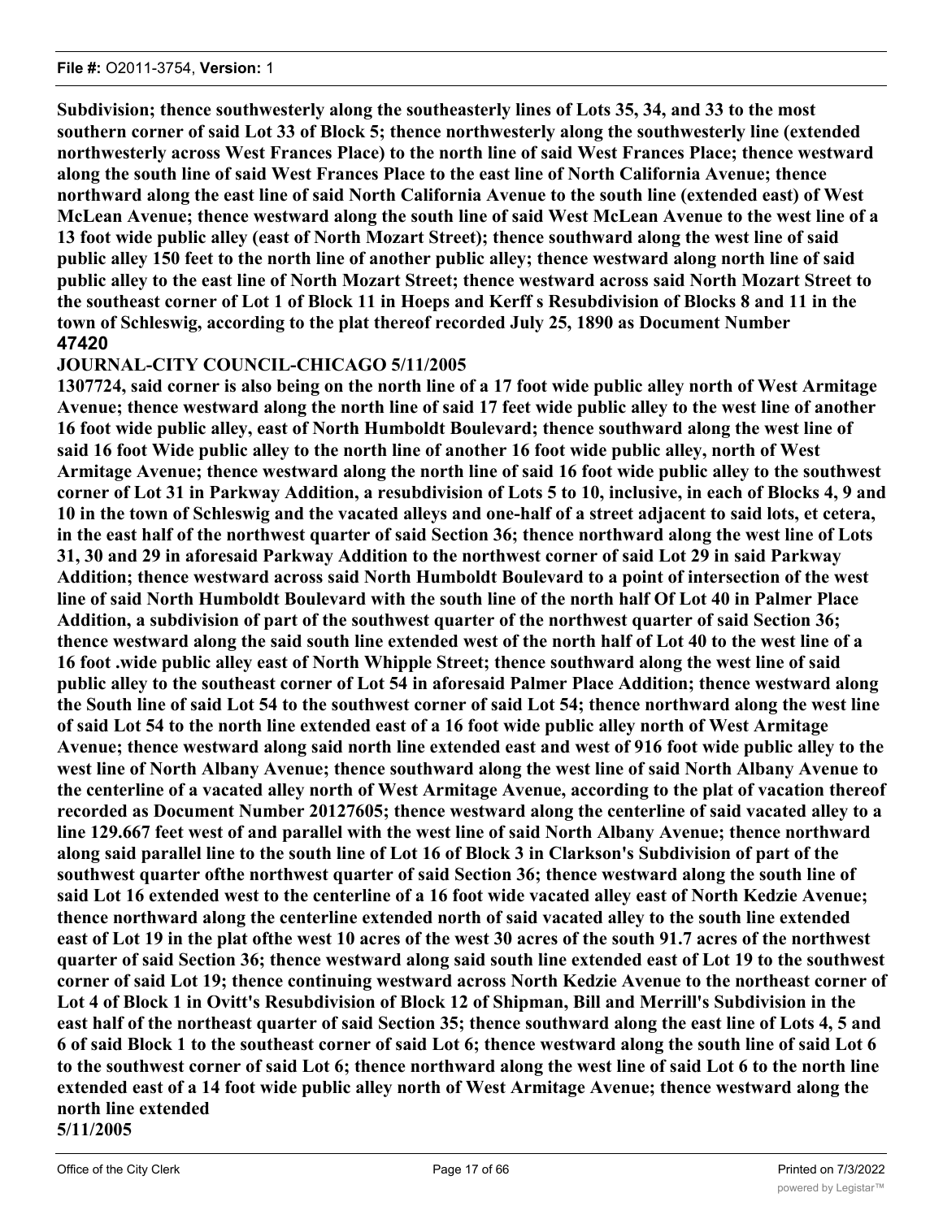**Subdivision; thence southwesterly along the southeasterly lines of Lots 35, 34, and 33 to the most southern corner of said Lot 33 of Block 5; thence northwesterly along the southwesterly line (extended northwesterly across West Frances Place) to the north line of said West Frances Place; thence westward along the south line of said West Frances Place to the east line of North California Avenue; thence northward along the east line of said North California Avenue to the south line (extended east) of West McLean Avenue; thence westward along the south line of said West McLean Avenue to the west line of a 13 foot wide public alley (east of North Mozart Street); thence southward along the west line of said public alley 150 feet to the north line of another public alley; thence westward along north line of said public alley to the east line of North Mozart Street; thence westward across said North Mozart Street to the southeast corner of Lot 1 of Block 11 in Hoeps and Kerff s Resubdivision of Blocks 8 and 11 in the town of Schleswig, according to the plat thereof recorded July 25, 1890 as Document Number**

**47420**

**JOURNAL-CITY COUNCIL-CHICAGO 5/11/2005**

**1307724, said corner is also being on the north line of a 17 foot wide public alley north of West Armitage Avenue; thence westward along the north line of said 17 feet wide public alley to the west line of another 16 foot wide public alley, east of North Humboldt Boulevard; thence southward along the west line of said 16 foot Wide public alley to the north line of another 16 foot wide public alley, north of West Armitage Avenue; thence westward along the north line of said 16 foot wide public alley to the southwest corner of Lot 31 in Parkway Addition, a resubdivision of Lots 5 to 10, inclusive, in each of Blocks 4, 9 and 10 in the town of Schleswig and the vacated alleys and one-half of a street adjacent to said lots, et cetera, in the east half of the northwest quarter of said Section 36; thence northward along the west line of Lots 31, 30 and 29 in aforesaid Parkway Addition to the northwest corner of said Lot 29 in said Parkway Addition; thence westward across said North Humboldt Boulevard to a point of intersection of the west line of said North Humboldt Boulevard with the south line of the north half Of Lot 40 in Palmer Place Addition, a subdivision of part of the southwest quarter of the northwest quarter of said Section 36; thence westward along the said south line extended west of the north half of Lot 40 to the west line of a 16 foot .wide public alley east of North Whipple Street; thence southward along the west line of said public alley to the southeast corner of Lot 54 in aforesaid Palmer Place Addition; thence westward along the South line of said Lot 54 to the southwest corner of said Lot 54; thence northward along the west line of said Lot 54 to the north line extended east of a 16 foot wide public alley north of West Armitage Avenue; thence westward along said north line extended east and west of 916 foot wide public alley to the west line of North Albany Avenue; thence southward along the west line of said North Albany Avenue to the centerline of a vacated alley north of West Armitage Avenue, according to the plat of vacation thereof recorded as Document Number 20127605; thence westward along the centerline of said vacated alley to a line 129.667 feet west of and parallel with the west line of said North Albany Avenue; thence northward along said parallel line to the south line of Lot 16 of Block 3 in Clarkson's Subdivision of part of the southwest quarter ofthe northwest quarter of said Section 36; thence westward along the south line of said Lot 16 extended west to the centerline of a 16 foot wide vacated alley east of North Kedzie Avenue; thence northward along the centerline extended north of said vacated alley to the south line extended east of Lot 19 in the plat ofthe west 10 acres of the west 30 acres of the south 91.7 acres of the northwest quarter of said Section 36; thence westward along said south line extended east of Lot 19 to the southwest corner of said Lot 19; thence continuing westward across North Kedzie Avenue to the northeast corner of Lot 4 of Block 1 in Ovitt's Resubdivision of Block 12 of Shipman, Bill and Merrill's Subdivision in the east half of the northeast quarter of said Section 35; thence southward along the east line of Lots 4, 5 and 6 of said Block 1 to the southeast corner of said Lot 6; thence westward along the south line of said Lot 6 to the southwest corner of said Lot 6; thence northward along the west line of said Lot 6 to the north line extended east of a 14 foot wide public alley north of West Armitage Avenue; thence westward along the north line extended**

**5/11/2005**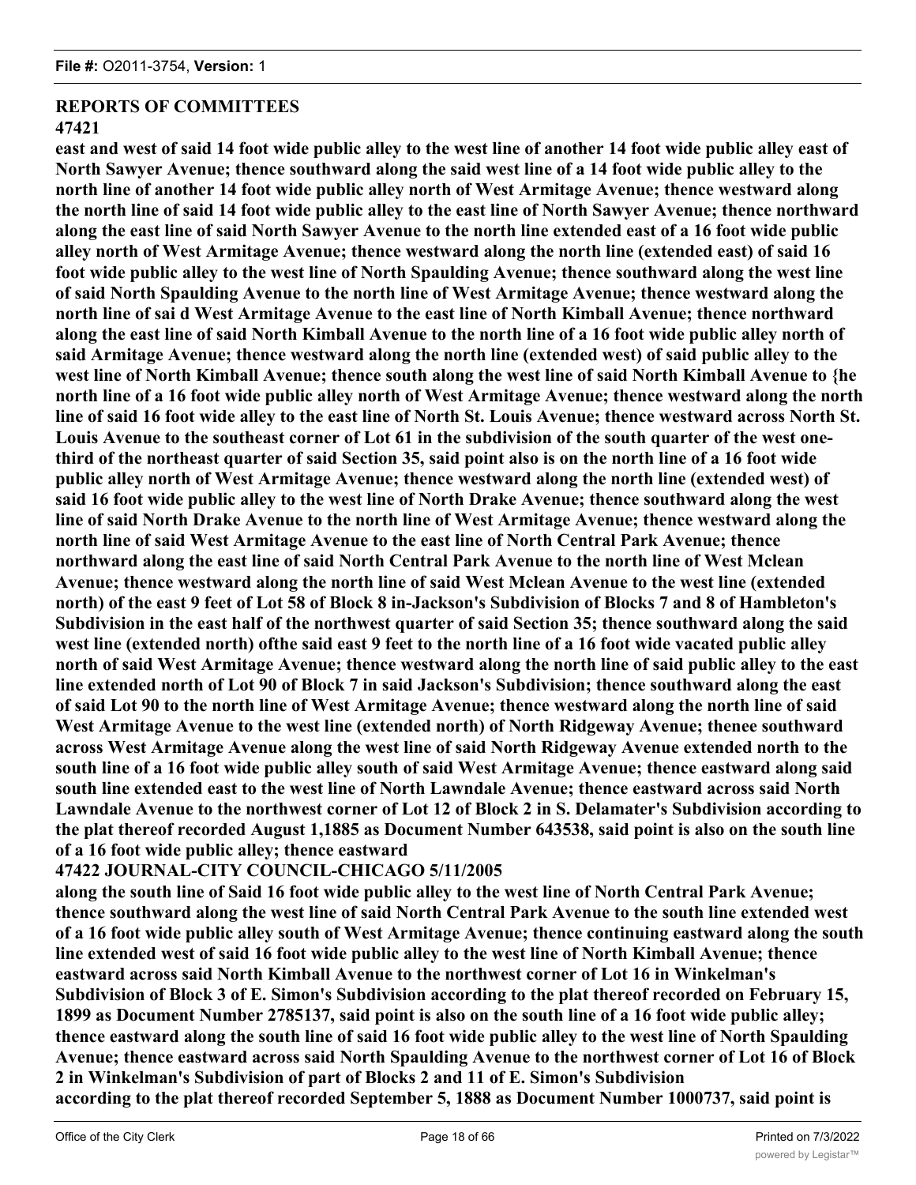**REPORTS OF COMMITTEES**

**47421**

**east and west of said 14 foot wide public alley to the west line of another 14 foot wide public alley east of North Sawyer Avenue; thence southward along the said west line of a 14 foot wide public alley to the north line of another 14 foot wide public alley north of West Armitage Avenue; thence westward along the north line of said 14 foot wide public alley to the east line of North Sawyer Avenue; thence northward along the east line of said North Sawyer Avenue to the north line extended east of a 16 foot wide public alley north of West Armitage Avenue; thence westward along the north line (extended east) of said 16 foot wide public alley to the west line of North Spaulding Avenue; thence southward along the west line of said North Spaulding Avenue to the north line of West Armitage Avenue; thence westward along the north line of sai d West Armitage Avenue to the east line of North Kimball Avenue; thence northward along the east line of said North Kimball Avenue to the north line of a 16 foot wide public alley north of said Armitage Avenue; thence westward along the north line (extended west) of said public alley to the west line of North Kimball Avenue; thence south along the west line of said North Kimball Avenue to {he north line of a 16 foot wide public alley north of West Armitage Avenue; thence westward along the north line of said 16 foot wide alley to the east line of North St. Louis Avenue; thence westward across North St. Louis Avenue to the southeast corner of Lot 61 in the subdivision of the south quarter of the west one-third of the northeast quarter of said Section 35, said point also is on the north line of a 16 foot wide public alley north of West Armitage Avenue; thence westward along the north line (extended west) of said 16 foot wide public alley to the west line of North Drake Avenue; thence southward along the west line of said North Drake Avenue to the north line of West Armitage Avenue; thence westward along the north line of said West Armitage Avenue to the east line of North Central Park Avenue; thence northward along the east line of said North Central Park Avenue to the north line of West Mclean Avenue; thence westward along the north line of said West Mclean Avenue to the west line (extended north) of the east 9 feet of Lot 58 of Block 8 in-Jackson's Subdivision of Blocks 7 and 8 of Hambleton's Subdivision in the east half of the northwest quarter of said Section 35; thence southward along the said west line (extended north) ofthe said east 9 feet to the north line of a 16 foot wide vacated public alley north of said West Armitage Avenue; thence westward along the north line of said public alley to the east line extended north of Lot 90 of Block 7 in said Jackson's Subdivision; thence southward along the east of said Lot 90 to the north line of West Armitage Avenue; thence westward along the north line of said West Armitage Avenue to the west line (extended north) of North Ridgeway Avenue; thenee southward across West Armitage Avenue along the west line of said North Ridgeway Avenue extended north to the south line of a 16 foot wide public alley south of said West Armitage Avenue; thence eastward along said south line extended east to the west line of North Lawndale Avenue; thence eastward across said North Lawndale Avenue to the northwest corner of Lot 12 of Block 2 in S. Delamater's Subdivision according to the plat thereof recorded August 1,1885 as Document Number 643538, said point is also on the south line of a 16 foot wide public alley; thence eastward**

**47422 JOURNAL-CITY COUNCIL-CHICAGO 5/11/2005**

**along the south line of Said 16 foot wide public alley to the west line of North Central Park Avenue; thence southward along the west line of said North Central Park Avenue to the south line extended west of a 16 foot wide public alley south of West Armitage Avenue; thence continuing eastward along the south line extended west of said 16 foot wide public alley to the west line of North Kimball Avenue; thence eastward across said North Kimball Avenue to the northwest corner of Lot 16 in Winkelman's Subdivision of Block 3 of E. Simon's Subdivision according to the plat thereof recorded on February 15, 1899 as Document Number 2785137, said point is also on the south line of a 16 foot wide public alley; thence eastward along the south line of said 16 foot wide public alley to the west line of North Spaulding Avenue; thence eastward across said North Spaulding Avenue to the northwest corner of Lot 16 of Block 2 in Winkelman's Subdivision of part of Blocks 2 and 11 of E. Simon's Subdivision according to the plat thereof recorded September 5, 1888 as Document Number 1000737, said point is**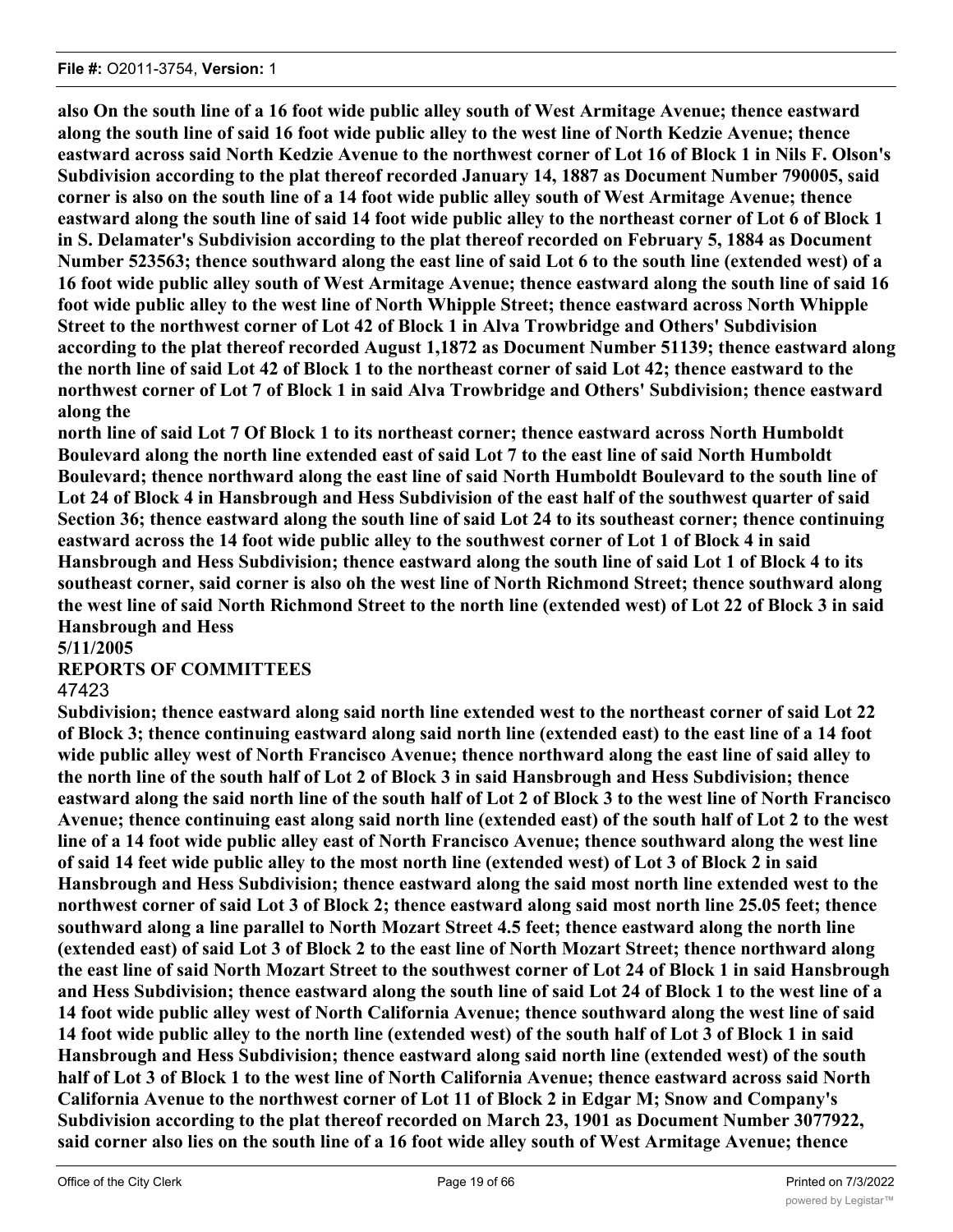**also On the south line of a 16 foot wide public alley south of West Armitage Avenue; thence eastward along the south line of said 16 foot wide public alley to the west line of North Kedzie Avenue; thence eastward across said North Kedzie Avenue to the northwest corner of Lot 16 of Block 1 in Nils F. Olson's Subdivision according to the plat thereof recorded January 14, 1887 as Document Number 790005, said corner is also on the south line of a 14 foot wide public alley south of West Armitage Avenue; thence eastward along the south line of said 14 foot wide public alley to the northeast corner of Lot 6 of Block 1 in S. Delamater's Subdivision according to the plat thereof recorded on February 5, 1884 as Document Number 523563; thence southward along the east line of said Lot 6 to the south line (extended west) of a 16 foot wide public alley south of West Armitage Avenue; thence eastward along the south line of said 16 foot wide public alley to the west line of North Whipple Street; thence eastward across North Whipple Street to the northwest corner of Lot 42 of Block 1 in Alva Trowbridge and Others' Subdivision according to the plat thereof recorded August 1,1872 as Document Number 51139; thence eastward along the north line of said Lot 42 of Block 1 to the northeast corner of said Lot 42; thence eastward to the northwest corner of Lot 7 of Block 1 in said Alva Trowbridge and Others' Subdivision; thence eastward along the**

**north line of said Lot 7 Of Block 1 to its northeast corner; thence eastward across North Humboldt Boulevard along the north line extended east of said Lot 7 to the east line of said North Humboldt Boulevard; thence northward along the east line of said North Humboldt Boulevard to the south line of Lot 24 of Block 4 in Hansbrough and Hess Subdivision of the east half of the southwest quarter of said Section 36; thence eastward along the south line of said Lot 24 to its southeast corner; thence continuing eastward across the 14 foot wide public alley to the southwest corner of Lot 1 of Block 4 in said Hansbrough and Hess Subdivision; thence eastward along the south line of said Lot 1 of Block 4 to its southeast corner, said corner is also oh the west line of North Richmond Street; thence southward along the west line of said North Richmond Street to the north line (extended west) of Lot 22 of Block 3 in said Hansbrough and Hess**

**5/11/2005**

**REPORTS OF COMMITTEES**

47423

**Subdivision; thence eastward along said north line extended west to the northeast corner of said Lot 22 of Block 3; thence continuing eastward along said north line (extended east) to the east line of a 14 foot wide public alley west of North Francisco Avenue; thence northward along the east line of said alley to the north line of the south half of Lot 2 of Block 3 in said Hansbrough and Hess Subdivision; thence eastward along the said north line of the south half of Lot 2 of Block 3 to the west line of North Francisco Avenue; thence continuing east along said north line (extended east) of the south half of Lot 2 to the west line of a 14 foot wide public alley east of North Francisco Avenue; thence southward along the west line of said 14 feet wide public alley to the most north line (extended west) of Lot 3 of Block 2 in said Hansbrough and Hess Subdivision; thence eastward along the said most north line extended west to the northwest corner of said Lot 3 of Block 2; thence eastward along said most north line 25.05 feet; thence southward along a line parallel to North Mozart Street 4.5 feet; thence eastward along the north line (extended east) of said Lot 3 of Block 2 to the east line of North Mozart Street; thence northward along the east line of said North Mozart Street to the southwest corner of Lot 24 of Block 1 in said Hansbrough and Hess Subdivision; thence eastward along the south line of said Lot 24 of Block 1 to the west line of a 14 foot wide public alley west of North California Avenue; thence southward along the west line of said 14 foot wide public alley to the north line (extended west) of the south half of Lot 3 of Block 1 in said Hansbrough and Hess Subdivision; thence eastward along said north line (extended west) of the south half of Lot 3 of Block 1 to the west line of North California Avenue; thence eastward across said North California Avenue to the northwest corner of Lot 11 of Block 2 in Edgar M; Snow and Company's Subdivision according to the plat thereof recorded on March 23, 1901 as Document Number 3077922, said corner also lies on the south line of a 16 foot wide alley south of West Armitage Avenue; thence**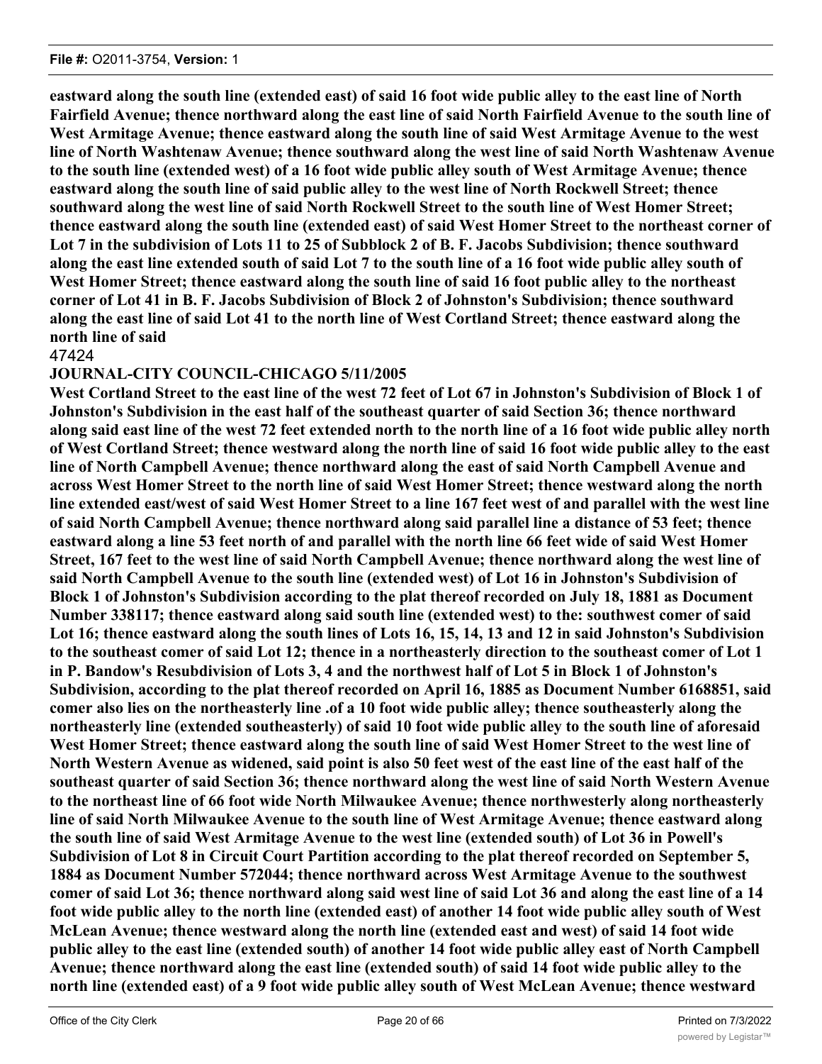**eastward along the south line (extended east) of said 16 foot wide public alley to the east line of North Fairfield Avenue; thence northward along the east line of said North Fairfield Avenue to the south line of West Armitage Avenue; thence eastward along the south line of said West Armitage Avenue to the west line of North Washtenaw Avenue; thence southward along the west line of said North Washtenaw Avenue to the south line (extended west) of a 16 foot wide public alley south of West Armitage Avenue; thence eastward along the south line of said public alley to the west line of North Rockwell Street; thence southward along the west line of said North Rockwell Street to the south line of West Homer Street; thence eastward along the south line (extended east) of said West Homer Street to the northeast corner of Lot 7 in the subdivision of Lots 11 to 25 of Subblock 2 of B. F. Jacobs Subdivision; thence southward along the east line extended south of said Lot 7 to the south line of a 16 foot wide public alley south of West Homer Street; thence eastward along the south line of said 16 foot public alley to the northeast corner of Lot 41 in B. F. Jacobs Subdivision of Block 2 of Johnston's Subdivision; thence southward along the east line of said Lot 41 to the north line of West Cortland Street; thence eastward along the north line of said**

47424

**JOURNAL-CITY COUNCIL-CHICAGO 5/11/2005**

**West Cortland Street to the east line of the west 72 feet of Lot 67 in Johnston's Subdivision of Block 1 of Johnston's Subdivision in the east half of the southeast quarter of said Section 36; thence northward along said east line of the west 72 feet extended north to the north line of a 16 foot wide public alley north of West Cortland Street; thence westward along the north line of said 16 foot wide public alley to the east line of North Campbell Avenue; thence northward along the east of said North Campbell Avenue and across West Homer Street to the north line of said West Homer Street; thence westward along the north line extended east/west of said West Homer Street to a line 167 feet west of and parallel with the west line of said North Campbell Avenue; thence northward along said parallel line a distance of 53 feet; thence eastward along a line 53 feet north of and parallel with the north line 66 feet wide of said West Homer Street, 167 feet to the west line of said North Campbell Avenue; thence northward along the west line of said North Campbell Avenue to the south line (extended west) of Lot 16 in Johnston's Subdivision of Block 1 of Johnston's Subdivision according to the plat thereof recorded on July 18, 1881 as Document Number 338117; thence eastward along said south line (extended west) to the: southwest comer of said Lot 16; thence eastward along the south lines of Lots 16, 15, 14, 13 and 12 in said Johnston's Subdivision to the southeast comer of said Lot 12; thence in a northeasterly direction to the southeast comer of Lot 1 in P. Bandow's Resubdivision of Lots 3, 4 and the northwest half of Lot 5 in Block 1 of Johnston's Subdivision, according to the plat thereof recorded on April 16, 1885 as Document Number 6168851, said comer also lies on the northeasterly line .of a 10 foot wide public alley; thence southeasterly along the northeasterly line (extended southeasterly) of said 10 foot wide public alley to the south line of aforesaid West Homer Street; thence eastward along the south line of said West Homer Street to the west line of North Western Avenue as widened, said point is also 50 feet west of the east line of the east half of the southeast quarter of said Section 36; thence northward along the west line of said North Western Avenue to the northeast line of 66 foot wide North Milwaukee Avenue; thence northwesterly along northeasterly line of said North Milwaukee Avenue to the south line of West Armitage Avenue; thence eastward along the south line of said West Armitage Avenue to the west line (extended south) of Lot 36 in Powell's Subdivision of Lot 8 in Circuit Court Partition according to the plat thereof recorded on September 5, 1884 as Document Number 572044; thence northward across West Armitage Avenue to the southwest comer of said Lot 36; thence northward along said west line of said Lot 36 and along the east line of a 14 foot wide public alley to the north line (extended east) of another 14 foot wide public alley south of West McLean Avenue; thence westward along the north line (extended east and west) of said 14 foot wide public alley to the east line (extended south) of another 14 foot wide public alley east of North Campbell Avenue; thence northward along the east line (extended south) of said 14 foot wide public alley to the north line (extended east) of a 9 foot wide public alley south of West McLean Avenue; thence westward**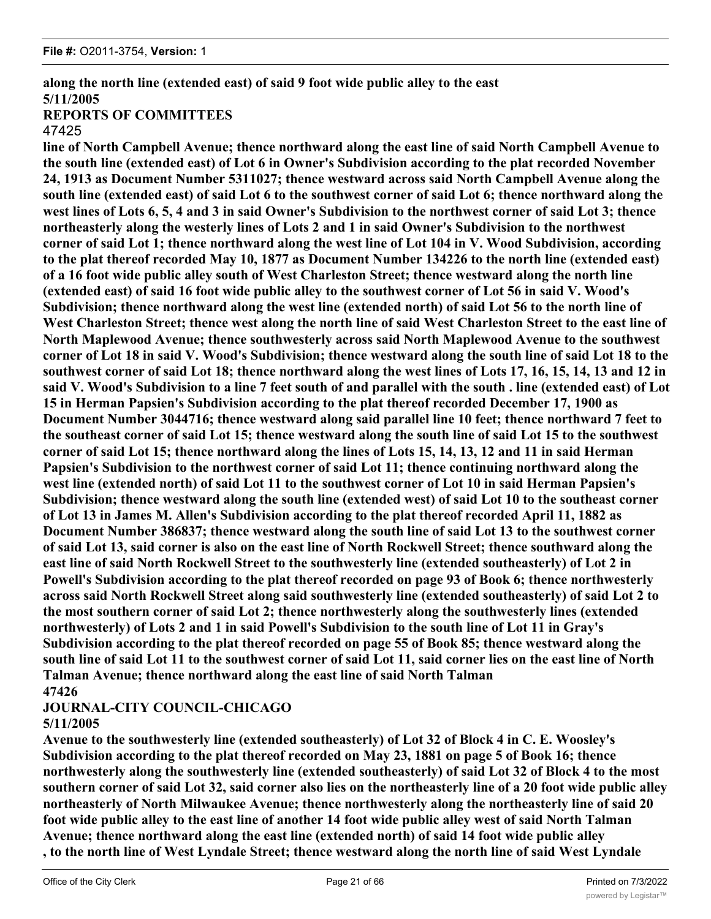**along the north line (extended east) of said 9 foot wide public alley to the east**

**line of North Campbell Avenue; thence northward along the east line of said North Campbell Avenue to the south line (extended east) of Lot 6 in Owner's Subdivision according to the plat recorded November 24, 1913 as Document Number 5311027; thence westward across said North Campbell Avenue along the south line (extended east) of said Lot 6 to the southwest corner of said Lot 6; thence northward along the west lines of Lots 6, 5, 4 and 3 in said Owner's Subdivision to the northwest corner of said Lot 3; thence northeasterly along the westerly lines of Lots 2 and 1 in said Owner's Subdivision to the northwest corner of said Lot 1; thence northward along the west line of Lot 104 in V. Wood Subdivision, according to the plat thereof recorded May 10, 1877 as Document Number 134226 to the north line (extended east) of a 16 foot wide public alley south of West Charleston Street; thence westward along the north line (extended east) of said 16 foot wide public alley to the southwest corner of Lot 56 in said V. Wood's Subdivision; thence northward along the west line (extended north) of said Lot 56 to the north line of West Charleston Street; thence west along the north line of said West Charleston Street to the east line of North Maplewood Avenue; thence southwesterly across said North Maplewood Avenue to the southwest corner of Lot 18 in said V. Wood's Subdivision; thence westward along the south line of said Lot 18 to the southwest corner of said Lot 18; thence northward along the west lines of Lots 17, 16, 15, 14, 13 and 12 in said V. Wood's Subdivision to a line 7 feet south of and parallel with the south . line (extended east) of Lot 15 in Herman Papsien's Subdivision according to the plat thereof recorded December 17, 1900 as Document Number 3044716; thence westward along said parallel line 10 feet; thence northward 7 feet to the southeast corner of said Lot 15; thence westward along the south line of said Lot 15 to the southwest corner of said Lot 15; thence northward along the lines of Lots 15, 14, 13, 12 and 11 in said Herman Papsien's Subdivision to the northwest corner of said Lot 11; thence continuing northward along the west line (extended north) of said Lot 11 to the southwest corner of Lot 10 in said Herman Papsien's Subdivision; thence westward along the south line (extended west) of said Lot 10 to the southeast corner of Lot 13 in James M. Allen's Subdivision according to the plat thereof recorded April 11, 1882 as Document Number 386837; thence westward along the south line of said Lot 13 to the southwest corner of said Lot 13, said corner is also on the east line of North Rockwell Street; thence southward along the east line of said North Rockwell Street to the southwesterly line (extended southeasterly) of Lot 2 in Powell's Subdivision according to the plat thereof recorded on page 93 of Book 6; thence northwesterly across said North Rockwell Street along said southwesterly line (extended southeasterly) of said Lot 2 to the most southern corner of said Lot 2; thence northwesterly along the southwesterly lines (extended northwesterly) of Lots 2 and 1 in said Powell's Subdivision to the south line of Lot 11 in Gray's Subdivision according to the plat thereof recorded on page 55 of Book 85; thence westward along the south line of said Lot 11 to the southwest corner of said Lot 11, said corner lies on the east line of North Talman Avenue; thence northward along the east line of said North Talman**

**Avenue to the southwesterly line (extended southeasterly) of Lot 32 of Block 4 in C. E. Woosley's Subdivision according to the plat thereof recorded on May 23, 1881 on page 5 of Book 16; thence northwesterly along the southwesterly line (extended southeasterly) of said Lot 32 of Block 4 to the most southern corner of said Lot 32, said corner also lies on the northeasterly line of a 20 foot wide public alley northeasterly of North Milwaukee Avenue; thence northwesterly along the northeasterly line of said 20 foot wide public alley to the east line of another 14 foot wide public alley west of said North Talman Avenue; thence northward along the east line (extended north) of said 14 foot wide public alley , to the north line of West Lyndale Street; thence westward along the north line of said West Lyndale**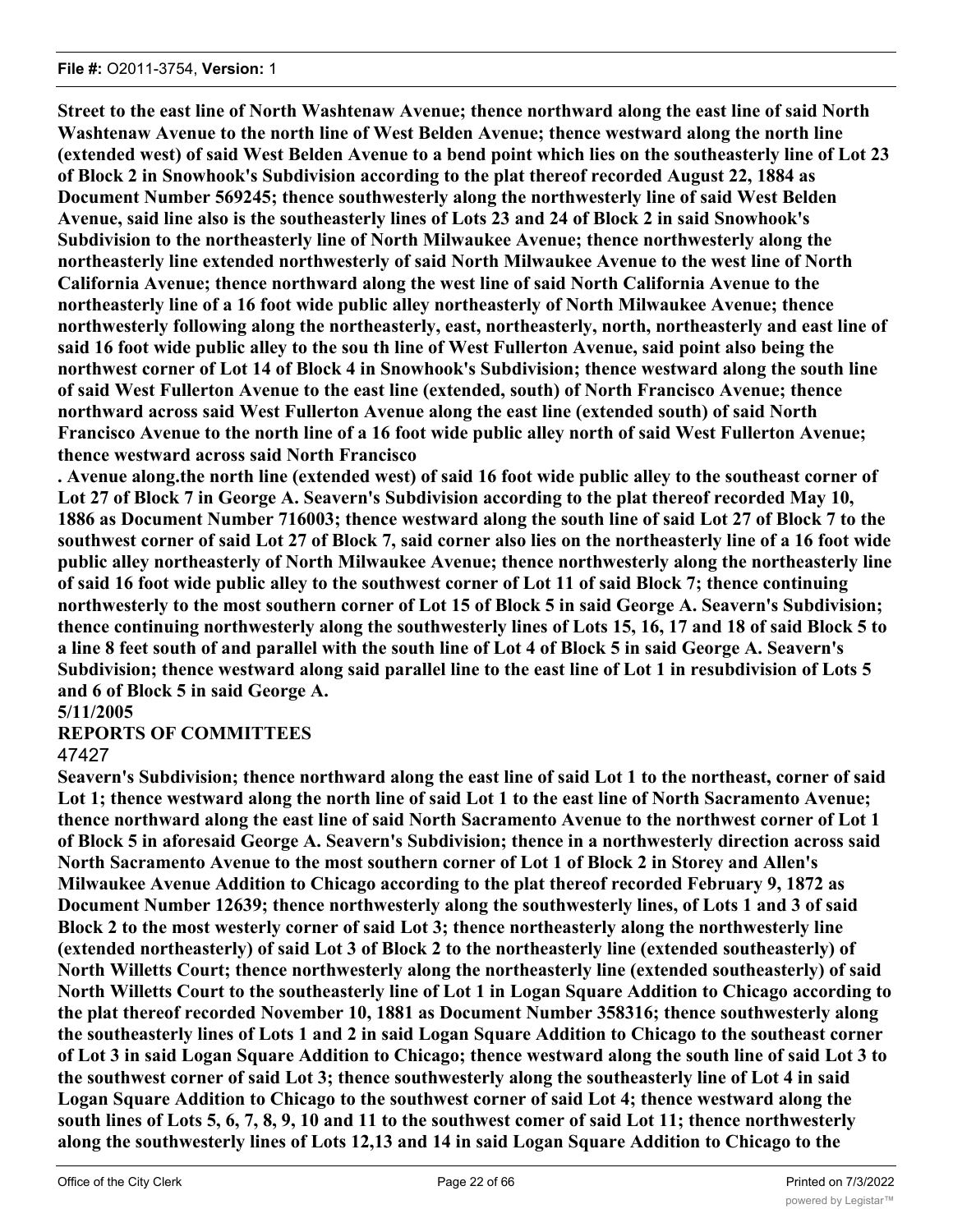**Street to the east line of North Washtenaw Avenue; thence northward along the east line of said North Washtenaw Avenue to the north line of West Belden Avenue; thence westward along the north line (extended west) of said West Belden Avenue to a bend point which lies on the southeasterly line of Lot 23 of Block 2 in Snowhook's Subdivision according to the plat thereof recorded August 22, 1884 as Document Number 569245; thence southwesterly along the northwesterly line of said West Belden Avenue, said line also is the southeasterly lines of Lots 23 and 24 of Block 2 in said Snowhook's Subdivision to the northeasterly line of North Milwaukee Avenue; thence northwesterly along the northeasterly line extended northwesterly of said North Milwaukee Avenue to the west line of North California Avenue; thence northward along the west line of said North California Avenue to the northeasterly line of a 16 foot wide public alley northeasterly of North Milwaukee Avenue; thence northwesterly following along the northeasterly, east, northeasterly, north, northeasterly and east line of said 16 foot wide public alley to the sou th line of West Fullerton Avenue, said point also being the northwest corner of Lot 14 of Block 4 in Snowhook's Subdivision; thence westward along the south line of said West Fullerton Avenue to the east line (extended, south) of North Francisco Avenue; thence northward across said West Fullerton Avenue along the east line (extended south) of said North Francisco Avenue to the north line of a 16 foot wide public alley north of said West Fullerton Avenue; thence westward across said North Francisco**

**. Avenue along.the north line (extended west) of said 16 foot wide public alley to the southeast corner of Lot 27 of Block 7 in George A. Seavern's Subdivision according to the plat thereof recorded May 10, 1886 as Document Number 716003; thence westward along the south line of said Lot 27 of Block 7 to the southwest corner of said Lot 27 of Block 7, said corner also lies on the northeasterly line of a 16 foot wide public alley northeasterly of North Milwaukee Avenue; thence northwesterly along the northeasterly line of said 16 foot wide public alley to the southwest corner of Lot 11 of said Block 7; thence continuing northwesterly to the most southern corner of Lot 15 of Block 5 in said George A. Seavern's Subdivision; thence continuing northwesterly along the southwesterly lines of Lots 15, 16, 17 and 18 of said Block 5 to a line 8 feet south of and parallel with the south line of Lot 4 of Block 5 in said George A. Seavern's Subdivision; thence westward along said parallel line to the east line of Lot 1 in resubdivision of Lots 5 and 6 of Block 5 in said George A.**

**5/11/2005**

**REPORTS OF COMMITTEES**

47427

**Seavern's Subdivision; thence northward along the east line of said Lot 1 to the northeast, corner of said Lot 1; thence westward along the north line of said Lot 1 to the east line of North Sacramento Avenue; thence northward along the east line of said North Sacramento Avenue to the northwest corner of Lot 1 of Block 5 in aforesaid George A. Seavern's Subdivision; thence in a northwesterly direction across said North Sacramento Avenue to the most southern corner of Lot 1 of Block 2 in Storey and Allen's Milwaukee Avenue Addition to Chicago according to the plat thereof recorded February 9, 1872 as Document Number 12639; thence northwesterly along the southwesterly lines, of Lots 1 and 3 of said Block 2 to the most westerly corner of said Lot 3; thence northeasterly along the northwesterly line (extended northeasterly) of said Lot 3 of Block 2 to the northeasterly line (extended southeasterly) of North Willetts Court; thence northwesterly along the northeasterly line (extended southeasterly) of said North Willetts Court to the southeasterly line of Lot 1 in Logan Square Addition to Chicago according to the plat thereof recorded November 10, 1881 as Document Number 358316; thence southwesterly along the southeasterly lines of Lots 1 and 2 in said Logan Square Addition to Chicago to the southeast corner of Lot 3 in said Logan Square Addition to Chicago; thence westward along the south line of said Lot 3 to the southwest corner of said Lot 3; thence southwesterly along the southeasterly line of Lot 4 in said Logan Square Addition to Chicago to the southwest corner of said Lot 4; thence westward along the south lines of Lots 5, 6, 7, 8, 9, 10 and 11 to the southwest comer of said Lot 11; thence northwesterly along the southwesterly lines of Lots 12,13 and 14 in said Logan Square Addition to Chicago to the**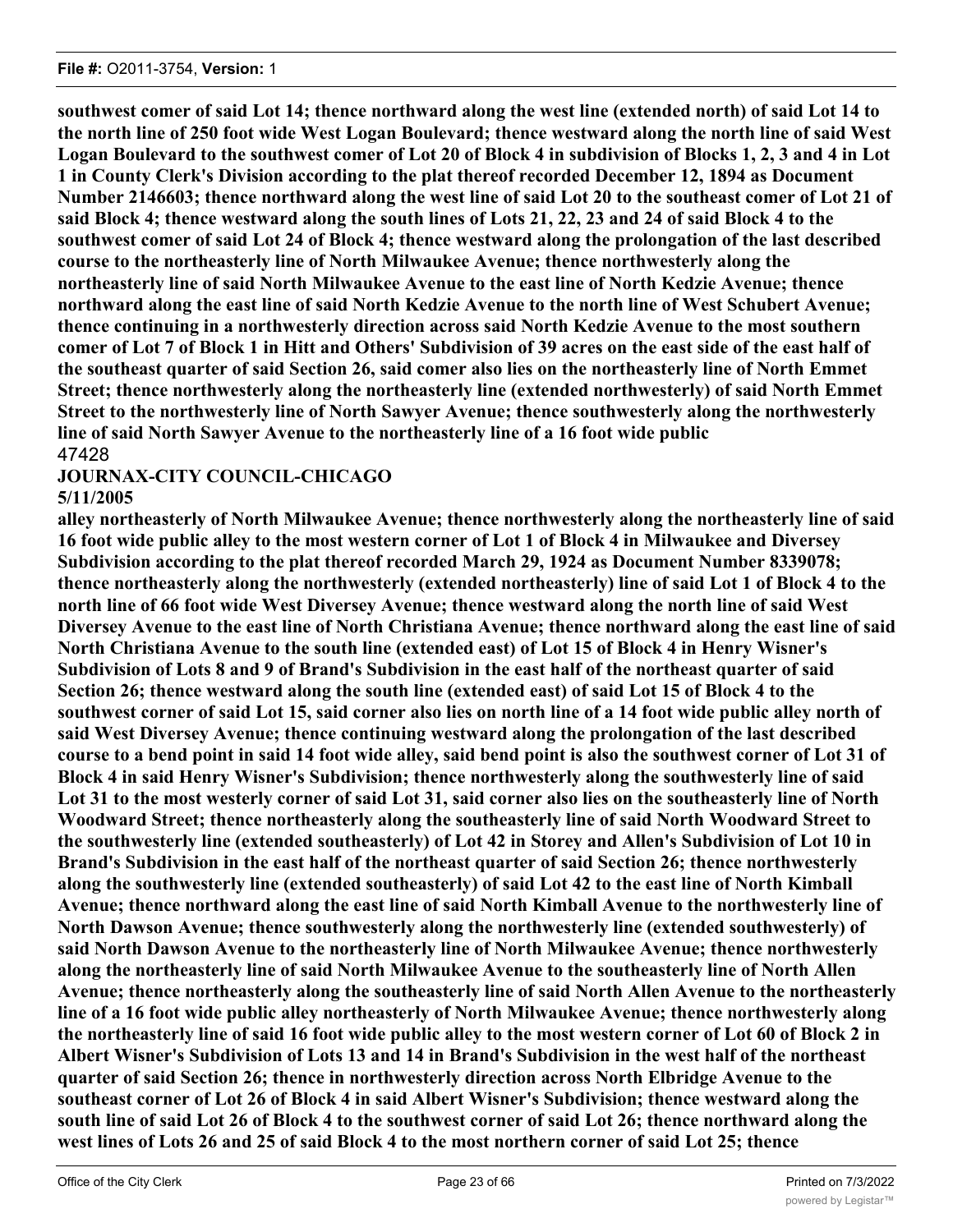**southwest comer of said Lot 14; thence northward along the west line (extended north) of said Lot 14 to the north line of 250 foot wide West Logan Boulevard; thence westward along the north line of said West Logan Boulevard to the southwest comer of Lot 20 of Block 4 in subdivision of Blocks 1, 2, 3 and 4 in Lot 1 in County Clerk's Division according to the plat thereof recorded December 12, 1894 as Document Number 2146603; thence northward along the west line of said Lot 20 to the southeast comer of Lot 21 of said Block 4; thence westward along the south lines of Lots 21, 22, 23 and 24 of said Block 4 to the southwest comer of said Lot 24 of Block 4; thence westward along the prolongation of the last described course to the northeasterly line of North Milwaukee Avenue; thence northwesterly along the northeasterly line of said North Milwaukee Avenue to the east line of North Kedzie Avenue; thence northward along the east line of said North Kedzie Avenue to the north line of West Schubert Avenue; thence continuing in a northwesterly direction across said North Kedzie Avenue to the most southern comer of Lot 7 of Block 1 in Hitt and Others' Subdivision of 39 acres on the east side of the east half of the southeast quarter of said Section 26, said comer also lies on the northeasterly line of North Emmet Street; thence northwesterly along the northeasterly line (extended northwesterly) of said North Emmet Street to the northwesterly line of North Sawyer Avenue; thence southwesterly along the northwesterly line of said North Sawyer Avenue to the northeasterly line of a 16 foot wide public**

47428

**JOURNAX-CITY COUNCIL-CHICAGO**

**5/11/2005**

**alley northeasterly of North Milwaukee Avenue; thence northwesterly along the northeasterly line of said 16 foot wide public alley to the most western corner of Lot 1 of Block 4 in Milwaukee and Diversey Subdivision according to the plat thereof recorded March 29, 1924 as Document Number 8339078; thence northeasterly along the northwesterly (extended northeasterly) line of said Lot 1 of Block 4 to the north line of 66 foot wide West Diversey Avenue; thence westward along the north line of said West Diversey Avenue to the east line of North Christiana Avenue; thence northward along the east line of said North Christiana Avenue to the south line (extended east) of Lot 15 of Block 4 in Henry Wisner's Subdivision of Lots 8 and 9 of Brand's Subdivision in the east half of the northeast quarter of said Section 26; thence westward along the south line (extended east) of said Lot 15 of Block 4 to the southwest corner of said Lot 15, said corner also lies on north line of a 14 foot wide public alley north of said West Diversey Avenue; thence continuing westward along the prolongation of the last described course to a bend point in said 14 foot wide alley, said bend point is also the southwest corner of Lot 31 of Block 4 in said Henry Wisner's Subdivision; thence northwesterly along the southwesterly line of said Lot 31 to the most westerly corner of said Lot 31, said corner also lies on the southeasterly line of North Woodward Street; thence northeasterly along the southeasterly line of said North Woodward Street to the southwesterly line (extended southeasterly) of Lot 42 in Storey and Allen's Subdivision of Lot 10 in Brand's Subdivision in the east half of the northeast quarter of said Section 26; thence northwesterly along the southwesterly line (extended southeasterly) of said Lot 42 to the east line of North Kimball Avenue; thence northward along the east line of said North Kimball Avenue to the northwesterly line of North Dawson Avenue; thence southwesterly along the northwesterly line (extended southwesterly) of said North Dawson Avenue to the northeasterly line of North Milwaukee Avenue; thence northwesterly along the northeasterly line of said North Milwaukee Avenue to the southeasterly line of North Allen Avenue; thence northeasterly along the southeasterly line of said North Allen Avenue to the northeasterly line of a 16 foot wide public alley northeasterly of North Milwaukee Avenue; thence northwesterly along the northeasterly line of said 16 foot wide public alley to the most western corner of Lot 60 of Block 2 in Albert Wisner's Subdivision of Lots 13 and 14 in Brand's Subdivision in the west half of the northeast quarter of said Section 26; thence in northwesterly direction across North Elbridge Avenue to the southeast corner of Lot 26 of Block 4 in said Albert Wisner's Subdivision; thence westward along the south line of said Lot 26 of Block 4 to the southwest corner of said Lot 26; thence northward along the west lines of Lots 26 and 25 of said Block 4 to the most northern corner of said Lot 25; thence**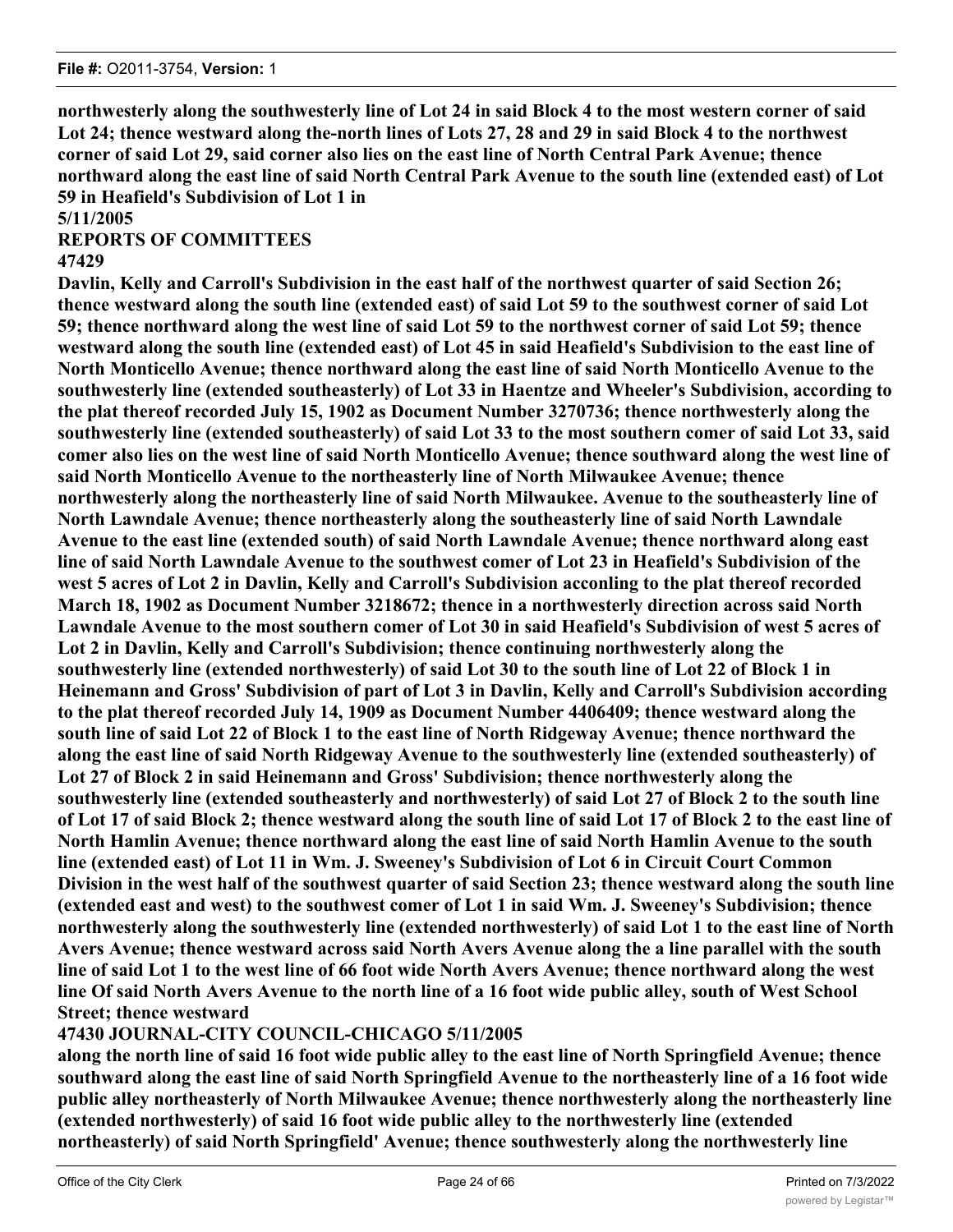**northwesterly along the southwesterly line of Lot 24 in said Block 4 to the most western corner of said Lot 24; thence westward along the-north lines of Lots 27, 28 and 29 in said Block 4 to the northwest corner of said Lot 29, said corner also lies on the east line of North Central Park Avenue; thence northward along the east line of said North Central Park Avenue to the south line (extended east) of Lot 59 in Heafield's Subdivision of Lot 1 in**

**5/11/2005**

**REPORTS OF COMMITTEES**

**47429**

**Davlin, Kelly and Carroll's Subdivision in the east half of the northwest quarter of said Section 26; thence westward along the south line (extended east) of said Lot 59 to the southwest corner of said Lot 59; thence northward along the west line of said Lot 59 to the northwest corner of said Lot 59; thence westward along the south line (extended east) of Lot 45 in said Heafield's Subdivision to the east line of North Monticello Avenue; thence northward along the east line of said North Monticello Avenue to the southwesterly line (extended southeasterly) of Lot 33 in Haentze and Wheeler's Subdivision, according to the plat thereof recorded July 15, 1902 as Document Number 3270736; thence northwesterly along the southwesterly line (extended southeasterly) of said Lot 33 to the most southern comer of said Lot 33, said comer also lies on the west line of said North Monticello Avenue; thence southward along the west line of said North Monticello Avenue to the northeasterly line of North Milwaukee Avenue; thence northwesterly along the northeasterly line of said North Milwaukee. Avenue to the southeasterly line of North Lawndale Avenue; thence northeasterly along the southeasterly line of said North Lawndale Avenue to the east line (extended south) of said North Lawndale Avenue; thence northward along east line of said North Lawndale Avenue to the southwest comer of Lot 23 in Heafield's Subdivision of the west 5 acres of Lot 2 in Davlin, Kelly and Carroll's Subdivision acconling to the plat thereof recorded March 18, 1902 as Document Number 3218672; thence in a northwesterly direction across said North Lawndale Avenue to the most southern comer of Lot 30 in said Heafield's Subdivision of west 5 acres of Lot 2 in Davlin, Kelly and Carroll's Subdivision; thence continuing northwesterly along the southwesterly line (extended northwesterly) of said Lot 30 to the south line of Lot 22 of Block 1 in Heinemann and Gross' Subdivision of part of Lot 3 in Davlin, Kelly and Carroll's Subdivision according to the plat thereof recorded July 14, 1909 as Document Number 4406409; thence westward along the south line of said Lot 22 of Block 1 to the east line of North Ridgeway Avenue; thence northward the along the east line of said North Ridgeway Avenue to the southwesterly line (extended southeasterly) of Lot 27 of Block 2 in said Heinemann and Gross' Subdivision; thence northwesterly along the southwesterly line (extended southeasterly and northwesterly) of said Lot 27 of Block 2 to the south line of Lot 17 of said Block 2; thence westward along the south line of said Lot 17 of Block 2 to the east line of North Hamlin Avenue; thence northward along the east line of said North Hamlin Avenue to the south line (extended east) of Lot 11 in Wm. J. Sweeney's Subdivision of Lot 6 in Circuit Court Common Division in the west half of the southwest quarter of said Section 23; thence westward along the south line (extended east and west) to the southwest comer of Lot 1 in said Wm. J. Sweeney's Subdivision; thence northwesterly along the southwesterly line (extended northwesterly) of said Lot 1 to the east line of North Avers Avenue; thence westward across said North Avers Avenue along the a line parallel with the south line of said Lot 1 to the west line of 66 foot wide North Avers Avenue; thence northward along the west line Of said North Avers Avenue to the north line of a 16 foot wide public alley, south of West School Street; thence westward**

**47430 JOURNAL-CITY COUNCIL-CHICAGO 5/11/2005**

**along the north line of said 16 foot wide public alley to the east line of North Springfield Avenue; thence southward along the east line of said North Springfield Avenue to the northeasterly line of a 16 foot wide public alley northeasterly of North Milwaukee Avenue; thence northwesterly along the northeasterly line (extended northwesterly) of said 16 foot wide public alley to the northwesterly line (extended northeasterly) of said North Springfield' Avenue; thence southwesterly along the northwesterly line**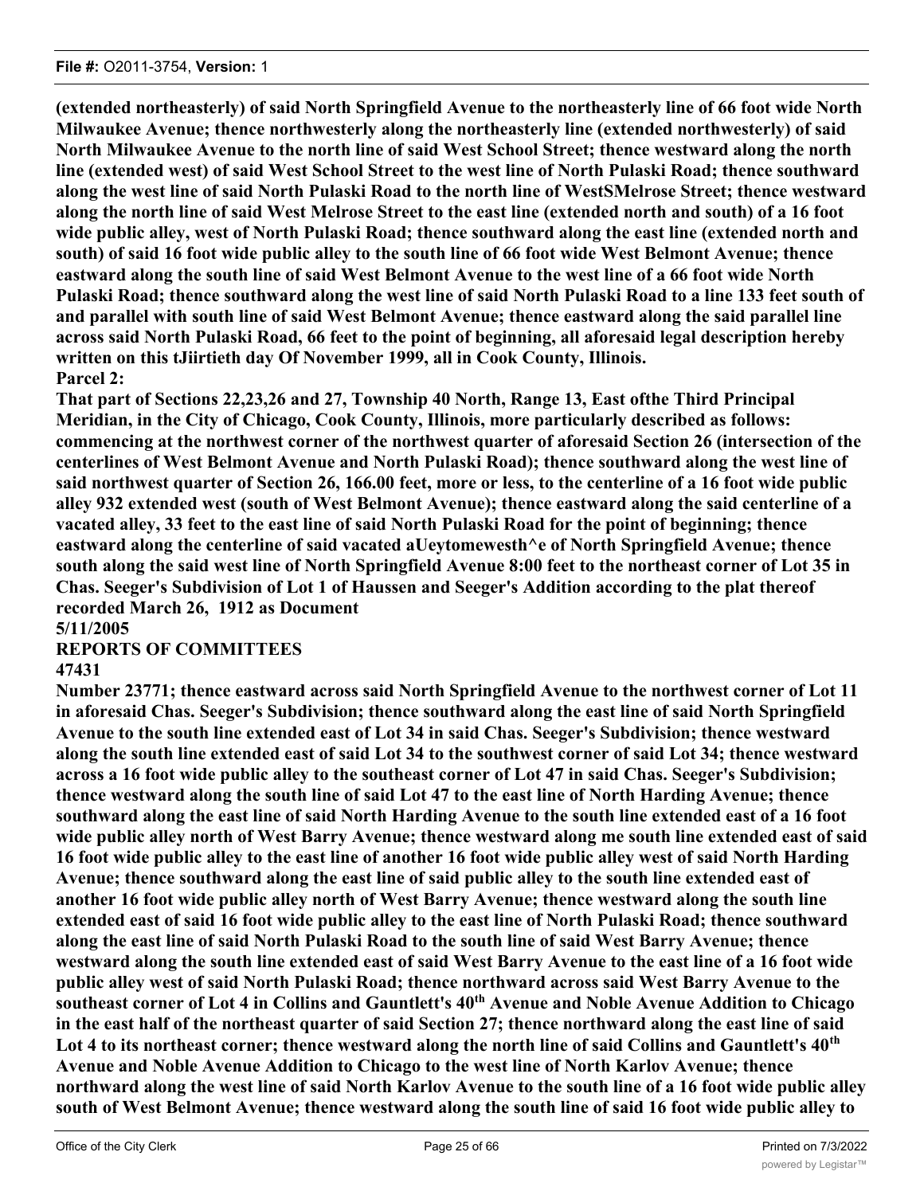**(extended northeasterly) of said North Springfield Avenue to the northeasterly line of 66 foot wide North Milwaukee Avenue; thence northwesterly along the northeasterly line (extended northwesterly) of said North Milwaukee Avenue to the north line of said West School Street; thence westward along the north line (extended west) of said West School Street to the west line of North Pulaski Road; thence southward along the west line of said North Pulaski Road to the north line of WestSMelrose Street; thence westward along the north line of said West Melrose Street to the east line (extended north and south) of a 16 foot wide public alley, west of North Pulaski Road; thence southward along the east line (extended north and south) of said 16 foot wide public alley to the south line of 66 foot wide West Belmont Avenue; thence eastward along the south line of said West Belmont Avenue to the west line of a 66 foot wide North Pulaski Road; thence southward along the west line of said North Pulaski Road to a line 133 feet south of and parallel with south line of said West Belmont Avenue; thence eastward along the said parallel line across said North Pulaski Road, 66 feet to the point of beginning, all aforesaid legal description hereby written on this tJiirtieth day Of November 1999, all in Cook County, Illinois.**

**Parcel 2:**

**That part of Sections 22,23,26 and 27, Township 40 North, Range 13, East ofthe Third Principal Meridian, in the City of Chicago, Cook County, Illinois, more particularly described as follows: commencing at the northwest corner of the northwest quarter of aforesaid Section 26 (intersection of the centerlines of West Belmont Avenue and North Pulaski Road); thence southward along the west line of said northwest quarter of Section 26, 166.00 feet, more or less, to the centerline of a 16 foot wide public alley 932 extended west (south of West Belmont Avenue); thence eastward along the said centerline of a vacated alley, 33 feet to the east line of said North Pulaski Road for the point of beginning; thence eastward along the centerline of said vacated aUeytomewesth^e of North Springfield Avenue; thence south along the said west line of North Springfield Avenue 8:00 feet to the northeast corner of Lot 35 in Chas. Seeger's Subdivision of Lot 1 of Haussen and Seeger's Addition according to the plat thereof recorded March 26, 1912 as Document**

**5/11/2005**

**REPORTS OF COMMITTEES**

**47431**

**Number 23771; thence eastward across said North Springfield Avenue to the northwest corner of Lot 11 in aforesaid Chas. Seeger's Subdivision; thence southward along the east line of said North Springfield Avenue to the south line extended east of Lot 34 in said Chas. Seeger's Subdivision; thence westward along the south line extended east of said Lot 34 to the southwest corner of said Lot 34; thence westward across a 16 foot wide public alley to the southeast corner of Lot 47 in said Chas. Seeger's Subdivision; thence westward along the south line of said Lot 47 to the east line of North Harding Avenue; thence southward along the east line of said North Harding Avenue to the south line extended east of a 16 foot wide public alley north of West Barry Avenue; thence westward along me south line extended east of said 16 foot wide public alley to the east line of another 16 foot wide public alley west of said North Harding Avenue; thence southward along the east line of said public alley to the south line extended east of another 16 foot wide public alley north of West Barry Avenue; thence westward along the south line extended east of said 16 foot wide public alley to the east line of North Pulaski Road; thence southward along the east line of said North Pulaski Road to the south line of said West Barry Avenue; thence westward along the south line extended east of said West Barry Avenue to the east line of a 16 foot wide public alley west of said North Pulaski Road; thence northward across said West Barry Avenue to the southeast corner of Lot 4 in Collins and Gauntlett's 40th Avenue and Noble Avenue Addition to Chicago in the east half of the northeast quarter of said Section 27; thence northward along the east line of said Lot 4 to its northeast corner; thence westward along the north line of said Collins and Gauntlett's 40th Avenue and Noble Avenue Addition to Chicago to the west line of North Karlov Avenue; thence northward along the west line of said North Karlov Avenue to the south line of a 16 foot wide public alley south of West Belmont Avenue; thence westward along the south line of said 16 foot wide public alley to**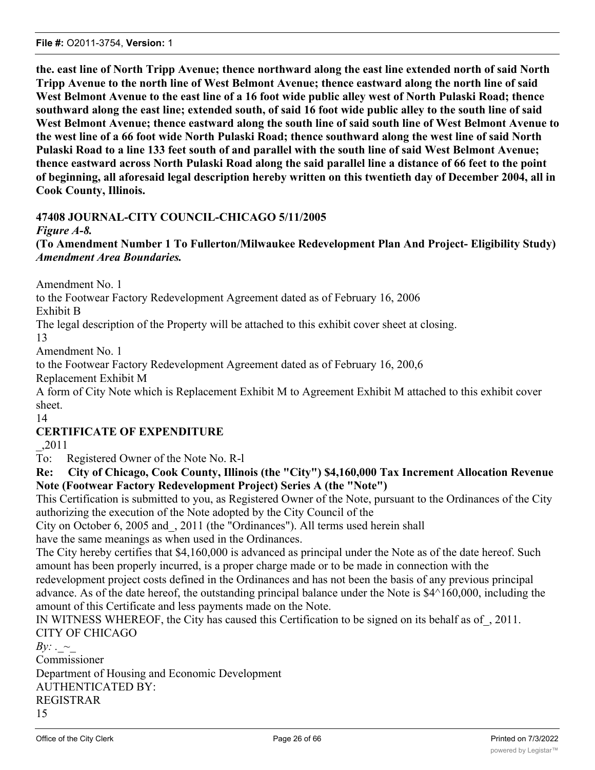**the. east line of North Tripp Avenue; thence northward along the east line extended north of said North Tripp Avenue to the north line of West Belmont Avenue; thence eastward along the north line of said West Belmont Avenue to the east line of a 16 foot wide public alley west of North Pulaski Road; thence southward along the east line; extended south, of said 16 foot wide public alley to the south line of said West Belmont Avenue; thence eastward along the south line of said south line of West Belmont Avenue to the west line of a 66 foot wide North Pulaski Road; thence southward along the west line of said North Pulaski Road to a line 133 feet south of and parallel with the south line of said West Belmont Avenue; thence eastward across North Pulaski Road along the said parallel line a distance of 66 feet to the point of beginning, all aforesaid legal description hereby written on this twentieth day of December 2004, all in Cook County, Illinois.**

**47408 JOURNAL-CITY COUNCIL-CHICAGO 5/11/2005**

***Figure A-8.***

**(To Amendment Number 1 To Fullerton/Milwaukee Redevelopment Plan And Project- Eligibility Study)** ***Amendment Area Boundaries.***

Amendment No. 1

to the Footwear Factory Redevelopment Agreement dated as of February 16, 2006

Exhibit B

The legal description of the Property will be attached to this exhibit cover sheet at closing.

13

Amendment No. 1

to the Footwear Factory Redevelopment Agreement dated as of February 16, 200,6

Replacement Exhibit M

A form of City Note which is Replacement Exhibit M to Agreement Exhibit M attached to this exhibit cover sheet.

14

**CERTIFICATE OF EXPENDITURE**

_,2011

To: Registered Owner of the Note No. R-l

**Re: City of Chicago, Cook County, Illinois (the "City") $4,160,000 Tax Increment Allocation Revenue Note (Footwear Factory Redevelopment Project) Series A (the "Note")**

This Certification is submitted to you, as Registered Owner of the Note, pursuant to the Ordinances of the City authorizing the execution of the Note adopted by the City Council of the City on October 6, 2005 and_, 2011 (the "Ordinances"). All terms used herein shall have the same meanings as when used in the Ordinances.

The City hereby certifies that $4,160,000 is advanced as principal under the Note as of the date hereof. Such amount has been properly incurred, is a proper charge made or to be made in connection with the redevelopment project costs defined in the Ordinances and has not been the basis of any previous principal advance. As of the date hereof, the outstanding principal balance under the Note is $4^160,000, including the amount of this Certificate and less payments made on the Note.

IN WITNESS WHEREOF, the City has caused this Certification to be signed on its behalf as of_, 2011.

CITY OF CHICAGO

*By:* ._~_

Commissioner

Department of Housing and Economic Development

AUTHENTICATED BY:

REGISTRAR

15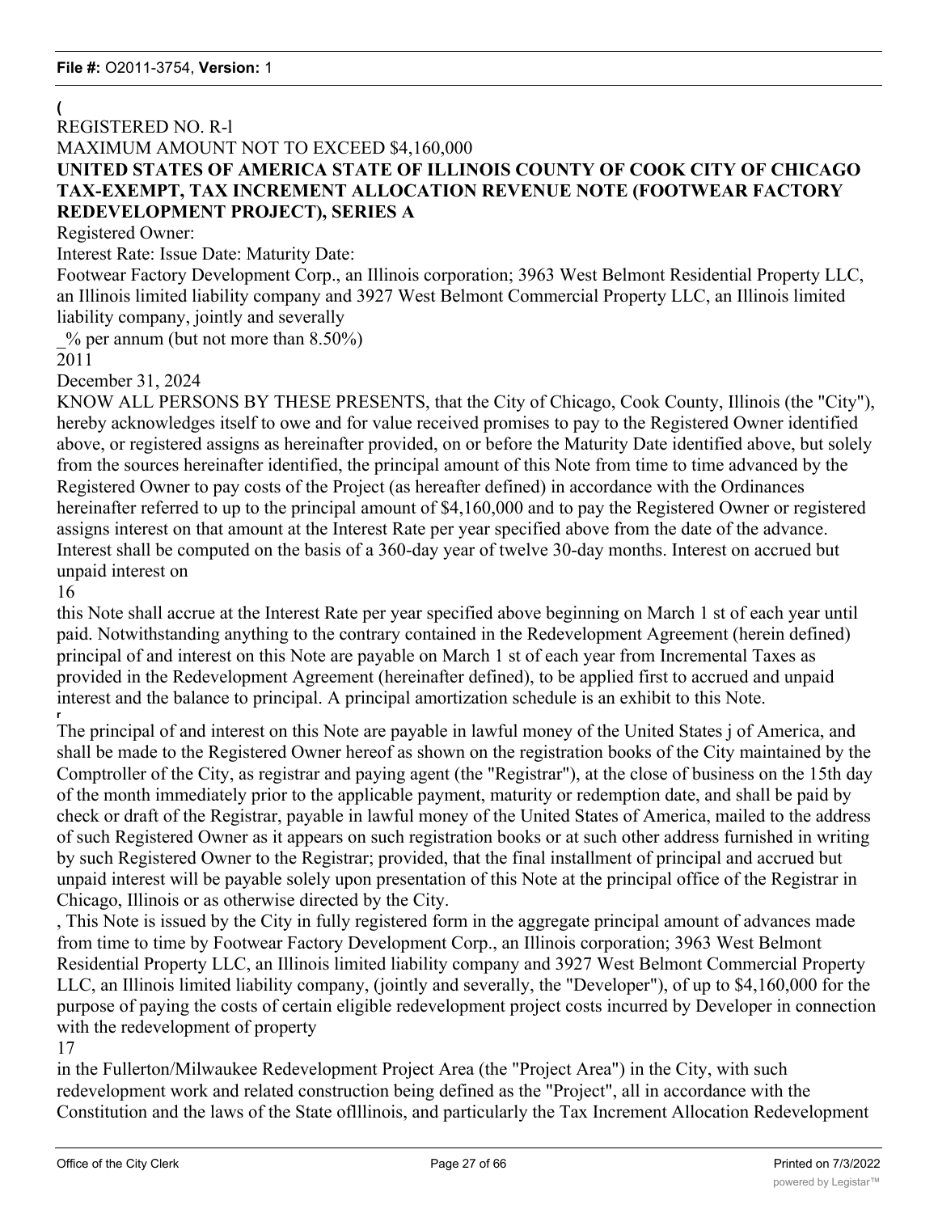(

REGISTERED NO. R-l

MAXIMUM AMOUNT NOT TO EXCEED $4,160,000

**UNITED STATES OF AMERICA STATE OF ILLINOIS COUNTY OF COOK CITY OF CHICAGO TAX-EXEMPT, TAX INCREMENT ALLOCATION REVENUE NOTE (FOOTWEAR FACTORY REDEVELOPMENT PROJECT), SERIES A**

Registered Owner:

Interest Rate: Issue Date: Maturity Date:

Footwear Factory Development Corp., an Illinois corporation; 3963 West Belmont Residential Property LLC, an Illinois limited liability company and 3927 West Belmont Commercial Property LLC, an Illinois limited liability company, jointly and severally

_% per annum (but not more than 8.50%)

2011

December 31, 2024

KNOW ALL PERSONS BY THESE PRESENTS, that the City of Chicago, Cook County, Illinois (the "City"), hereby acknowledges itself to owe and for value received promises to pay to the Registered Owner identified above, or registered assigns as hereinafter provided, on or before the Maturity Date identified above, but solely from the sources hereinafter identified, the principal amount of this Note from time to time advanced by the Registered Owner to pay costs of the Project (as hereafter defined) in accordance with the Ordinances hereinafter referred to up to the principal amount of $4,160,000 and to pay the Registered Owner or registered assigns interest on that amount at the Interest Rate per year specified above from the date of the advance. Interest shall be computed on the basis of a 360-day year of twelve 30-day months. Interest on accrued but unpaid interest on

16

this Note shall accrue at the Interest Rate per year specified above beginning on March 1 st of each year until paid. Notwithstanding anything to the contrary contained in the Redevelopment Agreement (herein defined) principal of and interest on this Note are payable on March 1 st of each year from Incremental Taxes as provided in the Redevelopment Agreement (hereinafter defined), to be applied first to accrued and unpaid interest and the balance to principal. A principal amortization schedule is an exhibit to this Note.

The principal of and interest on this Note are payable in lawful money of the United States j of America, and shall be made to the Registered Owner hereof as shown on the registration books of the City maintained by the Comptroller of the City, as registrar and paying agent (the "Registrar"), at the close of business on the 15th day of the month immediately prior to the applicable payment, maturity or redemption date, and shall be paid by check or draft of the Registrar, payable in lawful money of the United States of America, mailed to the address of such Registered Owner as it appears on such registration books or at such other address furnished in writing by such Registered Owner to the Registrar; provided, that the final installment of principal and accrued but unpaid interest will be payable solely upon presentation of this Note at the principal office of the Registrar in Chicago, Illinois or as otherwise directed by the City.

, This Note is issued by the City in fully registered form in the aggregate principal amount of advances made from time to time by Footwear Factory Development Corp., an Illinois corporation; 3963 West Belmont Residential Property LLC, an Illinois limited liability company and 3927 West Belmont Commercial Property LLC, an Illinois limited liability company, (jointly and severally, the "Developer"), of up to $4,160,000 for the purpose of paying the costs of certain eligible redevelopment project costs incurred by Developer in connection with the redevelopment of property

17

in the Fullerton/Milwaukee Redevelopment Project Area (the "Project Area") in the City, with such redevelopment work and related construction being defined as the "Project", all in accordance with the Constitution and the laws of the State oflllinois, and particularly the Tax Increment Allocation Redevelopment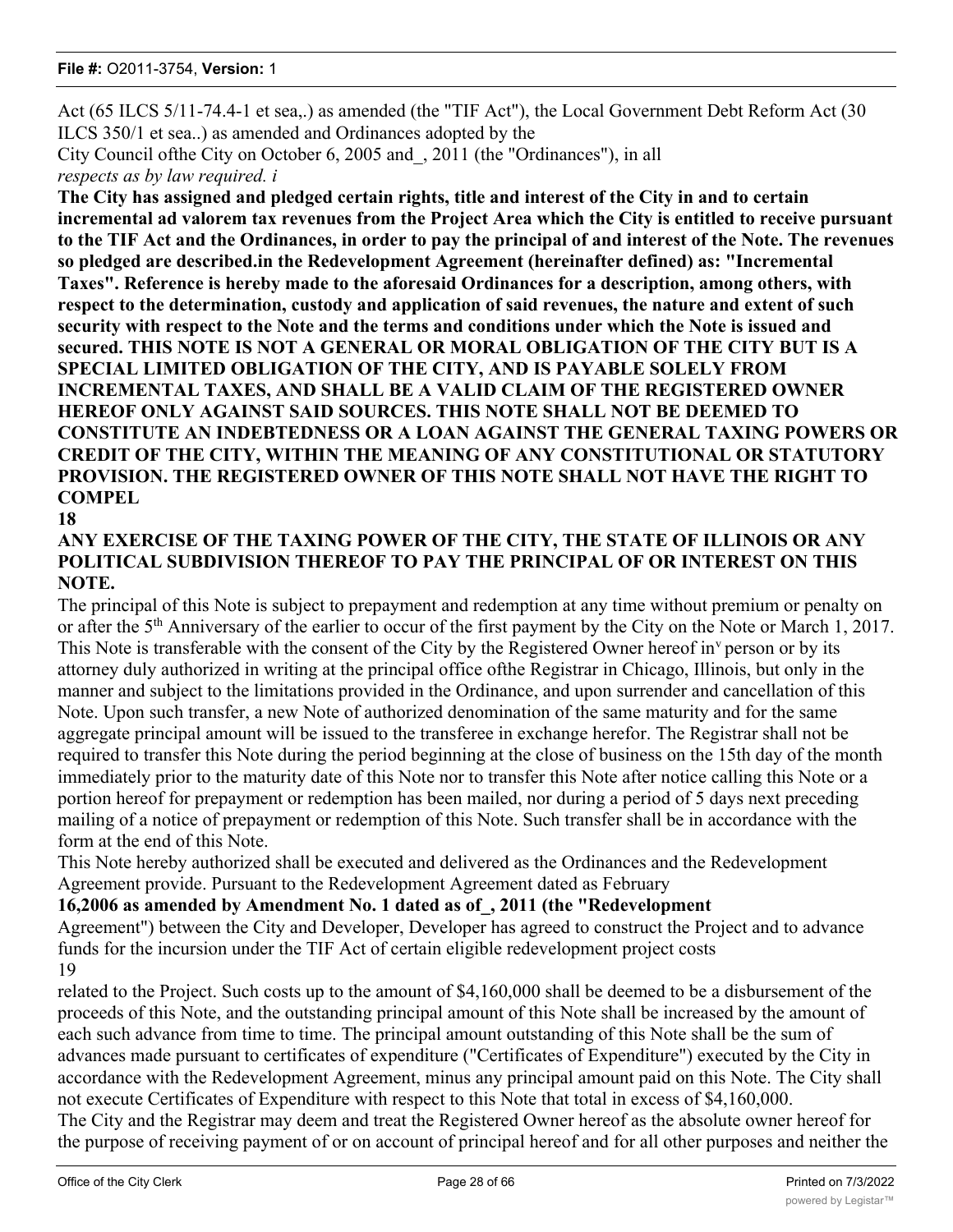Act (65 ILCS 5/11-74.4-1 et sea,.) as amended (the "TIF Act"), the Local Government Debt Reform Act (30 ILCS 350/1 et sea..) as amended and Ordinances adopted by the City Council ofthe City on October 6, 2005 and_, 2011 (the "Ordinances"), in all *respects as by law required. i*

**The City has assigned and pledged certain rights, title and interest of the City in and to certain incremental ad valorem tax revenues from the Project Area which the City is entitled to receive pursuant to the TIF Act and the Ordinances, in order to pay the principal of and interest of the Note. The revenues so pledged are described.in the Redevelopment Agreement (hereinafter defined) as: "Incremental Taxes". Reference is hereby made to the aforesaid Ordinances for a description, among others, with respect to the determination, custody and application of said revenues, the nature and extent of such security with respect to the Note and the terms and conditions under which the Note is issued and secured. THIS NOTE IS NOT A GENERAL OR MORAL OBLIGATION OF THE CITY BUT IS A SPECIAL LIMITED OBLIGATION OF THE CITY, AND IS PAYABLE SOLELY FROM INCREMENTAL TAXES, AND SHALL BE A VALID CLAIM OF THE REGISTERED OWNER HEREOF ONLY AGAINST SAID SOURCES. THIS NOTE SHALL NOT BE DEEMED TO CONSTITUTE AN INDEBTEDNESS OR A LOAN AGAINST THE GENERAL TAXING POWERS OR CREDIT OF THE CITY, WITHIN THE MEANING OF ANY CONSTITUTIONAL OR STATUTORY PROVISION. THE REGISTERED OWNER OF THIS NOTE SHALL NOT HAVE THE RIGHT TO COMPEL**

**18**

**ANY EXERCISE OF THE TAXING POWER OF THE CITY, THE STATE OF ILLINOIS OR ANY POLITICAL SUBDIVISION THEREOF TO PAY THE PRINCIPAL OF OR INTEREST ON THIS NOTE.**

The principal of this Note is subject to prepayment and redemption at any time without premium or penalty on or after the 5th Anniversary of the earlier to occur of the first payment by the City on the Note or March 1, 2017. This Note is transferable with the consent of the City by the Registered Owner hereof inv person or by its attorney duly authorized in writing at the principal office ofthe Registrar in Chicago, Illinois, but only in the manner and subject to the limitations provided in the Ordinance, and upon surrender and cancellation of this Note. Upon such transfer, a new Note of authorized denomination of the same maturity and for the same aggregate principal amount will be issued to the transferee in exchange herefor. The Registrar shall not be required to transfer this Note during the period beginning at the close of business on the 15th day of the month immediately prior to the maturity date of this Note nor to transfer this Note after notice calling this Note or a portion hereof for prepayment or redemption has been mailed, nor during a period of 5 days next preceding mailing of a notice of prepayment or redemption of this Note. Such transfer shall be in accordance with the form at the end of this Note.

This Note hereby authorized shall be executed and delivered as the Ordinances and the Redevelopment Agreement provide. Pursuant to the Redevelopment Agreement dated as February

**16,2006 as amended by Amendment No. 1 dated as of_, 2011 (the "Redevelopment**

Agreement") between the City and Developer, Developer has agreed to construct the Project and to advance funds for the incursion under the TIF Act of certain eligible redevelopment project costs

19

related to the Project. Such costs up to the amount of $4,160,000 shall be deemed to be a disbursement of the proceeds of this Note, and the outstanding principal amount of this Note shall be increased by the amount of each such advance from time to time. The principal amount outstanding of this Note shall be the sum of advances made pursuant to certificates of expenditure ("Certificates of Expenditure") executed by the City in accordance with the Redevelopment Agreement, minus any principal amount paid on this Note. The City shall not execute Certificates of Expenditure with respect to this Note that total in excess of $4,160,000.

The City and the Registrar may deem and treat the Registered Owner hereof as the absolute owner hereof for the purpose of receiving payment of or on account of principal hereof and for all other purposes and neither the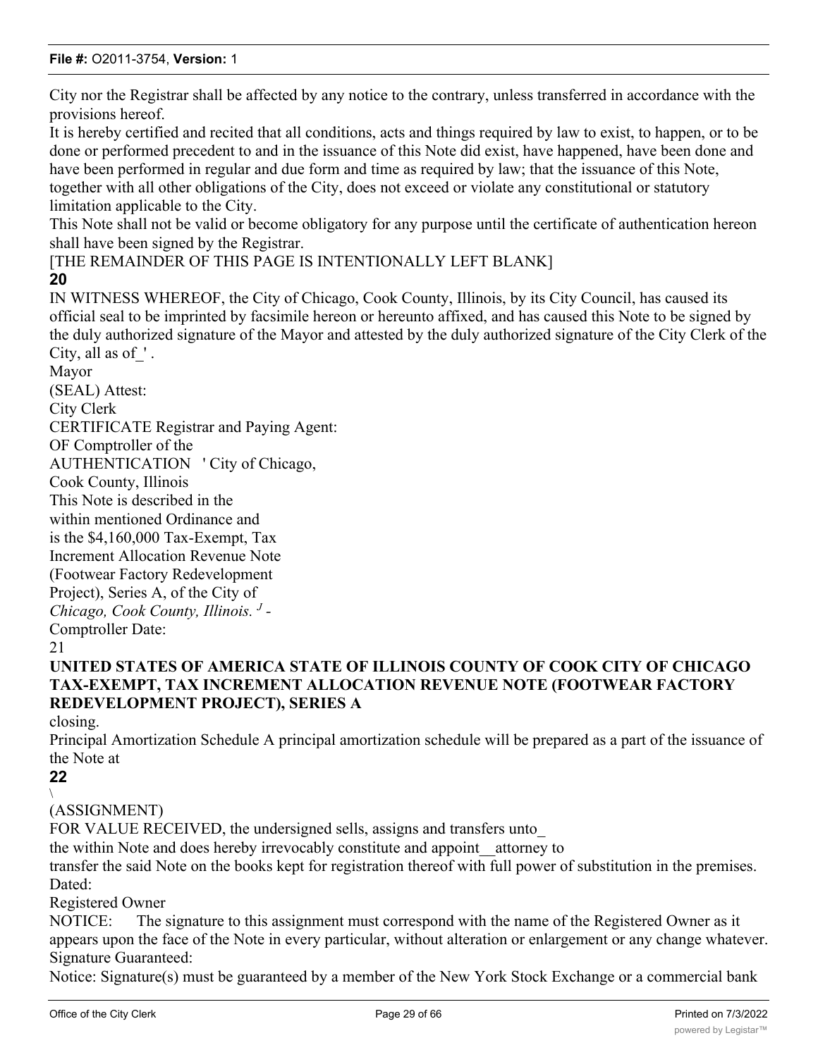City nor the Registrar shall be affected by any notice to the contrary, unless transferred in accordance with the provisions hereof.

It is hereby certified and recited that all conditions, acts and things required by law to exist, to happen, or to be done or performed precedent to and in the issuance of this Note did exist, have happened, have been done and have been performed in regular and due form and time as required by law; that the issuance of this Note, together with all other obligations of the City, does not exceed or violate any constitutional or statutory limitation applicable to the City.

This Note shall not be valid or become obligatory for any purpose until the certificate of authentication hereon shall have been signed by the Registrar.

[THE REMAINDER OF THIS PAGE IS INTENTIONALLY LEFT BLANK]

**20**

IN WITNESS WHEREOF, the City of Chicago, Cook County, Illinois, by its City Council, has caused its official seal to be imprinted by facsimile hereon or hereunto affixed, and has caused this Note to be signed by the duly authorized signature of the Mayor and attested by the duly authorized signature of the City Clerk of the City, all as of_' .

Mayor

(SEAL) Attest:

City Clerk

CERTIFICATE Registrar and Paying Agent:
OF Comptroller of the
AUTHENTICATION ' City of Chicago,
Cook County, Illinois

This Note is described in the
within mentioned Ordinance and
is the $4,160,000 Tax-Exempt, Tax
Increment Allocation Revenue Note
(Footwear Factory Redevelopment
Project), Series A, of the City of
*Chicago, Cook County, Illinois.* ^J -

Comptroller Date:

21

**UNITED STATES OF AMERICA STATE OF ILLINOIS COUNTY OF COOK CITY OF CHICAGO TAX-EXEMPT, TAX INCREMENT ALLOCATION REVENUE NOTE (FOOTWEAR FACTORY REDEVELOPMENT PROJECT), SERIES A**

closing.

Principal Amortization Schedule A principal amortization schedule will be prepared as a part of the issuance of the Note at

**22**

\

(ASSIGNMENT)

FOR VALUE RECEIVED, the undersigned sells, assigns and transfers unto_

the within Note and does hereby irrevocably constitute and appoint__attorney to transfer the said Note on the books kept for registration thereof with full power of substitution in the premises.

Dated:

Registered Owner

NOTICE: The signature to this assignment must correspond with the name of the Registered Owner as it appears upon the face of the Note in every particular, without alteration or enlargement or any change whatever.

Signature Guaranteed:

Notice: Signature(s) must be guaranteed by a member of the New York Stock Exchange or a commercial bank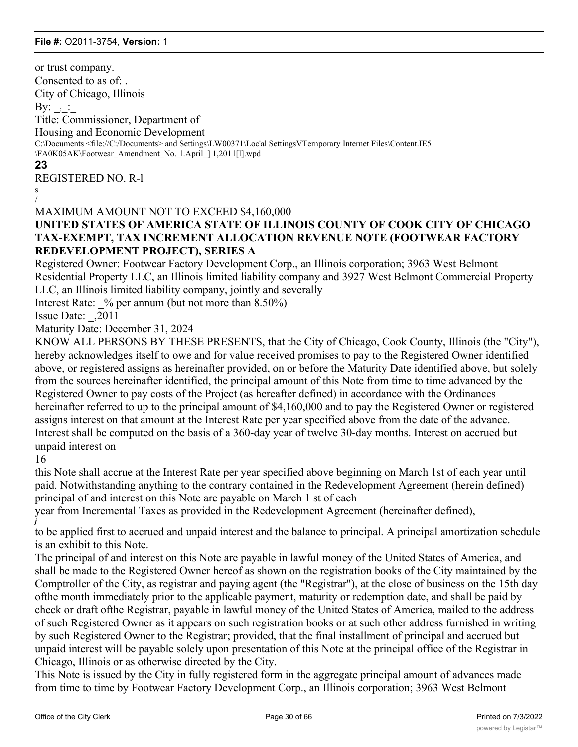or trust company.

Consented to as of: .

City of Chicago, Illinois

By: _:_:_

Title: Commissioner, Department of

Housing and Economic Development

C:\Documents <file://C:/Documents> and Settings\LW00371\Loc'al SettingsVTernporary Internet Files\Content.IE5 \FA0K05AK\Footwear_Amendment_No._l.April_] 1,201 l[l].wpd

**23**

REGISTERED NO. R-l

s

/

MAXIMUM AMOUNT NOT TO EXCEED $4,160,000

**UNITED STATES OF AMERICA STATE OF ILLINOIS COUNTY OF COOK CITY OF CHICAGO TAX-EXEMPT, TAX INCREMENT ALLOCATION REVENUE NOTE (FOOTWEAR FACTORY REDEVELOPMENT PROJECT), SERIES A**

Registered Owner: Footwear Factory Development Corp., an Illinois corporation; 3963 West Belmont Residential Property LLC, an Illinois limited liability company and 3927 West Belmont Commercial Property LLC, an Illinois limited liability company, jointly and severally

Interest Rate: _% per annum (but not more than 8.50%)

Issue Date: _,2011

Maturity Date: December 31, 2024

KNOW ALL PERSONS BY THESE PRESENTS, that the City of Chicago, Cook County, Illinois (the "City"), hereby acknowledges itself to owe and for value received promises to pay to the Registered Owner identified above, or registered assigns as hereinafter provided, on or before the Maturity Date identified above, but solely from the sources hereinafter identified, the principal amount of this Note from time to time advanced by the Registered Owner to pay costs of the Project (as hereafter defined) in accordance with the Ordinances hereinafter referred to up to the principal amount of $4,160,000 and to pay the Registered Owner or registered assigns interest on that amount at the Interest Rate per year specified above from the date of the advance. Interest shall be computed on the basis of a 360-day year of twelve 30-day months. Interest on accrued but unpaid interest on

16

this Note shall accrue at the Interest Rate per year specified above beginning on March 1st of each year until paid. Notwithstanding anything to the contrary contained in the Redevelopment Agreement (herein defined) principal of and interest on this Note are payable on March 1 st of each year from Incremental Taxes as provided in the Redevelopment Agreement (hereinafter defined),

*j*

to be applied first to accrued and unpaid interest and the balance to principal. A principal amortization schedule is an exhibit to this Note.

The principal of and interest on this Note are payable in lawful money of the United States of America, and shall be made to the Registered Owner hereof as shown on the registration books of the City maintained by the Comptroller of the City, as registrar and paying agent (the "Registrar"), at the close of business on the 15th day ofthe month immediately prior to the applicable payment, maturity or redemption date, and shall be paid by check or draft ofthe Registrar, payable in lawful money of the United States of America, mailed to the address of such Registered Owner as it appears on such registration books or at such other address furnished in writing by such Registered Owner to the Registrar; provided, that the final installment of principal and accrued but unpaid interest will be payable solely upon presentation of this Note at the principal office of the Registrar in Chicago, Illinois or as otherwise directed by the City.

This Note is issued by the City in fully registered form in the aggregate principal amount of advances made from time to time by Footwear Factory Development Corp., an Illinois corporation; 3963 West Belmont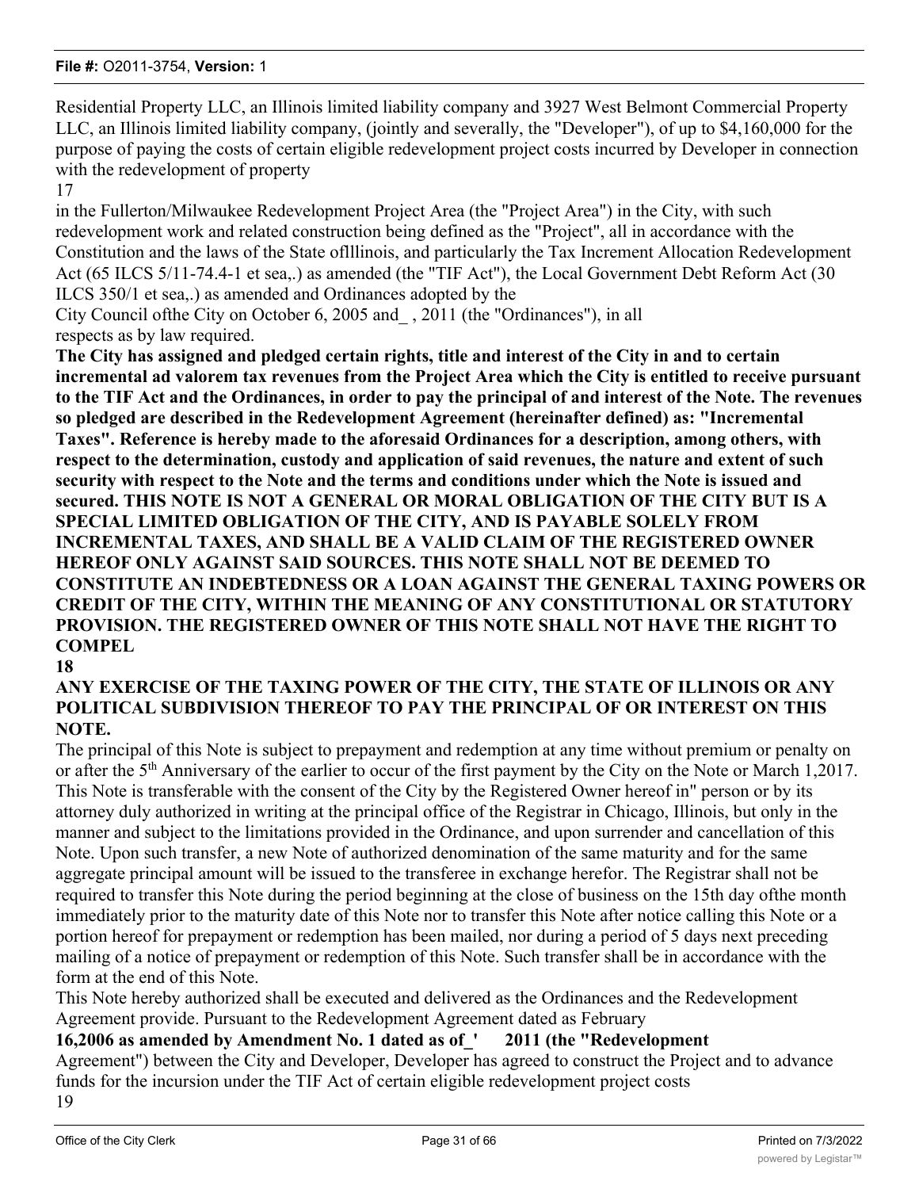Residential Property LLC, an Illinois limited liability company and 3927 West Belmont Commercial Property LLC, an Illinois limited liability company, (jointly and severally, the "Developer"), of up to $4,160,000 for the purpose of paying the costs of certain eligible redevelopment project costs incurred by Developer in connection with the redevelopment of property

17

in the Fullerton/Milwaukee Redevelopment Project Area (the "Project Area") in the City, with such redevelopment work and related construction being defined as the "Project", all in accordance with the Constitution and the laws of the State oflllinois, and particularly the Tax Increment Allocation Redevelopment Act (65 ILCS 5/11-74.4-1 et sea,.) as amended (the "TIF Act"), the Local Government Debt Reform Act (30 ILCS 350/1 et sea,.) as amended and Ordinances adopted by the

City Council ofthe City on October 6, 2005 and_ , 2011 (the "Ordinances"), in all respects as by law required.

**The City has assigned and pledged certain rights, title and interest of the City in and to certain incremental ad valorem tax revenues from the Project Area which the City is entitled to receive pursuant to the TIF Act and the Ordinances, in order to pay the principal of and interest of the Note. The revenues so pledged are described in the Redevelopment Agreement (hereinafter defined) as: "Incremental Taxes". Reference is hereby made to the aforesaid Ordinances for a description, among others, with respect to the determination, custody and application of said revenues, the nature and extent of such security with respect to the Note and the terms and conditions under which the Note is issued and secured. THIS NOTE IS NOT A GENERAL OR MORAL OBLIGATION OF THE CITY BUT IS A SPECIAL LIMITED OBLIGATION OF THE CITY, AND IS PAYABLE SOLELY FROM INCREMENTAL TAXES, AND SHALL BE A VALID CLAIM OF THE REGISTERED OWNER HEREOF ONLY AGAINST SAID SOURCES. THIS NOTE SHALL NOT BE DEEMED TO CONSTITUTE AN INDEBTEDNESS OR A LOAN AGAINST THE GENERAL TAXING POWERS OR CREDIT OF THE CITY, WITHIN THE MEANING OF ANY CONSTITUTIONAL OR STATUTORY PROVISION. THE REGISTERED OWNER OF THIS NOTE SHALL NOT HAVE THE RIGHT TO COMPEL**

**18**

**ANY EXERCISE OF THE TAXING POWER OF THE CITY, THE STATE OF ILLINOIS OR ANY POLITICAL SUBDIVISION THEREOF TO PAY THE PRINCIPAL OF OR INTEREST ON THIS NOTE.**

The principal of this Note is subject to prepayment and redemption at any time without premium or penalty on or after the 5th Anniversary of the earlier to occur of the first payment by the City on the Note or March 1,2017. This Note is transferable with the consent of the City by the Registered Owner hereof in" person or by its attorney duly authorized in writing at the principal office of the Registrar in Chicago, Illinois, but only in the manner and subject to the limitations provided in the Ordinance, and upon surrender and cancellation of this Note. Upon such transfer, a new Note of authorized denomination of the same maturity and for the same aggregate principal amount will be issued to the transferee in exchange herefor. The Registrar shall not be required to transfer this Note during the period beginning at the close of business on the 15th day ofthe month immediately prior to the maturity date of this Note nor to transfer this Note after notice calling this Note or a portion hereof for prepayment or redemption has been mailed, nor during a period of 5 days next preceding mailing of a notice of prepayment or redemption of this Note. Such transfer shall be in accordance with the form at the end of this Note.

This Note hereby authorized shall be executed and delivered as the Ordinances and the Redevelopment Agreement provide. Pursuant to the Redevelopment Agreement dated as February

**16,2006 as amended by Amendment No. 1 dated as of_' 2011 (the "Redevelopment**

Agreement") between the City and Developer, Developer has agreed to construct the Project and to advance funds for the incursion under the TIF Act of certain eligible redevelopment project costs

19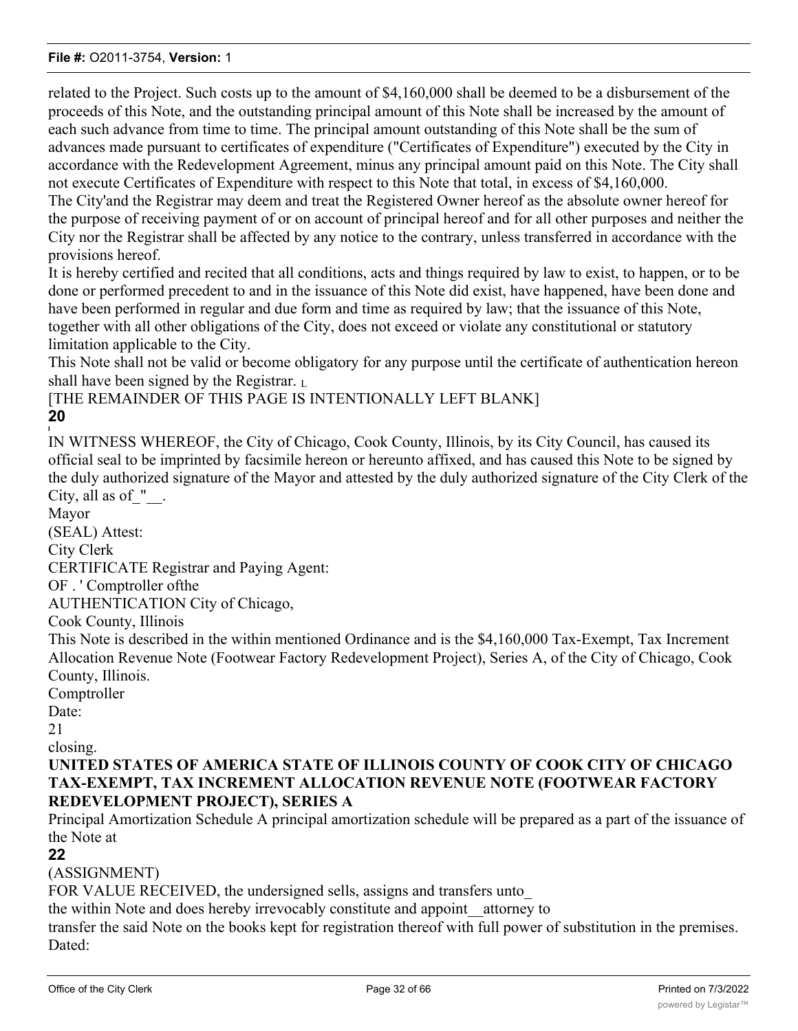related to the Project. Such costs up to the amount of $4,160,000 shall be deemed to be a disbursement of the proceeds of this Note, and the outstanding principal amount of this Note shall be increased by the amount of each such advance from time to time. The principal amount outstanding of this Note shall be the sum of advances made pursuant to certificates of expenditure ("Certificates of Expenditure") executed by the City in accordance with the Redevelopment Agreement, minus any principal amount paid on this Note. The City shall not execute Certificates of Expenditure with respect to this Note that total, in excess of $4,160,000.

The City'and the Registrar may deem and treat the Registered Owner hereof as the absolute owner hereof for the purpose of receiving payment of or on account of principal hereof and for all other purposes and neither the City nor the Registrar shall be affected by any notice to the contrary, unless transferred in accordance with the provisions hereof.

It is hereby certified and recited that all conditions, acts and things required by law to exist, to happen, or to be done or performed precedent to and in the issuance of this Note did exist, have happened, have been done and have been performed in regular and due form and time as required by law; that the issuance of this Note, together with all other obligations of the City, does not exceed or violate any constitutional or statutory limitation applicable to the City.

This Note shall not be valid or become obligatory for any purpose until the certificate of authentication hereon shall have been signed by the Registrar.

[THE REMAINDER OF THIS PAGE IS INTENTIONALLY LEFT BLANK]

**20**

IN WITNESS WHEREOF, the City of Chicago, Cook County, Illinois, by its City Council, has caused its official seal to be imprinted by facsimile hereon or hereunto affixed, and has caused this Note to be signed by the duly authorized signature of the Mayor and attested by the duly authorized signature of the City Clerk of the City, all as of_"__.

Mayor

(SEAL) Attest:

City Clerk

CERTIFICATE Registrar and Paying Agent:

OF . ' Comptroller ofthe

AUTHENTICATION City of Chicago,

Cook County, Illinois

This Note is described in the within mentioned Ordinance and is the $4,160,000 Tax-Exempt, Tax Increment Allocation Revenue Note (Footwear Factory Redevelopment Project), Series A, of the City of Chicago, Cook County, Illinois.

Comptroller

Date:

21

closing.

**UNITED STATES OF AMERICA STATE OF ILLINOIS COUNTY OF COOK CITY OF CHICAGO TAX-EXEMPT, TAX INCREMENT ALLOCATION REVENUE NOTE (FOOTWEAR FACTORY REDEVELOPMENT PROJECT), SERIES A**

Principal Amortization Schedule A principal amortization schedule will be prepared as a part of the issuance of the Note at

**22**

(ASSIGNMENT)

FOR VALUE RECEIVED, the undersigned sells, assigns and transfers unto_

the within Note and does hereby irrevocably constitute and appoint__attorney to

transfer the said Note on the books kept for registration thereof with full power of substitution in the premises.

Dated: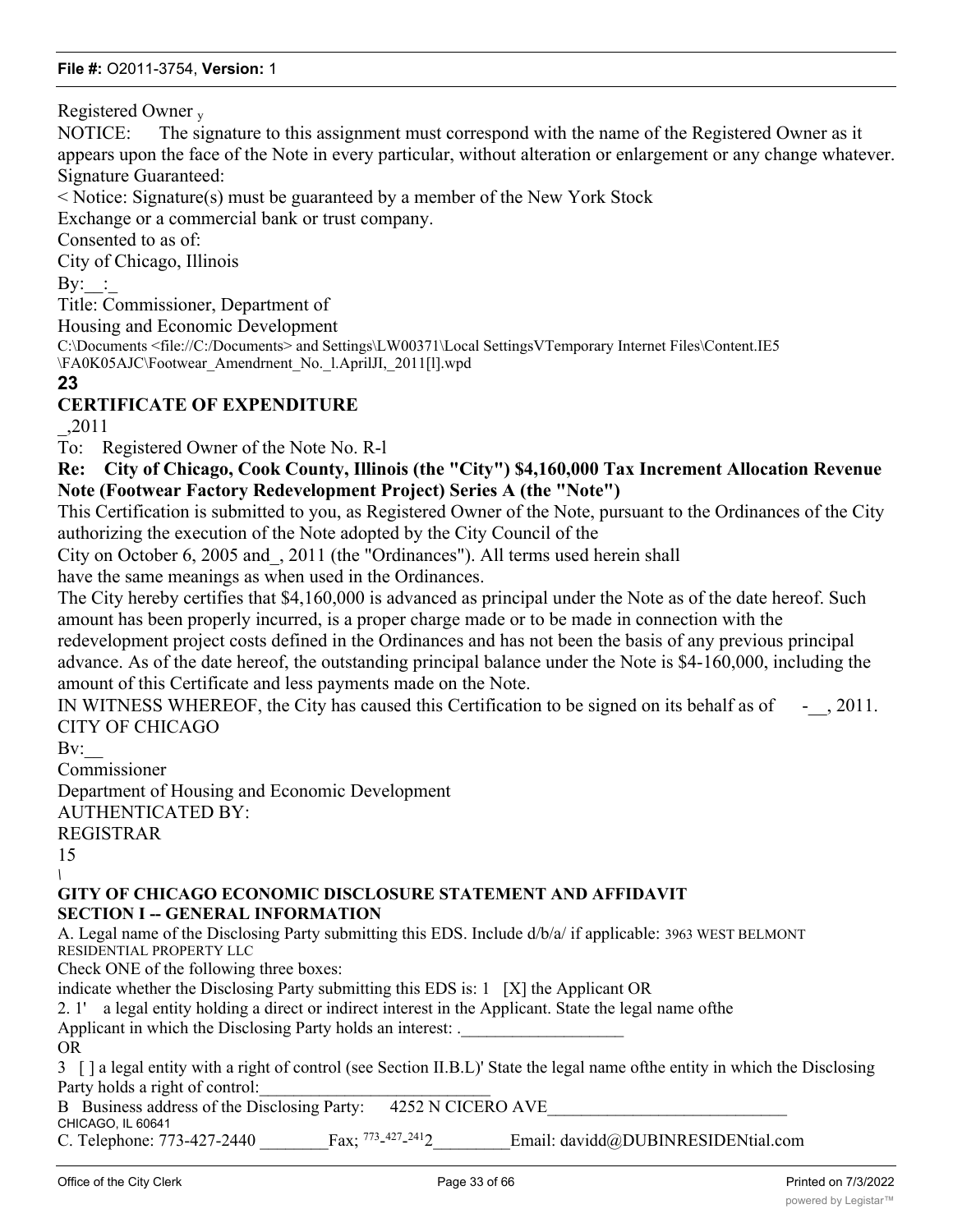Registered Owner y

NOTICE: The signature to this assignment must correspond with the name of the Registered Owner as it appears upon the face of the Note in every particular, without alteration or enlargement or any change whatever.

Signature Guaranteed:

< Notice: Signature(s) must be guaranteed by a member of the New York Stock Exchange or a commercial bank or trust company.

Consented to as of:

City of Chicago, Illinois

By:__:_

Title: Commissioner, Department of Housing and Economic Development

C:\Documents <file://C:/Documents> and Settings\LW00371\Local SettingsVTemporary Internet Files\Content.IE5 \FA0K05AJC\Footwear_Amendrnent_No._l.AprilJI,_2011[l].wpd

**23**

**CERTIFICATE OF EXPENDITURE**

_,2011

To: Registered Owner of the Note No. R-l

**Re: City of Chicago, Cook County, Illinois (the "City") $4,160,000 Tax Increment Allocation Revenue Note (Footwear Factory Redevelopment Project) Series A (the "Note")**

This Certification is submitted to you, as Registered Owner of the Note, pursuant to the Ordinances of the City authorizing the execution of the Note adopted by the City Council of the City on October 6, 2005 and_, 2011 (the "Ordinances"). All terms used herein shall have the same meanings as when used in the Ordinances.

The City hereby certifies that $4,160,000 is advanced as principal under the Note as of the date hereof. Such amount has been properly incurred, is a proper charge made or to be made in connection with the redevelopment project costs defined in the Ordinances and has not been the basis of any previous principal advance. As of the date hereof, the outstanding principal balance under the Note is $4-160,000, including the amount of this Certificate and less payments made on the Note.

IN WITNESS WHEREOF, the City has caused this Certification to be signed on its behalf as of -__, 2011.

CITY OF CHICAGO

Bv:__

Commissioner

Department of Housing and Economic Development

AUTHENTICATED BY:

REGISTRAR

15

\

**GITY OF CHICAGO ECONOMIC DISCLOSURE STATEMENT AND AFFIDAVIT**

**SECTION I -- GENERAL INFORMATION**

A. Legal name of the Disclosing Party submitting this EDS. Include d/b/a/ if applicable: 3963 WEST BELMONT RESIDENTIAL PROPERTY LLC

Check ONE of the following three boxes:

indicate whether the Disclosing Party submitting this EDS is: 1 [X] the Applicant OR

2. 1' a legal entity holding a direct or indirect interest in the Applicant. State the legal name ofthe Applicant in which the Disclosing Party holds an interest: .___________________

OR

3 [ ] a legal entity with a right of control (see Section II.B.L)' State the legal name ofthe entity in which the Disclosing Party holds a right of control:___________________________

B Business address of the Disclosing Party: 4252 N CICERO AVE____________________________ CHICAGO, IL 60641

C. Telephone: 773-427-2440 ________Fax; 773-427-2412_________Email: davidd@DUBINRESIDENtial.com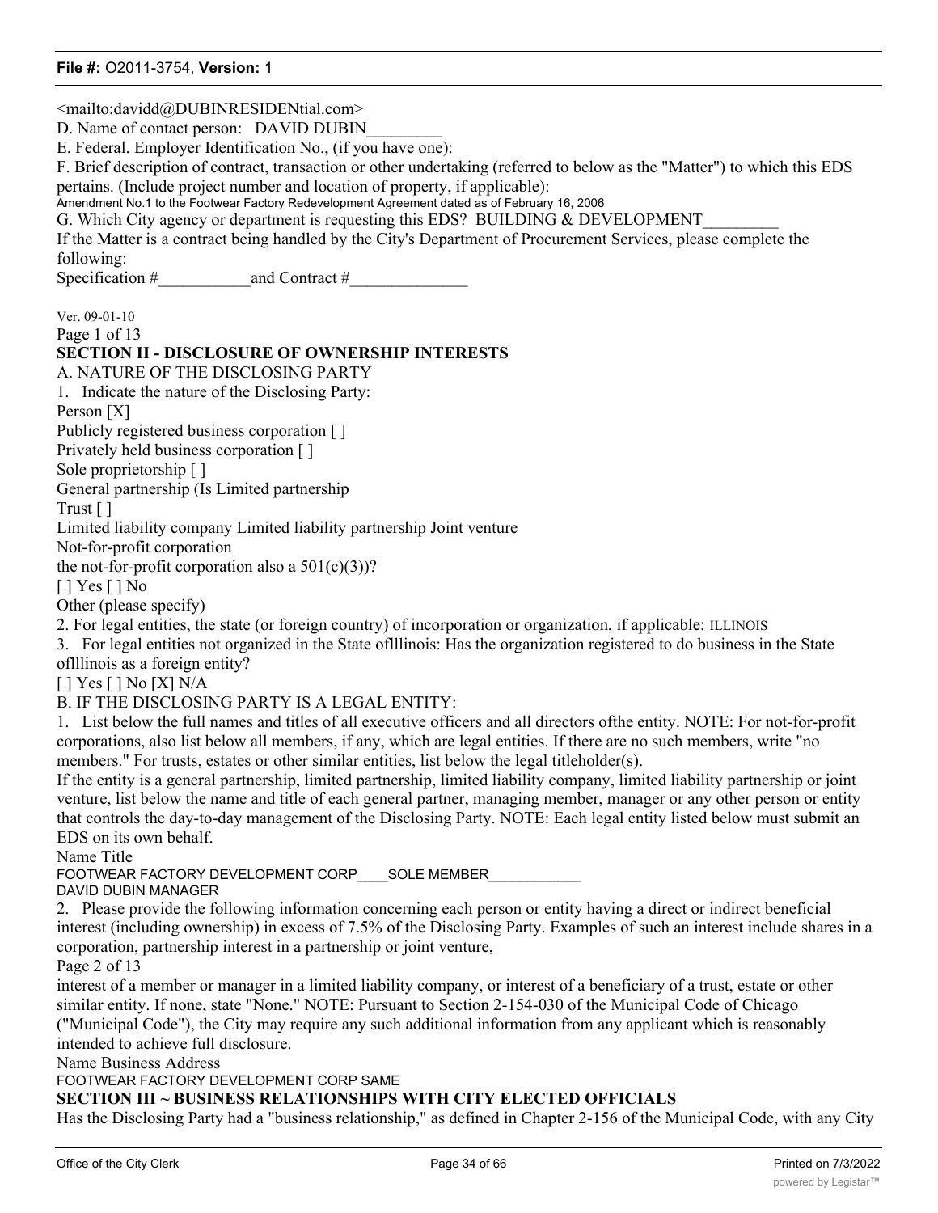<mailto:davidd@DUBINRESIDENTial.com>

D. Name of contact person: DAVID DUBIN_________

E. Federal. Employer Identification No., (if you have one):

F. Brief description of contract, transaction or other undertaking (referred to below as the "Matter") to which this EDS pertains. (Include project number and location of property, if applicable):

Amendment No.1 to the Footwear Factory Redevelopment Agreement dated as of February 16, 2006

G. Which City agency or department is requesting this EDS? BUILDING & DEVELOPMENT_________

If the Matter is a contract being handled by the City's Department of Procurement Services, please complete the following:

Specification #___________and Contract #______________

Ver. 09-01-10

Page 1 of 13

## SECTION II - DISCLOSURE OF OWNERSHIP INTERESTS

A. NATURE OF THE DISCLOSING PARTY

1. Indicate the nature of the Disclosing Party:

Person [X]

Publicly registered business corporation [ ]

Privately held business corporation [ ]

Sole proprietorship [ ]

General partnership (Is Limited partnership

Trust [ ]

Limited liability company Limited liability partnership Joint venture

Not-for-profit corporation

the not-for-profit corporation also a 501(c)(3))?

[ ] Yes [ ] No

Other (please specify)

2. For legal entities, the state (or foreign country) of incorporation or organization, if applicable: ILLINOIS

3. For legal entities not organized in the State oflllinois: Has the organization registered to do business in the State oflllinois as a foreign entity?

[ ] Yes [ ] No [X] N/A

B. IF THE DISCLOSING PARTY IS A LEGAL ENTITY:

1. List below the full names and titles of all executive officers and all directors ofthe entity. NOTE: For not-for-profit corporations, also list below all members, if any, which are legal entities. If there are no such members, write "no members." For trusts, estates or other similar entities, list below the legal titleholder(s).

If the entity is a general partnership, limited partnership, limited liability company, limited liability partnership or joint venture, list below the name and title of each general partner, managing member, manager or any other person or entity that controls the day-to-day management of the Disclosing Party. NOTE: Each legal entity listed below must submit an EDS on its own behalf.

Name Title

FOOTWEAR FACTORY DEVELOPMENT CORP____SOLE MEMBER____________

DAVID DUBIN MANAGER

2. Please provide the following information concerning each person or entity having a direct or indirect beneficial interest (including ownership) in excess of 7.5% of the Disclosing Party. Examples of such an interest include shares in a corporation, partnership interest in a partnership or joint venture,

Page 2 of 13

interest of a member or manager in a limited liability company, or interest of a beneficiary of a trust, estate or other similar entity. If none, state "None." NOTE: Pursuant to Section 2-154-030 of the Municipal Code of Chicago ("Municipal Code"), the City may require any such additional information from any applicant which is reasonably intended to achieve full disclosure.

Name Business Address

FOOTWEAR FACTORY DEVELOPMENT CORP SAME

## SECTION III ~ BUSINESS RELATIONSHIPS WITH CITY ELECTED OFFICIALS

Has the Disclosing Party had a "business relationship," as defined in Chapter 2-156 of the Municipal Code, with any City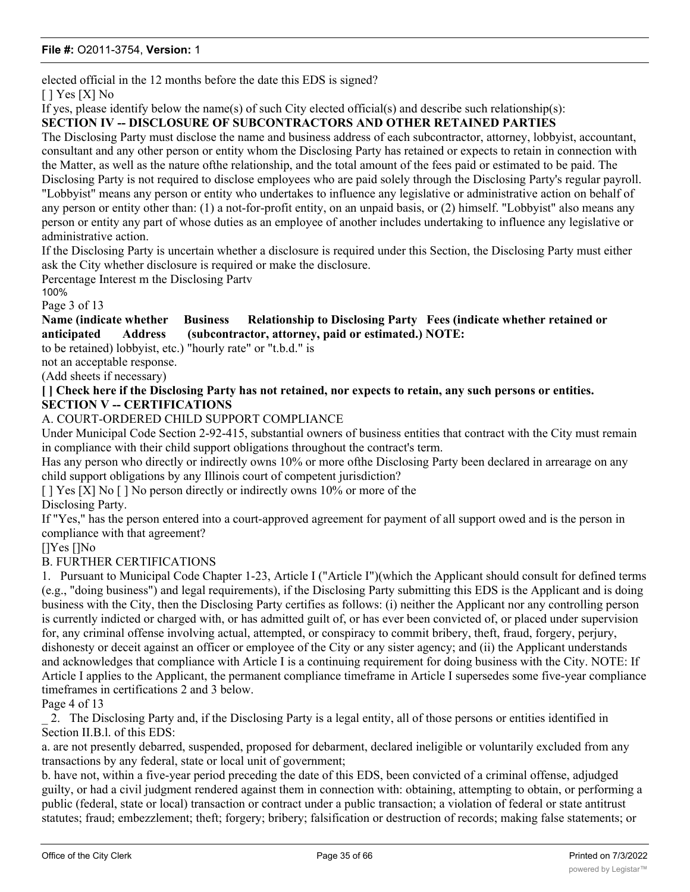elected official in the 12 months before the date this EDS is signed?

[ ] Yes [X] No

If yes, please identify below the name(s) of such City elected official(s) and describe such relationship(s):

**SECTION IV -- DISCLOSURE OF SUBCONTRACTORS AND OTHER RETAINED PARTIES**

The Disclosing Party must disclose the name and business address of each subcontractor, attorney, lobbyist, accountant, consultant and any other person or entity whom the Disclosing Party has retained or expects to retain in connection with the Matter, as well as the nature ofthe relationship, and the total amount of the fees paid or estimated to be paid. The Disclosing Party is not required to disclose employees who are paid solely through the Disclosing Party's regular payroll. "Lobbyist" means any person or entity who undertakes to influence any legislative or administrative action on behalf of any person or entity other than: (1) a not-for-profit entity, on an unpaid basis, or (2) himself. "Lobbyist" also means any person or entity any part of whose duties as an employee of another includes undertaking to influence any legislative or administrative action.

If the Disclosing Party is uncertain whether a disclosure is required under this Section, the Disclosing Party must either ask the City whether disclosure is required or make the disclosure.

Percentage Interest m the Disclosing Partv

100%

Page 3 of 13

| Name (indicate whether retained or anticipated to be retained) | Business Address | Relationship to Disclosing Party (subcontractor, attorney, lobbyist, etc.) | Fees (indicate whether paid or estimated.) NOTE: "hourly rate" or "t.b.d." is not an acceptable response. |
|---|---|---|---|

(Add sheets if necessary)

**[ ] Check here if the Disclosing Party has not retained, nor expects to retain, any such persons or entities.**

**SECTION V -- CERTIFICATIONS**

A. COURT-ORDERED CHILD SUPPORT COMPLIANCE

Under Municipal Code Section 2-92-415, substantial owners of business entities that contract with the City must remain in compliance with their child support obligations throughout the contract's term.

Has any person who directly or indirectly owns 10% or more ofthe Disclosing Party been declared in arrearage on any child support obligations by any Illinois court of competent jurisdiction?

[ ] Yes [X] No [ ] No person directly or indirectly owns 10% or more of the Disclosing Party.

If "Yes," has the person entered into a court-approved agreement for payment of all support owed and is the person in compliance with that agreement?

[]Yes []No

B. FURTHER CERTIFICATIONS

1. Pursuant to Municipal Code Chapter 1-23, Article I ("Article I")(which the Applicant should consult for defined terms (e.g., "doing business") and legal requirements), if the Disclosing Party submitting this EDS is the Applicant and is doing business with the City, then the Disclosing Party certifies as follows: (i) neither the Applicant nor any controlling person is currently indicted or charged with, or has admitted guilt of, or has ever been convicted of, or placed under supervision for, any criminal offense involving actual, attempted, or conspiracy to commit bribery, theft, fraud, forgery, perjury, dishonesty or deceit against an officer or employee of the City or any sister agency; and (ii) the Applicant understands and acknowledges that compliance with Article I is a continuing requirement for doing business with the City. NOTE: If Article I applies to the Applicant, the permanent compliance timeframe in Article I supersedes some five-year compliance timeframes in certifications 2 and 3 below.

Page 4 of 13

_ 2. The Disclosing Party and, if the Disclosing Party is a legal entity, all of those persons or entities identified in Section II.B.l. of this EDS:

a. are not presently debarred, suspended, proposed for debarment, declared ineligible or voluntarily excluded from any transactions by any federal, state or local unit of government;

b. have not, within a five-year period preceding the date of this EDS, been convicted of a criminal offense, adjudged guilty, or had a civil judgment rendered against them in connection with: obtaining, attempting to obtain, or performing a public (federal, state or local) transaction or contract under a public transaction; a violation of federal or state antitrust statutes; fraud; embezzlement; theft; forgery; bribery; falsification or destruction of records; making false statements; or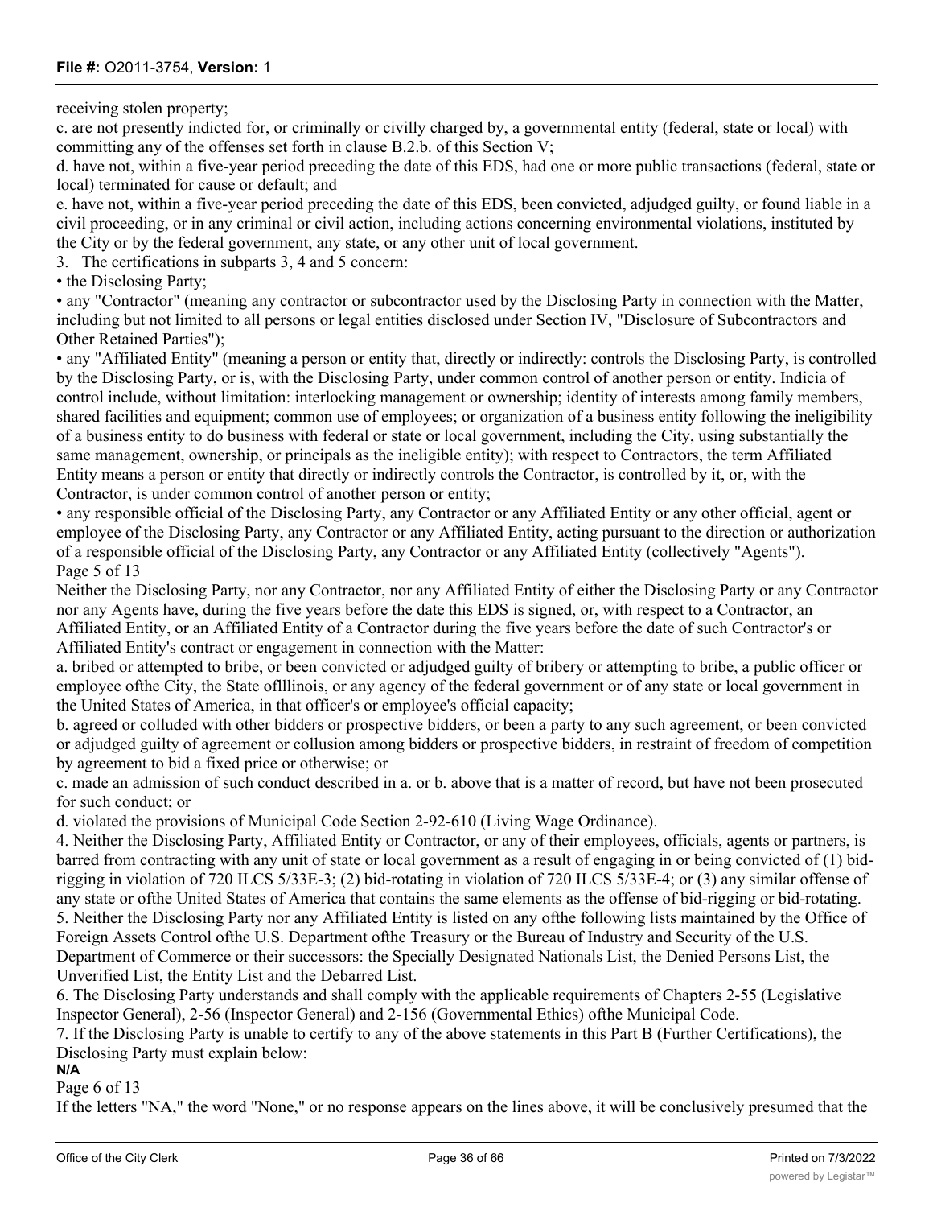receiving stolen property;

c. are not presently indicted for, or criminally or civilly charged by, a governmental entity (federal, state or local) with committing any of the offenses set forth in clause B.2.b. of this Section V;

d. have not, within a five-year period preceding the date of this EDS, had one or more public transactions (federal, state or local) terminated for cause or default; and

e. have not, within a five-year period preceding the date of this EDS, been convicted, adjudged guilty, or found liable in a civil proceeding, or in any criminal or civil action, including actions concerning environmental violations, instituted by the City or by the federal government, any state, or any other unit of local government.

3. The certifications in subparts 3, 4 and 5 concern:

- the Disclosing Party;
- any "Contractor" (meaning any contractor or subcontractor used by the Disclosing Party in connection with the Matter, including but not limited to all persons or legal entities disclosed under Section IV, "Disclosure of Subcontractors and Other Retained Parties");
- any "Affiliated Entity" (meaning a person or entity that, directly or indirectly: controls the Disclosing Party, is controlled by the Disclosing Party, or is, with the Disclosing Party, under common control of another person or entity. Indicia of control include, without limitation: interlocking management or ownership; identity of interests among family members, shared facilities and equipment; common use of employees; or organization of a business entity following the ineligibility of a business entity to do business with federal or state or local government, including the City, using substantially the same management, ownership, or principals as the ineligible entity); with respect to Contractors, the term Affiliated Entity means a person or entity that directly or indirectly controls the Contractor, is controlled by it, or, with the Contractor, is under common control of another person or entity;
- any responsible official of the Disclosing Party, any Contractor or any Affiliated Entity or any other official, agent or employee of the Disclosing Party, any Contractor or any Affiliated Entity, acting pursuant to the direction or authorization of a responsible official of the Disclosing Party, any Contractor or any Affiliated Entity (collectively "Agents").

Page 5 of 13

Neither the Disclosing Party, nor any Contractor, nor any Affiliated Entity of either the Disclosing Party or any Contractor nor any Agents have, during the five years before the date this EDS is signed, or, with respect to a Contractor, an Affiliated Entity, or an Affiliated Entity of a Contractor during the five years before the date of such Contractor's or Affiliated Entity's contract or engagement in connection with the Matter:

a. bribed or attempted to bribe, or been convicted or adjudged guilty of bribery or attempting to bribe, a public officer or employee ofthe City, the State oflllinois, or any agency of the federal government or of any state or local government in the United States of America, in that officer's or employee's official capacity;

b. agreed or colluded with other bidders or prospective bidders, or been a party to any such agreement, or been convicted or adjudged guilty of agreement or collusion among bidders or prospective bidders, in restraint of freedom of competition by agreement to bid a fixed price or otherwise; or

c. made an admission of such conduct described in a. or b. above that is a matter of record, but have not been prosecuted for such conduct; or

d. violated the provisions of Municipal Code Section 2-92-610 (Living Wage Ordinance).

4. Neither the Disclosing Party, Affiliated Entity or Contractor, or any of their employees, officials, agents or partners, is barred from contracting with any unit of state or local government as a result of engaging in or being convicted of (1) bid-rigging in violation of 720 ILCS 5/33E-3; (2) bid-rotating in violation of 720 ILCS 5/33E-4; or (3) any similar offense of any state or ofthe United States of America that contains the same elements as the offense of bid-rigging or bid-rotating.

5. Neither the Disclosing Party nor any Affiliated Entity is listed on any ofthe following lists maintained by the Office of Foreign Assets Control ofthe U.S. Department ofthe Treasury or the Bureau of Industry and Security of the U.S. Department of Commerce or their successors: the Specially Designated Nationals List, the Denied Persons List, the Unverified List, the Entity List and the Debarred List.

6. The Disclosing Party understands and shall comply with the applicable requirements of Chapters 2-55 (Legislative Inspector General), 2-56 (Inspector General) and 2-156 (Governmental Ethics) ofthe Municipal Code.

7. If the Disclosing Party is unable to certify to any of the above statements in this Part B (Further Certifications), the Disclosing Party must explain below:

**N/A**

Page 6 of 13

If the letters "NA," the word "None," or no response appears on the lines above, it will be conclusively presumed that the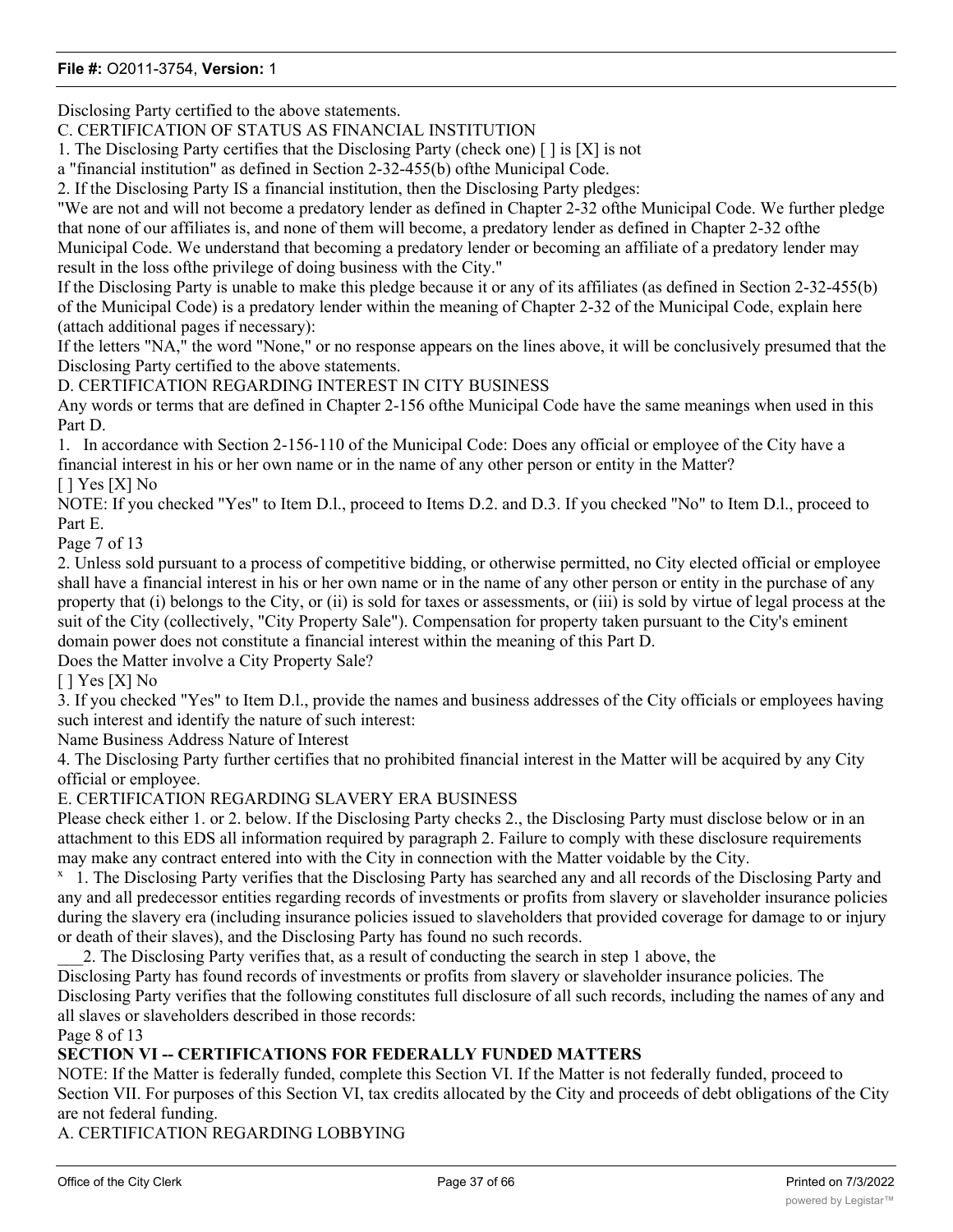Disclosing Party certified to the above statements.

C. CERTIFICATION OF STATUS AS FINANCIAL INSTITUTION

1. The Disclosing Party certifies that the Disclosing Party (check one) [ ] is [X] is not a "financial institution" as defined in Section 2-32-455(b) ofthe Municipal Code.

2. If the Disclosing Party IS a financial institution, then the Disclosing Party pledges:

"We are not and will not become a predatory lender as defined in Chapter 2-32 ofthe Municipal Code. We further pledge that none of our affiliates is, and none of them will become, a predatory lender as defined in Chapter 2-32 ofthe Municipal Code. We understand that becoming a predatory lender or becoming an affiliate of a predatory lender may result in the loss ofthe privilege of doing business with the City."

If the Disclosing Party is unable to make this pledge because it or any of its affiliates (as defined in Section 2-32-455(b) of the Municipal Code) is a predatory lender within the meaning of Chapter 2-32 of the Municipal Code, explain here (attach additional pages if necessary):

If the letters "NA," the word "None," or no response appears on the lines above, it will be conclusively presumed that the Disclosing Party certified to the above statements.

D. CERTIFICATION REGARDING INTEREST IN CITY BUSINESS

Any words or terms that are defined in Chapter 2-156 ofthe Municipal Code have the same meanings when used in this Part D.

1. In accordance with Section 2-156-110 of the Municipal Code: Does any official or employee of the City have a financial interest in his or her own name or in the name of any other person or entity in the Matter?

[ ] Yes [X] No

NOTE: If you checked "Yes" to Item D.l., proceed to Items D.2. and D.3. If you checked "No" to Item D.l., proceed to Part E.

Page 7 of 13

2. Unless sold pursuant to a process of competitive bidding, or otherwise permitted, no City elected official or employee shall have a financial interest in his or her own name or in the name of any other person or entity in the purchase of any property that (i) belongs to the City, or (ii) is sold for taxes or assessments, or (iii) is sold by virtue of legal process at the suit of the City (collectively, "City Property Sale"). Compensation for property taken pursuant to the City's eminent domain power does not constitute a financial interest within the meaning of this Part D.

Does the Matter involve a City Property Sale?

[ ] Yes [X] No

3. If you checked "Yes" to Item D.l., provide the names and business addresses of the City officials or employees having such interest and identify the nature of such interest:

Name Business Address Nature of Interest

4. The Disclosing Party further certifies that no prohibited financial interest in the Matter will be acquired by any City official or employee.

E. CERTIFICATION REGARDING SLAVERY ERA BUSINESS

Please check either 1. or 2. below. If the Disclosing Party checks 2., the Disclosing Party must disclose below or in an attachment to this EDS all information required by paragraph 2. Failure to comply with these disclosure requirements may make any contract entered into with the City in connection with the Matter voidable by the City.

x 1. The Disclosing Party verifies that the Disclosing Party has searched any and all records of the Disclosing Party and any and all predecessor entities regarding records of investments or profits from slavery or slaveholder insurance policies during the slavery era (including insurance policies issued to slaveholders that provided coverage for damage to or injury or death of their slaves), and the Disclosing Party has found no such records.

___2. The Disclosing Party verifies that, as a result of conducting the search in step 1 above, the Disclosing Party has found records of investments or profits from slavery or slaveholder insurance policies. The Disclosing Party verifies that the following constitutes full disclosure of all such records, including the names of any and all slaves or slaveholders described in those records:

Page 8 of 13

**SECTION VI -- CERTIFICATIONS FOR FEDERALLY FUNDED MATTERS**

NOTE: If the Matter is federally funded, complete this Section VI. If the Matter is not federally funded, proceed to Section VII. For purposes of this Section VI, tax credits allocated by the City and proceeds of debt obligations of the City are not federal funding.

A. CERTIFICATION REGARDING LOBBYING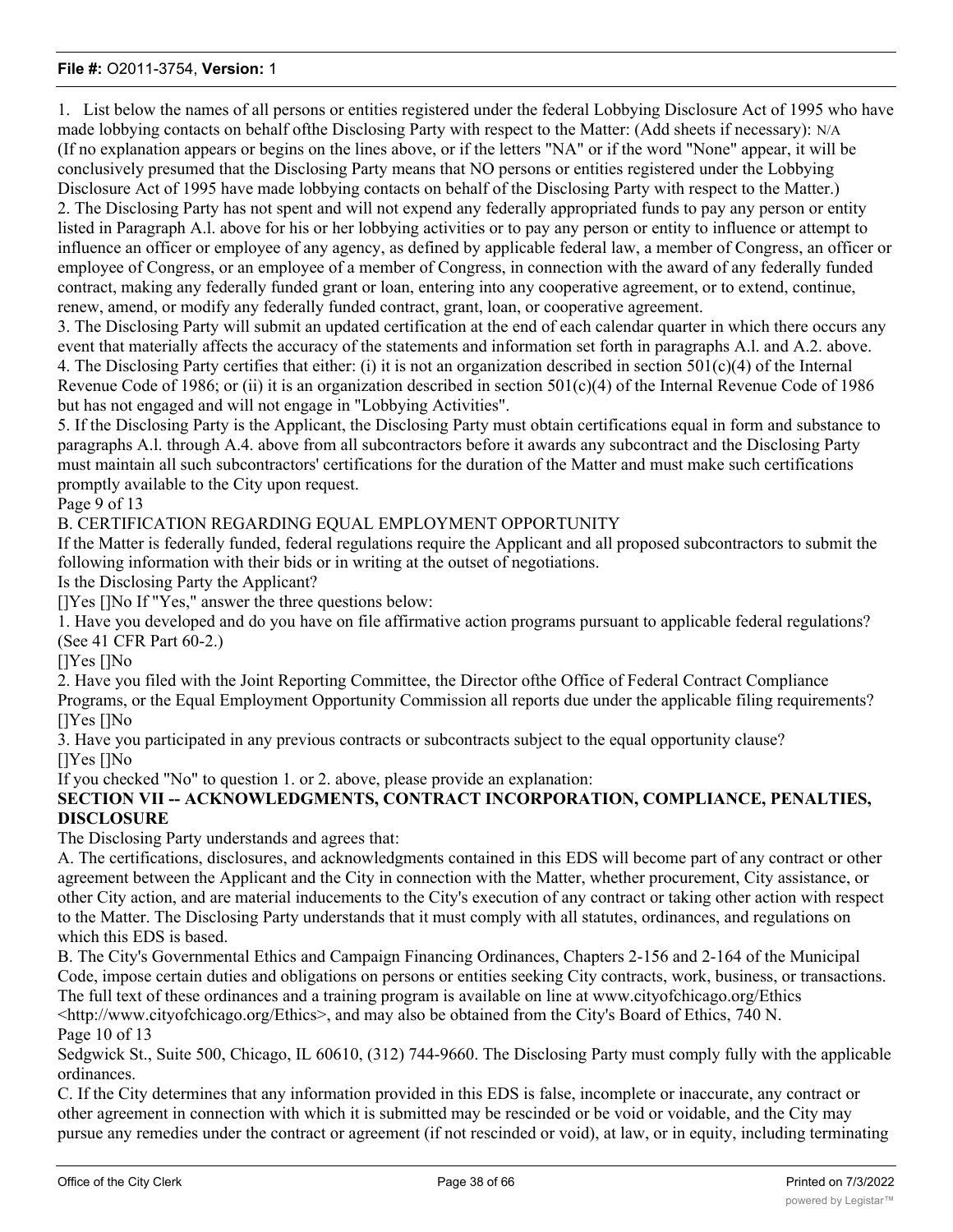1. List below the names of all persons or entities registered under the federal Lobbying Disclosure Act of 1995 who have made lobbying contacts on behalf ofthe Disclosing Party with respect to the Matter: (Add sheets if necessary): N/A
(If no explanation appears or begins on the lines above, or if the letters "NA" or if the word "None" appear, it will be conclusively presumed that the Disclosing Party means that NO persons or entities registered under the Lobbying Disclosure Act of 1995 have made lobbying contacts on behalf of the Disclosing Party with respect to the Matter.)

2. The Disclosing Party has not spent and will not expend any federally appropriated funds to pay any person or entity listed in Paragraph A.l. above for his or her lobbying activities or to pay any person or entity to influence or attempt to influence an officer or employee of any agency, as defined by applicable federal law, a member of Congress, an officer or employee of Congress, or an employee of a member of Congress, in connection with the award of any federally funded contract, making any federally funded grant or loan, entering into any cooperative agreement, or to extend, continue, renew, amend, or modify any federally funded contract, grant, loan, or cooperative agreement.

3. The Disclosing Party will submit an updated certification at the end of each calendar quarter in which there occurs any event that materially affects the accuracy of the statements and information set forth in paragraphs A.l. and A.2. above.

4. The Disclosing Party certifies that either: (i) it is not an organization described in section 501(c)(4) of the Internal Revenue Code of 1986; or (ii) it is an organization described in section 501(c)(4) of the Internal Revenue Code of 1986 but has not engaged and will not engage in "Lobbying Activities".

5. If the Disclosing Party is the Applicant, the Disclosing Party must obtain certifications equal in form and substance to paragraphs A.l. through A.4. above from all subcontractors before it awards any subcontract and the Disclosing Party must maintain all such subcontractors' certifications for the duration of the Matter and must make such certifications promptly available to the City upon request.

Page 9 of 13

B. CERTIFICATION REGARDING EQUAL EMPLOYMENT OPPORTUNITY

If the Matter is federally funded, federal regulations require the Applicant and all proposed subcontractors to submit the following information with their bids or in writing at the outset of negotiations.

Is the Disclosing Party the Applicant?

[]Yes []No If "Yes," answer the three questions below:

1. Have you developed and do you have on file affirmative action programs pursuant to applicable federal regulations? (See 41 CFR Part 60-2.)

[]Yes []No

2. Have you filed with the Joint Reporting Committee, the Director ofthe Office of Federal Contract Compliance Programs, or the Equal Employment Opportunity Commission all reports due under the applicable filing requirements?

[]Yes []No

3. Have you participated in any previous contracts or subcontracts subject to the equal opportunity clause?

[]Yes []No

If you checked "No" to question 1. or 2. above, please provide an explanation:

**SECTION VII -- ACKNOWLEDGMENTS, CONTRACT INCORPORATION, COMPLIANCE, PENALTIES, DISCLOSURE**

The Disclosing Party understands and agrees that:

A. The certifications, disclosures, and acknowledgments contained in this EDS will become part of any contract or other agreement between the Applicant and the City in connection with the Matter, whether procurement, City assistance, or other City action, and are material inducements to the City's execution of any contract or taking other action with respect to the Matter. The Disclosing Party understands that it must comply with all statutes, ordinances, and regulations on which this EDS is based.

B. The City's Governmental Ethics and Campaign Financing Ordinances, Chapters 2-156 and 2-164 of the Municipal Code, impose certain duties and obligations on persons or entities seeking City contracts, work, business, or transactions. The full text of these ordinances and a training program is available on line at www.cityofchicago.org/Ethics <http://www.cityofchicago.org/Ethics>, and may also be obtained from the City's Board of Ethics, 740 N.

Page 10 of 13

Sedgwick St., Suite 500, Chicago, IL 60610, (312) 744-9660. The Disclosing Party must comply fully with the applicable ordinances.

C. If the City determines that any information provided in this EDS is false, incomplete or inaccurate, any contract or other agreement in connection with which it is submitted may be rescinded or be void or voidable, and the City may pursue any remedies under the contract or agreement (if not rescinded or void), at law, or in equity, including terminating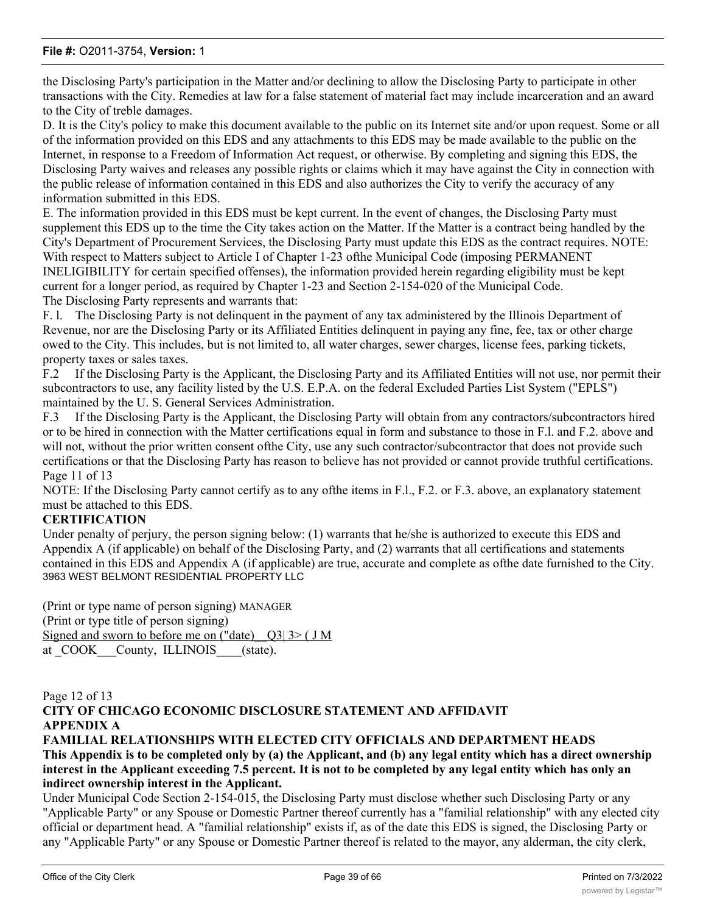the Disclosing Party's participation in the Matter and/or declining to allow the Disclosing Party to participate in other transactions with the City. Remedies at law for a false statement of material fact may include incarceration and an award to the City of treble damages.

D. It is the City's policy to make this document available to the public on its Internet site and/or upon request. Some or all of the information provided on this EDS and any attachments to this EDS may be made available to the public on the Internet, in response to a Freedom of Information Act request, or otherwise. By completing and signing this EDS, the Disclosing Party waives and releases any possible rights or claims which it may have against the City in connection with the public release of information contained in this EDS and also authorizes the City to verify the accuracy of any information submitted in this EDS.

E. The information provided in this EDS must be kept current. In the event of changes, the Disclosing Party must supplement this EDS up to the time the City takes action on the Matter. If the Matter is a contract being handled by the City's Department of Procurement Services, the Disclosing Party must update this EDS as the contract requires. NOTE: With respect to Matters subject to Article I of Chapter 1-23 ofthe Municipal Code (imposing PERMANENT INELIGIBILITY for certain specified offenses), the information provided herein regarding eligibility must be kept current for a longer period, as required by Chapter 1-23 and Section 2-154-020 of the Municipal Code.

The Disclosing Party represents and warrants that:

F. l. The Disclosing Party is not delinquent in the payment of any tax administered by the Illinois Department of Revenue, nor are the Disclosing Party or its Affiliated Entities delinquent in paying any fine, fee, tax or other charge owed to the City. This includes, but is not limited to, all water charges, sewer charges, license fees, parking tickets, property taxes or sales taxes.

F.2 If the Disclosing Party is the Applicant, the Disclosing Party and its Affiliated Entities will not use, nor permit their subcontractors to use, any facility listed by the U.S. E.P.A. on the federal Excluded Parties List System ("EPLS") maintained by the U. S. General Services Administration.

F.3 If the Disclosing Party is the Applicant, the Disclosing Party will obtain from any contractors/subcontractors hired or to be hired in connection with the Matter certifications equal in form and substance to those in F.l. and F.2. above and will not, without the prior written consent ofthe City, use any such contractor/subcontractor that does not provide such certifications or that the Disclosing Party has reason to believe has not provided or cannot provide truthful certifications.

Page 11 of 13

NOTE: If the Disclosing Party cannot certify as to any ofthe items in F.l., F.2. or F.3. above, an explanatory statement must be attached to this EDS.

**CERTIFICATION**

Under penalty of perjury, the person signing below: (1) warrants that he/she is authorized to execute this EDS and Appendix A (if applicable) on behalf of the Disclosing Party, and (2) warrants that all certifications and statements contained in this EDS and Appendix A (if applicable) are true, accurate and complete as ofthe date furnished to the City.

3963 WEST BELMONT RESIDENTIAL PROPERTY LLC

(Print or type name of person signing) MANAGER

(Print or type title of person signing)

Signed and sworn to before me on ("date)__Q3| 3> ( J M

at _COOK___County, ILLINOIS____(state).

Page 12 of 13

**CITY OF CHICAGO ECONOMIC DISCLOSURE STATEMENT AND AFFIDAVIT**

**APPENDIX A**

**FAMILIAL RELATIONSHIPS WITH ELECTED CITY OFFICIALS AND DEPARTMENT HEADS**

**This Appendix is to be completed only by (a) the Applicant, and (b) any legal entity which has a direct ownership interest in the Applicant exceeding 7.5 percent. It is not to be completed by any legal entity which has only an indirect ownership interest in the Applicant.**

Under Municipal Code Section 2-154-015, the Disclosing Party must disclose whether such Disclosing Party or any "Applicable Party" or any Spouse or Domestic Partner thereof currently has a "familial relationship" with any elected city official or department head. A "familial relationship" exists if, as of the date this EDS is signed, the Disclosing Party or any "Applicable Party" or any Spouse or Domestic Partner thereof is related to the mayor, any alderman, the city clerk,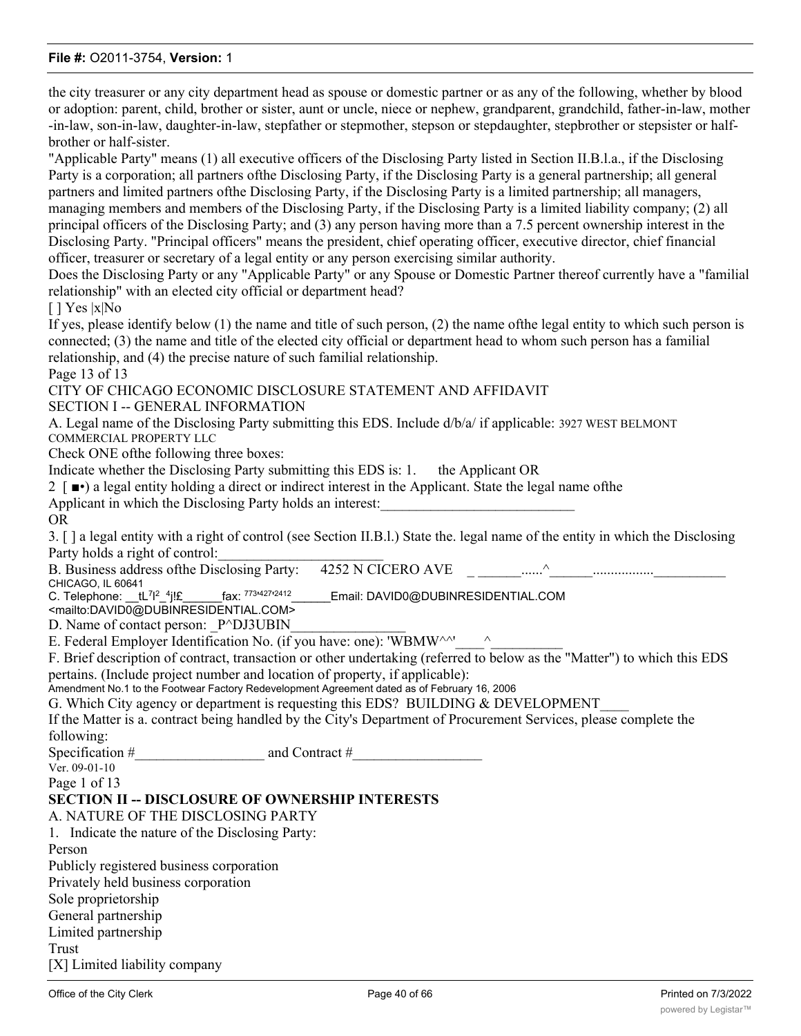the city treasurer or any city department head as spouse or domestic partner or as any of the following, whether by blood or adoption: parent, child, brother or sister, aunt or uncle, niece or nephew, grandparent, grandchild, father-in-law, mother -in-law, son-in-law, daughter-in-law, stepfather or stepmother, stepson or stepdaughter, stepbrother or stepsister or half-brother or half-sister.

"Applicable Party" means (1) all executive officers of the Disclosing Party listed in Section II.B.l.a., if the Disclosing Party is a corporation; all partners ofthe Disclosing Party, if the Disclosing Party is a general partnership; all general partners and limited partners ofthe Disclosing Party, if the Disclosing Party is a limited partnership; all managers, managing members and members of the Disclosing Party, if the Disclosing Party is a limited liability company; (2) all principal officers of the Disclosing Party; and (3) any person having more than a 7.5 percent ownership interest in the Disclosing Party. "Principal officers" means the president, chief operating officer, executive director, chief financial officer, treasurer or secretary of a legal entity or any person exercising similar authority.

Does the Disclosing Party or any "Applicable Party" or any Spouse or Domestic Partner thereof currently have a "familial relationship" with an elected city official or department head?

[ ] Yes |x|No

If yes, please identify below (1) the name and title of such person, (2) the name ofthe legal entity to which such person is connected; (3) the name and title of the elected city official or department head to whom such person has a familial relationship, and (4) the precise nature of such familial relationship.

Page 13 of 13

CITY OF CHICAGO ECONOMIC DISCLOSURE STATEMENT AND AFFIDAVIT

SECTION I -- GENERAL INFORMATION

A. Legal name of the Disclosing Party submitting this EDS. Include d/b/a/ if applicable: 3927 WEST BELMONT COMMERCIAL PROPERTY LLC

Check ONE ofthe following three boxes:

Indicate whether the Disclosing Party submitting this EDS is: 1. the Applicant OR

2 [ ■•) a legal entity holding a direct or indirect interest in the Applicant. State the legal name ofthe Applicant in which the Disclosing Party holds an interest:___________________________

OR

3. [ ] a legal entity with a right of control (see Section II.B.l.) State the. legal name of the entity in which the Disclosing Party holds a right of control:_______________________

B. Business address ofthe Disclosing Party: 4252 N CICERO AVE _ ______......^______................__________ CHICAGO, IL 60641

C. Telephone: __tL7|2_4j!£______fax: 773•427•2412______Email: DAVID0@DUBINRESIDENTIAL.COM <mailto:DAVID0@DUBINRESIDENTIAL.COM>

D. Name of contact person: _P^DJ3UBIN________________

E. Federal Employer Identification No. (if you have: one): 'WBMW^^'____^__________

F. Brief description of contract, transaction or other undertaking (referred to below as the "Matter") to which this EDS pertains. (Include project number and location of property, if applicable):

Amendment No.1 to the Footwear Factory Redevelopment Agreement dated as of February 16, 2006

G. Which City agency or department is requesting this EDS? BUILDING & DEVELOPMENT____

If the Matter is a. contract being handled by the City's Department of Procurement Services, please complete the following:

Specification #__________________ and Contract #__________________

Ver. 09-01-10

Page 1 of 13

## SECTION II -- DISCLOSURE OF OWNERSHIP INTERESTS

A. NATURE OF THE DISCLOSING PARTY

1. Indicate the nature of the Disclosing Party:

Person
Publicly registered business corporation
Privately held business corporation
Sole proprietorship
General partnership
Limited partnership
Trust
[X] Limited liability company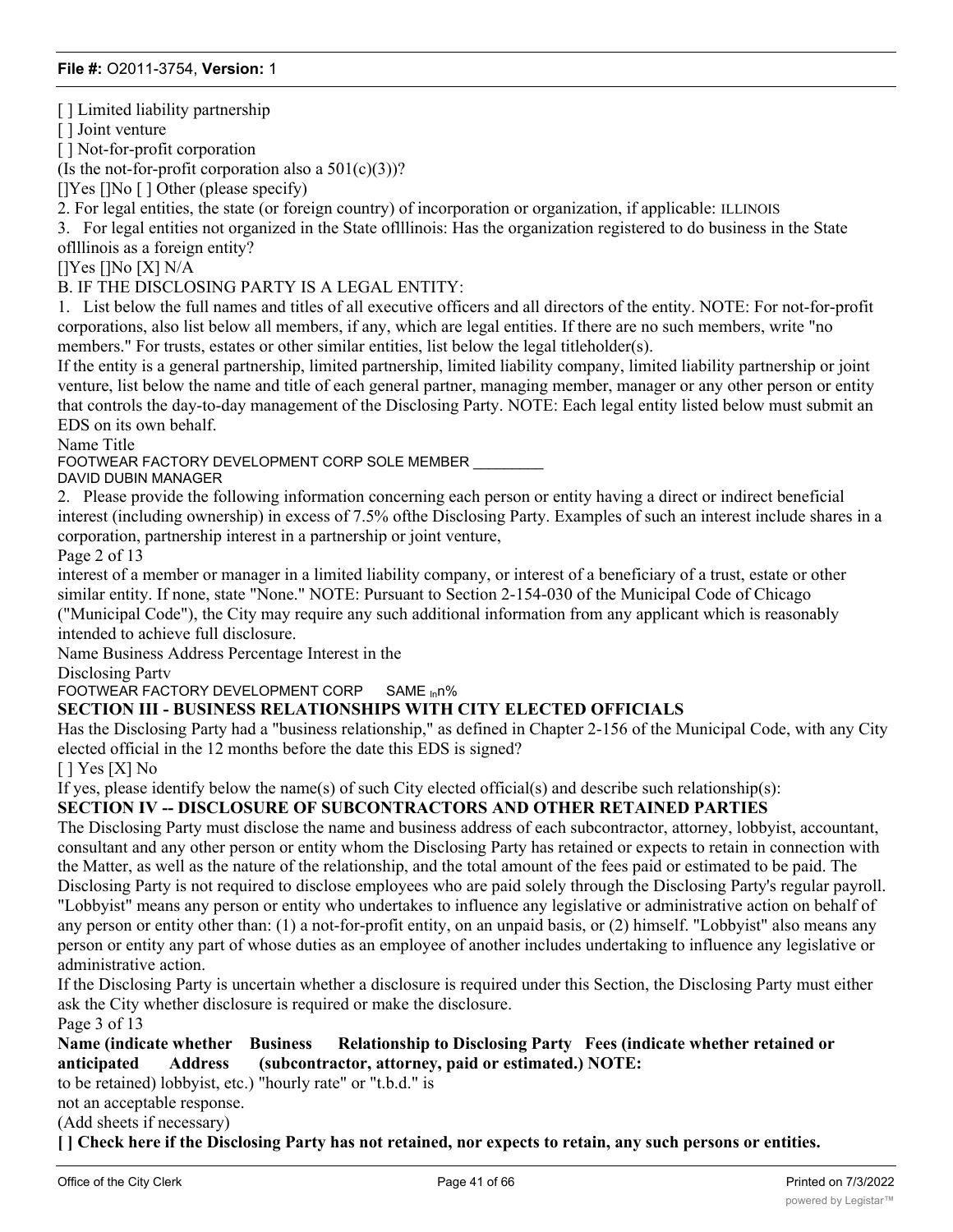[ ] Limited liability partnership

[ ] Joint venture

[ ] Not-for-profit corporation

(Is the not-for-profit corporation also a 501(c)(3))?

[]Yes []No [ ] Other (please specify)

2. For legal entities, the state (or foreign country) of incorporation or organization, if applicable: ILLINOIS

3. For legal entities not organized in the State oflllinois: Has the organization registered to do business in the State oflllinois as a foreign entity?

[]Yes []No [X] N/A

B. IF THE DISCLOSING PARTY IS A LEGAL ENTITY:

1. List below the full names and titles of all executive officers and all directors of the entity. NOTE: For not-for-profit corporations, also list below all members, if any, which are legal entities. If there are no such members, write "no members." For trusts, estates or other similar entities, list below the legal titleholder(s).

If the entity is a general partnership, limited partnership, limited liability company, limited liability partnership or joint venture, list below the name and title of each general partner, managing member, manager or any other person or entity that controls the day-to-day management of the Disclosing Party. NOTE: Each legal entity listed below must submit an EDS on its own behalf.

| Name | Title |
|---|---|
| FOOTWEAR FACTORY DEVELOPMENT CORP | SOLE MEMBER |
| DAVID DUBIN | MANAGER |

2. Please provide the following information concerning each person or entity having a direct or indirect beneficial interest (including ownership) in excess of 7.5% ofthe Disclosing Party. Examples of such an interest include shares in a corporation, partnership interest in a partnership or joint venture, interest of a member or manager in a limited liability company, or interest of a beneficiary of a trust, estate or other similar entity. If none, state "None." NOTE: Pursuant to Section 2-154-030 of the Municipal Code of Chicago ("Municipal Code"), the City may require any such additional information from any applicant which is reasonably intended to achieve full disclosure.

| Name | Business Address | Percentage Interest in the Disclosing Partv |
|---|---|---|
| FOOTWEAR FACTORY DEVELOPMENT CORP | SAME | Inn% |

**SECTION III - BUSINESS RELATIONSHIPS WITH CITY ELECTED OFFICIALS**

Has the Disclosing Party had a "business relationship," as defined in Chapter 2-156 of the Municipal Code, with any City elected official in the 12 months before the date this EDS is signed?

[ ] Yes [X] No

If yes, please identify below the name(s) of such City elected official(s) and describe such relationship(s):

**SECTION IV -- DISCLOSURE OF SUBCONTRACTORS AND OTHER RETAINED PARTIES**

The Disclosing Party must disclose the name and business address of each subcontractor, attorney, lobbyist, accountant, consultant and any other person or entity whom the Disclosing Party has retained or expects to retain in connection with the Matter, as well as the nature of the relationship, and the total amount of the fees paid or estimated to be paid. The Disclosing Party is not required to disclose employees who are paid solely through the Disclosing Party's regular payroll.

"Lobbyist" means any person or entity who undertakes to influence any legislative or administrative action on behalf of any person or entity other than: (1) a not-for-profit entity, on an unpaid basis, or (2) himself. "Lobbyist" also means any person or entity any part of whose duties as an employee of another includes undertaking to influence any legislative or administrative action.

If the Disclosing Party is uncertain whether a disclosure is required under this Section, the Disclosing Party must either ask the City whether disclosure is required or make the disclosure.

| **Name (indicate whether retained or anticipated to be retained)** | **Business Address** | **Relationship to Disclosing Party (subcontractor, attorney, lobbyist, etc.)** | **Fees (indicate whether paid or estimated.) NOTE: "hourly rate" or "t.b.d." is not an acceptable response.** |
|---|---|---|---|

(Add sheets if necessary)

**[ ] Check here if the Disclosing Party has not retained, nor expects to retain, any such persons or entities.**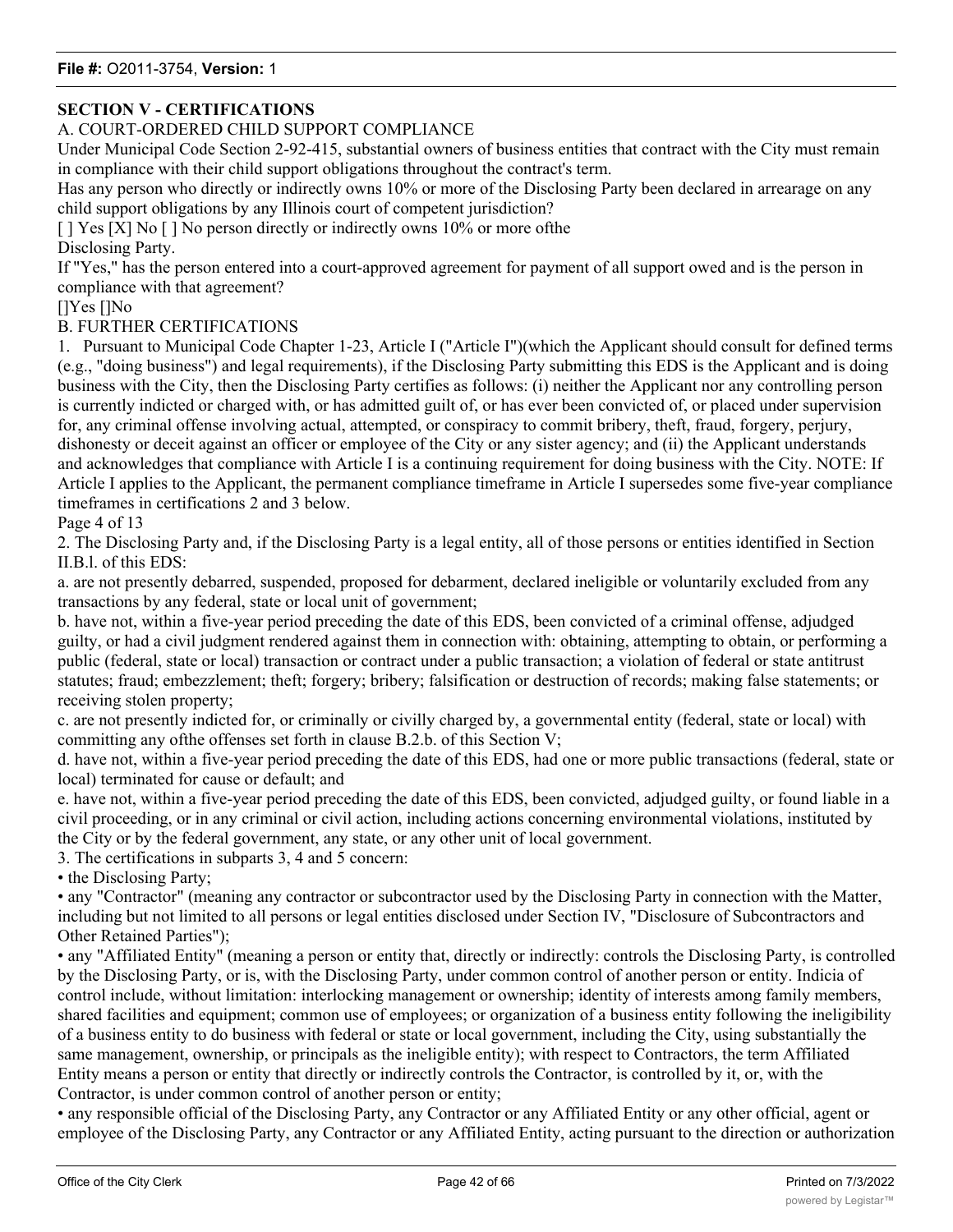**SECTION V - CERTIFICATIONS**

A. COURT-ORDERED CHILD SUPPORT COMPLIANCE

Under Municipal Code Section 2-92-415, substantial owners of business entities that contract with the City must remain in compliance with their child support obligations throughout the contract's term.

Has any person who directly or indirectly owns 10% or more of the Disclosing Party been declared in arrearage on any child support obligations by any Illinois court of competent jurisdiction?

[ ] Yes [X] No [ ] No person directly or indirectly owns 10% or more ofthe Disclosing Party.

If "Yes," has the person entered into a court-approved agreement for payment of all support owed and is the person in compliance with that agreement?

[]Yes []No

B. FURTHER CERTIFICATIONS

1. Pursuant to Municipal Code Chapter 1-23, Article I ("Article I")(which the Applicant should consult for defined terms (e.g., "doing business") and legal requirements), if the Disclosing Party submitting this EDS is the Applicant and is doing business with the City, then the Disclosing Party certifies as follows: (i) neither the Applicant nor any controlling person is currently indicted or charged with, or has admitted guilt of, or has ever been convicted of, or placed under supervision for, any criminal offense involving actual, attempted, or conspiracy to commit bribery, theft, fraud, forgery, perjury, dishonesty or deceit against an officer or employee of the City or any sister agency; and (ii) the Applicant understands and acknowledges that compliance with Article I is a continuing requirement for doing business with the City. NOTE: If Article I applies to the Applicant, the permanent compliance timeframe in Article I supersedes some five-year compliance timeframes in certifications 2 and 3 below.

Page 4 of 13

2. The Disclosing Party and, if the Disclosing Party is a legal entity, all of those persons or entities identified in Section II.B.l. of this EDS:

a. are not presently debarred, suspended, proposed for debarment, declared ineligible or voluntarily excluded from any transactions by any federal, state or local unit of government;

b. have not, within a five-year period preceding the date of this EDS, been convicted of a criminal offense, adjudged guilty, or had a civil judgment rendered against them in connection with: obtaining, attempting to obtain, or performing a public (federal, state or local) transaction or contract under a public transaction; a violation of federal or state antitrust statutes; fraud; embezzlement; theft; forgery; bribery; falsification or destruction of records; making false statements; or receiving stolen property;

c. are not presently indicted for, or criminally or civilly charged by, a governmental entity (federal, state or local) with committing any ofthe offenses set forth in clause B.2.b. of this Section V;

d. have not, within a five-year period preceding the date of this EDS, had one or more public transactions (federal, state or local) terminated for cause or default; and

e. have not, within a five-year period preceding the date of this EDS, been convicted, adjudged guilty, or found liable in a civil proceeding, or in any criminal or civil action, including actions concerning environmental violations, instituted by the City or by the federal government, any state, or any other unit of local government.

3. The certifications in subparts 3, 4 and 5 concern:

- the Disclosing Party;
- any "Contractor" (meaning any contractor or subcontractor used by the Disclosing Party in connection with the Matter, including but not limited to all persons or legal entities disclosed under Section IV, "Disclosure of Subcontractors and Other Retained Parties");
- any "Affiliated Entity" (meaning a person or entity that, directly or indirectly: controls the Disclosing Party, is controlled by the Disclosing Party, or is, with the Disclosing Party, under common control of another person or entity. Indicia of control include, without limitation: interlocking management or ownership; identity of interests among family members, shared facilities and equipment; common use of employees; or organization of a business entity following the ineligibility of a business entity to do business with federal or state or local government, including the City, using substantially the same management, ownership, or principals as the ineligible entity); with respect to Contractors, the term Affiliated Entity means a person or entity that directly or indirectly controls the Contractor, is controlled by it, or, with the Contractor, is under common control of another person or entity;
- any responsible official of the Disclosing Party, any Contractor or any Affiliated Entity or any other official, agent or employee of the Disclosing Party, any Contractor or any Affiliated Entity, acting pursuant to the direction or authorization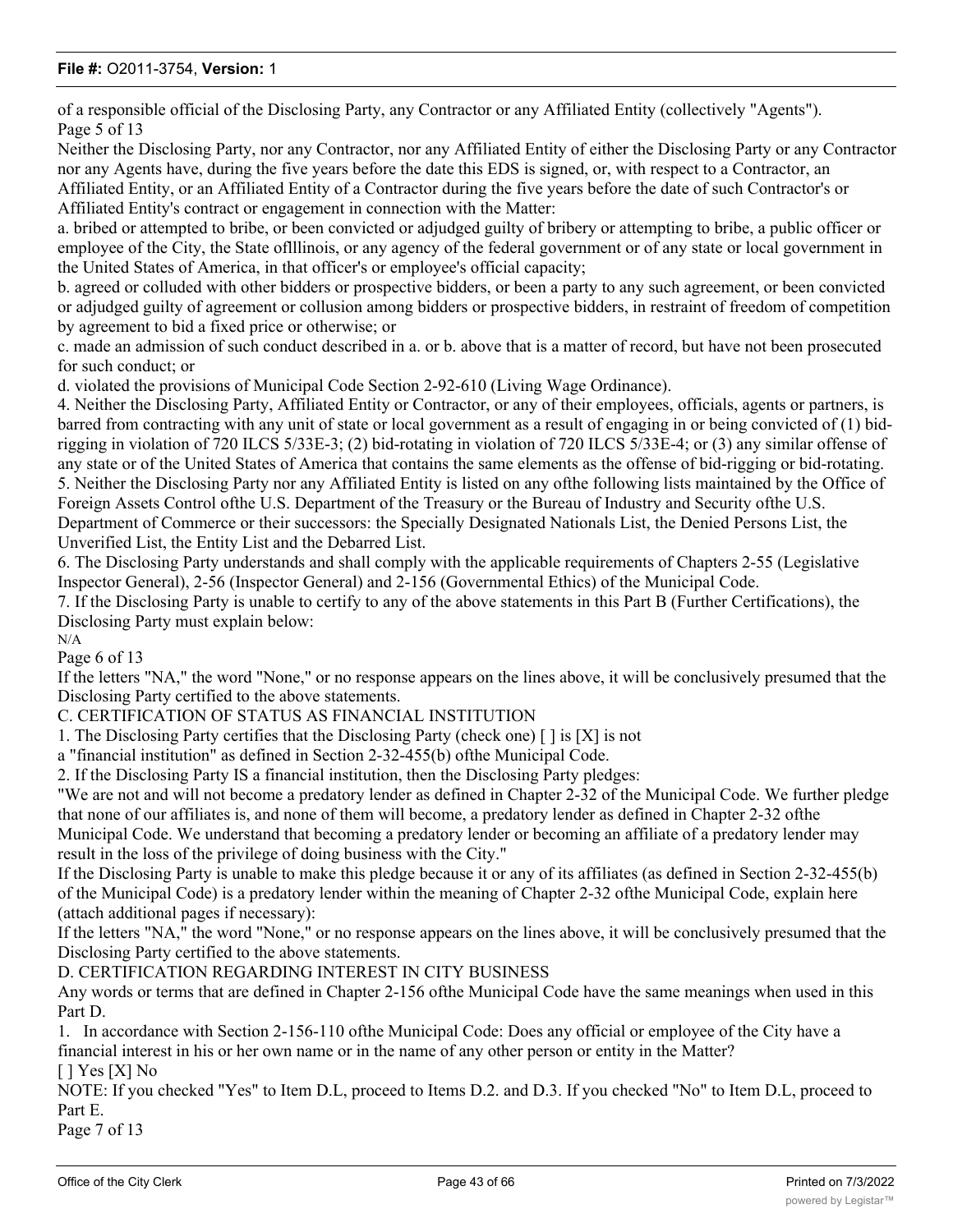of a responsible official of the Disclosing Party, any Contractor or any Affiliated Entity (collectively "Agents").

Neither the Disclosing Party, nor any Contractor, nor any Affiliated Entity of either the Disclosing Party or any Contractor nor any Agents have, during the five years before the date this EDS is signed, or, with respect to a Contractor, an Affiliated Entity, or an Affiliated Entity of a Contractor during the five years before the date of such Contractor's or Affiliated Entity's contract or engagement in connection with the Matter:

a. bribed or attempted to bribe, or been convicted or adjudged guilty of bribery or attempting to bribe, a public officer or employee of the City, the State oflllinois, or any agency of the federal government or of any state or local government in the United States of America, in that officer's or employee's official capacity;

b. agreed or colluded with other bidders or prospective bidders, or been a party to any such agreement, or been convicted or adjudged guilty of agreement or collusion among bidders or prospective bidders, in restraint of freedom of competition by agreement to bid a fixed price or otherwise; or

c. made an admission of such conduct described in a. or b. above that is a matter of record, but have not been prosecuted for such conduct; or

d. violated the provisions of Municipal Code Section 2-92-610 (Living Wage Ordinance).

4. Neither the Disclosing Party, Affiliated Entity or Contractor, or any of their employees, officials, agents or partners, is barred from contracting with any unit of state or local government as a result of engaging in or being convicted of (1) bid-rigging in violation of 720 ILCS 5/33E-3; (2) bid-rotating in violation of 720 ILCS 5/33E-4; or (3) any similar offense of any state or of the United States of America that contains the same elements as the offense of bid-rigging or bid-rotating.

5. Neither the Disclosing Party nor any Affiliated Entity is listed on any ofthe following lists maintained by the Office of Foreign Assets Control ofthe U.S. Department of the Treasury or the Bureau of Industry and Security ofthe U.S. Department of Commerce or their successors: the Specially Designated Nationals List, the Denied Persons List, the Unverified List, the Entity List and the Debarred List.

6. The Disclosing Party understands and shall comply with the applicable requirements of Chapters 2-55 (Legislative Inspector General), 2-56 (Inspector General) and 2-156 (Governmental Ethics) of the Municipal Code.

7. If the Disclosing Party is unable to certify to any of the above statements in this Part B (Further Certifications), the Disclosing Party must explain below:

N/A

If the letters "NA," the word "None," or no response appears on the lines above, it will be conclusively presumed that the Disclosing Party certified to the above statements.

## C. CERTIFICATION OF STATUS AS FINANCIAL INSTITUTION

1. The Disclosing Party certifies that the Disclosing Party (check one) [ ] is [X] is not a "financial institution" as defined in Section 2-32-455(b) ofthe Municipal Code.

2. If the Disclosing Party IS a financial institution, then the Disclosing Party pledges:

"We are not and will not become a predatory lender as defined in Chapter 2-32 of the Municipal Code. We further pledge that none of our affiliates is, and none of them will become, a predatory lender as defined in Chapter 2-32 ofthe Municipal Code. We understand that becoming a predatory lender or becoming an affiliate of a predatory lender may result in the loss of the privilege of doing business with the City."

If the Disclosing Party is unable to make this pledge because it or any of its affiliates (as defined in Section 2-32-455(b) of the Municipal Code) is a predatory lender within the meaning of Chapter 2-32 ofthe Municipal Code, explain here (attach additional pages if necessary):

If the letters "NA," the word "None," or no response appears on the lines above, it will be conclusively presumed that the Disclosing Party certified to the above statements.

## D. CERTIFICATION REGARDING INTEREST IN CITY BUSINESS

Any words or terms that are defined in Chapter 2-156 ofthe Municipal Code have the same meanings when used in this Part D.

1. In accordance with Section 2-156-110 ofthe Municipal Code: Does any official or employee of the City have a financial interest in his or her own name or in the name of any other person or entity in the Matter?

[ ] Yes [X] No

NOTE: If you checked "Yes" to Item D.L, proceed to Items D.2. and D.3. If you checked "No" to Item D.L, proceed to Part E.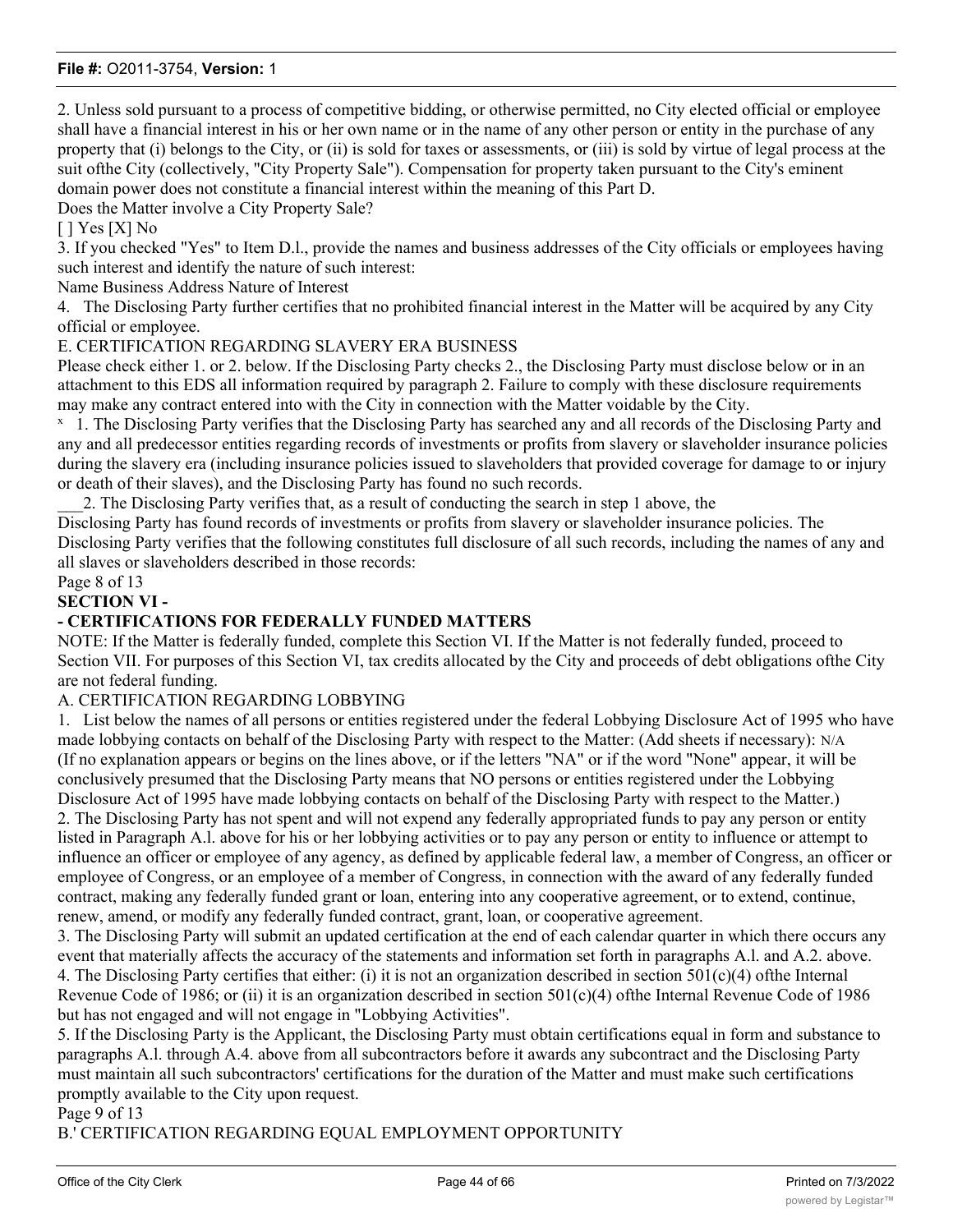2. Unless sold pursuant to a process of competitive bidding, or otherwise permitted, no City elected official or employee shall have a financial interest in his or her own name or in the name of any other person or entity in the purchase of any property that (i) belongs to the City, or (ii) is sold for taxes or assessments, or (iii) is sold by virtue of legal process at the suit ofthe City (collectively, "City Property Sale"). Compensation for property taken pursuant to the City's eminent domain power does not constitute a financial interest within the meaning of this Part D.

Does the Matter involve a City Property Sale?

[ ] Yes [X] No

3. If you checked "Yes" to Item D.l., provide the names and business addresses of the City officials or employees having such interest and identify the nature of such interest:

Name Business Address Nature of Interest

4. The Disclosing Party further certifies that no prohibited financial interest in the Matter will be acquired by any City official or employee.

E. CERTIFICATION REGARDING SLAVERY ERA BUSINESS

Please check either 1. or 2. below. If the Disclosing Party checks 2., the Disclosing Party must disclose below or in an attachment to this EDS all information required by paragraph 2. Failure to comply with these disclosure requirements may make any contract entered into with the City in connection with the Matter voidable by the City.

x 1. The Disclosing Party verifies that the Disclosing Party has searched any and all records of the Disclosing Party and any and all predecessor entities regarding records of investments or profits from slavery or slaveholder insurance policies during the slavery era (including insurance policies issued to slaveholders that provided coverage for damage to or injury or death of their slaves), and the Disclosing Party has found no such records.

___2. The Disclosing Party verifies that, as a result of conducting the search in step 1 above, the Disclosing Party has found records of investments or profits from slavery or slaveholder insurance policies. The Disclosing Party verifies that the following constitutes full disclosure of all such records, including the names of any and all slaves or slaveholders described in those records:

Page 8 of 13

**SECTION VI -**

**- CERTIFICATIONS FOR FEDERALLY FUNDED MATTERS**

NOTE: If the Matter is federally funded, complete this Section VI. If the Matter is not federally funded, proceed to Section VII. For purposes of this Section VI, tax credits allocated by the City and proceeds of debt obligations ofthe City are not federal funding.

A. CERTIFICATION REGARDING LOBBYING

1. List below the names of all persons or entities registered under the federal Lobbying Disclosure Act of 1995 who have made lobbying contacts on behalf of the Disclosing Party with respect to the Matter: (Add sheets if necessary): N/A

(If no explanation appears or begins on the lines above, or if the letters "NA" or if the word "None" appear, it will be conclusively presumed that the Disclosing Party means that NO persons or entities registered under the Lobbying Disclosure Act of 1995 have made lobbying contacts on behalf of the Disclosing Party with respect to the Matter.)

2. The Disclosing Party has not spent and will not expend any federally appropriated funds to pay any person or entity listed in Paragraph A.l. above for his or her lobbying activities or to pay any person or entity to influence or attempt to influence an officer or employee of any agency, as defined by applicable federal law, a member of Congress, an officer or employee of Congress, or an employee of a member of Congress, in connection with the award of any federally funded contract, making any federally funded grant or loan, entering into any cooperative agreement, or to extend, continue, renew, amend, or modify any federally funded contract, grant, loan, or cooperative agreement.

3. The Disclosing Party will submit an updated certification at the end of each calendar quarter in which there occurs any event that materially affects the accuracy of the statements and information set forth in paragraphs A.l. and A.2. above.

4. The Disclosing Party certifies that either: (i) it is not an organization described in section 501(c)(4) ofthe Internal Revenue Code of 1986; or (ii) it is an organization described in section 501(c)(4) ofthe Internal Revenue Code of 1986 but has not engaged and will not engage in "Lobbying Activities".

5. If the Disclosing Party is the Applicant, the Disclosing Party must obtain certifications equal in form and substance to paragraphs A.l. through A.4. above from all subcontractors before it awards any subcontract and the Disclosing Party must maintain all such subcontractors' certifications for the duration of the Matter and must make such certifications promptly available to the City upon request.

Page 9 of 13

B.' CERTIFICATION REGARDING EQUAL EMPLOYMENT OPPORTUNITY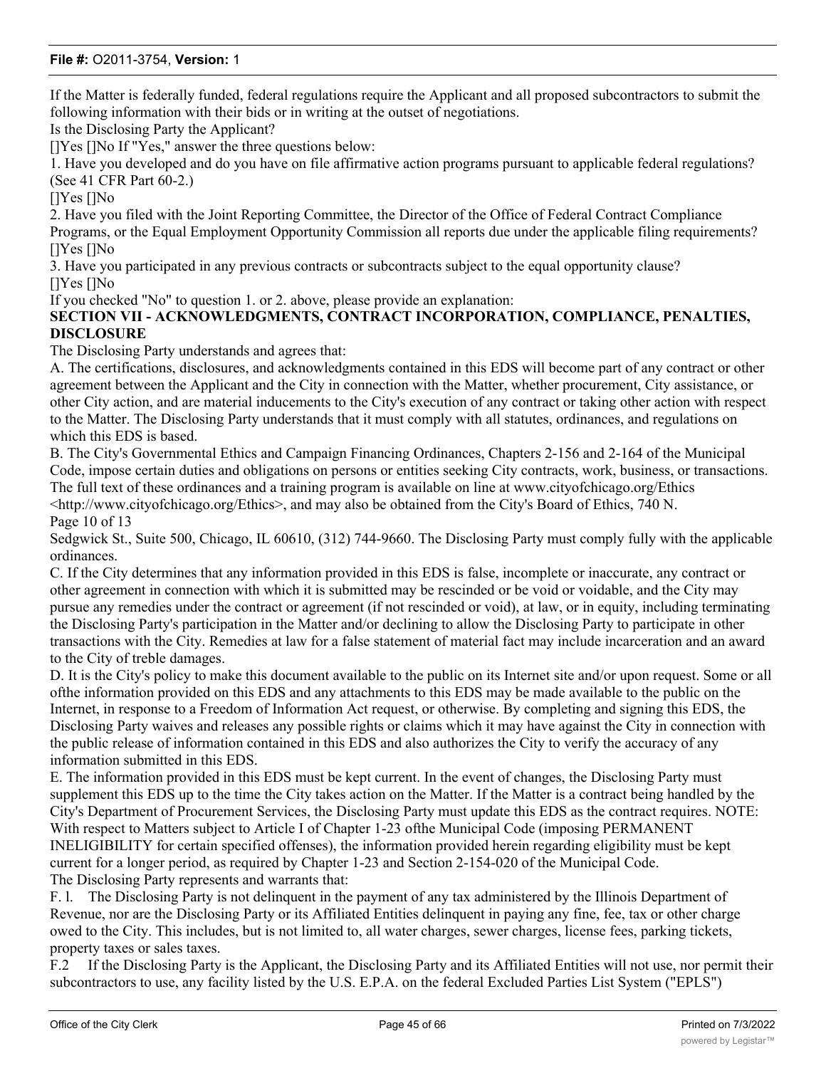If the Matter is federally funded, federal regulations require the Applicant and all proposed subcontractors to submit the following information with their bids or in writing at the outset of negotiations.

Is the Disclosing Party the Applicant?

[]Yes []No If "Yes," answer the three questions below:

1. Have you developed and do you have on file affirmative action programs pursuant to applicable federal regulations? (See 41 CFR Part 60-2.)

[]Yes []No

2. Have you filed with the Joint Reporting Committee, the Director of the Office of Federal Contract Compliance Programs, or the Equal Employment Opportunity Commission all reports due under the applicable filing requirements?

[]Yes []No

3. Have you participated in any previous contracts or subcontracts subject to the equal opportunity clause?

[]Yes []No

If you checked "No" to question 1. or 2. above, please provide an explanation:

## SECTION VII - ACKNOWLEDGMENTS, CONTRACT INCORPORATION, COMPLIANCE, PENALTIES, DISCLOSURE

The Disclosing Party understands and agrees that:

A. The certifications, disclosures, and acknowledgments contained in this EDS will become part of any contract or other agreement between the Applicant and the City in connection with the Matter, whether procurement, City assistance, or other City action, and are material inducements to the City's execution of any contract or taking other action with respect to the Matter. The Disclosing Party understands that it must comply with all statutes, ordinances, and regulations on which this EDS is based.

B. The City's Governmental Ethics and Campaign Financing Ordinances, Chapters 2-156 and 2-164 of the Municipal Code, impose certain duties and obligations on persons or entities seeking City contracts, work, business, or transactions. The full text of these ordinances and a training program is available on line at www.cityofchicago.org/Ethics <http://www.cityofchicago.org/Ethics>, and may also be obtained from the City's Board of Ethics, 740 N.

Page 10 of 13

Sedgwick St., Suite 500, Chicago, IL 60610, (312) 744-9660. The Disclosing Party must comply fully with the applicable ordinances.

C. If the City determines that any information provided in this EDS is false, incomplete or inaccurate, any contract or other agreement in connection with which it is submitted may be rescinded or be void or voidable, and the City may pursue any remedies under the contract or agreement (if not rescinded or void), at law, or in equity, including terminating the Disclosing Party's participation in the Matter and/or declining to allow the Disclosing Party to participate in other transactions with the City. Remedies at law for a false statement of material fact may include incarceration and an award to the City of treble damages.

D. It is the City's policy to make this document available to the public on its Internet site and/or upon request. Some or all ofthe information provided on this EDS and any attachments to this EDS may be made available to the public on the Internet, in response to a Freedom of Information Act request, or otherwise. By completing and signing this EDS, the Disclosing Party waives and releases any possible rights or claims which it may have against the City in connection with the public release of information contained in this EDS and also authorizes the City to verify the accuracy of any information submitted in this EDS.

E. The information provided in this EDS must be kept current. In the event of changes, the Disclosing Party must supplement this EDS up to the time the City takes action on the Matter. If the Matter is a contract being handled by the City's Department of Procurement Services, the Disclosing Party must update this EDS as the contract requires. NOTE: With respect to Matters subject to Article I of Chapter 1-23 ofthe Municipal Code (imposing PERMANENT INELIGIBILITY for certain specified offenses), the information provided herein regarding eligibility must be kept current for a longer period, as required by Chapter 1-23 and Section 2-154-020 of the Municipal Code.

The Disclosing Party represents and warrants that:

F. l. The Disclosing Party is not delinquent in the payment of any tax administered by the Illinois Department of Revenue, nor are the Disclosing Party or its Affiliated Entities delinquent in paying any fine, fee, tax or other charge owed to the City. This includes, but is not limited to, all water charges, sewer charges, license fees, parking tickets, property taxes or sales taxes.

F.2 If the Disclosing Party is the Applicant, the Disclosing Party and its Affiliated Entities will not use, nor permit their subcontractors to use, any facility listed by the U.S. E.P.A. on the federal Excluded Parties List System ("EPLS")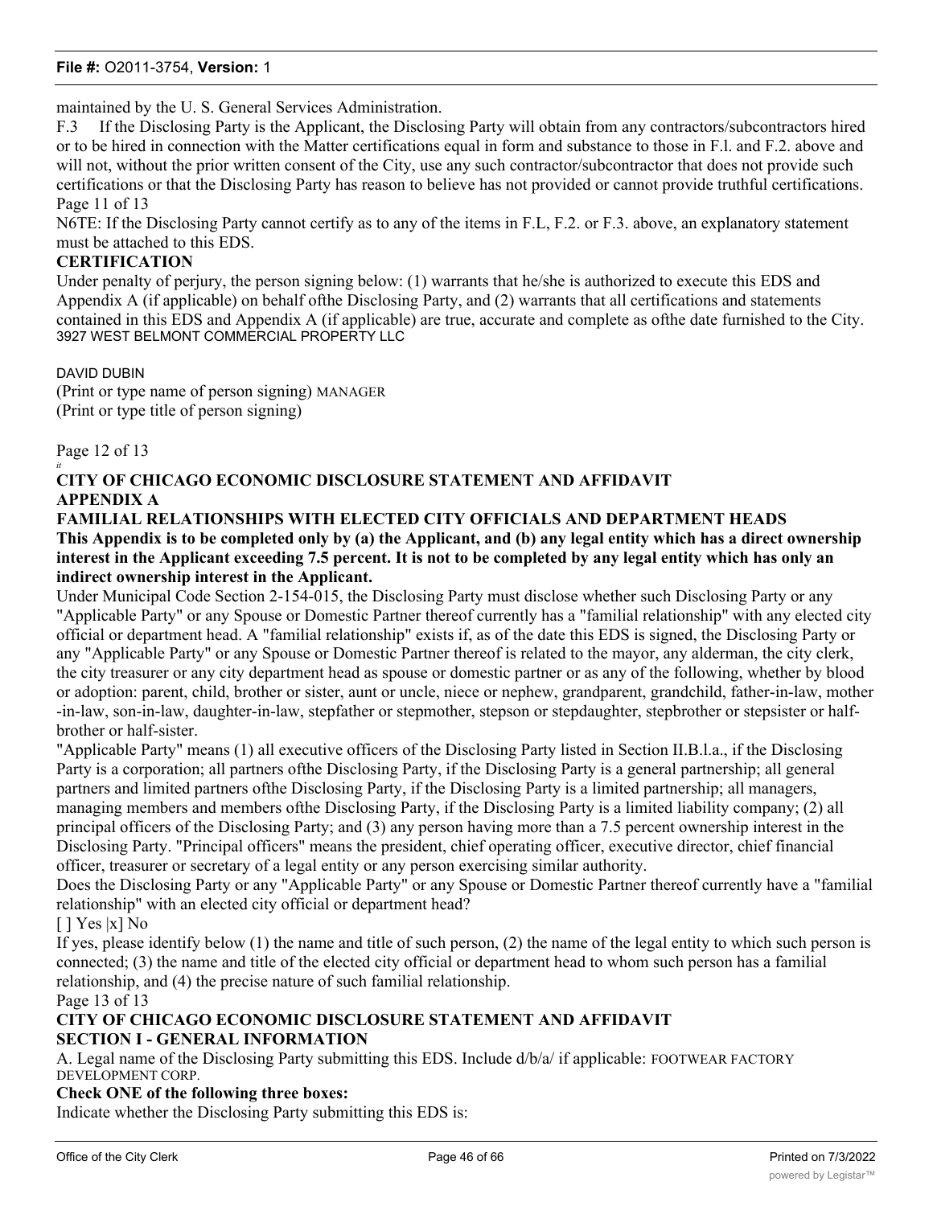maintained by the U. S. General Services Administration.

F.3 If the Disclosing Party is the Applicant, the Disclosing Party will obtain from any contractors/subcontractors hired or to be hired in connection with the Matter certifications equal in form and substance to those in F.l. and F.2. above and will not, without the prior written consent of the City, use any such contractor/subcontractor that does not provide such certifications or that the Disclosing Party has reason to believe has not provided or cannot provide truthful certifications.

Page 11 of 13

N6TE: If the Disclosing Party cannot certify as to any of the items in F.L, F.2. or F.3. above, an explanatory statement must be attached to this EDS.

**CERTIFICATION**

Under penalty of perjury, the person signing below: (1) warrants that he/she is authorized to execute this EDS and Appendix A (if applicable) on behalf ofthe Disclosing Party, and (2) warrants that all certifications and statements contained in this EDS and Appendix A (if applicable) are true, accurate and complete as ofthe date furnished to the City.

3927 WEST BELMONT COMMERCIAL PROPERTY LLC

DAVID DUBIN

(Print or type name of person signing) MANAGER

(Print or type title of person signing)

Page 12 of 13

*it*

**CITY OF CHICAGO ECONOMIC DISCLOSURE STATEMENT AND AFFIDAVIT**

**APPENDIX A**

**FAMILIAL RELATIONSHIPS WITH ELECTED CITY OFFICIALS AND DEPARTMENT HEADS**

**This Appendix is to be completed only by (a) the Applicant, and (b) any legal entity which has a direct ownership interest in the Applicant exceeding 7.5 percent. It is not to be completed by any legal entity which has only an indirect ownership interest in the Applicant.**

Under Municipal Code Section 2-154-015, the Disclosing Party must disclose whether such Disclosing Party or any "Applicable Party" or any Spouse or Domestic Partner thereof currently has a "familial relationship" with any elected city official or department head. A "familial relationship" exists if, as of the date this EDS is signed, the Disclosing Party or any "Applicable Party" or any Spouse or Domestic Partner thereof is related to the mayor, any alderman, the city clerk, the city treasurer or any city department head as spouse or domestic partner or as any of the following, whether by blood or adoption: parent, child, brother or sister, aunt or uncle, niece or nephew, grandparent, grandchild, father-in-law, mother -in-law, son-in-law, daughter-in-law, stepfather or stepmother, stepson or stepdaughter, stepbrother or stepsister or half-brother or half-sister.

"Applicable Party" means (1) all executive officers of the Disclosing Party listed in Section II.B.l.a., if the Disclosing Party is a corporation; all partners ofthe Disclosing Party, if the Disclosing Party is a general partnership; all general partners and limited partners ofthe Disclosing Party, if the Disclosing Party is a limited partnership; all managers, managing members and members ofthe Disclosing Party, if the Disclosing Party is a limited liability company; (2) all principal officers of the Disclosing Party; and (3) any person having more than a 7.5 percent ownership interest in the Disclosing Party. "Principal officers" means the president, chief operating officer, executive director, chief financial officer, treasurer or secretary of a legal entity or any person exercising similar authority.

Does the Disclosing Party or any "Applicable Party" or any Spouse or Domestic Partner thereof currently have a "familial relationship" with an elected city official or department head?

[ ] Yes |x] No

If yes, please identify below (1) the name and title of such person, (2) the name of the legal entity to which such person is connected; (3) the name and title of the elected city official or department head to whom such person has a familial relationship, and (4) the precise nature of such familial relationship.

Page 13 of 13

**CITY OF CHICAGO ECONOMIC DISCLOSURE STATEMENT AND AFFIDAVIT**

**SECTION I - GENERAL INFORMATION**

A. Legal name of the Disclosing Party submitting this EDS. Include d/b/a/ if applicable: FOOTWEAR FACTORY DEVELOPMENT CORP.

**Check ONE of the following three boxes:**

Indicate whether the Disclosing Party submitting this EDS is: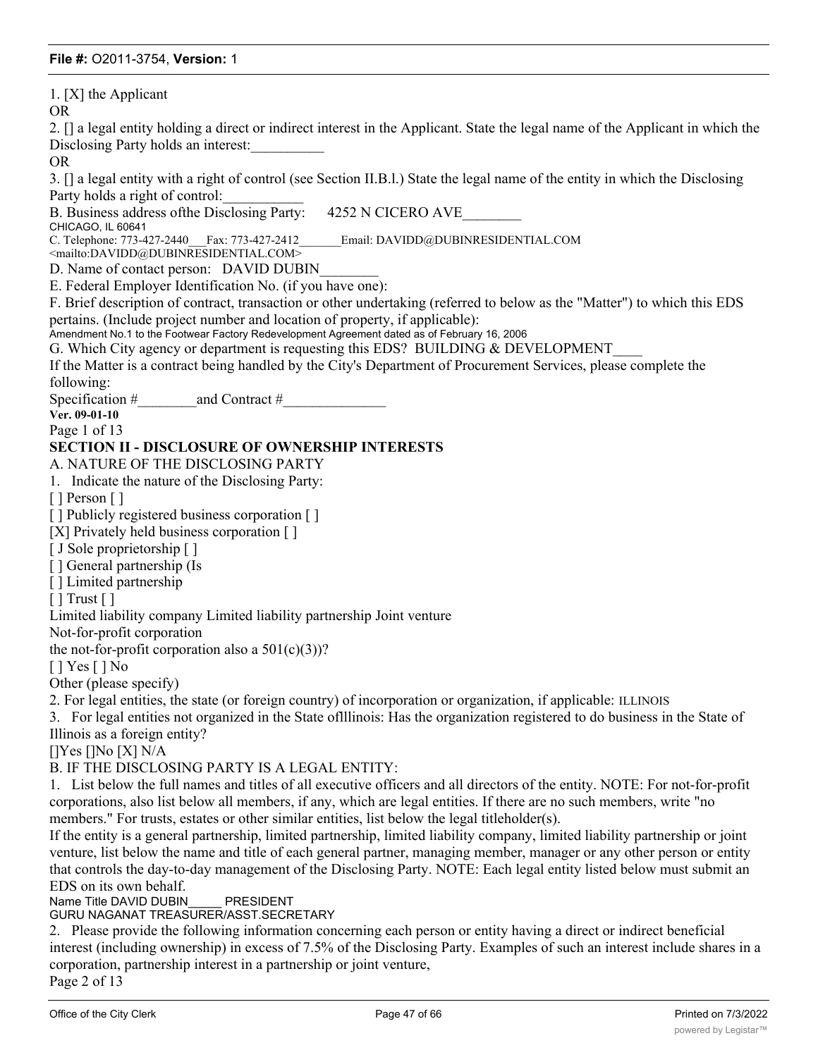1. [X] the Applicant

OR

2. [] a legal entity holding a direct or indirect interest in the Applicant. State the legal name of the Applicant in which the Disclosing Party holds an interest:__________

OR

3. [] a legal entity with a right of control (see Section II.B.l.) State the legal name of the entity in which the Disclosing Party holds a right of control:___________

B. Business address ofthe Disclosing Party: 4252 N CICERO AVE________
CHICAGO, IL 60641

C. Telephone: 773-427-2440___Fax: 773-427-2412_______Email: DAVIDD@DUBINRESIDENTIAL.COM <mailto:DAVIDD@DUBINRESIDENTIAL.COM>

D. Name of contact person: DAVID DUBIN________

E. Federal Employer Identification No. (if you have one):

F. Brief description of contract, transaction or other undertaking (referred to below as the "Matter") to which this EDS pertains. (Include project number and location of property, if applicable):
Amendment No.1 to the Footwear Factory Redevelopment Agreement dated as of February 16, 2006

G. Which City agency or department is requesting this EDS? BUILDING & DEVELOPMENT____

If the Matter is a contract being handled by the City's Department of Procurement Services, please complete the following:

Specification #________and Contract #______________

**Ver. 09-01-10**

Page 1 of 13

**SECTION II - DISCLOSURE OF OWNERSHIP INTERESTS**

A. NATURE OF THE DISCLOSING PARTY

1. Indicate the nature of the Disclosing Party:

[ ] Person [ ]
[ ] Publicly registered business corporation [ ]
[X] Privately held business corporation [ ]
[ J Sole proprietorship [ ]
[ ] General partnership (Is
[ ] Limited partnership
[ ] Trust [ ]
Limited liability company Limited liability partnership Joint venture
Not-for-profit corporation
the not-for-profit corporation also a 501(c)(3))?
[ ] Yes [ ] No
Other (please specify)

2. For legal entities, the state (or foreign country) of incorporation or organization, if applicable: ILLINOIS

3. For legal entities not organized in the State oflllinois: Has the organization registered to do business in the State of Illinois as a foreign entity?

[]Yes []No [X] N/A

B. IF THE DISCLOSING PARTY IS A LEGAL ENTITY:

1. List below the full names and titles of all executive officers and all directors of the entity. NOTE: For not-for-profit corporations, also list below all members, if any, which are legal entities. If there are no such members, write "no members." For trusts, estates or other similar entities, list below the legal titleholder(s).

If the entity is a general partnership, limited partnership, limited liability company, limited liability partnership or joint venture, list below the name and title of each general partner, managing member, manager or any other person or entity that controls the day-to-day management of the Disclosing Party. NOTE: Each legal entity listed below must submit an EDS on its own behalf.

Name Title DAVID DUBIN_____ PRESIDENT
GURU NAGANAT TREASURER/ASST.SECRETARY

2. Please provide the following information concerning each person or entity having a direct or indirect beneficial interest (including ownership) in excess of 7.5% of the Disclosing Party. Examples of such an interest include shares in a corporation, partnership interest in a partnership or joint venture,

Page 2 of 13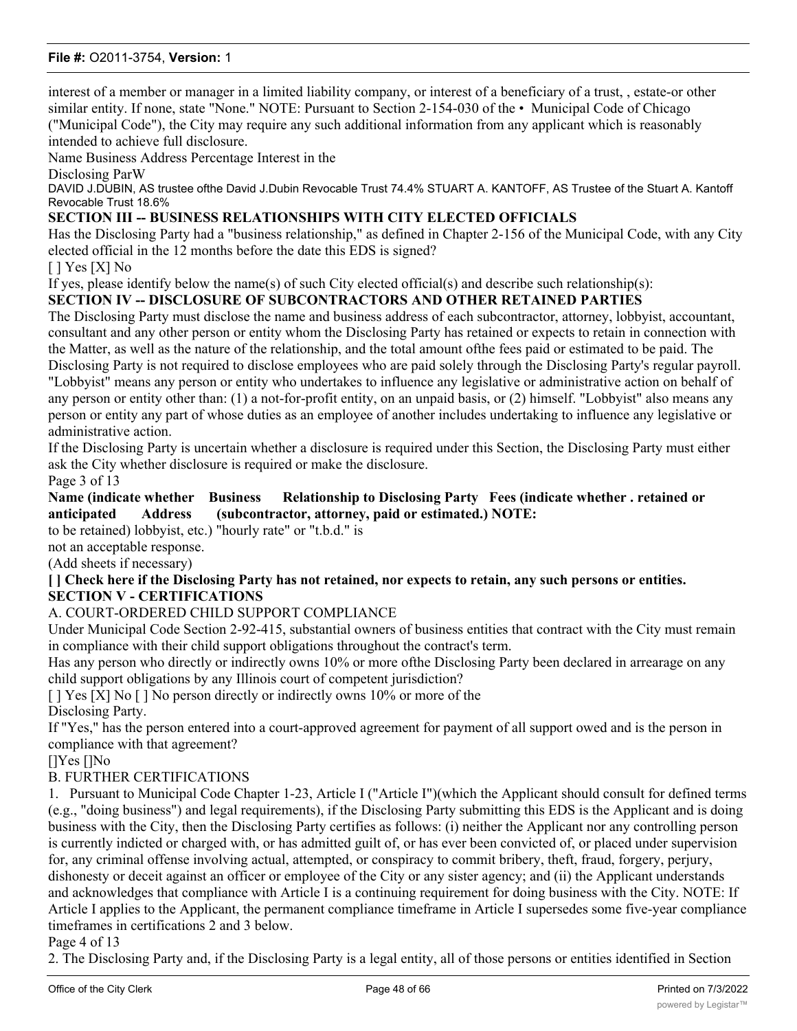interest of a member or manager in a limited liability company, or interest of a beneficiary of a trust, , estate-or other similar entity. If none, state "None." NOTE: Pursuant to Section 2-154-030 of the • Municipal Code of Chicago ("Municipal Code"), the City may require any such additional information from any applicant which is reasonably intended to achieve full disclosure.

Name Business Address Percentage Interest in the
Disclosing ParW

DAVID J.DUBIN, AS trustee ofthe David J.Dubin Revocable Trust 74.4% STUART A. KANTOFF, AS Trustee of the Stuart A. Kantoff Revocable Trust 18.6%

**SECTION III -- BUSINESS RELATIONSHIPS WITH CITY ELECTED OFFICIALS**

Has the Disclosing Party had a "business relationship," as defined in Chapter 2-156 of the Municipal Code, with any City elected official in the 12 months before the date this EDS is signed?

[ ] Yes [X] No

If yes, please identify below the name(s) of such City elected official(s) and describe such relationship(s):

**SECTION IV -- DISCLOSURE OF SUBCONTRACTORS AND OTHER RETAINED PARTIES**

The Disclosing Party must disclose the name and business address of each subcontractor, attorney, lobbyist, accountant, consultant and any other person or entity whom the Disclosing Party has retained or expects to retain in connection with the Matter, as well as the nature of the relationship, and the total amount ofthe fees paid or estimated to be paid. The Disclosing Party is not required to disclose employees who are paid solely through the Disclosing Party's regular payroll.

"Lobbyist" means any person or entity who undertakes to influence any legislative or administrative action on behalf of any person or entity other than: (1) a not-for-profit entity, on an unpaid basis, or (2) himself. "Lobbyist" also means any person or entity any part of whose duties as an employee of another includes undertaking to influence any legislative or administrative action.

If the Disclosing Party is uncertain whether a disclosure is required under this Section, the Disclosing Party must either ask the City whether disclosure is required or make the disclosure.

Page 3 of 13

| Name (indicate whether retained or to be retained) | Business Address | Relationship to Disclosing Party (subcontractor, attorney, lobbyist, etc.) | Fees (indicate whether . paid or estimated.) NOTE: "hourly rate" or "t.b.d." is not an acceptable response. |
|---|---|---|---|

(Add sheets if necessary)

**[ ] Check here if the Disclosing Party has not retained, nor expects to retain, any such persons or entities.**

**SECTION V - CERTIFICATIONS**

A. COURT-ORDERED CHILD SUPPORT COMPLIANCE

Under Municipal Code Section 2-92-415, substantial owners of business entities that contract with the City must remain in compliance with their child support obligations throughout the contract's term.

Has any person who directly or indirectly owns 10% or more ofthe Disclosing Party been declared in arrearage on any child support obligations by any Illinois court of competent jurisdiction?

[ ] Yes [X] No [ ] No person directly or indirectly owns 10% or more of the Disclosing Party.

If "Yes," has the person entered into a court-approved agreement for payment of all support owed and is the person in compliance with that agreement?

[]Yes []No

B. FURTHER CERTIFICATIONS

1. Pursuant to Municipal Code Chapter 1-23, Article I ("Article I")(which the Applicant should consult for defined terms (e.g., "doing business") and legal requirements), if the Disclosing Party submitting this EDS is the Applicant and is doing business with the City, then the Disclosing Party certifies as follows: (i) neither the Applicant nor any controlling person is currently indicted or charged with, or has admitted guilt of, or has ever been convicted of, or placed under supervision for, any criminal offense involving actual, attempted, or conspiracy to commit bribery, theft, fraud, forgery, perjury, dishonesty or deceit against an officer or employee of the City or any sister agency; and (ii) the Applicant understands and acknowledges that compliance with Article I is a continuing requirement for doing business with the City. NOTE: If Article I applies to the Applicant, the permanent compliance timeframe in Article I supersedes some five-year compliance timeframes in certifications 2 and 3 below.

Page 4 of 13

2. The Disclosing Party and, if the Disclosing Party is a legal entity, all of those persons or entities identified in Section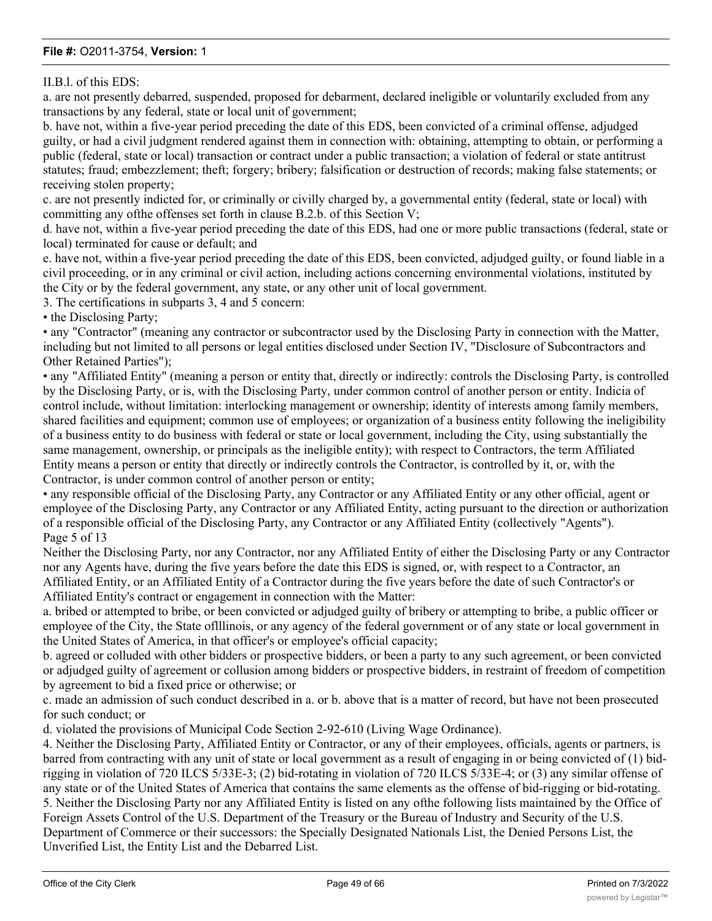II.B.l. of this EDS:

a. are not presently debarred, suspended, proposed for debarment, declared ineligible or voluntarily excluded from any transactions by any federal, state or local unit of government;

b. have not, within a five-year period preceding the date of this EDS, been convicted of a criminal offense, adjudged guilty, or had a civil judgment rendered against them in connection with: obtaining, attempting to obtain, or performing a public (federal, state or local) transaction or contract under a public transaction; a violation of federal or state antitrust statutes; fraud; embezzlement; theft; forgery; bribery; falsification or destruction of records; making false statements; or receiving stolen property;

c. are not presently indicted for, or criminally or civilly charged by, a governmental entity (federal, state or local) with committing any ofthe offenses set forth in clause B.2.b. of this Section V;

d. have not, within a five-year period preceding the date of this EDS, had one or more public transactions (federal, state or local) terminated for cause or default; and

e. have not, within a five-year period preceding the date of this EDS, been convicted, adjudged guilty, or found liable in a civil proceeding, or in any criminal or civil action, including actions concerning environmental violations, instituted by the City or by the federal government, any state, or any other unit of local government.

3. The certifications in subparts 3, 4 and 5 concern:

- the Disclosing Party;
- any "Contractor" (meaning any contractor or subcontractor used by the Disclosing Party in connection with the Matter, including but not limited to all persons or legal entities disclosed under Section IV, "Disclosure of Subcontractors and Other Retained Parties");
- any "Affiliated Entity" (meaning a person or entity that, directly or indirectly: controls the Disclosing Party, is controlled by the Disclosing Party, or is, with the Disclosing Party, under common control of another person or entity. Indicia of control include, without limitation: interlocking management or ownership; identity of interests among family members, shared facilities and equipment; common use of employees; or organization of a business entity following the ineligibility of a business entity to do business with federal or state or local government, including the City, using substantially the same management, ownership, or principals as the ineligible entity); with respect to Contractors, the term Affiliated Entity means a person or entity that directly or indirectly controls the Contractor, is controlled by it, or, with the Contractor, is under common control of another person or entity;
- any responsible official of the Disclosing Party, any Contractor or any Affiliated Entity or any other official, agent or employee of the Disclosing Party, any Contractor or any Affiliated Entity, acting pursuant to the direction or authorization of a responsible official of the Disclosing Party, any Contractor or any Affiliated Entity (collectively "Agents").

Page 5 of 13

Neither the Disclosing Party, nor any Contractor, nor any Affiliated Entity of either the Disclosing Party or any Contractor nor any Agents have, during the five years before the date this EDS is signed, or, with respect to a Contractor, an Affiliated Entity, or an Affiliated Entity of a Contractor during the five years before the date of such Contractor's or Affiliated Entity's contract or engagement in connection with the Matter:

a. bribed or attempted to bribe, or been convicted or adjudged guilty of bribery or attempting to bribe, a public officer or employee of the City, the State oflllinois, or any agency of the federal government or of any state or local government in the United States of America, in that officer's or employee's official capacity;

b. agreed or colluded with other bidders or prospective bidders, or been a party to any such agreement, or been convicted or adjudged guilty of agreement or collusion among bidders or prospective bidders, in restraint of freedom of competition by agreement to bid a fixed price or otherwise; or

c. made an admission of such conduct described in a. or b. above that is a matter of record, but have not been prosecuted for such conduct; or

d. violated the provisions of Municipal Code Section 2-92-610 (Living Wage Ordinance).

4. Neither the Disclosing Party, Affiliated Entity or Contractor, or any of their employees, officials, agents or partners, is barred from contracting with any unit of state or local government as a result of engaging in or being convicted of (1) bid-rigging in violation of 720 ILCS 5/33E-3; (2) bid-rotating in violation of 720 ILCS 5/33E-4; or (3) any similar offense of any state or of the United States of America that contains the same elements as the offense of bid-rigging or bid-rotating.

5. Neither the Disclosing Party nor any Affiliated Entity is listed on any ofthe following lists maintained by the Office of Foreign Assets Control of the U.S. Department of the Treasury or the Bureau of Industry and Security of the U.S. Department of Commerce or their successors: the Specially Designated Nationals List, the Denied Persons List, the Unverified List, the Entity List and the Debarred List.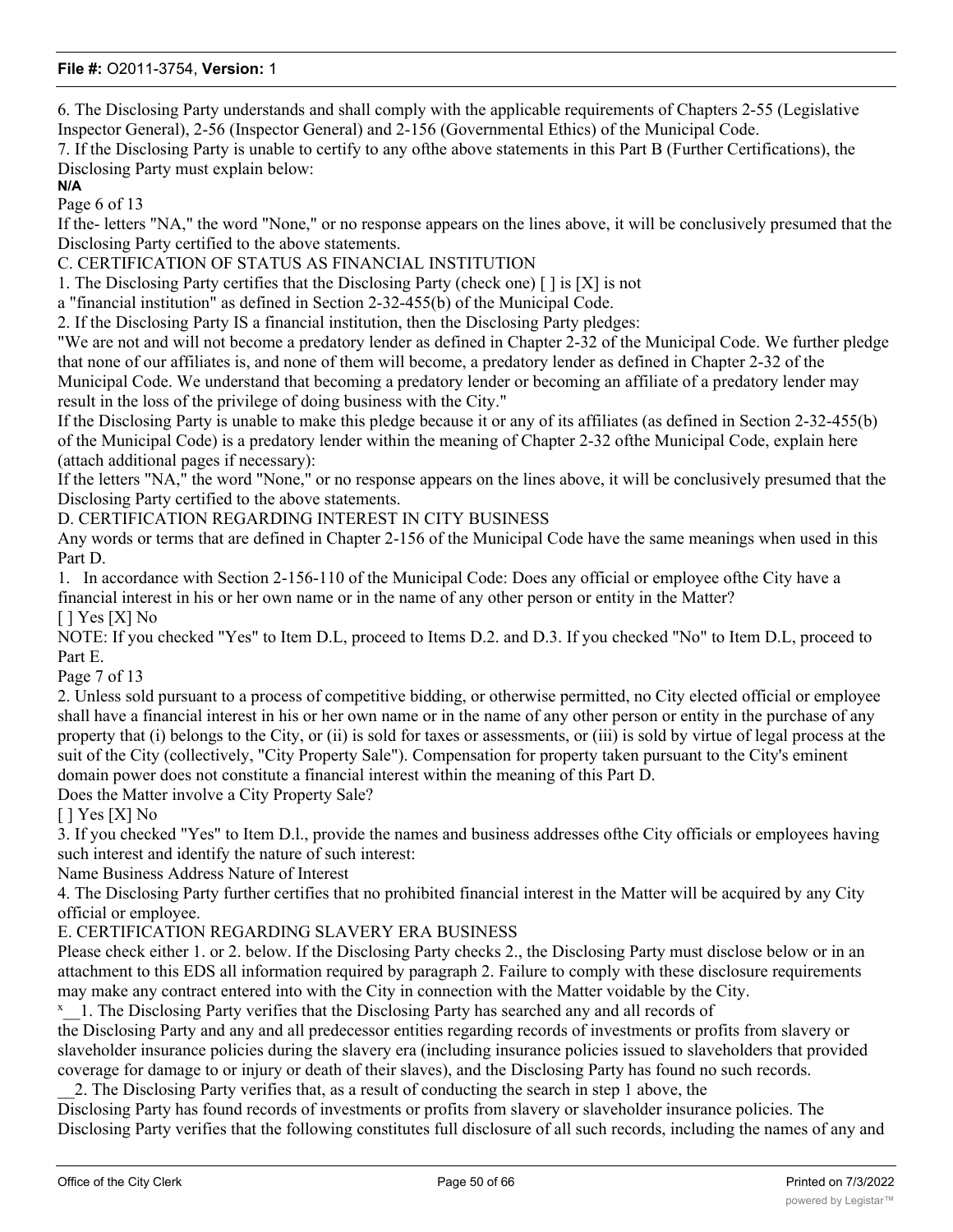6. The Disclosing Party understands and shall comply with the applicable requirements of Chapters 2-55 (Legislative Inspector General), 2-56 (Inspector General) and 2-156 (Governmental Ethics) of the Municipal Code.

7. If the Disclosing Party is unable to certify to any ofthe above statements in this Part B (Further Certifications), the Disclosing Party must explain below:

**N/A**

If the- letters "NA," the word "None," or no response appears on the lines above, it will be conclusively presumed that the Disclosing Party certified to the above statements.

C. CERTIFICATION OF STATUS AS FINANCIAL INSTITUTION

1. The Disclosing Party certifies that the Disclosing Party (check one) [ ] is [X] is not a "financial institution" as defined in Section 2-32-455(b) of the Municipal Code.

2. If the Disclosing Party IS a financial institution, then the Disclosing Party pledges:

"We are not and will not become a predatory lender as defined in Chapter 2-32 of the Municipal Code. We further pledge that none of our affiliates is, and none of them will become, a predatory lender as defined in Chapter 2-32 of the Municipal Code. We understand that becoming a predatory lender or becoming an affiliate of a predatory lender may result in the loss of the privilege of doing business with the City."

If the Disclosing Party is unable to make this pledge because it or any of its affiliates (as defined in Section 2-32-455(b) of the Municipal Code) is a predatory lender within the meaning of Chapter 2-32 ofthe Municipal Code, explain here (attach additional pages if necessary):

If the letters "NA," the word "None," or no response appears on the lines above, it will be conclusively presumed that the Disclosing Party certified to the above statements.

D. CERTIFICATION REGARDING INTEREST IN CITY BUSINESS

Any words or terms that are defined in Chapter 2-156 of the Municipal Code have the same meanings when used in this Part D.

1. In accordance with Section 2-156-110 of the Municipal Code: Does any official or employee ofthe City have a financial interest in his or her own name or in the name of any other person or entity in the Matter?

[ ] Yes [X] No

NOTE: If you checked "Yes" to Item D.L, proceed to Items D.2. and D.3. If you checked "No" to Item D.L, proceed to Part E.

2. Unless sold pursuant to a process of competitive bidding, or otherwise permitted, no City elected official or employee shall have a financial interest in his or her own name or in the name of any other person or entity in the purchase of any property that (i) belongs to the City, or (ii) is sold for taxes or assessments, or (iii) is sold by virtue of legal process at the suit of the City (collectively, "City Property Sale"). Compensation for property taken pursuant to the City's eminent domain power does not constitute a financial interest within the meaning of this Part D.

Does the Matter involve a City Property Sale?

[ ] Yes [X] No

3. If you checked "Yes" to Item D.l., provide the names and business addresses ofthe City officials or employees having such interest and identify the nature of such interest:

Name Business Address Nature of Interest

4. The Disclosing Party further certifies that no prohibited financial interest in the Matter will be acquired by any City official or employee.

E. CERTIFICATION REGARDING SLAVERY ERA BUSINESS

Please check either 1. or 2. below. If the Disclosing Party checks 2., the Disclosing Party must disclose below or in an attachment to this EDS all information required by paragraph 2. Failure to comply with these disclosure requirements may make any contract entered into with the City in connection with the Matter voidable by the City.

x__1. The Disclosing Party verifies that the Disclosing Party has searched any and all records of the Disclosing Party and any and all predecessor entities regarding records of investments or profits from slavery or slaveholder insurance policies during the slavery era (including insurance policies issued to slaveholders that provided coverage for damage to or injury or death of their slaves), and the Disclosing Party has found no such records.

__2. The Disclosing Party verifies that, as a result of conducting the search in step 1 above, the Disclosing Party has found records of investments or profits from slavery or slaveholder insurance policies. The Disclosing Party verifies that the following constitutes full disclosure of all such records, including the names of any and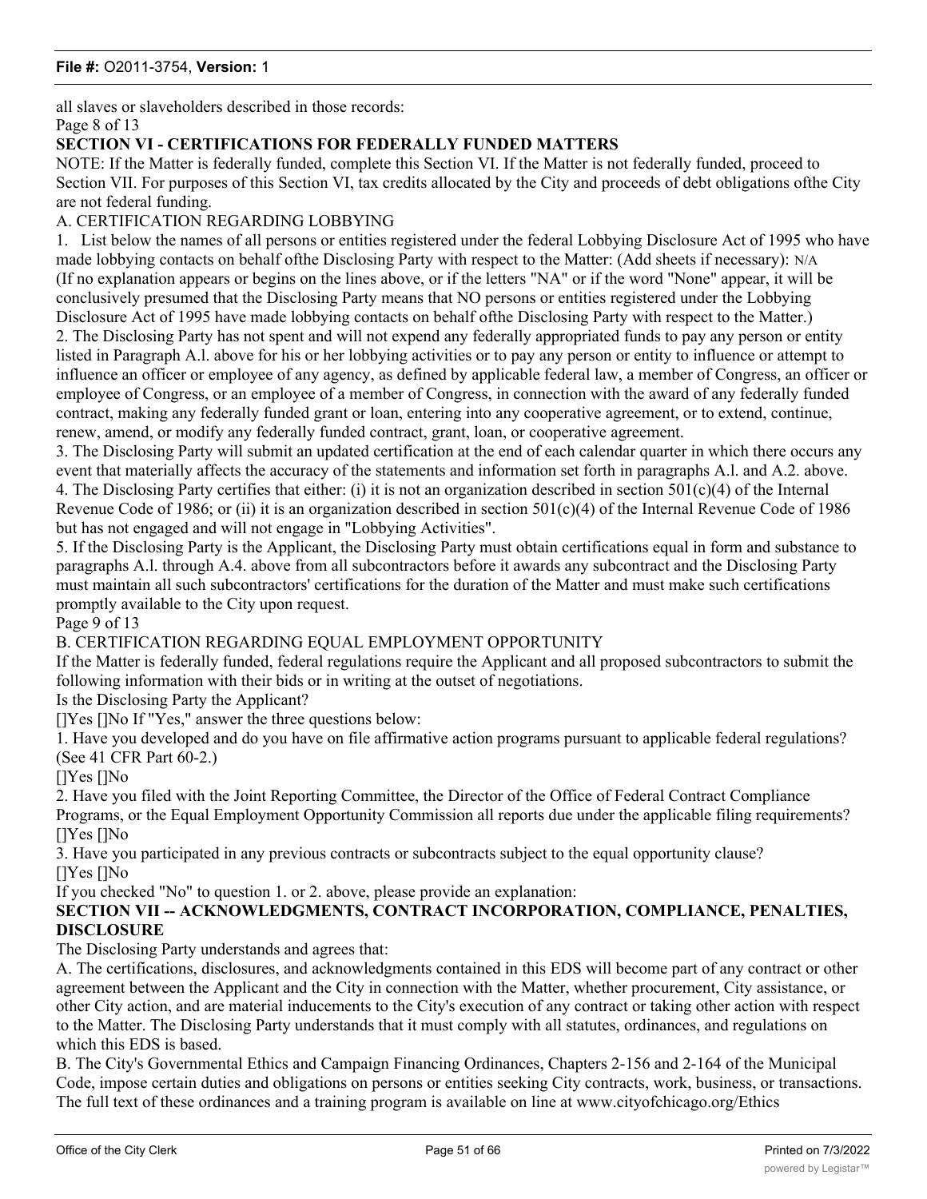all slaves or slaveholders described in those records:

## SECTION VI - CERTIFICATIONS FOR FEDERALLY FUNDED MATTERS

NOTE: If the Matter is federally funded, complete this Section VI. If the Matter is not federally funded, proceed to Section VII. For purposes of this Section VI, tax credits allocated by the City and proceeds of debt obligations ofthe City are not federal funding.

A. CERTIFICATION REGARDING LOBBYING

1. List below the names of all persons or entities registered under the federal Lobbying Disclosure Act of 1995 who have made lobbying contacts on behalf ofthe Disclosing Party with respect to the Matter: (Add sheets if necessary): N/A

(If no explanation appears or begins on the lines above, or if the letters "NA" or if the word "None" appear, it will be conclusively presumed that the Disclosing Party means that NO persons or entities registered under the Lobbying Disclosure Act of 1995 have made lobbying contacts on behalf ofthe Disclosing Party with respect to the Matter.)

2. The Disclosing Party has not spent and will not expend any federally appropriated funds to pay any person or entity listed in Paragraph A.l. above for his or her lobbying activities or to pay any person or entity to influence or attempt to influence an officer or employee of any agency, as defined by applicable federal law, a member of Congress, an officer or employee of Congress, or an employee of a member of Congress, in connection with the award of any federally funded contract, making any federally funded grant or loan, entering into any cooperative agreement, or to extend, continue, renew, amend, or modify any federally funded contract, grant, loan, or cooperative agreement.

3. The Disclosing Party will submit an updated certification at the end of each calendar quarter in which there occurs any event that materially affects the accuracy of the statements and information set forth in paragraphs A.l. and A.2. above.

4. The Disclosing Party certifies that either: (i) it is not an organization described in section 501(c)(4) of the Internal Revenue Code of 1986; or (ii) it is an organization described in section 501(c)(4) of the Internal Revenue Code of 1986 but has not engaged and will not engage in "Lobbying Activities".

5. If the Disclosing Party is the Applicant, the Disclosing Party must obtain certifications equal in form and substance to paragraphs A.l. through A.4. above from all subcontractors before it awards any subcontract and the Disclosing Party must maintain all such subcontractors' certifications for the duration of the Matter and must make such certifications promptly available to the City upon request.

B. CERTIFICATION REGARDING EQUAL EMPLOYMENT OPPORTUNITY

If the Matter is federally funded, federal regulations require the Applicant and all proposed subcontractors to submit the following information with their bids or in writing at the outset of negotiations.

Is the Disclosing Party the Applicant?

[]Yes []No If "Yes," answer the three questions below:

1. Have you developed and do you have on file affirmative action programs pursuant to applicable federal regulations? (See 41 CFR Part 60-2.)

[]Yes []No

2. Have you filed with the Joint Reporting Committee, the Director of the Office of Federal Contract Compliance Programs, or the Equal Employment Opportunity Commission all reports due under the applicable filing requirements?

[]Yes []No

3. Have you participated in any previous contracts or subcontracts subject to the equal opportunity clause?

[]Yes []No

If you checked "No" to question 1. or 2. above, please provide an explanation:

## SECTION VII -- ACKNOWLEDGMENTS, CONTRACT INCORPORATION, COMPLIANCE, PENALTIES, DISCLOSURE

The Disclosing Party understands and agrees that:

A. The certifications, disclosures, and acknowledgments contained in this EDS will become part of any contract or other agreement between the Applicant and the City in connection with the Matter, whether procurement, City assistance, or other City action, and are material inducements to the City's execution of any contract or taking other action with respect to the Matter. The Disclosing Party understands that it must comply with all statutes, ordinances, and regulations on which this EDS is based.

B. The City's Governmental Ethics and Campaign Financing Ordinances, Chapters 2-156 and 2-164 of the Municipal Code, impose certain duties and obligations on persons or entities seeking City contracts, work, business, or transactions. The full text of these ordinances and a training program is available on line at www.cityofchicago.org/Ethics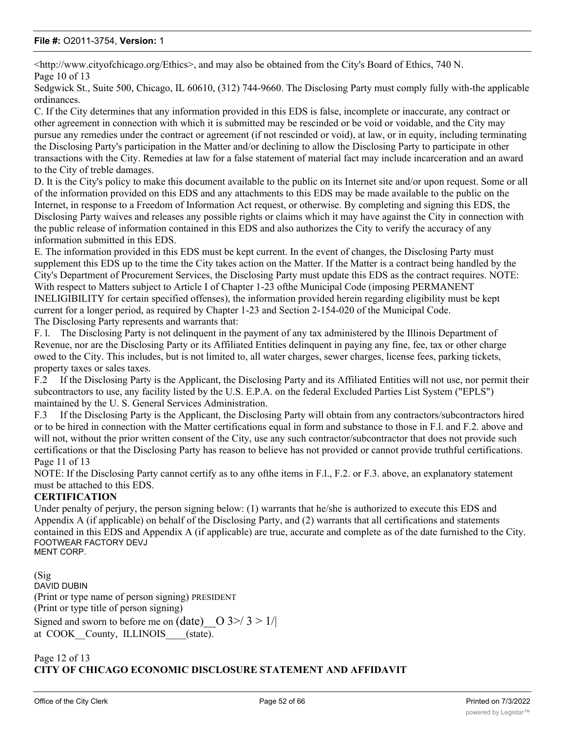<http://www.cityofchicago.org/Ethics>, and may also be obtained from the City's Board of Ethics, 740 N.

Sedgwick St., Suite 500, Chicago, IL 60610, (312) 744-9660. The Disclosing Party must comply fully with-the applicable ordinances.

C. If the City determines that any information provided in this EDS is false, incomplete or inaccurate, any contract or other agreement in connection with which it is submitted may be rescinded or be void or voidable, and the City may pursue any remedies under the contract or agreement (if not rescinded or void), at law, or in equity, including terminating the Disclosing Party's participation in the Matter and/or declining to allow the Disclosing Party to participate in other transactions with the City. Remedies at law for a false statement of material fact may include incarceration and an award to the City of treble damages.

D. It is the City's policy to make this document available to the public on its Internet site and/or upon request. Some or all of the information provided on this EDS and any attachments to this EDS may be made available to the public on the Internet, in response to a Freedom of Information Act request, or otherwise. By completing and signing this EDS, the Disclosing Party waives and releases any possible rights or claims which it may have against the City in connection with the public release of information contained in this EDS and also authorizes the City to verify the accuracy of any information submitted in this EDS.

E. The information provided in this EDS must be kept current. In the event of changes, the Disclosing Party must supplement this EDS up to the time the City takes action on the Matter. If the Matter is a contract being handled by the City's Department of Procurement Services, the Disclosing Party must update this EDS as the contract requires. NOTE: With respect to Matters subject to Article I of Chapter 1-23 ofthe Municipal Code (imposing PERMANENT INELIGIBILITY for certain specified offenses), the information provided herein regarding eligibility must be kept current for a longer period, as required by Chapter 1-23 and Section 2-154-020 of the Municipal Code.

The Disclosing Party represents and warrants that:

F. l. The Disclosing Party is not delinquent in the payment of any tax administered by the Illinois Department of Revenue, nor are the Disclosing Party or its Affiliated Entities delinquent in paying any fine, fee, tax or other charge owed to the City. This includes, but is not limited to, all water charges, sewer charges, license fees, parking tickets, property taxes or sales taxes.

F.2 If the Disclosing Party is the Applicant, the Disclosing Party and its Affiliated Entities will not use, nor permit their subcontractors to use, any facility listed by the U.S. E.P.A. on the federal Excluded Parties List System ("EPLS") maintained by the U. S. General Services Administration.

F.3 If the Disclosing Party is the Applicant, the Disclosing Party will obtain from any contractors/subcontractors hired or to be hired in connection with the Matter certifications equal in form and substance to those in F.l. and F.2. above and will not, without the prior written consent of the City, use any such contractor/subcontractor that does not provide such certifications or that the Disclosing Party has reason to believe has not provided or cannot provide truthful certifications.

NOTE: If the Disclosing Party cannot certify as to any ofthe items in F.l., F.2. or F.3. above, an explanatory statement must be attached to this EDS.

**CERTIFICATION**

Under penalty of perjury, the person signing below: (1) warrants that he/she is authorized to execute this EDS and Appendix A (if applicable) on behalf of the Disclosing Party, and (2) warrants that all certifications and statements contained in this EDS and Appendix A (if applicable) are true, accurate and complete as of the date furnished to the City.

FOOTWEAR FACTORY DEVJ
MENT CORP.

(Sig

DAVID DUBIN

(Print or type name of person signing) PRESIDENT

(Print or type title of person signing)

Signed and sworn to before me on (date)__O 3>/ 3 > 1/|

at COOK__County, ILLINOIS____(state).

**CITY OF CHICAGO ECONOMIC DISCLOSURE STATEMENT AND AFFIDAVIT**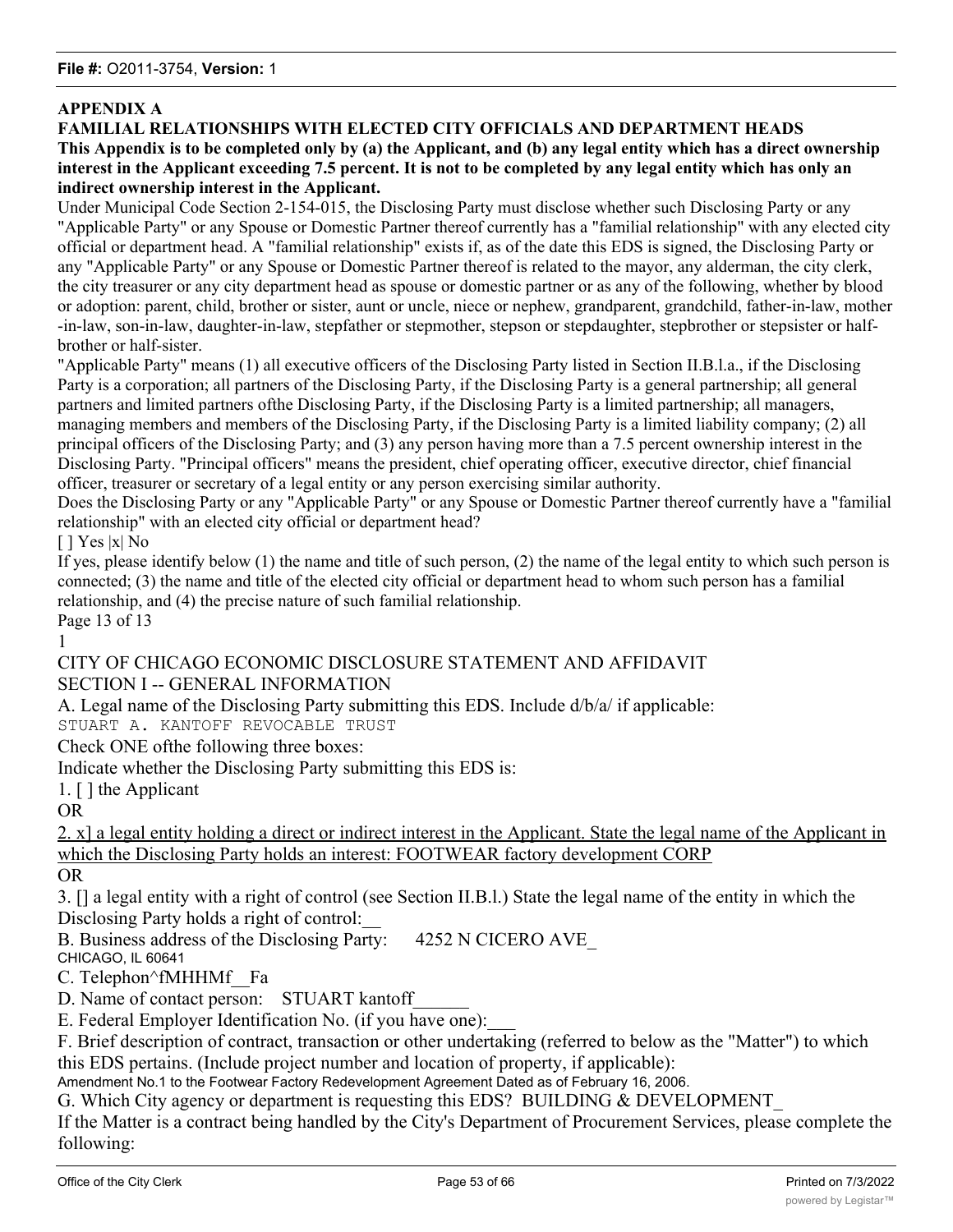## APPENDIX A

## FAMILIAL RELATIONSHIPS WITH ELECTED CITY OFFICIALS AND DEPARTMENT HEADS

**This Appendix is to be completed only by (a) the Applicant, and (b) any legal entity which has a direct ownership interest in the Applicant exceeding 7.5 percent. It is not to be completed by any legal entity which has only an indirect ownership interest in the Applicant.**

Under Municipal Code Section 2-154-015, the Disclosing Party must disclose whether such Disclosing Party or any "Applicable Party" or any Spouse or Domestic Partner thereof currently has a "familial relationship" with any elected city official or department head. A "familial relationship" exists if, as of the date this EDS is signed, the Disclosing Party or any "Applicable Party" or any Spouse or Domestic Partner thereof is related to the mayor, any alderman, the city clerk, the city treasurer or any city department head as spouse or domestic partner or as any of the following, whether by blood or adoption: parent, child, brother or sister, aunt or uncle, niece or nephew, grandparent, grandchild, father-in-law, mother -in-law, son-in-law, daughter-in-law, stepfather or stepmother, stepson or stepdaughter, stepbrother or stepsister or half-brother or half-sister.

"Applicable Party" means (1) all executive officers of the Disclosing Party listed in Section II.B.l.a., if the Disclosing Party is a corporation; all partners of the Disclosing Party, if the Disclosing Party is a general partnership; all general partners and limited partners ofthe Disclosing Party, if the Disclosing Party is a limited partnership; all managers, managing members and members of the Disclosing Party, if the Disclosing Party is a limited liability company; (2) all principal officers of the Disclosing Party; and (3) any person having more than a 7.5 percent ownership interest in the Disclosing Party. "Principal officers" means the president, chief operating officer, executive director, chief financial officer, treasurer or secretary of a legal entity or any person exercising similar authority.

Does the Disclosing Party or any "Applicable Party" or any Spouse or Domestic Partner thereof currently have a "familial relationship" with an elected city official or department head?

[ ] Yes |x| No

If yes, please identify below (1) the name and title of such person, (2) the name of the legal entity to which such person is connected; (3) the name and title of the elected city official or department head to whom such person has a familial relationship, and (4) the precise nature of such familial relationship.

Page 13 of 13

1

CITY OF CHICAGO ECONOMIC DISCLOSURE STATEMENT AND AFFIDAVIT

SECTION I -- GENERAL INFORMATION

A. Legal name of the Disclosing Party submitting this EDS. Include d/b/a/ if applicable:

STUART A. KANTOFF REVOCABLE TRUST

Check ONE ofthe following three boxes:

Indicate whether the Disclosing Party submitting this EDS is:

1. [ ] the Applicant

OR

2. x] a legal entity holding a direct or indirect interest in the Applicant. State the legal name of the Applicant in which the Disclosing Party holds an interest: FOOTWEAR factory development CORP

OR

3. [] a legal entity with a right of control (see Section II.B.l.) State the legal name of the entity in which the Disclosing Party holds a right of control:__

B. Business address of the Disclosing Party: 4252 N CICERO AVE_
CHICAGO, IL 60641

C. Telephon^fMHHMf__Fa

D. Name of contact person: STUART kantoff______

E. Federal Employer Identification No. (if you have one):___

F. Brief description of contract, transaction or other undertaking (referred to below as the "Matter") to which this EDS pertains. (Include project number and location of property, if applicable):

Amendment No.1 to the Footwear Factory Redevelopment Agreement Dated as of February 16, 2006.

G. Which City agency or department is requesting this EDS? BUILDING & DEVELOPMENT_

If the Matter is a contract being handled by the City's Department of Procurement Services, please complete the following: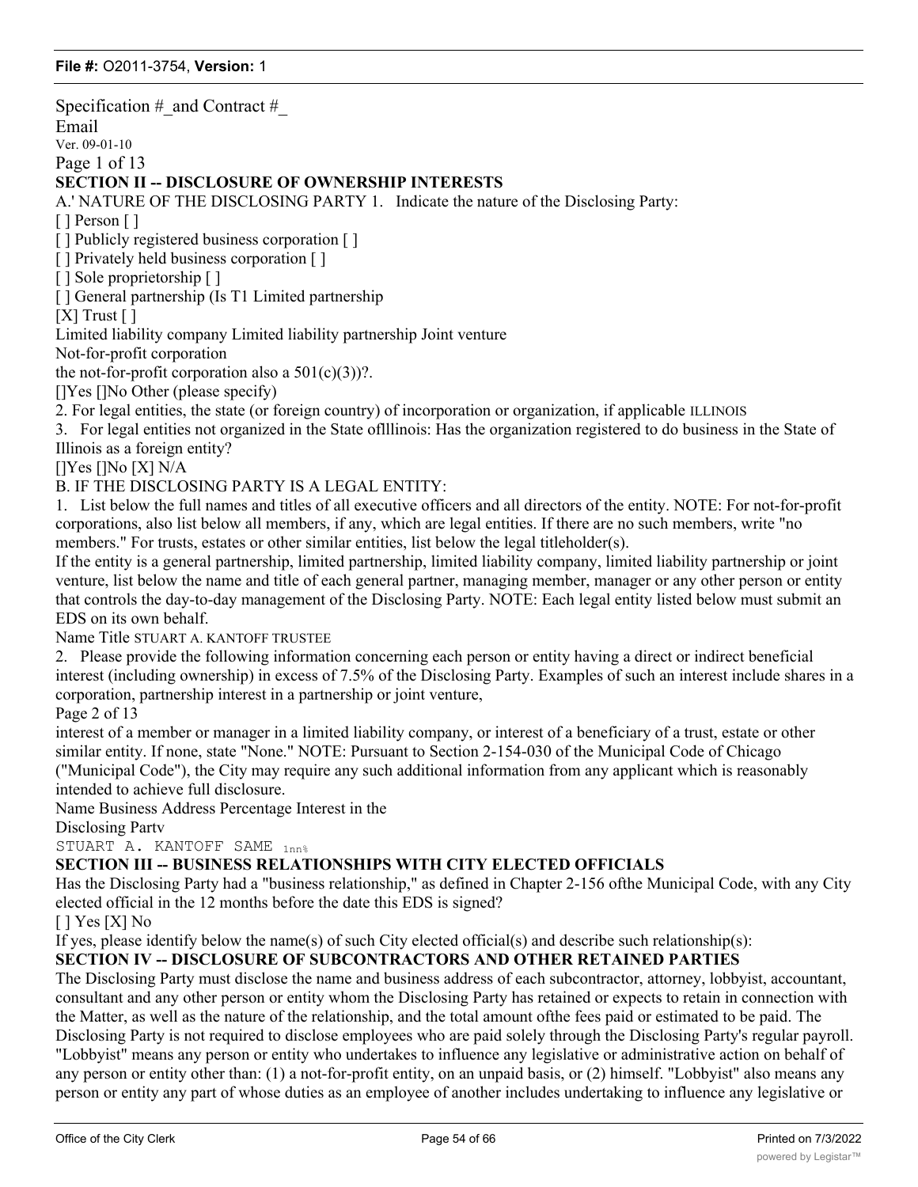Specification #_and Contract #_

Email

Ver. 09-01-10

Page 1 of 13

## SECTION II -- DISCLOSURE OF OWNERSHIP INTERESTS

A.' NATURE OF THE DISCLOSING PARTY 1. Indicate the nature of the Disclosing Party:

[ ] Person [ ]

[ ] Publicly registered business corporation [ ]

[ ] Privately held business corporation [ ]

[ ] Sole proprietorship [ ]

[ ] General partnership (Is T1 Limited partnership

[X] Trust [ ]

Limited liability company Limited liability partnership Joint venture

Not-for-profit corporation

the not-for-profit corporation also a 501(c)(3))?.

[]Yes []No Other (please specify)

2. For legal entities, the state (or foreign country) of incorporation or organization, if applicable ILLINOIS

3. For legal entities not organized in the State oflllinois: Has the organization registered to do business in the State of Illinois as a foreign entity?

[]Yes []No [X] N/A

B. IF THE DISCLOSING PARTY IS A LEGAL ENTITY:

1. List below the full names and titles of all executive officers and all directors of the entity. NOTE: For not-for-profit corporations, also list below all members, if any, which are legal entities. If there are no such members, write "no members." For trusts, estates or other similar entities, list below the legal titleholder(s).

If the entity is a general partnership, limited partnership, limited liability company, limited liability partnership or joint venture, list below the name and title of each general partner, managing member, manager or any other person or entity that controls the day-to-day management of the Disclosing Party. NOTE: Each legal entity listed below must submit an EDS on its own behalf.

Name Title STUART A. KANTOFF TRUSTEE

2. Please provide the following information concerning each person or entity having a direct or indirect beneficial interest (including ownership) in excess of 7.5% of the Disclosing Party. Examples of such an interest include shares in a corporation, partnership interest in a partnership or joint venture,

Page 2 of 13

interest of a member or manager in a limited liability company, or interest of a beneficiary of a trust, estate or other similar entity. If none, state "None." NOTE: Pursuant to Section 2-154-030 of the Municipal Code of Chicago ("Municipal Code"), the City may require any such additional information from any applicant which is reasonably intended to achieve full disclosure.

Name Business Address Percentage Interest in the

Disclosing Partv

STUART A. KANTOFF SAME 1nn%

## SECTION III -- BUSINESS RELATIONSHIPS WITH CITY ELECTED OFFICIALS

Has the Disclosing Party had a "business relationship," as defined in Chapter 2-156 ofthe Municipal Code, with any City elected official in the 12 months before the date this EDS is signed?

[ ] Yes [X] No

If yes, please identify below the name(s) of such City elected official(s) and describe such relationship(s):

## SECTION IV -- DISCLOSURE OF SUBCONTRACTORS AND OTHER RETAINED PARTIES

The Disclosing Party must disclose the name and business address of each subcontractor, attorney, lobbyist, accountant, consultant and any other person or entity whom the Disclosing Party has retained or expects to retain in connection with the Matter, as well as the nature of the relationship, and the total amount ofthe fees paid or estimated to be paid. The Disclosing Party is not required to disclose employees who are paid solely through the Disclosing Party's regular payroll. "Lobbyist" means any person or entity who undertakes to influence any legislative or administrative action on behalf of any person or entity other than: (1) a not-for-profit entity, on an unpaid basis, or (2) himself. "Lobbyist" also means any person or entity any part of whose duties as an employee of another includes undertaking to influence any legislative or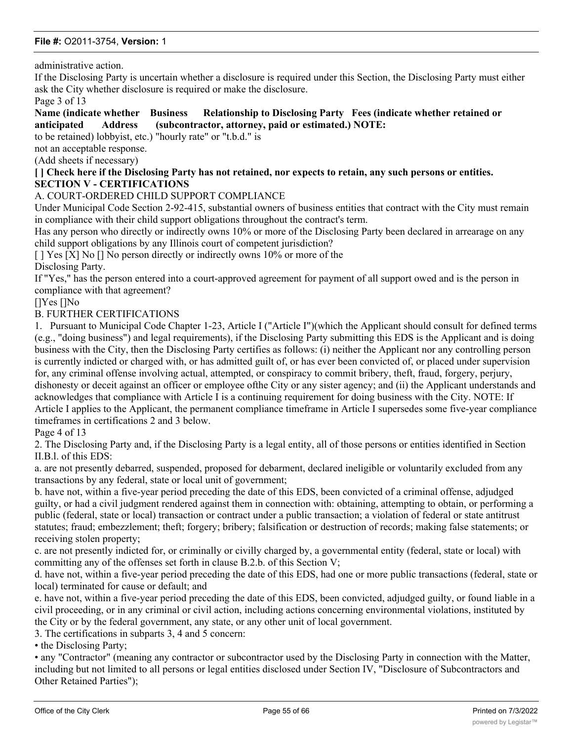administrative action.

If the Disclosing Party is uncertain whether a disclosure is required under this Section, the Disclosing Party must either ask the City whether disclosure is required or make the disclosure.

Page 3 of 13

**Name (indicate whether Business Relationship to Disclosing Party Fees (indicate whether retained or anticipated Address (subcontractor, attorney, paid or estimated.) NOTE:**

to be retained) lobbyist, etc.) "hourly rate" or "t.b.d." is

not an acceptable response.

(Add sheets if necessary)

**[ ] Check here if the Disclosing Party has not retained, nor expects to retain, any such persons or entities.**

**SECTION V - CERTIFICATIONS**

A. COURT-ORDERED CHILD SUPPORT COMPLIANCE

Under Municipal Code Section 2-92-415, substantial owners of business entities that contract with the City must remain in compliance with their child support obligations throughout the contract's term.

Has any person who directly or indirectly owns 10% or more of the Disclosing Party been declared in arrearage on any child support obligations by any Illinois court of competent jurisdiction?

[ ] Yes [X] No [] No person directly or indirectly owns 10% or more of the Disclosing Party.

If "Yes," has the person entered into a court-approved agreement for payment of all support owed and is the person in compliance with that agreement?

[]Yes []No

B. FURTHER CERTIFICATIONS

1. Pursuant to Municipal Code Chapter 1-23, Article I ("Article I")(which the Applicant should consult for defined terms (e.g., "doing business") and legal requirements), if the Disclosing Party submitting this EDS is the Applicant and is doing business with the City, then the Disclosing Party certifies as follows: (i) neither the Applicant nor any controlling person is currently indicted or charged with, or has admitted guilt of, or has ever been convicted of, or placed under supervision for, any criminal offense involving actual, attempted, or conspiracy to commit bribery, theft, fraud, forgery, perjury, dishonesty or deceit against an officer or employee ofthe City or any sister agency; and (ii) the Applicant understands and acknowledges that compliance with Article I is a continuing requirement for doing business with the City. NOTE: If Article I applies to the Applicant, the permanent compliance timeframe in Article I supersedes some five-year compliance timeframes in certifications 2 and 3 below.

Page 4 of 13

2. The Disclosing Party and, if the Disclosing Party is a legal entity, all of those persons or entities identified in Section II.B.l. of this EDS:

a. are not presently debarred, suspended, proposed for debarment, declared ineligible or voluntarily excluded from any transactions by any federal, state or local unit of government;

b. have not, within a five-year period preceding the date of this EDS, been convicted of a criminal offense, adjudged guilty, or had a civil judgment rendered against them in connection with: obtaining, attempting to obtain, or performing a public (federal, state or local) transaction or contract under a public transaction; a violation of federal or state antitrust statutes; fraud; embezzlement; theft; forgery; bribery; falsification or destruction of records; making false statements; or receiving stolen property;

c. are not presently indicted for, or criminally or civilly charged by, a governmental entity (federal, state or local) with committing any of the offenses set forth in clause B.2.b. of this Section V;

d. have not, within a five-year period preceding the date of this EDS, had one or more public transactions (federal, state or local) terminated for cause or default; and

e. have not, within a five-year period preceding the date of this EDS, been convicted, adjudged guilty, or found liable in a civil proceeding, or in any criminal or civil action, including actions concerning environmental violations, instituted by the City or by the federal government, any state, or any other unit of local government.

3. The certifications in subparts 3, 4 and 5 concern:

- the Disclosing Party;
- any "Contractor" (meaning any contractor or subcontractor used by the Disclosing Party in connection with the Matter, including but not limited to all persons or legal entities disclosed under Section IV, "Disclosure of Subcontractors and Other Retained Parties");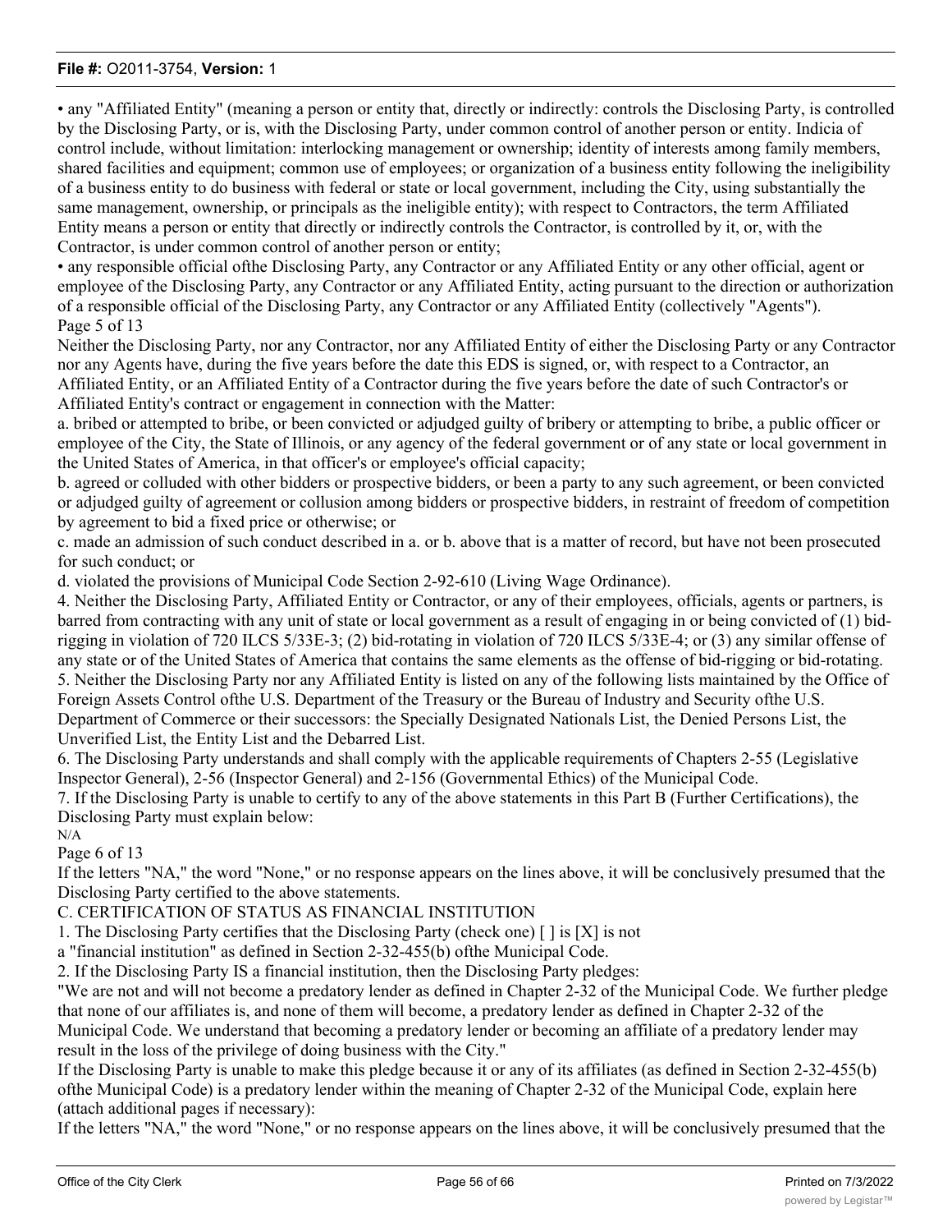• any "Affiliated Entity" (meaning a person or entity that, directly or indirectly: controls the Disclosing Party, is controlled by the Disclosing Party, or is, with the Disclosing Party, under common control of another person or entity. Indicia of control include, without limitation: interlocking management or ownership; identity of interests among family members, shared facilities and equipment; common use of employees; or organization of a business entity following the ineligibility of a business entity to do business with federal or state or local government, including the City, using substantially the same management, ownership, or principals as the ineligible entity); with respect to Contractors, the term Affiliated Entity means a person or entity that directly or indirectly controls the Contractor, is controlled by it, or, with the Contractor, is under common control of another person or entity;

• any responsible official ofthe Disclosing Party, any Contractor or any Affiliated Entity or any other official, agent or employee of the Disclosing Party, any Contractor or any Affiliated Entity, acting pursuant to the direction or authorization of a responsible official of the Disclosing Party, any Contractor or any Affiliated Entity (collectively "Agents").

Page 5 of 13

Neither the Disclosing Party, nor any Contractor, nor any Affiliated Entity of either the Disclosing Party or any Contractor nor any Agents have, during the five years before the date this EDS is signed, or, with respect to a Contractor, an Affiliated Entity, or an Affiliated Entity of a Contractor during the five years before the date of such Contractor's or Affiliated Entity's contract or engagement in connection with the Matter:

a. bribed or attempted to bribe, or been convicted or adjudged guilty of bribery or attempting to bribe, a public officer or employee of the City, the State of Illinois, or any agency of the federal government or of any state or local government in the United States of America, in that officer's or employee's official capacity;

b. agreed or colluded with other bidders or prospective bidders, or been a party to any such agreement, or been convicted or adjudged guilty of agreement or collusion among bidders or prospective bidders, in restraint of freedom of competition by agreement to bid a fixed price or otherwise; or

c. made an admission of such conduct described in a. or b. above that is a matter of record, but have not been prosecuted for such conduct; or

d. violated the provisions of Municipal Code Section 2-92-610 (Living Wage Ordinance).

4. Neither the Disclosing Party, Affiliated Entity or Contractor, or any of their employees, officials, agents or partners, is barred from contracting with any unit of state or local government as a result of engaging in or being convicted of (1) bid-rigging in violation of 720 ILCS 5/33E-3; (2) bid-rotating in violation of 720 ILCS 5/33E-4; or (3) any similar offense of any state or of the United States of America that contains the same elements as the offense of bid-rigging or bid-rotating.

5. Neither the Disclosing Party nor any Affiliated Entity is listed on any of the following lists maintained by the Office of Foreign Assets Control ofthe U.S. Department of the Treasury or the Bureau of Industry and Security ofthe U.S. Department of Commerce or their successors: the Specially Designated Nationals List, the Denied Persons List, the Unverified List, the Entity List and the Debarred List.

6. The Disclosing Party understands and shall comply with the applicable requirements of Chapters 2-55 (Legislative Inspector General), 2-56 (Inspector General) and 2-156 (Governmental Ethics) of the Municipal Code.

7. If the Disclosing Party is unable to certify to any of the above statements in this Part B (Further Certifications), the Disclosing Party must explain below:

N/A

Page 6 of 13

If the letters "NA," the word "None," or no response appears on the lines above, it will be conclusively presumed that the Disclosing Party certified to the above statements.

C. CERTIFICATION OF STATUS AS FINANCIAL INSTITUTION

1. The Disclosing Party certifies that the Disclosing Party (check one) [ ] is [X] is not a "financial institution" as defined in Section 2-32-455(b) ofthe Municipal Code.

2. If the Disclosing Party IS a financial institution, then the Disclosing Party pledges:

"We are not and will not become a predatory lender as defined in Chapter 2-32 of the Municipal Code. We further pledge that none of our affiliates is, and none of them will become, a predatory lender as defined in Chapter 2-32 of the Municipal Code. We understand that becoming a predatory lender or becoming an affiliate of a predatory lender may result in the loss of the privilege of doing business with the City."

If the Disclosing Party is unable to make this pledge because it or any of its affiliates (as defined in Section 2-32-455(b) ofthe Municipal Code) is a predatory lender within the meaning of Chapter 2-32 of the Municipal Code, explain here (attach additional pages if necessary):

If the letters "NA," the word "None," or no response appears on the lines above, it will be conclusively presumed that the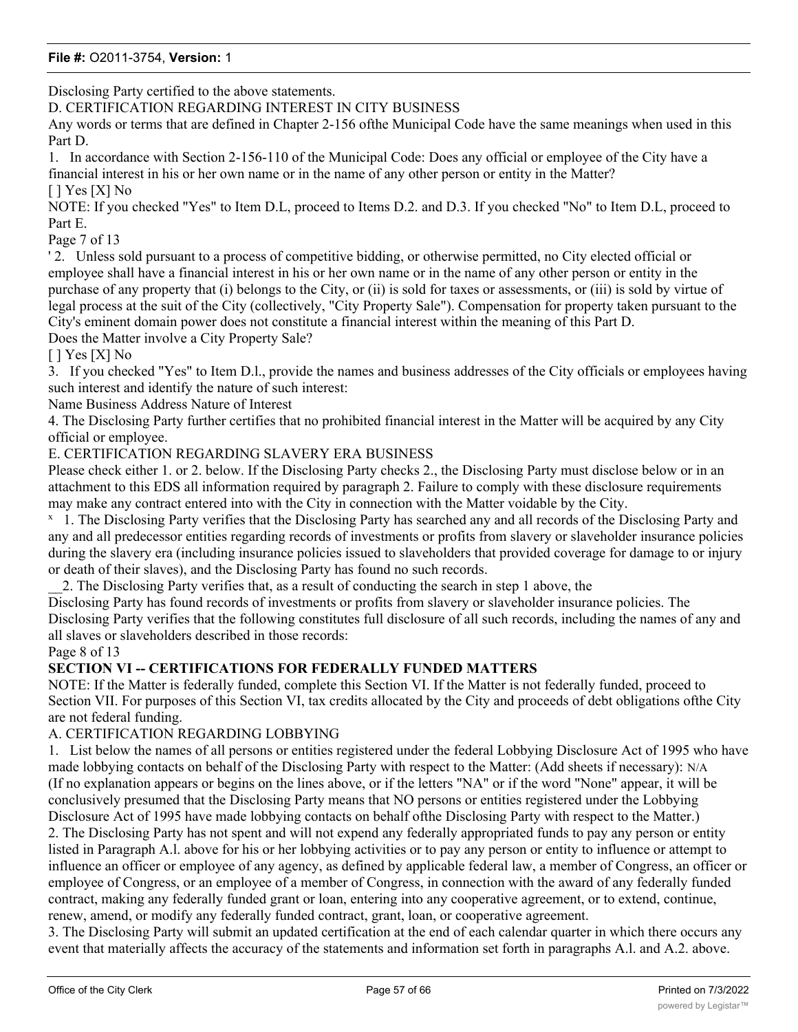Disclosing Party certified to the above statements.

D. CERTIFICATION REGARDING INTEREST IN CITY BUSINESS

Any words or terms that are defined in Chapter 2-156 ofthe Municipal Code have the same meanings when used in this Part D.

1. In accordance with Section 2-156-110 of the Municipal Code: Does any official or employee of the City have a financial interest in his or her own name or in the name of any other person or entity in the Matter?

[ ] Yes [X] No

NOTE: If you checked "Yes" to Item D.L, proceed to Items D.2. and D.3. If you checked "No" to Item D.L, proceed to Part E.

Page 7 of 13

' 2. Unless sold pursuant to a process of competitive bidding, or otherwise permitted, no City elected official or employee shall have a financial interest in his or her own name or in the name of any other person or entity in the purchase of any property that (i) belongs to the City, or (ii) is sold for taxes or assessments, or (iii) is sold by virtue of legal process at the suit of the City (collectively, "City Property Sale"). Compensation for property taken pursuant to the City's eminent domain power does not constitute a financial interest within the meaning of this Part D.

Does the Matter involve a City Property Sale?

[ ] Yes [X] No

3. If you checked "Yes" to Item D.l., provide the names and business addresses of the City officials or employees having such interest and identify the nature of such interest:

Name Business Address Nature of Interest

4. The Disclosing Party further certifies that no prohibited financial interest in the Matter will be acquired by any City official or employee.

E. CERTIFICATION REGARDING SLAVERY ERA BUSINESS

Please check either 1. or 2. below. If the Disclosing Party checks 2., the Disclosing Party must disclose below or in an attachment to this EDS all information required by paragraph 2. Failure to comply with these disclosure requirements may make any contract entered into with the City in connection with the Matter voidable by the City.

x 1. The Disclosing Party verifies that the Disclosing Party has searched any and all records of the Disclosing Party and any and all predecessor entities regarding records of investments or profits from slavery or slaveholder insurance policies during the slavery era (including insurance policies issued to slaveholders that provided coverage for damage to or injury or death of their slaves), and the Disclosing Party has found no such records.

__2. The Disclosing Party verifies that, as a result of conducting the search in step 1 above, the Disclosing Party has found records of investments or profits from slavery or slaveholder insurance policies. The Disclosing Party verifies that the following constitutes full disclosure of all such records, including the names of any and all slaves or slaveholders described in those records:

Page 8 of 13

## SECTION VI -- CERTIFICATIONS FOR FEDERALLY FUNDED MATTERS

NOTE: If the Matter is federally funded, complete this Section VI. If the Matter is not federally funded, proceed to Section VII. For purposes of this Section VI, tax credits allocated by the City and proceeds of debt obligations ofthe City are not federal funding.

A. CERTIFICATION REGARDING LOBBYING

1. List below the names of all persons or entities registered under the federal Lobbying Disclosure Act of 1995 who have made lobbying contacts on behalf of the Disclosing Party with respect to the Matter: (Add sheets if necessary): N/A

(If no explanation appears or begins on the lines above, or if the letters "NA" or if the word "None" appear, it will be conclusively presumed that the Disclosing Party means that NO persons or entities registered under the Lobbying Disclosure Act of 1995 have made lobbying contacts on behalf ofthe Disclosing Party with respect to the Matter.)

2. The Disclosing Party has not spent and will not expend any federally appropriated funds to pay any person or entity listed in Paragraph A.l. above for his or her lobbying activities or to pay any person or entity to influence or attempt to influence an officer or employee of any agency, as defined by applicable federal law, a member of Congress, an officer or employee of Congress, or an employee of a member of Congress, in connection with the award of any federally funded contract, making any federally funded grant or loan, entering into any cooperative agreement, or to extend, continue, renew, amend, or modify any federally funded contract, grant, loan, or cooperative agreement.

3. The Disclosing Party will submit an updated certification at the end of each calendar quarter in which there occurs any event that materially affects the accuracy of the statements and information set forth in paragraphs A.l. and A.2. above.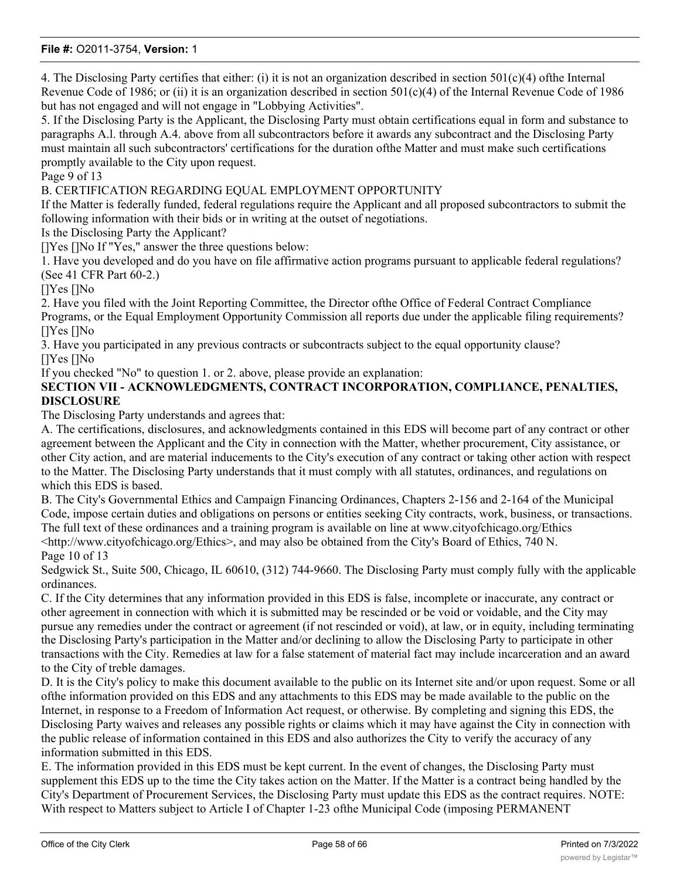4. The Disclosing Party certifies that either: (i) it is not an organization described in section 501(c)(4) ofthe Internal Revenue Code of 1986; or (ii) it is an organization described in section 501(c)(4) of the Internal Revenue Code of 1986 but has not engaged and will not engage in "Lobbying Activities".

5. If the Disclosing Party is the Applicant, the Disclosing Party must obtain certifications equal in form and substance to paragraphs A.l. through A.4. above from all subcontractors before it awards any subcontract and the Disclosing Party must maintain all such subcontractors' certifications for the duration ofthe Matter and must make such certifications promptly available to the City upon request.

Page 9 of 13

B. CERTIFICATION REGARDING EQUAL EMPLOYMENT OPPORTUNITY

If the Matter is federally funded, federal regulations require the Applicant and all proposed subcontractors to submit the following information with their bids or in writing at the outset of negotiations.

Is the Disclosing Party the Applicant?

[]Yes []No If "Yes," answer the three questions below:

1. Have you developed and do you have on file affirmative action programs pursuant to applicable federal regulations? (See 41 CFR Part 60-2.)

[]Yes []No

2. Have you filed with the Joint Reporting Committee, the Director ofthe Office of Federal Contract Compliance Programs, or the Equal Employment Opportunity Commission all reports due under the applicable filing requirements?

[]Yes []No

3. Have you participated in any previous contracts or subcontracts subject to the equal opportunity clause?

[]Yes []No

If you checked "No" to question 1. or 2. above, please provide an explanation:

**SECTION VII - ACKNOWLEDGMENTS, CONTRACT INCORPORATION, COMPLIANCE, PENALTIES, DISCLOSURE**

The Disclosing Party understands and agrees that:

A. The certifications, disclosures, and acknowledgments contained in this EDS will become part of any contract or other agreement between the Applicant and the City in connection with the Matter, whether procurement, City assistance, or other City action, and are material inducements to the City's execution of any contract or taking other action with respect to the Matter. The Disclosing Party understands that it must comply with all statutes, ordinances, and regulations on which this EDS is based.

B. The City's Governmental Ethics and Campaign Financing Ordinances, Chapters 2-156 and 2-164 of the Municipal Code, impose certain duties and obligations on persons or entities seeking City contracts, work, business, or transactions. The full text of these ordinances and a training program is available on line at www.cityofchicago.org/Ethics <http://www.cityofchicago.org/Ethics>, and may also be obtained from the City's Board of Ethics, 740 N.

Page 10 of 13

Sedgwick St., Suite 500, Chicago, IL 60610, (312) 744-9660. The Disclosing Party must comply fully with the applicable ordinances.

C. If the City determines that any information provided in this EDS is false, incomplete or inaccurate, any contract or other agreement in connection with which it is submitted may be rescinded or be void or voidable, and the City may pursue any remedies under the contract or agreement (if not rescinded or void), at law, or in equity, including terminating the Disclosing Party's participation in the Matter and/or declining to allow the Disclosing Party to participate in other transactions with the City. Remedies at law for a false statement of material fact may include incarceration and an award to the City of treble damages.

D. It is the City's policy to make this document available to the public on its Internet site and/or upon request. Some or all ofthe information provided on this EDS and any attachments to this EDS may be made available to the public on the Internet, in response to a Freedom of Information Act request, or otherwise. By completing and signing this EDS, the Disclosing Party waives and releases any possible rights or claims which it may have against the City in connection with the public release of information contained in this EDS and also authorizes the City to verify the accuracy of any information submitted in this EDS.

E. The information provided in this EDS must be kept current. In the event of changes, the Disclosing Party must supplement this EDS up to the time the City takes action on the Matter. If the Matter is a contract being handled by the City's Department of Procurement Services, the Disclosing Party must update this EDS as the contract requires. NOTE: With respect to Matters subject to Article I of Chapter 1-23 ofthe Municipal Code (imposing PERMANENT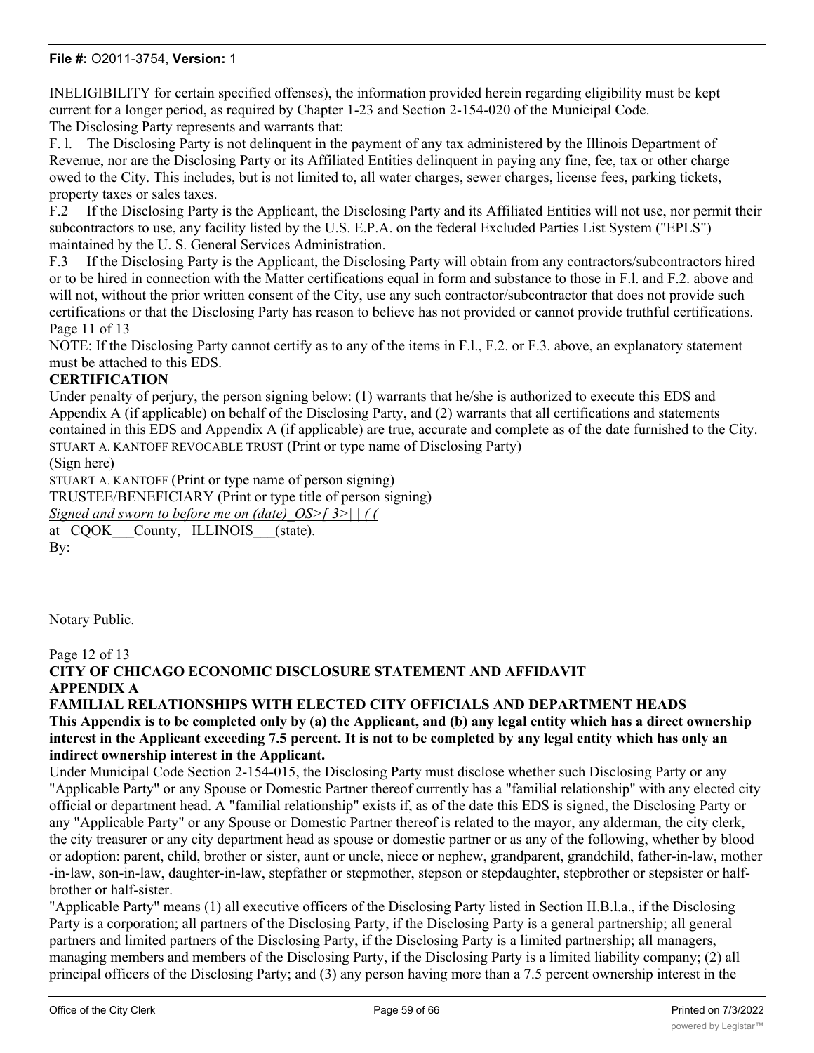INELIGIBILITY for certain specified offenses), the information provided herein regarding eligibility must be kept current for a longer period, as required by Chapter 1-23 and Section 2-154-020 of the Municipal Code.

The Disclosing Party represents and warrants that:

F. l. The Disclosing Party is not delinquent in the payment of any tax administered by the Illinois Department of Revenue, nor are the Disclosing Party or its Affiliated Entities delinquent in paying any fine, fee, tax or other charge owed to the City. This includes, but is not limited to, all water charges, sewer charges, license fees, parking tickets, property taxes or sales taxes.

F.2 If the Disclosing Party is the Applicant, the Disclosing Party and its Affiliated Entities will not use, nor permit their subcontractors to use, any facility listed by the U.S. E.P.A. on the federal Excluded Parties List System ("EPLS") maintained by the U. S. General Services Administration.

F.3 If the Disclosing Party is the Applicant, the Disclosing Party will obtain from any contractors/subcontractors hired or to be hired in connection with the Matter certifications equal in form and substance to those in F.l. and F.2. above and will not, without the prior written consent of the City, use any such contractor/subcontractor that does not provide such certifications or that the Disclosing Party has reason to believe has not provided or cannot provide truthful certifications.

Page 11 of 13

NOTE: If the Disclosing Party cannot certify as to any of the items in F.l., F.2. or F.3. above, an explanatory statement must be attached to this EDS.

**CERTIFICATION**

Under penalty of perjury, the person signing below: (1) warrants that he/she is authorized to execute this EDS and Appendix A (if applicable) on behalf of the Disclosing Party, and (2) warrants that all certifications and statements contained in this EDS and Appendix A (if applicable) are true, accurate and complete as of the date furnished to the City.

STUART A. KANTOFF REVOCABLE TRUST (Print or type name of Disclosing Party)

(Sign here)

STUART A. KANTOFF (Print or type name of person signing)

TRUSTEE/BENEFICIARY (Print or type title of person signing)

*Signed and sworn to before me on (date)_OS>[ 3>| | ( (*

at CQOK___County, ILLINOIS___(state).

By:

Notary Public.

Page 12 of 13

**CITY OF CHICAGO ECONOMIC DISCLOSURE STATEMENT AND AFFIDAVIT**

**APPENDIX A**

**FAMILIAL RELATIONSHIPS WITH ELECTED CITY OFFICIALS AND DEPARTMENT HEADS**

**This Appendix is to be completed only by (a) the Applicant, and (b) any legal entity which has a direct ownership interest in the Applicant exceeding 7.5 percent. It is not to be completed by any legal entity which has only an indirect ownership interest in the Applicant.**

Under Municipal Code Section 2-154-015, the Disclosing Party must disclose whether such Disclosing Party or any "Applicable Party" or any Spouse or Domestic Partner thereof currently has a "familial relationship" with any elected city official or department head. A "familial relationship" exists if, as of the date this EDS is signed, the Disclosing Party or any "Applicable Party" or any Spouse or Domestic Partner thereof is related to the mayor, any alderman, the city clerk, the city treasurer or any city department head as spouse or domestic partner or as any of the following, whether by blood or adoption: parent, child, brother or sister, aunt or uncle, niece or nephew, grandparent, grandchild, father-in-law, mother-in-law, son-in-law, daughter-in-law, stepfather or stepmother, stepson or stepdaughter, stepbrother or stepsister or half-brother or half-sister.

"Applicable Party" means (1) all executive officers of the Disclosing Party listed in Section II.B.l.a., if the Disclosing Party is a corporation; all partners of the Disclosing Party, if the Disclosing Party is a general partnership; all general partners and limited partners of the Disclosing Party, if the Disclosing Party is a limited partnership; all managers, managing members and members of the Disclosing Party, if the Disclosing Party is a limited liability company; (2) all principal officers of the Disclosing Party; and (3) any person having more than a 7.5 percent ownership interest in the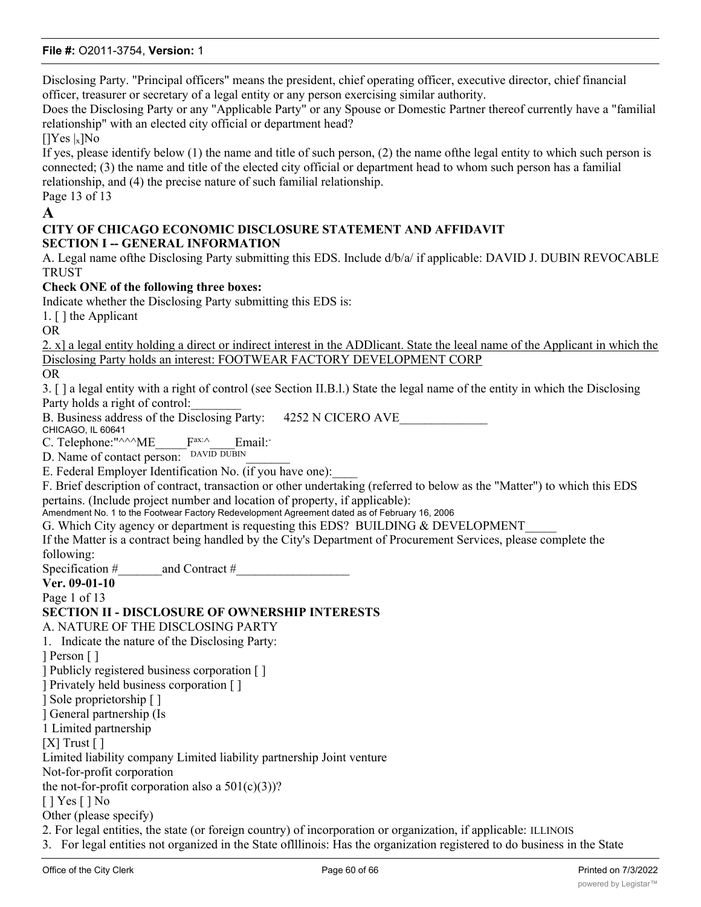Disclosing Party. "Principal officers" means the president, chief operating officer, executive director, chief financial officer, treasurer or secretary of a legal entity or any person exercising similar authority.

Does the Disclosing Party or any "Applicable Party" or any Spouse or Domestic Partner thereof currently have a "familial relationship" with an elected city official or department head?

[]Yes |x]No

If yes, please identify below (1) the name and title of such person, (2) the name ofthe legal entity to which such person is connected; (3) the name and title of the elected city official or department head to whom such person has a familial relationship, and (4) the precise nature of such familial relationship.

Page 13 of 13

**A**

**CITY OF CHICAGO ECONOMIC DISCLOSURE STATEMENT AND AFFIDAVIT**

**SECTION I -- GENERAL INFORMATION**

A. Legal name ofthe Disclosing Party submitting this EDS. Include d/b/a/ if applicable: DAVID J. DUBIN REVOCABLE TRUST

**Check ONE of the following three boxes:**

Indicate whether the Disclosing Party submitting this EDS is:

1. [ ] the Applicant

OR

2. x] a legal entity holding a direct or indirect interest in the ADDlicant. State the leeal name of the Applicant in which the Disclosing Party holds an interest: FOOTWEAR FACTORY DEVELOPMENT CORP

OR

3. [ ] a legal entity with a right of control (see Section II.B.l.) State the legal name of the entity in which the Disclosing Party holds a right of control:________

B. Business address of the Disclosing Party: 4252 N CICERO AVE______________
CHICAGO, IL 60641

C. Telephone:"^^^ME_____Fax:^____Email:-

D. Name of contact person: DAVID DUBIN_______

E. Federal Employer Identification No. (if you have one):____

F. Brief description of contract, transaction or other undertaking (referred to below as the "Matter") to which this EDS pertains. (Include project number and location of property, if applicable):
Amendment No. 1 to the Footwear Factory Redevelopment Agreement dated as of February 16, 2006

G. Which City agency or department is requesting this EDS? BUILDING & DEVELOPMENT_____

If the Matter is a contract being handled by the City's Department of Procurement Services, please complete the following:

Specification #_______and Contract #__________________

**Ver. 09-01-10**

Page 1 of 13

**SECTION II - DISCLOSURE OF OWNERSHIP INTERESTS**

A. NATURE OF THE DISCLOSING PARTY

1. Indicate the nature of the Disclosing Party:

] Person [ ]
] Publicly registered business corporation [ ]
] Privately held business corporation [ ]
] Sole proprietorship [ ]
] General partnership (Is
1 Limited partnership
[X] Trust [ ]
Limited liability company Limited liability partnership Joint venture
Not-for-profit corporation
the not-for-profit corporation also a 501(c)(3))?
[ ] Yes [ ] No
Other (please specify)

2. For legal entities, the state (or foreign country) of incorporation or organization, if applicable: ILLINOIS

3. For legal entities not organized in the State oflllinois: Has the organization registered to do business in the State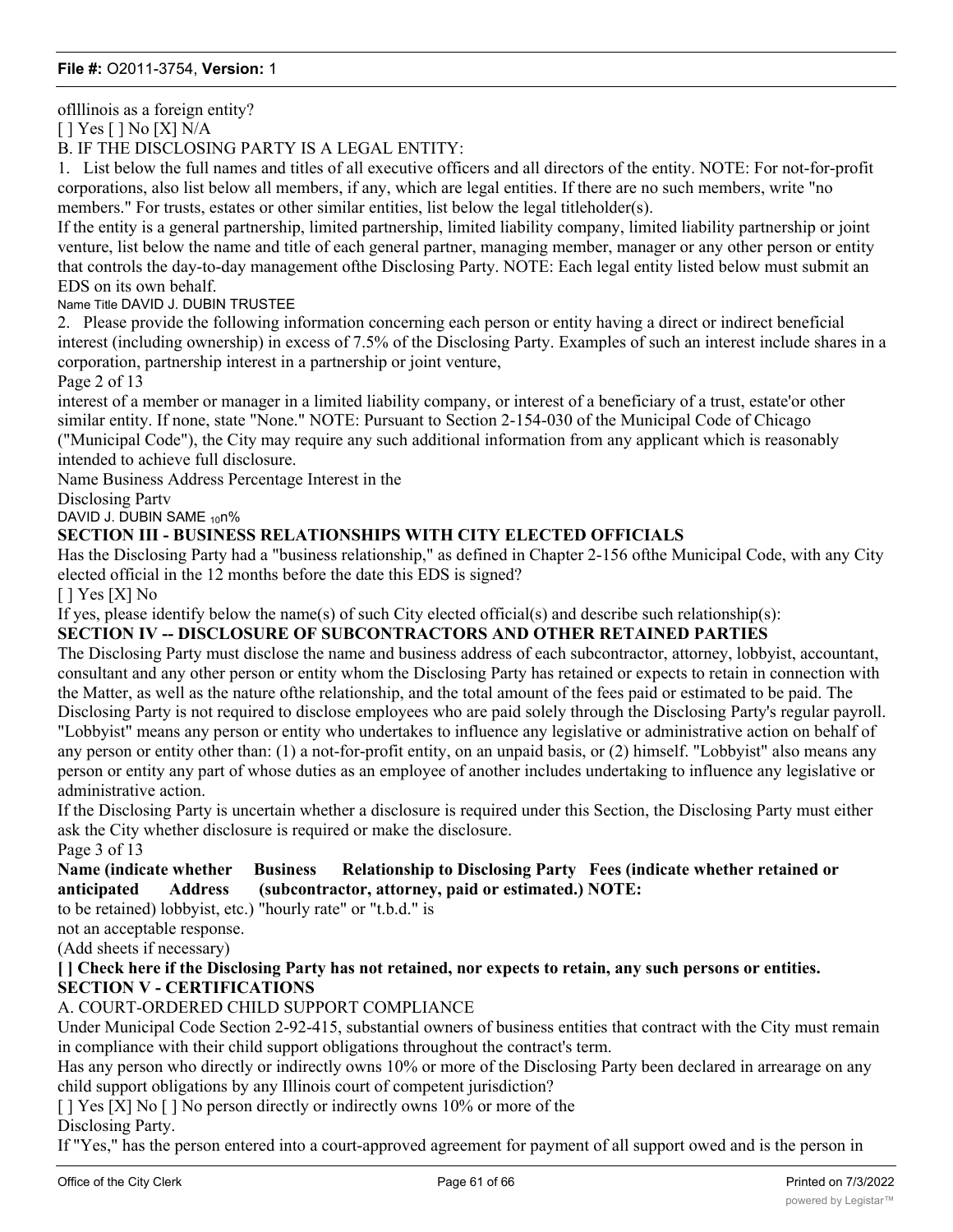oflllinois as a foreign entity?

[ ] Yes [ ] No [X] N/A

B. IF THE DISCLOSING PARTY IS A LEGAL ENTITY:

1. List below the full names and titles of all executive officers and all directors of the entity. NOTE: For not-for-profit corporations, also list below all members, if any, which are legal entities. If there are no such members, write "no members." For trusts, estates or other similar entities, list below the legal titleholder(s).

If the entity is a general partnership, limited partnership, limited liability company, limited liability partnership or joint venture, list below the name and title of each general partner, managing member, manager or any other person or entity that controls the day-to-day management ofthe Disclosing Party. NOTE: Each legal entity listed below must submit an EDS on its own behalf.

Name Title DAVID J. DUBIN TRUSTEE

2. Please provide the following information concerning each person or entity having a direct or indirect beneficial interest (including ownership) in excess of 7.5% of the Disclosing Party. Examples of such an interest include shares in a corporation, partnership interest in a partnership or joint venture,

Page 2 of 13

interest of a member or manager in a limited liability company, or interest of a beneficiary of a trust, estate'or other similar entity. If none, state "None." NOTE: Pursuant to Section 2-154-030 of the Municipal Code of Chicago ("Municipal Code"), the City may require any such additional information from any applicant which is reasonably intended to achieve full disclosure.

Name Business Address Percentage Interest in the Disclosing Partv

DAVID J. DUBIN SAME $_{10}$n%

**SECTION III - BUSINESS RELATIONSHIPS WITH CITY ELECTED OFFICIALS**

Has the Disclosing Party had a "business relationship," as defined in Chapter 2-156 ofthe Municipal Code, with any City elected official in the 12 months before the date this EDS is signed?

[ ] Yes [X] No

If yes, please identify below the name(s) of such City elected official(s) and describe such relationship(s):

**SECTION IV -- DISCLOSURE OF SUBCONTRACTORS AND OTHER RETAINED PARTIES**

The Disclosing Party must disclose the name and business address of each subcontractor, attorney, lobbyist, accountant, consultant and any other person or entity whom the Disclosing Party has retained or expects to retain in connection with the Matter, as well as the nature ofthe relationship, and the total amount of the fees paid or estimated to be paid. The Disclosing Party is not required to disclose employees who are paid solely through the Disclosing Party's regular payroll.

"Lobbyist" means any person or entity who undertakes to influence any legislative or administrative action on behalf of any person or entity other than: (1) a not-for-profit entity, on an unpaid basis, or (2) himself. "Lobbyist" also means any person or entity any part of whose duties as an employee of another includes undertaking to influence any legislative or administrative action.

If the Disclosing Party is uncertain whether a disclosure is required under this Section, the Disclosing Party must either ask the City whether disclosure is required or make the disclosure.

Page 3 of 13

| Name (indicate whether retained or anticipated to be retained) | Business Address | Relationship to Disclosing Party (subcontractor, attorney, lobbyist, etc.) | Fees (indicate whether paid or estimated.) NOTE: "hourly rate" or "t.b.d." is not an acceptable response. |
|---|---|---|---|

(Add sheets if necessary)

**[ ] Check here if the Disclosing Party has not retained, nor expects to retain, any such persons or entities.**

**SECTION V - CERTIFICATIONS**

A. COURT-ORDERED CHILD SUPPORT COMPLIANCE

Under Municipal Code Section 2-92-415, substantial owners of business entities that contract with the City must remain in compliance with their child support obligations throughout the contract's term.

Has any person who directly or indirectly owns 10% or more of the Disclosing Party been declared in arrearage on any child support obligations by any Illinois court of competent jurisdiction?

[ ] Yes [X] No [ ] No person directly or indirectly owns 10% or more of the Disclosing Party.

If "Yes," has the person entered into a court-approved agreement for payment of all support owed and is the person in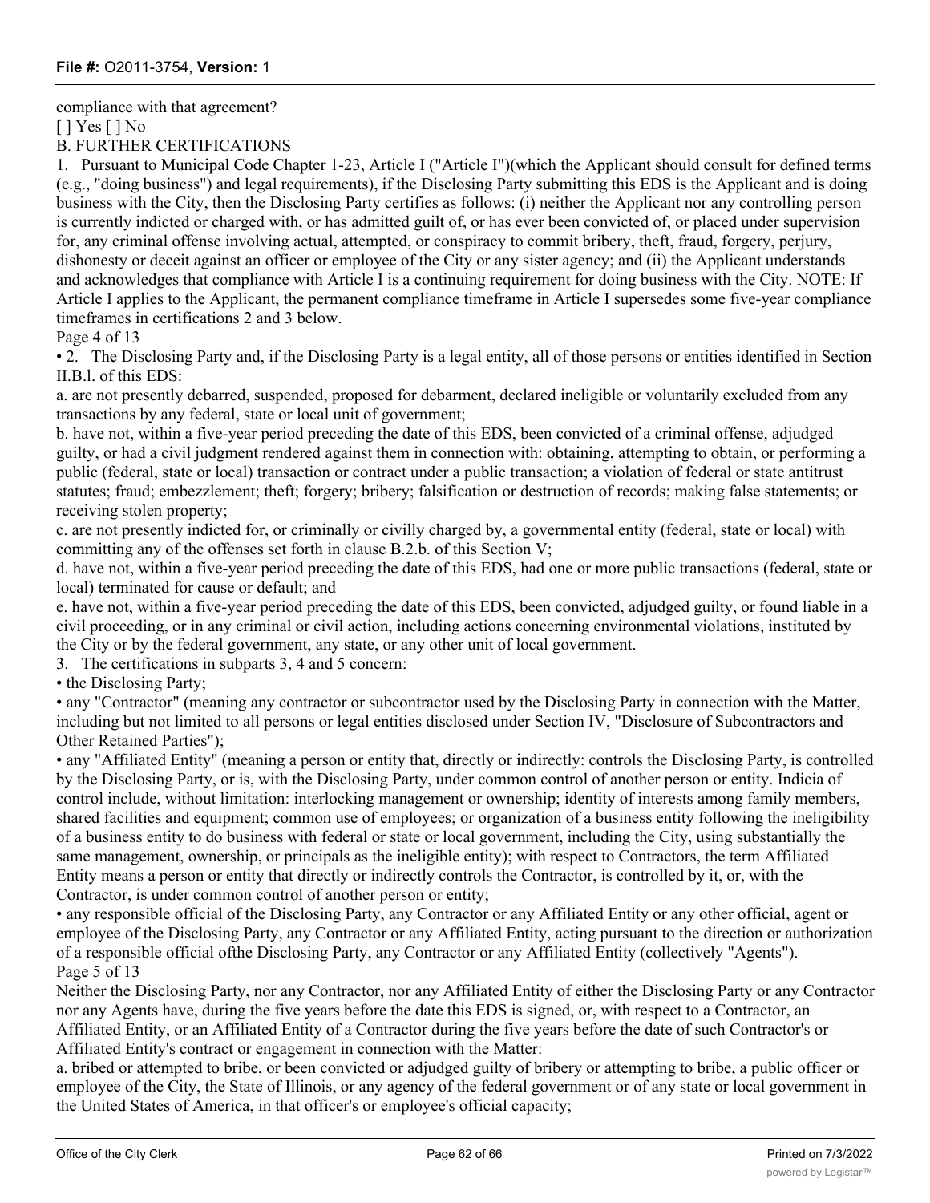compliance with that agreement?

[ ] Yes [ ] No

B. FURTHER CERTIFICATIONS

1. Pursuant to Municipal Code Chapter 1-23, Article I ("Article I")(which the Applicant should consult for defined terms (e.g., "doing business") and legal requirements), if the Disclosing Party submitting this EDS is the Applicant and is doing business with the City, then the Disclosing Party certifies as follows: (i) neither the Applicant nor any controlling person is currently indicted or charged with, or has admitted guilt of, or has ever been convicted of, or placed under supervision for, any criminal offense involving actual, attempted, or conspiracy to commit bribery, theft, fraud, forgery, perjury, dishonesty or deceit against an officer or employee of the City or any sister agency; and (ii) the Applicant understands and acknowledges that compliance with Article I is a continuing requirement for doing business with the City. NOTE: If Article I applies to the Applicant, the permanent compliance timeframe in Article I supersedes some five-year compliance timeframes in certifications 2 and 3 below.

Page 4 of 13

• 2. The Disclosing Party and, if the Disclosing Party is a legal entity, all of those persons or entities identified in Section II.B.l. of this EDS:

a. are not presently debarred, suspended, proposed for debarment, declared ineligible or voluntarily excluded from any transactions by any federal, state or local unit of government;

b. have not, within a five-year period preceding the date of this EDS, been convicted of a criminal offense, adjudged guilty, or had a civil judgment rendered against them in connection with: obtaining, attempting to obtain, or performing a public (federal, state or local) transaction or contract under a public transaction; a violation of federal or state antitrust statutes; fraud; embezzlement; theft; forgery; bribery; falsification or destruction of records; making false statements; or receiving stolen property;

c. are not presently indicted for, or criminally or civilly charged by, a governmental entity (federal, state or local) with committing any of the offenses set forth in clause B.2.b. of this Section V;

d. have not, within a five-year period preceding the date of this EDS, had one or more public transactions (federal, state or local) terminated for cause or default; and

e. have not, within a five-year period preceding the date of this EDS, been convicted, adjudged guilty, or found liable in a civil proceeding, or in any criminal or civil action, including actions concerning environmental violations, instituted by the City or by the federal government, any state, or any other unit of local government.

3. The certifications in subparts 3, 4 and 5 concern:

• the Disclosing Party;

• any "Contractor" (meaning any contractor or subcontractor used by the Disclosing Party in connection with the Matter, including but not limited to all persons or legal entities disclosed under Section IV, "Disclosure of Subcontractors and Other Retained Parties");

• any "Affiliated Entity" (meaning a person or entity that, directly or indirectly: controls the Disclosing Party, is controlled by the Disclosing Party, or is, with the Disclosing Party, under common control of another person or entity. Indicia of control include, without limitation: interlocking management or ownership; identity of interests among family members, shared facilities and equipment; common use of employees; or organization of a business entity following the ineligibility of a business entity to do business with federal or state or local government, including the City, using substantially the same management, ownership, or principals as the ineligible entity); with respect to Contractors, the term Affiliated Entity means a person or entity that directly or indirectly controls the Contractor, is controlled by it, or, with the Contractor, is under common control of another person or entity;

• any responsible official of the Disclosing Party, any Contractor or any Affiliated Entity or any other official, agent or employee of the Disclosing Party, any Contractor or any Affiliated Entity, acting pursuant to the direction or authorization of a responsible official ofthe Disclosing Party, any Contractor or any Affiliated Entity (collectively "Agents").

Page 5 of 13

Neither the Disclosing Party, nor any Contractor, nor any Affiliated Entity of either the Disclosing Party or any Contractor nor any Agents have, during the five years before the date this EDS is signed, or, with respect to a Contractor, an Affiliated Entity, or an Affiliated Entity of a Contractor during the five years before the date of such Contractor's or Affiliated Entity's contract or engagement in connection with the Matter:

a. bribed or attempted to bribe, or been convicted or adjudged guilty of bribery or attempting to bribe, a public officer or employee of the City, the State of Illinois, or any agency of the federal government or of any state or local government in the United States of America, in that officer's or employee's official capacity;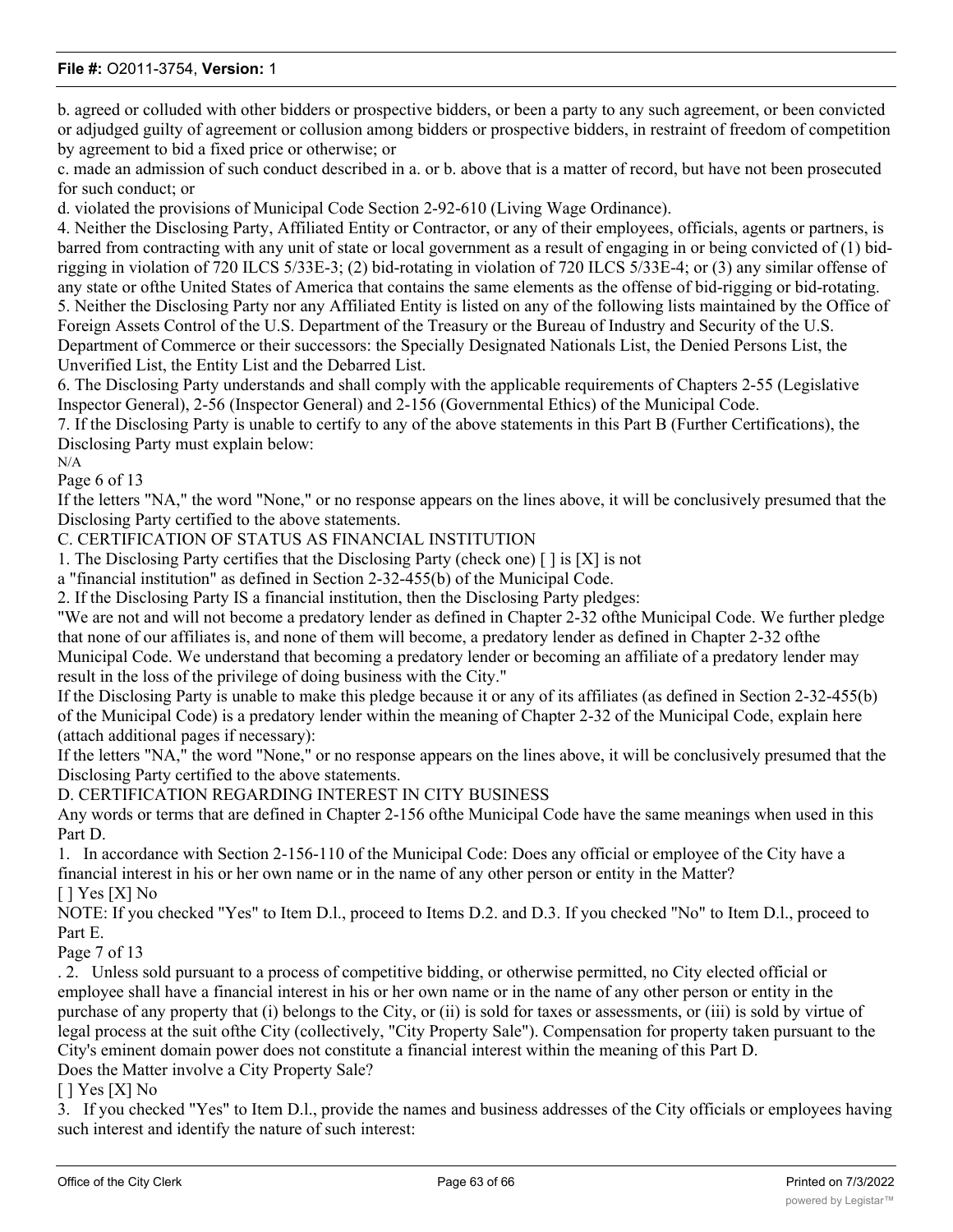b. agreed or colluded with other bidders or prospective bidders, or been a party to any such agreement, or been convicted or adjudged guilty of agreement or collusion among bidders or prospective bidders, in restraint of freedom of competition by agreement to bid a fixed price or otherwise; or

c. made an admission of such conduct described in a. or b. above that is a matter of record, but have not been prosecuted for such conduct; or

d. violated the provisions of Municipal Code Section 2-92-610 (Living Wage Ordinance).

4. Neither the Disclosing Party, Affiliated Entity or Contractor, or any of their employees, officials, agents or partners, is barred from contracting with any unit of state or local government as a result of engaging in or being convicted of (1) bid-rigging in violation of 720 ILCS 5/33E-3; (2) bid-rotating in violation of 720 ILCS 5/33E-4; or (3) any similar offense of any state or ofthe United States of America that contains the same elements as the offense of bid-rigging or bid-rotating.

5. Neither the Disclosing Party nor any Affiliated Entity is listed on any of the following lists maintained by the Office of Foreign Assets Control of the U.S. Department of the Treasury or the Bureau of Industry and Security of the U.S. Department of Commerce or their successors: the Specially Designated Nationals List, the Denied Persons List, the Unverified List, the Entity List and the Debarred List.

6. The Disclosing Party understands and shall comply with the applicable requirements of Chapters 2-55 (Legislative Inspector General), 2-56 (Inspector General) and 2-156 (Governmental Ethics) of the Municipal Code.

7. If the Disclosing Party is unable to certify to any of the above statements in this Part B (Further Certifications), the Disclosing Party must explain below:

N/A

Page 6 of 13

If the letters "NA," the word "None," or no response appears on the lines above, it will be conclusively presumed that the Disclosing Party certified to the above statements.

C. CERTIFICATION OF STATUS AS FINANCIAL INSTITUTION

1. The Disclosing Party certifies that the Disclosing Party (check one) [ ] is [X] is not a "financial institution" as defined in Section 2-32-455(b) of the Municipal Code.

2. If the Disclosing Party IS a financial institution, then the Disclosing Party pledges:

"We are not and will not become a predatory lender as defined in Chapter 2-32 ofthe Municipal Code. We further pledge that none of our affiliates is, and none of them will become, a predatory lender as defined in Chapter 2-32 ofthe Municipal Code. We understand that becoming a predatory lender or becoming an affiliate of a predatory lender may result in the loss of the privilege of doing business with the City."

If the Disclosing Party is unable to make this pledge because it or any of its affiliates (as defined in Section 2-32-455(b) of the Municipal Code) is a predatory lender within the meaning of Chapter 2-32 of the Municipal Code, explain here (attach additional pages if necessary):

If the letters "NA," the word "None," or no response appears on the lines above, it will be conclusively presumed that the Disclosing Party certified to the above statements.

D. CERTIFICATION REGARDING INTEREST IN CITY BUSINESS

Any words or terms that are defined in Chapter 2-156 ofthe Municipal Code have the same meanings when used in this Part D.

1. In accordance with Section 2-156-110 of the Municipal Code: Does any official or employee of the City have a financial interest in his or her own name or in the name of any other person or entity in the Matter?

[ ] Yes [X] No

NOTE: If you checked "Yes" to Item D.l., proceed to Items D.2. and D.3. If you checked "No" to Item D.l., proceed to Part E.

Page 7 of 13

. 2. Unless sold pursuant to a process of competitive bidding, or otherwise permitted, no City elected official or employee shall have a financial interest in his or her own name or in the name of any other person or entity in the purchase of any property that (i) belongs to the City, or (ii) is sold for taxes or assessments, or (iii) is sold by virtue of legal process at the suit ofthe City (collectively, "City Property Sale"). Compensation for property taken pursuant to the City's eminent domain power does not constitute a financial interest within the meaning of this Part D.

Does the Matter involve a City Property Sale?

[ ] Yes [X] No

3. If you checked "Yes" to Item D.l., provide the names and business addresses of the City officials or employees having such interest and identify the nature of such interest: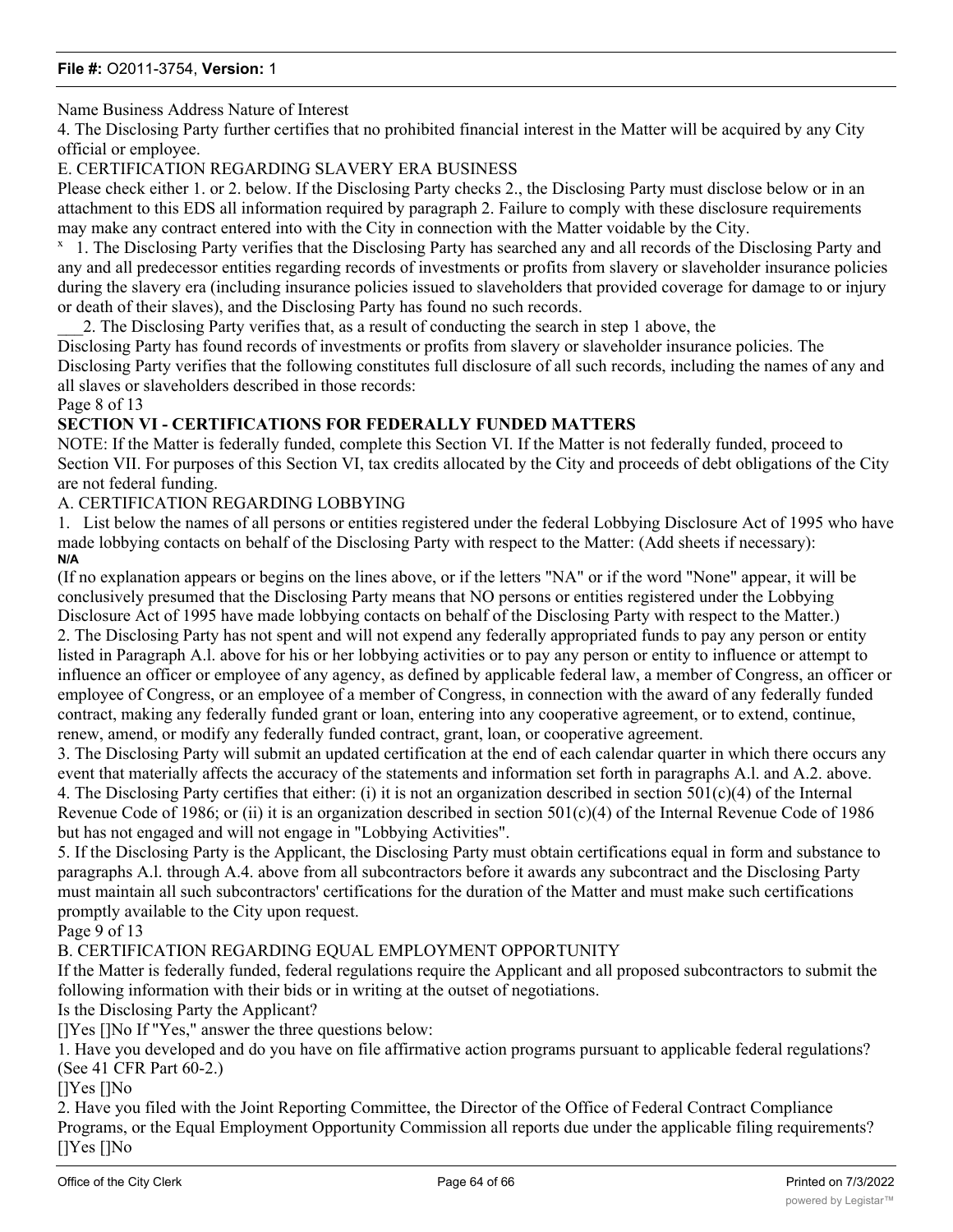Name Business Address Nature of Interest

4. The Disclosing Party further certifies that no prohibited financial interest in the Matter will be acquired by any City official or employee.

E. CERTIFICATION REGARDING SLAVERY ERA BUSINESS

Please check either 1. or 2. below. If the Disclosing Party checks 2., the Disclosing Party must disclose below or in an attachment to this EDS all information required by paragraph 2. Failure to comply with these disclosure requirements may make any contract entered into with the City in connection with the Matter voidable by the City.

x 1. The Disclosing Party verifies that the Disclosing Party has searched any and all records of the Disclosing Party and any and all predecessor entities regarding records of investments or profits from slavery or slaveholder insurance policies during the slavery era (including insurance policies issued to slaveholders that provided coverage for damage to or injury or death of their slaves), and the Disclosing Party has found no such records.

___2. The Disclosing Party verifies that, as a result of conducting the search in step 1 above, the Disclosing Party has found records of investments or profits from slavery or slaveholder insurance policies. The Disclosing Party verifies that the following constitutes full disclosure of all such records, including the names of any and all slaves or slaveholders described in those records:

Page 8 of 13

**SECTION VI - CERTIFICATIONS FOR FEDERALLY FUNDED MATTERS**

NOTE: If the Matter is federally funded, complete this Section VI. If the Matter is not federally funded, proceed to Section VII. For purposes of this Section VI, tax credits allocated by the City and proceeds of debt obligations of the City are not federal funding.

A. CERTIFICATION REGARDING LOBBYING

1. List below the names of all persons or entities registered under the federal Lobbying Disclosure Act of 1995 who have made lobbying contacts on behalf of the Disclosing Party with respect to the Matter: (Add sheets if necessary):

**N/A**

(If no explanation appears or begins on the lines above, or if the letters "NA" or if the word "None" appear, it will be conclusively presumed that the Disclosing Party means that NO persons or entities registered under the Lobbying Disclosure Act of 1995 have made lobbying contacts on behalf of the Disclosing Party with respect to the Matter.)

2. The Disclosing Party has not spent and will not expend any federally appropriated funds to pay any person or entity listed in Paragraph A.l. above for his or her lobbying activities or to pay any person or entity to influence or attempt to influence an officer or employee of any agency, as defined by applicable federal law, a member of Congress, an officer or employee of Congress, or an employee of a member of Congress, in connection with the award of any federally funded contract, making any federally funded grant or loan, entering into any cooperative agreement, or to extend, continue, renew, amend, or modify any federally funded contract, grant, loan, or cooperative agreement.

3. The Disclosing Party will submit an updated certification at the end of each calendar quarter in which there occurs any event that materially affects the accuracy of the statements and information set forth in paragraphs A.l. and A.2. above.

4. The Disclosing Party certifies that either: (i) it is not an organization described in section 501(c)(4) of the Internal Revenue Code of 1986; or (ii) it is an organization described in section 501(c)(4) of the Internal Revenue Code of 1986 but has not engaged and will not engage in "Lobbying Activities".

5. If the Disclosing Party is the Applicant, the Disclosing Party must obtain certifications equal in form and substance to paragraphs A.l. through A.4. above from all subcontractors before it awards any subcontract and the Disclosing Party must maintain all such subcontractors' certifications for the duration of the Matter and must make such certifications promptly available to the City upon request.

Page 9 of 13

B. CERTIFICATION REGARDING EQUAL EMPLOYMENT OPPORTUNITY

If the Matter is federally funded, federal regulations require the Applicant and all proposed subcontractors to submit the following information with their bids or in writing at the outset of negotiations.

Is the Disclosing Party the Applicant?

[]Yes []No If "Yes," answer the three questions below:

1. Have you developed and do you have on file affirmative action programs pursuant to applicable federal regulations? (See 41 CFR Part 60-2.)

[]Yes []No

2. Have you filed with the Joint Reporting Committee, the Director of the Office of Federal Contract Compliance Programs, or the Equal Employment Opportunity Commission all reports due under the applicable filing requirements?

[]Yes []No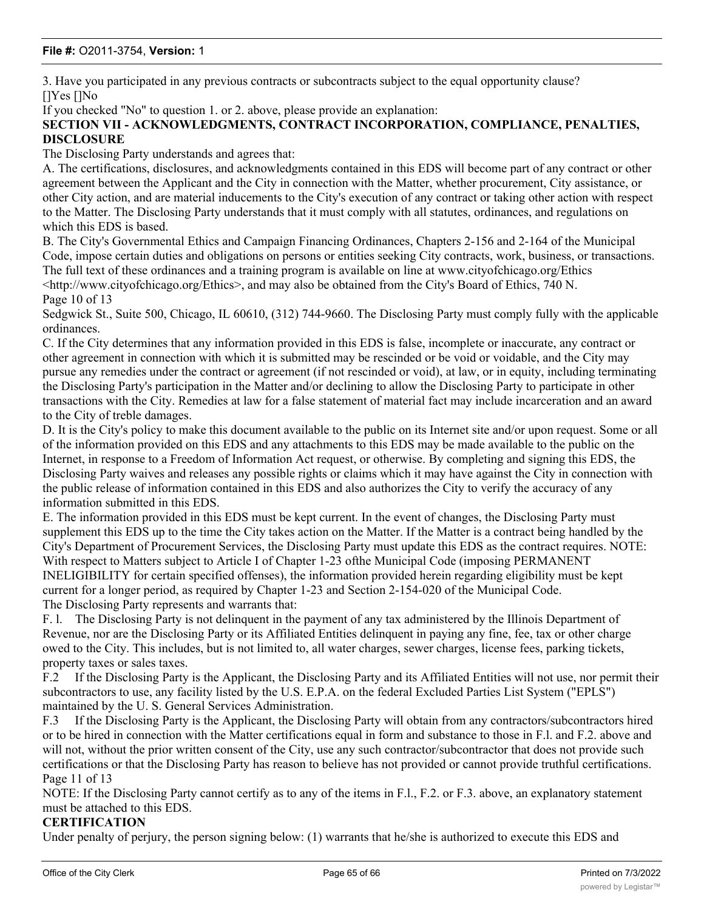3. Have you participated in any previous contracts or subcontracts subject to the equal opportunity clause?
[]Yes []No

If you checked "No" to question 1. or 2. above, please provide an explanation:

**SECTION VII - ACKNOWLEDGMENTS, CONTRACT INCORPORATION, COMPLIANCE, PENALTIES, DISCLOSURE**

The Disclosing Party understands and agrees that:

A. The certifications, disclosures, and acknowledgments contained in this EDS will become part of any contract or other agreement between the Applicant and the City in connection with the Matter, whether procurement, City assistance, or other City action, and are material inducements to the City's execution of any contract or taking other action with respect to the Matter. The Disclosing Party understands that it must comply with all statutes, ordinances, and regulations on which this EDS is based.

B. The City's Governmental Ethics and Campaign Financing Ordinances, Chapters 2-156 and 2-164 of the Municipal Code, impose certain duties and obligations on persons or entities seeking City contracts, work, business, or transactions. The full text of these ordinances and a training program is available on line at www.cityofchicago.org/Ethics <http://www.cityofchicago.org/Ethics>, and may also be obtained from the City's Board of Ethics, 740 N.

Page 10 of 13

Sedgwick St., Suite 500, Chicago, IL 60610, (312) 744-9660. The Disclosing Party must comply fully with the applicable ordinances.

C. If the City determines that any information provided in this EDS is false, incomplete or inaccurate, any contract or other agreement in connection with which it is submitted may be rescinded or be void or voidable, and the City may pursue any remedies under the contract or agreement (if not rescinded or void), at law, or in equity, including terminating the Disclosing Party's participation in the Matter and/or declining to allow the Disclosing Party to participate in other transactions with the City. Remedies at law for a false statement of material fact may include incarceration and an award to the City of treble damages.

D. It is the City's policy to make this document available to the public on its Internet site and/or upon request. Some or all of the information provided on this EDS and any attachments to this EDS may be made available to the public on the Internet, in response to a Freedom of Information Act request, or otherwise. By completing and signing this EDS, the Disclosing Party waives and releases any possible rights or claims which it may have against the City in connection with the public release of information contained in this EDS and also authorizes the City to verify the accuracy of any information submitted in this EDS.

E. The information provided in this EDS must be kept current. In the event of changes, the Disclosing Party must supplement this EDS up to the time the City takes action on the Matter. If the Matter is a contract being handled by the City's Department of Procurement Services, the Disclosing Party must update this EDS as the contract requires. NOTE: With respect to Matters subject to Article I of Chapter 1-23 ofthe Municipal Code (imposing PERMANENT INELIGIBILITY for certain specified offenses), the information provided herein regarding eligibility must be kept current for a longer period, as required by Chapter 1-23 and Section 2-154-020 of the Municipal Code.

The Disclosing Party represents and warrants that:

F. l. The Disclosing Party is not delinquent in the payment of any tax administered by the Illinois Department of Revenue, nor are the Disclosing Party or its Affiliated Entities delinquent in paying any fine, fee, tax or other charge owed to the City. This includes, but is not limited to, all water charges, sewer charges, license fees, parking tickets, property taxes or sales taxes.

F.2 If the Disclosing Party is the Applicant, the Disclosing Party and its Affiliated Entities will not use, nor permit their subcontractors to use, any facility listed by the U.S. E.P.A. on the federal Excluded Parties List System ("EPLS") maintained by the U. S. General Services Administration.

F.3 If the Disclosing Party is the Applicant, the Disclosing Party will obtain from any contractors/subcontractors hired or to be hired in connection with the Matter certifications equal in form and substance to those in F.l. and F.2. above and will not, without the prior written consent of the City, use any such contractor/subcontractor that does not provide such certifications or that the Disclosing Party has reason to believe has not provided or cannot provide truthful certifications.

Page 11 of 13

NOTE: If the Disclosing Party cannot certify as to any of the items in F.l., F.2. or F.3. above, an explanatory statement must be attached to this EDS.

**CERTIFICATION**

Under penalty of perjury, the person signing below: (1) warrants that he/she is authorized to execute this EDS and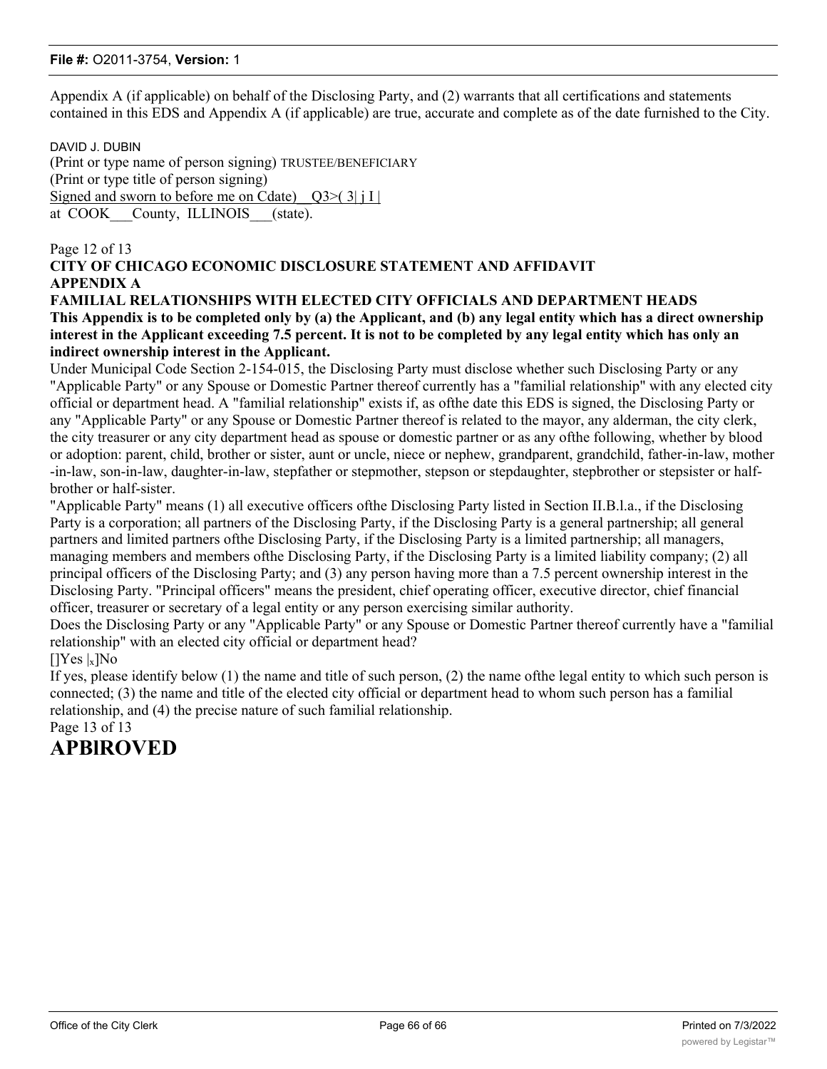Appendix A (if applicable) on behalf of the Disclosing Party, and (2) warrants that all certifications and statements contained in this EDS and Appendix A (if applicable) are true, accurate and complete as of the date furnished to the City.

DAVID J. DUBIN
(Print or type name of person signing) TRUSTEE/BENEFICIARY
(Print or type title of person signing)
Signed and sworn to before me on Cdate)__Q3>( 3| j I |
at COOK___County, ILLINOIS___(state).

Page 12 of 13

**CITY OF CHICAGO ECONOMIC DISCLOSURE STATEMENT AND AFFIDAVIT**

**APPENDIX A**

**FAMILIAL RELATIONSHIPS WITH ELECTED CITY OFFICIALS AND DEPARTMENT HEADS**

**This Appendix is to be completed only by (a) the Applicant, and (b) any legal entity which has a direct ownership interest in the Applicant exceeding 7.5 percent. It is not to be completed by any legal entity which has only an indirect ownership interest in the Applicant.**

Under Municipal Code Section 2-154-015, the Disclosing Party must disclose whether such Disclosing Party or any "Applicable Party" or any Spouse or Domestic Partner thereof currently has a "familial relationship" with any elected city official or department head. A "familial relationship" exists if, as ofthe date this EDS is signed, the Disclosing Party or any "Applicable Party" or any Spouse or Domestic Partner thereof is related to the mayor, any alderman, the city clerk, the city treasurer or any city department head as spouse or domestic partner or as any ofthe following, whether by blood or adoption: parent, child, brother or sister, aunt or uncle, niece or nephew, grandparent, grandchild, father-in-law, mother -in-law, son-in-law, daughter-in-law, stepfather or stepmother, stepson or stepdaughter, stepbrother or stepsister or half-brother or half-sister.

"Applicable Party" means (1) all executive officers ofthe Disclosing Party listed in Section II.B.l.a., if the Disclosing Party is a corporation; all partners of the Disclosing Party, if the Disclosing Party is a general partnership; all general partners and limited partners ofthe Disclosing Party, if the Disclosing Party is a limited partnership; all managers, managing members and members ofthe Disclosing Party, if the Disclosing Party is a limited liability company; (2) all principal officers of the Disclosing Party; and (3) any person having more than a 7.5 percent ownership interest in the Disclosing Party. "Principal officers" means the president, chief operating officer, executive director, chief financial officer, treasurer or secretary of a legal entity or any person exercising similar authority.

Does the Disclosing Party or any "Applicable Party" or any Spouse or Domestic Partner thereof currently have a "familial relationship" with an elected city official or department head?

[]Yes |x]No

If yes, please identify below (1) the name and title of such person, (2) the name ofthe legal entity to which such person is connected; (3) the name and title of the elected city official or department head to whom such person has a familial relationship, and (4) the precise nature of such familial relationship.

Page 13 of 13

# APBlROVED